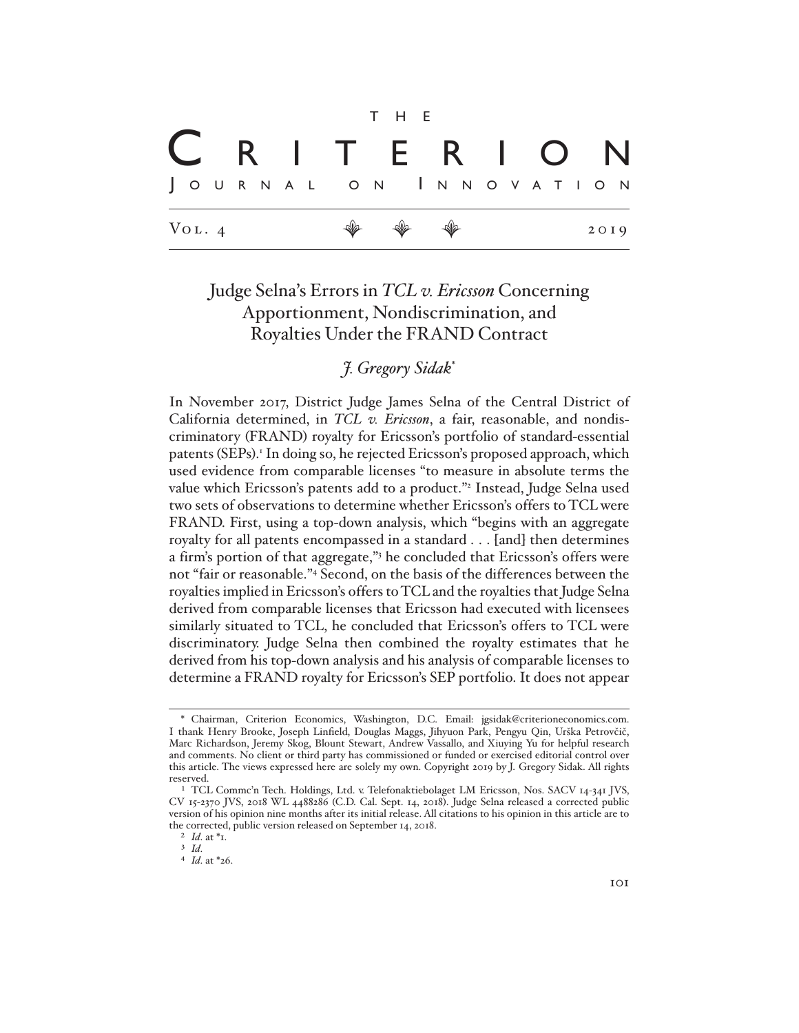# Judge Selna's Errors in *TCL v. Ericsson* Concerning Apportionment, Nondiscrimination, and Royalties Under the FRAND Contract

*J. Gregory Sidak**

In November 2017, District Judge James Selna of the Central District of California determined, in *TCL v. Ericsson*, a fair, reasonable, and nondiscriminatory (FRAND) royalty for Ericsson's portfolio of standard-essential patents (SEPs).[1] In doing so, he rejected Ericsson's proposed approach, which used evidence from comparable licenses "to measure in absolute terms the value which Ericsson's patents add to a product."[2] Instead, Judge Selna used two sets of observations to determine whether Ericsson's offers to TCL were FRAND. First, using a top-down analysis, which "begins with an aggregate royalty for all patents encompassed in a standard . . . [and] then determines a firm's portion of that aggregate,"[3] he concluded that Ericsson's offers were not "fair or reasonable."[4] Second, on the basis of the differences between the royalties implied in Ericsson's offers to TCL and the royalties that Judge Selna derived from comparable licenses that Ericsson had executed with licensees similarly situated to TCL, he concluded that Ericsson's offers to TCL were discriminatory. Judge Selna then combined the royalty estimates that he derived from his top-down analysis and his analysis of comparable licenses to determine a FRAND royalty for Ericsson's SEP portfolio. It does not appear

---

\* Chairman, Criterion Economics, Washington, D.C. Email: jgsidak@criterioneconomics.com. I thank Henry Brooke, Joseph Linfield, Douglas Maggs, Jihyuon Park, Pengyu Qin, Urška Petrovčič, Marc Richardson, Jeremy Skog, Blount Stewart, Andrew Vassallo, and Xiuying Yu for helpful research and comments. No client or third party has commissioned or funded or exercised editorial control over this article. The views expressed here are solely my own. Copyright 2019 by J. Gregory Sidak. All rights reserved.

[1] TCL Commc'n Tech. Holdings, Ltd. v. Telefonaktiebolaget LM Ericsson, Nos. SACV 14-341 JVS, CV 15-2370 JVS, 2018 WL 4488286 (C.D. Cal. Sept. 14, 2018). Judge Selna released a corrected public version of his opinion nine months after its initial release. All citations to his opinion in this article are to the corrected, public version released on September 14, 2018.

[2] *Id.* at *1.

[3] *Id.*

[4] *Id.* at *26.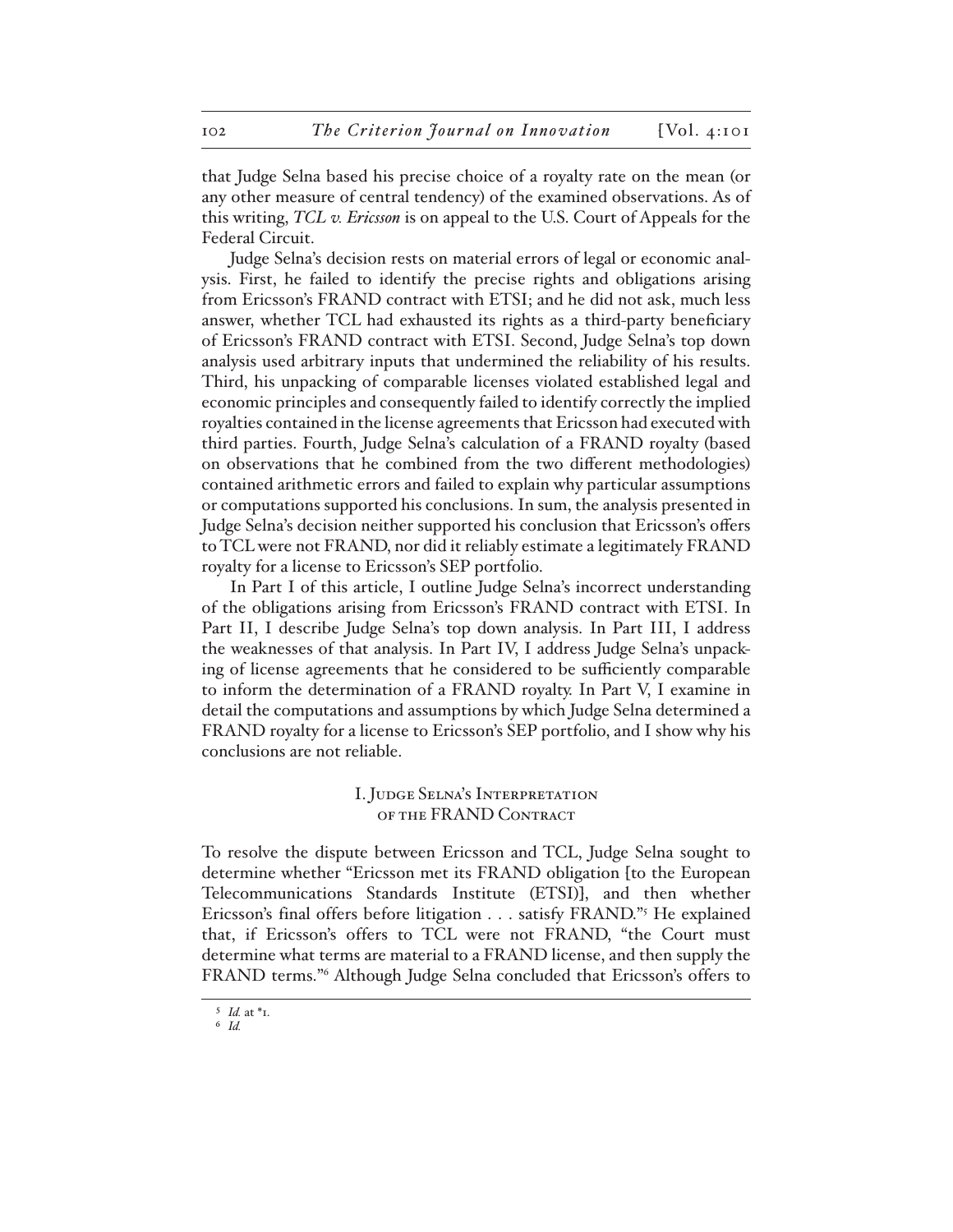that Judge Selna based his precise choice of a royalty rate on the mean (or any other measure of central tendency) of the examined observations. As of this writing, *TCL v. Ericsson* is on appeal to the U.S. Court of Appeals for the Federal Circuit.

Judge Selna's decision rests on material errors of legal or economic analysis. First, he failed to identify the precise rights and obligations arising from Ericsson's FRAND contract with ETSI; and he did not ask, much less answer, whether TCL had exhausted its rights as a third-party beneficiary of Ericsson's FRAND contract with ETSI. Second, Judge Selna's top down analysis used arbitrary inputs that undermined the reliability of his results. Third, his unpacking of comparable licenses violated established legal and economic principles and consequently failed to identify correctly the implied royalties contained in the license agreements that Ericsson had executed with third parties. Fourth, Judge Selna's calculation of a FRAND royalty (based on observations that he combined from the two different methodologies) contained arithmetic errors and failed to explain why particular assumptions or computations supported his conclusions. In sum, the analysis presented in Judge Selna's decision neither supported his conclusion that Ericsson's offers to TCL were not FRAND, nor did it reliably estimate a legitimately FRAND royalty for a license to Ericsson's SEP portfolio.

In Part I of this article, I outline Judge Selna's incorrect understanding of the obligations arising from Ericsson's FRAND contract with ETSI. In Part II, I describe Judge Selna's top down analysis. In Part III, I address the weaknesses of that analysis. In Part IV, I address Judge Selna's unpacking of license agreements that he considered to be sufficiently comparable to inform the determination of a FRAND royalty. In Part V, I examine in detail the computations and assumptions by which Judge Selna determined a FRAND royalty for a license to Ericsson's SEP portfolio, and I show why his conclusions are not reliable.

## I. Judge Selna's Interpretation of the FRAND Contract

To resolve the dispute between Ericsson and TCL, Judge Selna sought to determine whether "Ericsson met its FRAND obligation [to the European Telecommunications Standards Institute (ETSI)], and then whether Ericsson's final offers before litigation . . . satisfy FRAND."[5] He explained that, if Ericsson's offers to TCL were not FRAND, "the Court must determine what terms are material to a FRAND license, and then supply the FRAND terms."[6] Although Judge Selna concluded that Ericsson's offers to

[5] *Id.* at *1.

[6] *Id.*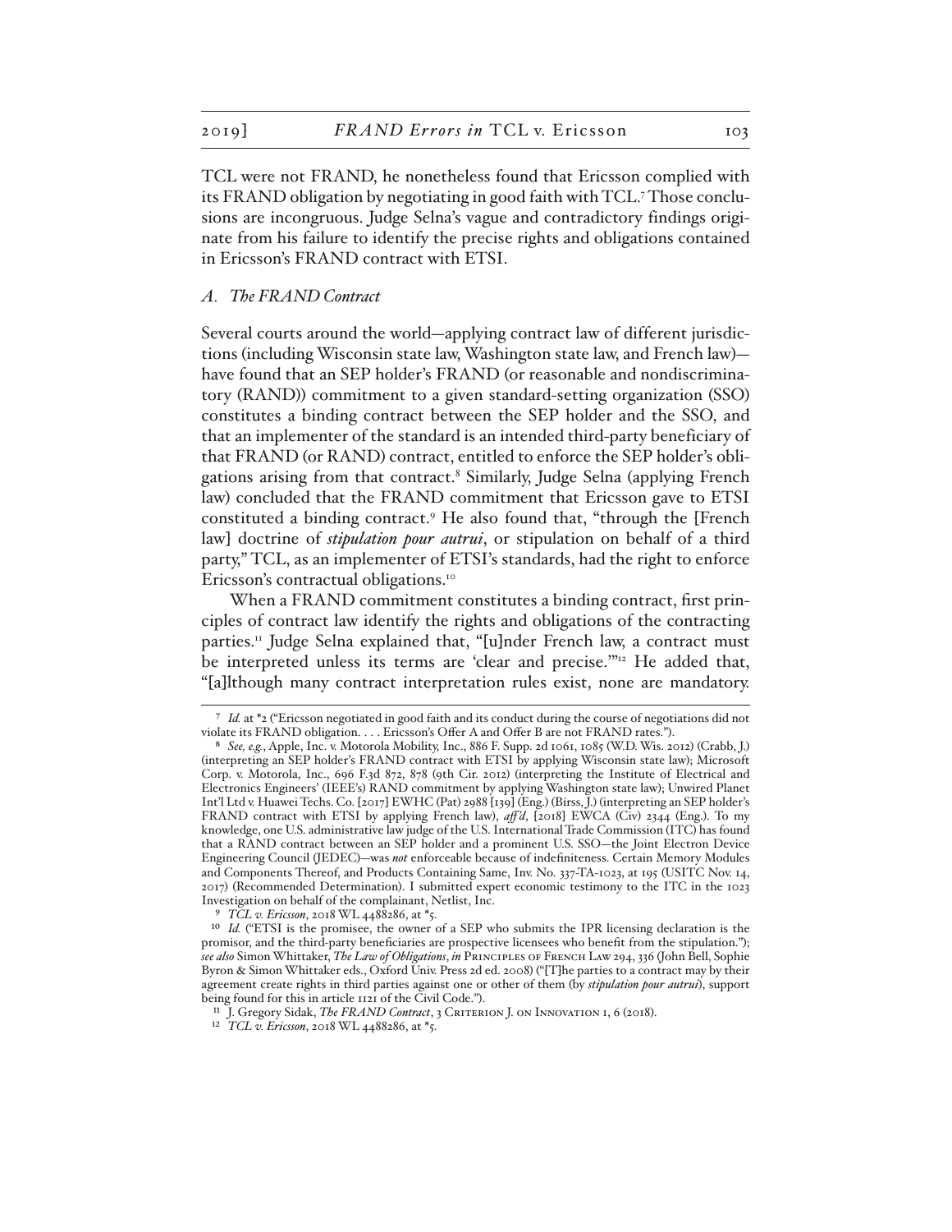TCL were not FRAND, he nonetheless found that Ericsson complied with its FRAND obligation by negotiating in good faith with TCL.[7] Those conclusions are incongruous. Judge Selna's vague and contradictory findings originate from his failure to identify the precise rights and obligations contained in Ericsson's FRAND contract with ETSI.

### *A. The FRAND Contract*

Several courts around the world—applying contract law of different jurisdictions (including Wisconsin state law, Washington state law, and French law)—have found that an SEP holder's FRAND (or reasonable and nondiscriminatory (RAND)) commitment to a given standard-setting organization (SSO) constitutes a binding contract between the SEP holder and the SSO, and that an implementer of the standard is an intended third-party beneficiary of that FRAND (or RAND) contract, entitled to enforce the SEP holder's obligations arising from that contract.[8] Similarly, Judge Selna (applying French law) concluded that the FRAND commitment that Ericsson gave to ETSI constituted a binding contract.[9] He also found that, "through the [French law] doctrine of *stipulation pour autrui*, or stipulation on behalf of a third party," TCL, as an implementer of ETSI's standards, had the right to enforce Ericsson's contractual obligations.[10]

When a FRAND commitment constitutes a binding contract, first principles of contract law identify the rights and obligations of the contracting parties.[11] Judge Selna explained that, "[u]nder French law, a contract must be interpreted unless its terms are 'clear and precise.'"[12] He added that, "[a]lthough many contract interpretation rules exist, none are mandatory.

---

[7] *Id.* at *2 ("Ericsson negotiated in good faith and its conduct during the course of negotiations did not violate its FRAND obligation. . . . Ericsson's Offer A and Offer B are not FRAND rates.").

[8] *See, e.g.*, Apple, Inc. v. Motorola Mobility, Inc., 886 F. Supp. 2d 1061, 1085 (W.D. Wis. 2012) (Crabb, J.) (interpreting an SEP holder's FRAND contract with ETSI by applying Wisconsin state law); Microsoft Corp. v. Motorola, Inc., 696 F.3d 872, 878 (9th Cir. 2012) (interpreting the Institute of Electrical and Electronics Engineers' (IEEE's) RAND commitment by applying Washington state law); Unwired Planet Int'l Ltd v. Huawei Techs. Co. [2017] EWHC (Pat) 2988 [139] (Eng.) (Birss, J.) (interpreting an SEP holder's FRAND contract with ETSI by applying French law), *aff'd*, [2018] EWCA (Civ) 2344 (Eng.). To my knowledge, one U.S. administrative law judge of the U.S. International Trade Commission (ITC) has found that a RAND contract between an SEP holder and a prominent U.S. SSO—the Joint Electron Device Engineering Council (JEDEC)—was *not* enforceable because of indefiniteness. Certain Memory Modules and Components Thereof, and Products Containing Same, Inv. No. 337-TA-1023, at 195 (USITC Nov. 14, 2017) (Recommended Determination). I submitted expert economic testimony to the ITC in the 1023 Investigation on behalf of the complainant, Netlist, Inc.

[9] *TCL v. Ericsson*, 2018 WL 4488286, at *5.

[10] *Id.* ("ETSI is the promisee, the owner of a SEP who submits the IPR licensing declaration is the promisor, and the third-party beneficiaries are prospective licensees who benefit from the stipulation."); *see also* Simon Whittaker, *The Law of Obligations*, *in* Principles of French Law 294, 336 (John Bell, Sophie Byron & Simon Whittaker eds., Oxford Univ. Press 2d ed. 2008) ("[T]he parties to a contract may by their agreement create rights in third parties against one or other of them (by *stipulation pour autrui*), support being found for this in article 1121 of the Civil Code.").

[11] J. Gregory Sidak, *The FRAND Contract*, 3 Criterion J. on Innovation 1, 6 (2018).

[12] *TCL v. Ericsson*, 2018 WL 4488286, at *5.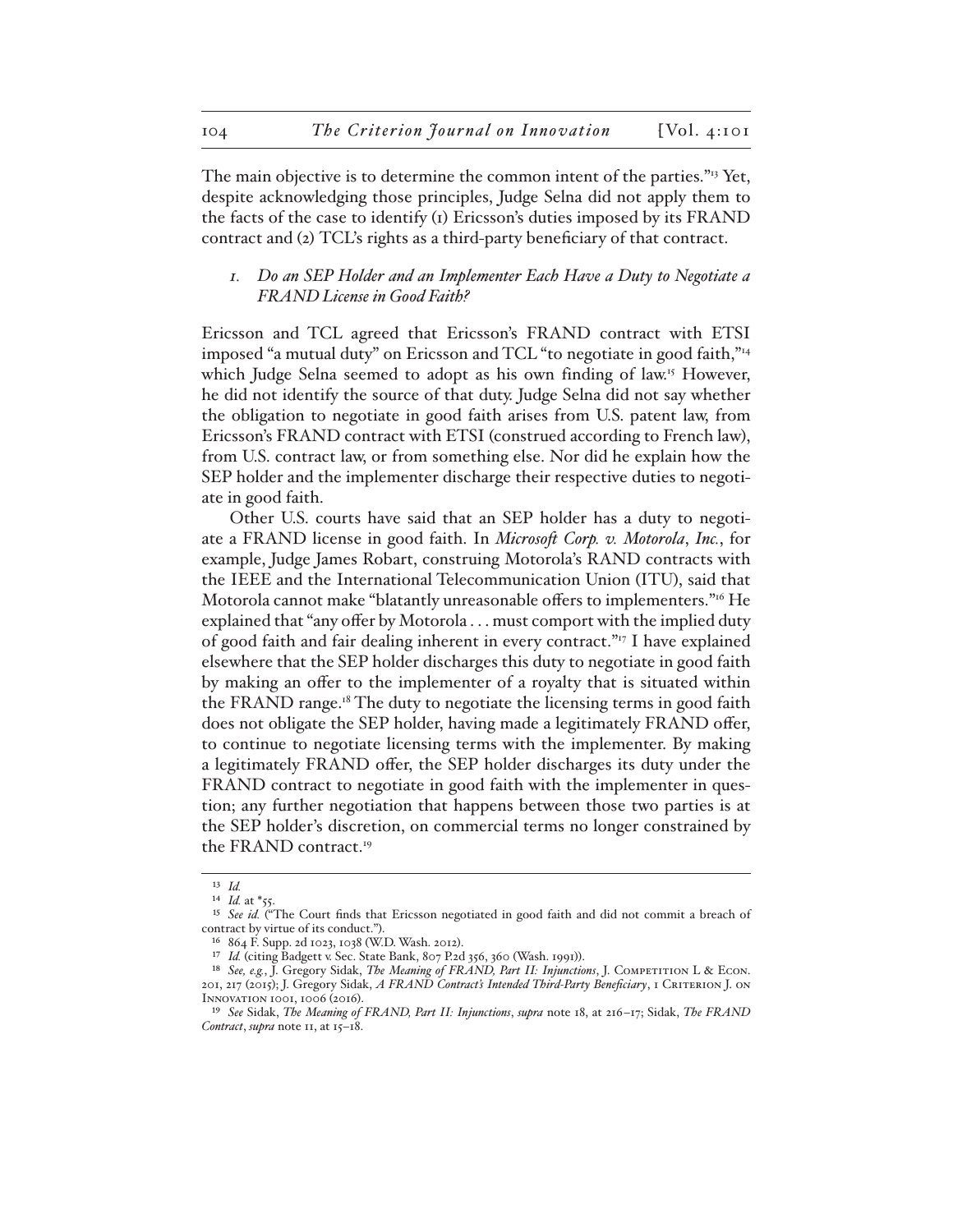The main objective is to determine the common intent of the parties."[13] Yet, despite acknowledging those principles, Judge Selna did not apply them to the facts of the case to identify (1) Ericsson's duties imposed by its FRAND contract and (2) TCL's rights as a third-party beneficiary of that contract.

### *1. Do an SEP Holder and an Implementer Each Have a Duty to Negotiate a FRAND License in Good Faith?*

Ericsson and TCL agreed that Ericsson's FRAND contract with ETSI imposed "a mutual duty" on Ericsson and TCL "to negotiate in good faith,"[14] which Judge Selna seemed to adopt as his own finding of law.[15] However, he did not identify the source of that duty. Judge Selna did not say whether the obligation to negotiate in good faith arises from U.S. patent law, from Ericsson's FRAND contract with ETSI (construed according to French law), from U.S. contract law, or from something else. Nor did he explain how the SEP holder and the implementer discharge their respective duties to negotiate in good faith.

Other U.S. courts have said that an SEP holder has a duty to negotiate a FRAND license in good faith. In *Microsoft Corp. v. Motorola, Inc.*, for example, Judge James Robart, construing Motorola's RAND contracts with the IEEE and the International Telecommunication Union (ITU), said that Motorola cannot make "blatantly unreasonable offers to implementers."[16] He explained that "any offer by Motorola . . . must comport with the implied duty of good faith and fair dealing inherent in every contract."[17] I have explained elsewhere that the SEP holder discharges this duty to negotiate in good faith by making an offer to the implementer of a royalty that is situated within the FRAND range.[18] The duty to negotiate the licensing terms in good faith does not obligate the SEP holder, having made a legitimately FRAND offer, to continue to negotiate licensing terms with the implementer. By making a legitimately FRAND offer, the SEP holder discharges its duty under the FRAND contract to negotiate in good faith with the implementer in question; any further negotiation that happens between those two parties is at the SEP holder's discretion, on commercial terms no longer constrained by the FRAND contract.[19]

---

[13] *Id.*

[14] *Id.* at *55.

[15] *See id.* ("The Court finds that Ericsson negotiated in good faith and did not commit a breach of contract by virtue of its conduct.").

[16] 864 F. Supp. 2d 1023, 1038 (W.D. Wash. 2012).

[17] *Id.* (citing Badgett v. Sec. State Bank, 807 P.2d 356, 360 (Wash. 1991)).

[18] *See, e.g.*, J. Gregory Sidak, *The Meaning of FRAND, Part II: Injunctions*, J. Competition L & Econ. 201, 217 (2015); J. Gregory Sidak, *A FRAND Contract's Intended Third-Party Beneficiary*, 1 Criterion J. on Innovation 1001, 1006 (2016).

[19] *See* Sidak, *The Meaning of FRAND, Part II: Injunctions*, *supra* note 18, at 216–17; Sidak, *The FRAND Contract*, *supra* note 11, at 15–18.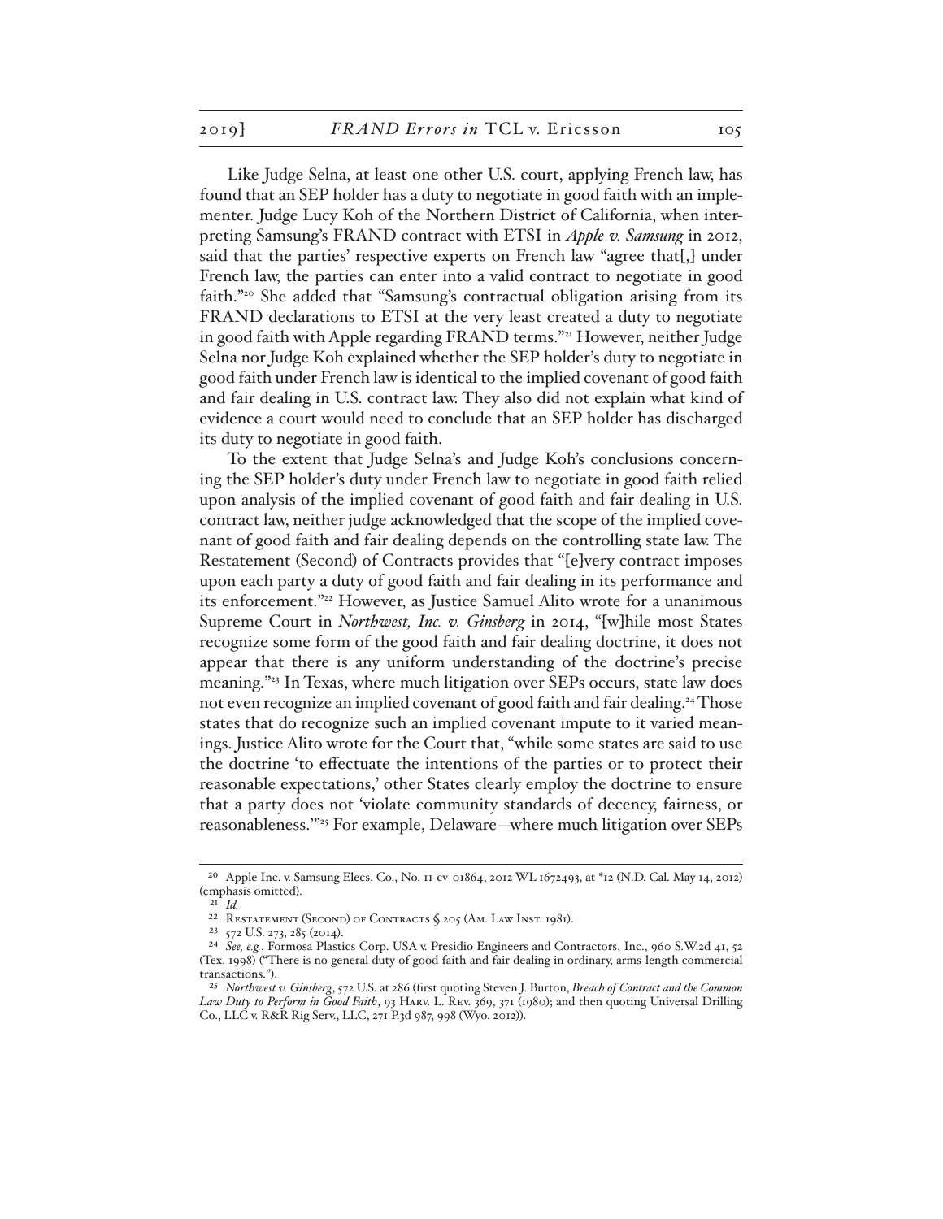Like Judge Selna, at least one other U.S. court, applying French law, has found that an SEP holder has a duty to negotiate in good faith with an implementer. Judge Lucy Koh of the Northern District of California, when interpreting Samsung's FRAND contract with ETSI in *Apple v. Samsung* in 2012, said that the parties' respective experts on French law "agree that[,] under French law, the parties can enter into a valid contract to negotiate in good faith."[20] She added that "Samsung's contractual obligation arising from its FRAND declarations to ETSI at the very least created a duty to negotiate in good faith with Apple regarding FRAND terms."[21] However, neither Judge Selna nor Judge Koh explained whether the SEP holder's duty to negotiate in good faith under French law is identical to the implied covenant of good faith and fair dealing in U.S. contract law. They also did not explain what kind of evidence a court would need to conclude that an SEP holder has discharged its duty to negotiate in good faith.

To the extent that Judge Selna's and Judge Koh's conclusions concerning the SEP holder's duty under French law to negotiate in good faith relied upon analysis of the implied covenant of good faith and fair dealing in U.S. contract law, neither judge acknowledged that the scope of the implied covenant of good faith and fair dealing depends on the controlling state law. The Restatement (Second) of Contracts provides that "[e]very contract imposes upon each party a duty of good faith and fair dealing in its performance and its enforcement."[22] However, as Justice Samuel Alito wrote for a unanimous Supreme Court in *Northwest, Inc. v. Ginsberg* in 2014, "[w]hile most States recognize some form of the good faith and fair dealing doctrine, it does not appear that there is any uniform understanding of the doctrine's precise meaning."[23] In Texas, where much litigation over SEPs occurs, state law does not even recognize an implied covenant of good faith and fair dealing.[24] Those states that do recognize such an implied covenant impute to it varied meanings. Justice Alito wrote for the Court that, "while some states are said to use the doctrine 'to effectuate the intentions of the parties or to protect their reasonable expectations,' other States clearly employ the doctrine to ensure that a party does not 'violate community standards of decency, fairness, or reasonableness.'"[25] For example, Delaware—where much litigation over SEPs

---

[20] Apple Inc. v. Samsung Elecs. Co., No. 11-cv-01864, 2012 WL 1672493, at *12 (N.D. Cal. May 14, 2012) (emphasis omitted).

[21] *Id.*

[22] Restatement (Second) of Contracts § 205 (Am. Law Inst. 1981).

[23] 572 U.S. 273, 285 (2014).

[24] *See, e.g.*, Formosa Plastics Corp. USA v. Presidio Engineers and Contractors, Inc., 960 S.W.2d 41, 52 (Tex. 1998) ("There is no general duty of good faith and fair dealing in ordinary, arms-length commercial transactions.").

[25] *Northwest v. Ginsberg*, 572 U.S. at 286 (first quoting Steven J. Burton, *Breach of Contract and the Common Law Duty to Perform in Good Faith*, 93 Harv. L. Rev. 369, 371 (1980); and then quoting Universal Drilling Co., LLC v. R&R Rig Serv., LLC, 271 P.3d 987, 998 (Wyo. 2012)).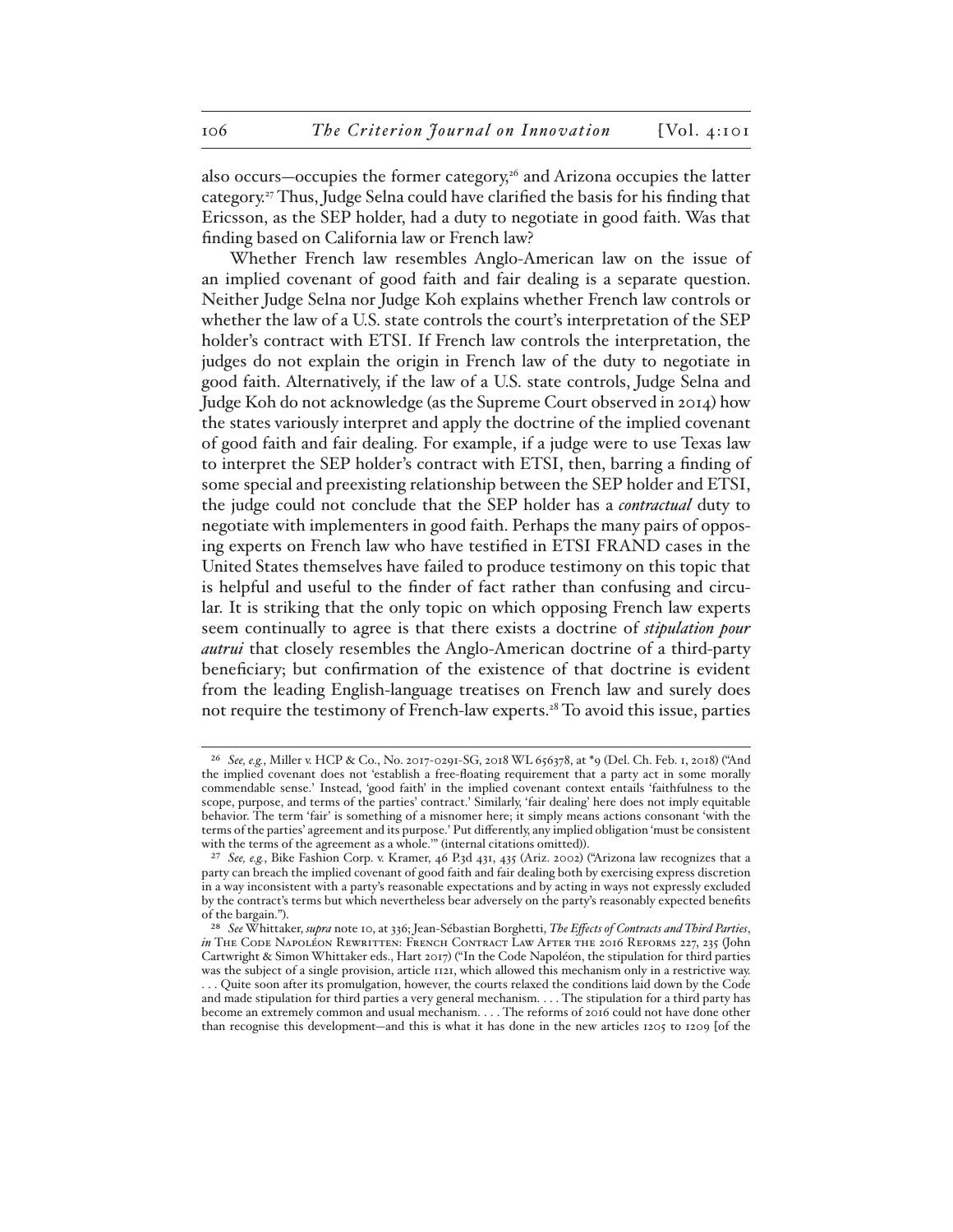also occurs—occupies the former category,[26] and Arizona occupies the latter category.[27] Thus, Judge Selna could have clarified the basis for his finding that Ericsson, as the SEP holder, had a duty to negotiate in good faith. Was that finding based on California law or French law?

Whether French law resembles Anglo-American law on the issue of an implied covenant of good faith and fair dealing is a separate question. Neither Judge Selna nor Judge Koh explains whether French law controls or whether the law of a U.S. state controls the court's interpretation of the SEP holder's contract with ETSI. If French law controls the interpretation, the judges do not explain the origin in French law of the duty to negotiate in good faith. Alternatively, if the law of a U.S. state controls, Judge Selna and Judge Koh do not acknowledge (as the Supreme Court observed in 2014) how the states variously interpret and apply the doctrine of the implied covenant of good faith and fair dealing. For example, if a judge were to use Texas law to interpret the SEP holder's contract with ETSI, then, barring a finding of some special and preexisting relationship between the SEP holder and ETSI, the judge could not conclude that the SEP holder has a *contractual* duty to negotiate with implementers in good faith. Perhaps the many pairs of opposing experts on French law who have testified in ETSI FRAND cases in the United States themselves have failed to produce testimony on this topic that is helpful and useful to the finder of fact rather than confusing and circular. It is striking that the only topic on which opposing French law experts seem continually to agree is that there exists a doctrine of ***stipulation pour autrui*** that closely resembles the Anglo-American doctrine of a third-party beneficiary; but confirmation of the existence of that doctrine is evident from the leading English-language treatises on French law and surely does not require the testimony of French-law experts.[28] To avoid this issue, parties

---

[26] *See, e.g.*, Miller v. HCP & Co., No. 2017-0291-SG, 2018 WL 656378, at *9 (Del. Ch. Feb. 1, 2018) ("And the implied covenant does not 'establish a free-floating requirement that a party act in some morally commendable sense.' Instead, 'good faith' in the implied covenant context entails 'faithfulness to the scope, purpose, and terms of the parties' contract.' Similarly, 'fair dealing' here does not imply equitable behavior. The term 'fair' is something of a misnomer here; it simply means actions consonant 'with the terms of the parties' agreement and its purpose.' Put differently, any implied obligation 'must be consistent with the terms of the agreement as a whole.'" (internal citations omitted)).

[27] *See, e.g.*, Bike Fashion Corp. v. Kramer, 46 P.3d 431, 435 (Ariz. 2002) ("Arizona law recognizes that a party can breach the implied covenant of good faith and fair dealing both by exercising express discretion in a way inconsistent with a party's reasonable expectations and by acting in ways not expressly excluded by the contract's terms but which nevertheless bear adversely on the party's reasonably expected benefits of the bargain.").

[28] *See* Whittaker, *supra* note 10, at 336; Jean-Sébastian Borghetti, *The Effects of Contracts and Third Parties*, *in* The Code Napoléon Rewritten: French Contract Law After the 2016 Reforms 227, 235 (John Cartwright & Simon Whittaker eds., Hart 2017) ("In the Code Napoléon, the stipulation for third parties was the subject of a single provision, article 1121, which allowed this mechanism only in a restrictive way. . . . Quite soon after its promulgation, however, the courts relaxed the conditions laid down by the Code and made stipulation for third parties a very general mechanism. . . . The stipulation for a third party has become an extremely common and usual mechanism. . . . The reforms of 2016 could not have done other than recognise this development—and this is what it has done in the new articles 1205 to 1209 [of the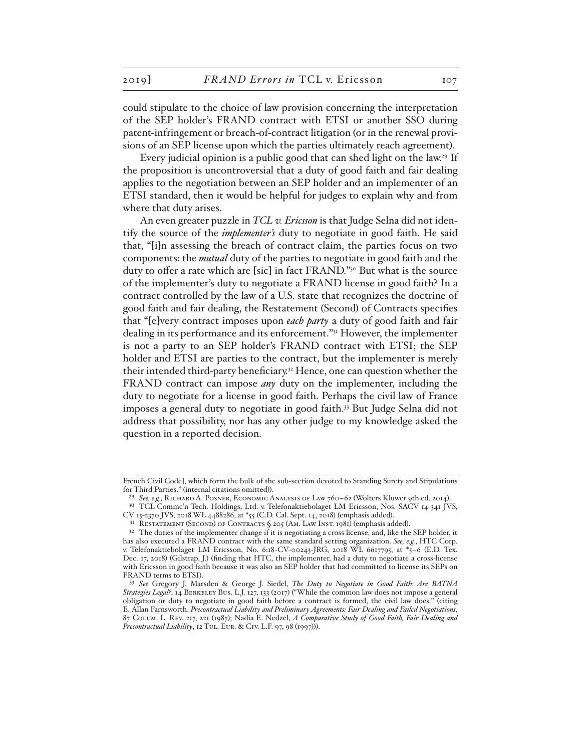could stipulate to the choice of law provision concerning the interpretation of the SEP holder's FRAND contract with ETSI or another SSO during patent-infringement or breach-of-contract litigation (or in the renewal provisions of an SEP license upon which the parties ultimately reach agreement).

Every judicial opinion is a public good that can shed light on the law.[29] If the proposition is uncontroversial that a duty of good faith and fair dealing applies to the negotiation between an SEP holder and an implementer of an ETSI standard, then it would be helpful for judges to explain why and from where that duty arises.

An even greater puzzle in *TCL v. Ericsson* is that Judge Selna did not identify the source of the ***implementer's*** duty to negotiate in good faith. He said that, "[i]n assessing the breach of contract claim, the parties focus on two components: the ***mutual*** duty of the parties to negotiate in good faith and the duty to offer a rate which are [sic] in fact FRAND."[30] But what is the source of the implementer's duty to negotiate a FRAND license in good faith? In a contract controlled by the law of a U.S. state that recognizes the doctrine of good faith and fair dealing, the Restatement (Second) of Contracts specifies that "[e]very contract imposes upon ***each party*** a duty of good faith and fair dealing in its performance and its enforcement."[31] However, the implementer is not a party to an SEP holder's FRAND contract with ETSI; the SEP holder and ETSI are parties to the contract, but the implementer is merely their intended third-party beneficiary.[32] Hence, one can question whether the FRAND contract can impose *any* duty on the implementer, including the duty to negotiate for a license in good faith. Perhaps the civil law of France imposes a general duty to negotiate in good faith.[33] But Judge Selna did not address that possibility, nor has any other judge to my knowledge asked the question in a reported decision.

---

French Civil Code], which form the bulk of the sub-section devoted to Standing Surety and Stipulations for Third Parties." (internal citations omitted)).

[29] *See, e.g.*, Richard A. Posner, Economic Analysis of Law 760–62 (Wolters Kluwer 9th ed. 2014).

[30] TCL Commc'n Tech. Holdings, Ltd. v. Telefonaktiebolaget LM Ericsson, Nos. SACV 14-341 JVS, CV 15-2370 JVS, 2018 WL 4488286, at *55 (C.D. Cal. Sept. 14, 2018) (emphasis added).

[31] Restatement (Second) of Contracts § 205 (Am. Law Inst. 1981) (emphasis added).

[32] The duties of the implementer change if it is negotiating a cross license, and, like the SEP holder, it has also executed a FRAND contract with the same standard setting organization. *See, e.g.*, HTC Corp. v. Telefonaktiebolaget LM Ericsson, No. 6:18-CV-00243-JRG, 2018 WL 6617795, at *5–6 (E.D. Tex. Dec. 17, 2018) (Gilstrap, J.) (finding that HTC, the implementer, had a duty to negotiate a cross-license with Ericsson in good faith because it was also an SEP holder that had committed to license its SEPs on FRAND terms to ETSI).

[33] *See* Gregory J. Marsden & George J. Siedel, *The Duty to Negotiate in Good Faith: Are BATNA Strategies Legal?*, 14 Berkeley Bus. L.J. 127, 133 (2017) ("While the common law does not impose a general obligation or duty to negotiate in good faith before a contract is formed, the civil law does." (citing E. Allan Farnsworth, *Precontractual Liability and Preliminary Agreements: Fair Dealing and Failed Negotiations*, 87 Colum. L. Rev. 217, 221 (1987); Nadia E. Nedzel, *A Comparative Study of Good Faith, Fair Dealing and Precontractual Liability*, 12 Tul. Eur. & Civ. L.F. 97, 98 (1997))).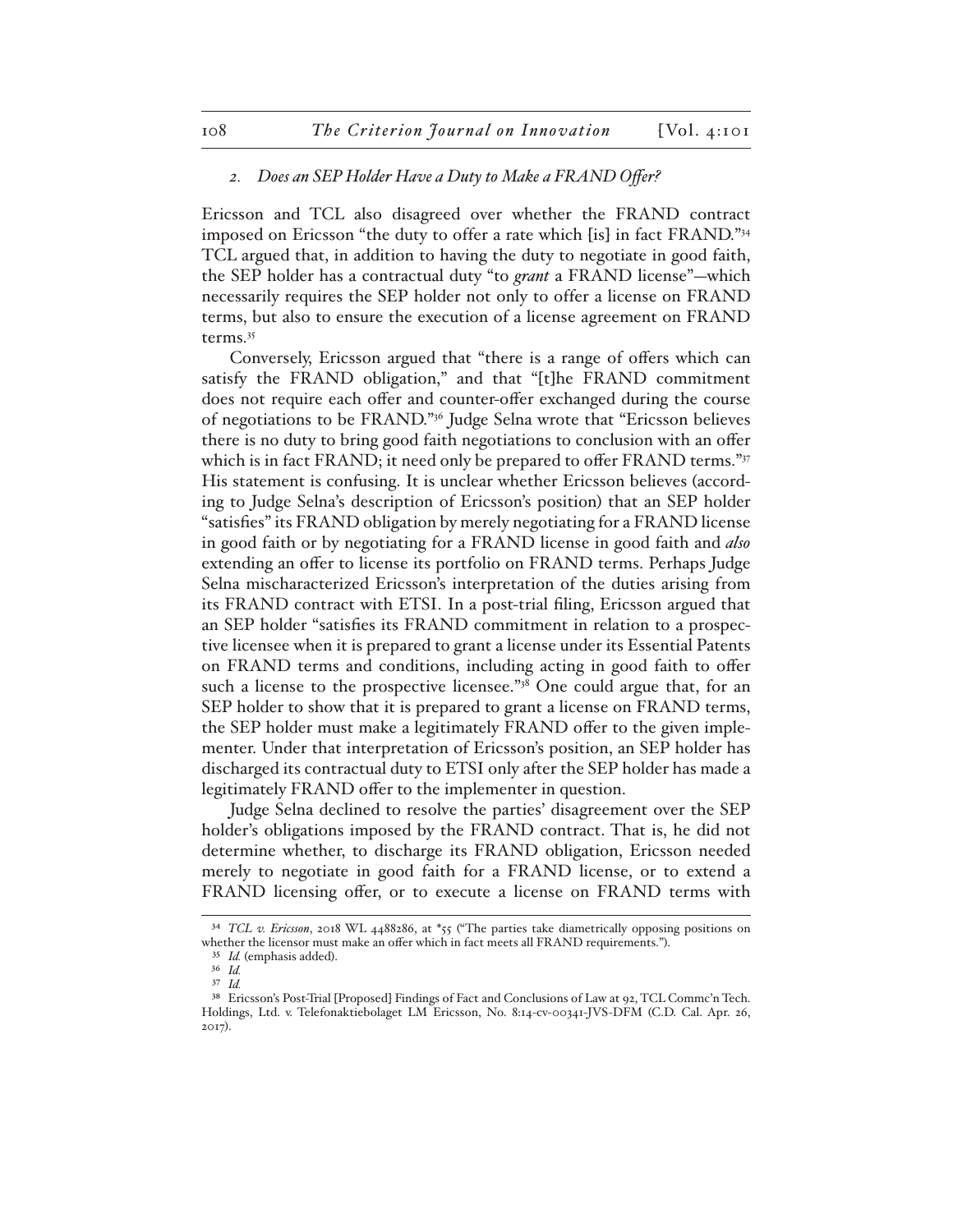### *2. Does an SEP Holder Have a Duty to Make a FRAND Offer?*

Ericsson and TCL also disagreed over whether the FRAND contract imposed on Ericsson "the duty to offer a rate which [is] in fact FRAND."[34] TCL argued that, in addition to having the duty to negotiate in good faith, the SEP holder has a contractual duty "to *grant* a FRAND license"—which necessarily requires the SEP holder not only to offer a license on FRAND terms, but also to ensure the execution of a license agreement on FRAND terms.[35]

Conversely, Ericsson argued that "there is a range of offers which can satisfy the FRAND obligation," and that "[t]he FRAND commitment does not require each offer and counter-offer exchanged during the course of negotiations to be FRAND."[36] Judge Selna wrote that "Ericsson believes there is no duty to bring good faith negotiations to conclusion with an offer which is in fact FRAND; it need only be prepared to offer FRAND terms."[37] His statement is confusing. It is unclear whether Ericsson believes (according to Judge Selna's description of Ericsson's position) that an SEP holder "satisfies" its FRAND obligation by merely negotiating for a FRAND license in good faith or by negotiating for a FRAND license in good faith and *also* extending an offer to license its portfolio on FRAND terms. Perhaps Judge Selna mischaracterized Ericsson's interpretation of the duties arising from its FRAND contract with ETSI. In a post-trial filing, Ericsson argued that an SEP holder "satisfies its FRAND commitment in relation to a prospective licensee when it is prepared to grant a license under its Essential Patents on FRAND terms and conditions, including acting in good faith to offer such a license to the prospective licensee."[38] One could argue that, for an SEP holder to show that it is prepared to grant a license on FRAND terms, the SEP holder must make a legitimately FRAND offer to the given implementer. Under that interpretation of Ericsson's position, an SEP holder has discharged its contractual duty to ETSI only after the SEP holder has made a legitimately FRAND offer to the implementer in question.

Judge Selna declined to resolve the parties' disagreement over the SEP holder's obligations imposed by the FRAND contract. That is, he did not determine whether, to discharge its FRAND obligation, Ericsson needed merely to negotiate in good faith for a FRAND license, or to extend a FRAND licensing offer, or to execute a license on FRAND terms with

---

[34] *TCL v. Ericsson*, 2018 WL 4488286, at *55 ("The parties take diametrically opposing positions on whether the licensor must make an offer which in fact meets all FRAND requirements.").

[35] *Id.* (emphasis added).

[36] *Id.*

[37] *Id.*

[38] Ericsson's Post-Trial [Proposed] Findings of Fact and Conclusions of Law at 92, TCL Commc'n Tech. Holdings, Ltd. v. Telefonaktiebolaget LM Ericsson, No. 8:14-cv-00341-JVS-DFM (C.D. Cal. Apr. 26, 2017).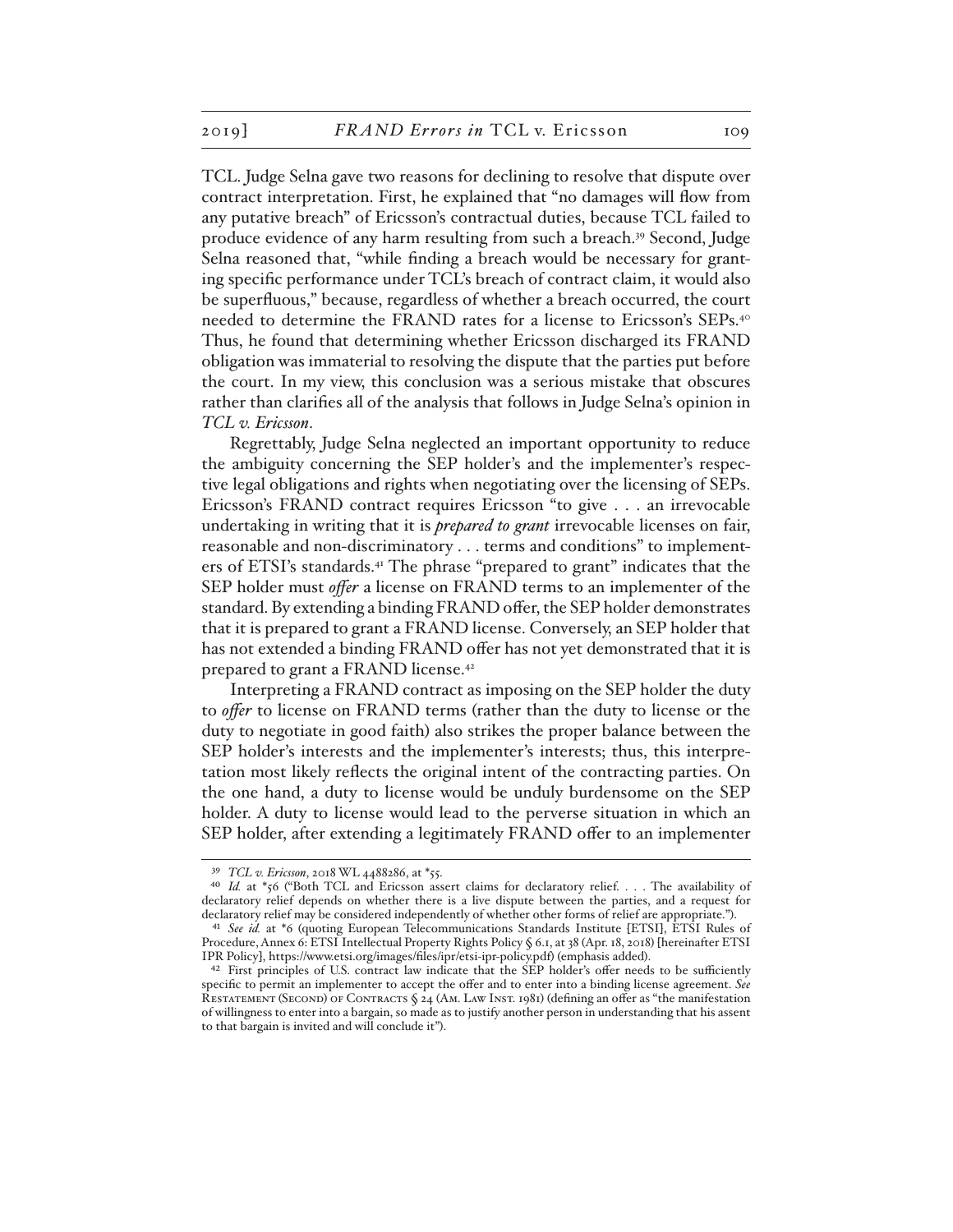TCL. Judge Selna gave two reasons for declining to resolve that dispute over contract interpretation. First, he explained that "no damages will flow from any putative breach" of Ericsson's contractual duties, because TCL failed to produce evidence of any harm resulting from such a breach.[39] Second, Judge Selna reasoned that, "while finding a breach would be necessary for granting specific performance under TCL's breach of contract claim, it would also be superfluous," because, regardless of whether a breach occurred, the court needed to determine the FRAND rates for a license to Ericsson's SEPs.[40] Thus, he found that determining whether Ericsson discharged its FRAND obligation was immaterial to resolving the dispute that the parties put before the court. In my view, this conclusion was a serious mistake that obscures rather than clarifies all of the analysis that follows in Judge Selna's opinion in *TCL v. Ericsson*.

Regrettably, Judge Selna neglected an important opportunity to reduce the ambiguity concerning the SEP holder's and the implementer's respective legal obligations and rights when negotiating over the licensing of SEPs. Ericsson's FRAND contract requires Ericsson "to give . . . an irrevocable undertaking in writing that it is ***prepared to grant*** irrevocable licenses on fair, reasonable and non-discriminatory . . . terms and conditions" to implementers of ETSI's standards.[41] The phrase "prepared to grant" indicates that the SEP holder must *offer* a license on FRAND terms to an implementer of the standard. By extending a binding FRAND offer, the SEP holder demonstrates that it is prepared to grant a FRAND license. Conversely, an SEP holder that has not extended a binding FRAND offer has not yet demonstrated that it is prepared to grant a FRAND license.[42]

Interpreting a FRAND contract as imposing on the SEP holder the duty to *offer* to license on FRAND terms (rather than the duty to license or the duty to negotiate in good faith) also strikes the proper balance between the SEP holder's interests and the implementer's interests; thus, this interpretation most likely reflects the original intent of the contracting parties. On the one hand, a duty to license would be unduly burdensome on the SEP holder. A duty to license would lead to the perverse situation in which an SEP holder, after extending a legitimately FRAND offer to an implementer

---

[39] *TCL v. Ericsson*, 2018 WL 4488286, at *55.

[40] *Id.* at *56 ("Both TCL and Ericsson assert claims for declaratory relief. . . . The availability of declaratory relief depends on whether there is a live dispute between the parties, and a request for declaratory relief may be considered independently of whether other forms of relief are appropriate.").

[41] *See id.* at *6 (quoting European Telecommunications Standards Institute [ETSI], ETSI Rules of Procedure, Annex 6: ETSI Intellectual Property Rights Policy § 6.1, at 38 (Apr. 18, 2018) [hereinafter ETSI IPR Policy], https://www.etsi.org/images/files/ipr/etsi-ipr-policy.pdf) (emphasis added).

[42] First principles of U.S. contract law indicate that the SEP holder's offer needs to be sufficiently specific to permit an implementer to accept the offer and to enter into a binding license agreement. *See* Restatement (Second) of Contracts § 24 (Am. Law Inst. 1981) (defining an offer as "the manifestation of willingness to enter into a bargain, so made as to justify another person in understanding that his assent to that bargain is invited and will conclude it").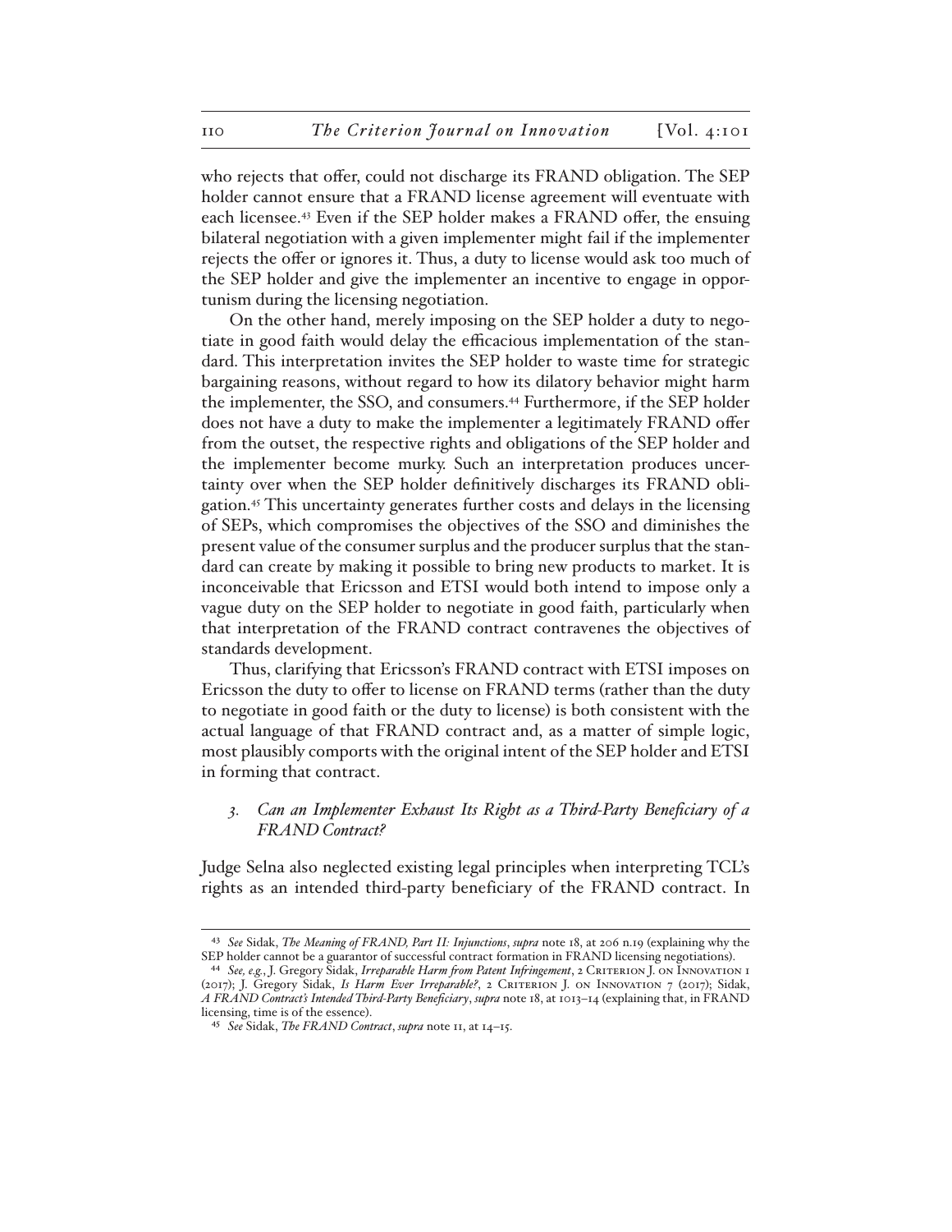who rejects that offer, could not discharge its FRAND obligation. The SEP holder cannot ensure that a FRAND license agreement will eventuate with each licensee.[43] Even if the SEP holder makes a FRAND offer, the ensuing bilateral negotiation with a given implementer might fail if the implementer rejects the offer or ignores it. Thus, a duty to license would ask too much of the SEP holder and give the implementer an incentive to engage in opportunism during the licensing negotiation.

On the other hand, merely imposing on the SEP holder a duty to negotiate in good faith would delay the efficacious implementation of the standard. This interpretation invites the SEP holder to waste time for strategic bargaining reasons, without regard to how its dilatory behavior might harm the implementer, the SSO, and consumers.[44] Furthermore, if the SEP holder does not have a duty to make the implementer a legitimately FRAND offer from the outset, the respective rights and obligations of the SEP holder and the implementer become murky. Such an interpretation produces uncertainty over when the SEP holder definitively discharges its FRAND obligation.[45] This uncertainty generates further costs and delays in the licensing of SEPs, which compromises the objectives of the SSO and diminishes the present value of the consumer surplus and the producer surplus that the standard can create by making it possible to bring new products to market. It is inconceivable that Ericsson and ETSI would both intend to impose only a vague duty on the SEP holder to negotiate in good faith, particularly when that interpretation of the FRAND contract contravenes the objectives of standards development.

Thus, clarifying that Ericsson's FRAND contract with ETSI imposes on Ericsson the duty to offer to license on FRAND terms (rather than the duty to negotiate in good faith or the duty to license) is both consistent with the actual language of that FRAND contract and, as a matter of simple logic, most plausibly comports with the original intent of the SEP holder and ETSI in forming that contract.

### *3. Can an Implementer Exhaust Its Right as a Third-Party Beneficiary of a FRAND Contract?*

Judge Selna also neglected existing legal principles when interpreting TCL's rights as an intended third-party beneficiary of the FRAND contract. In

---

[43] *See* Sidak, *The Meaning of FRAND, Part II: Injunctions*, *supra* note 18, at 206 n.19 (explaining why the SEP holder cannot be a guarantor of successful contract formation in FRAND licensing negotiations).

[44] *See, e.g.*, J. Gregory Sidak, *Irreparable Harm from Patent Infringement*, 2 Criterion J. on Innovation 1 (2017); J. Gregory Sidak, *Is Harm Ever Irreparable?*, 2 Criterion J. on Innovation 7 (2017); Sidak, *A FRAND Contract's Intended Third-Party Beneficiary*, *supra* note 18, at 1013–14 (explaining that, in FRAND licensing, time is of the essence).

[45] *See* Sidak, *The FRAND Contract*, *supra* note 11, at 14–15.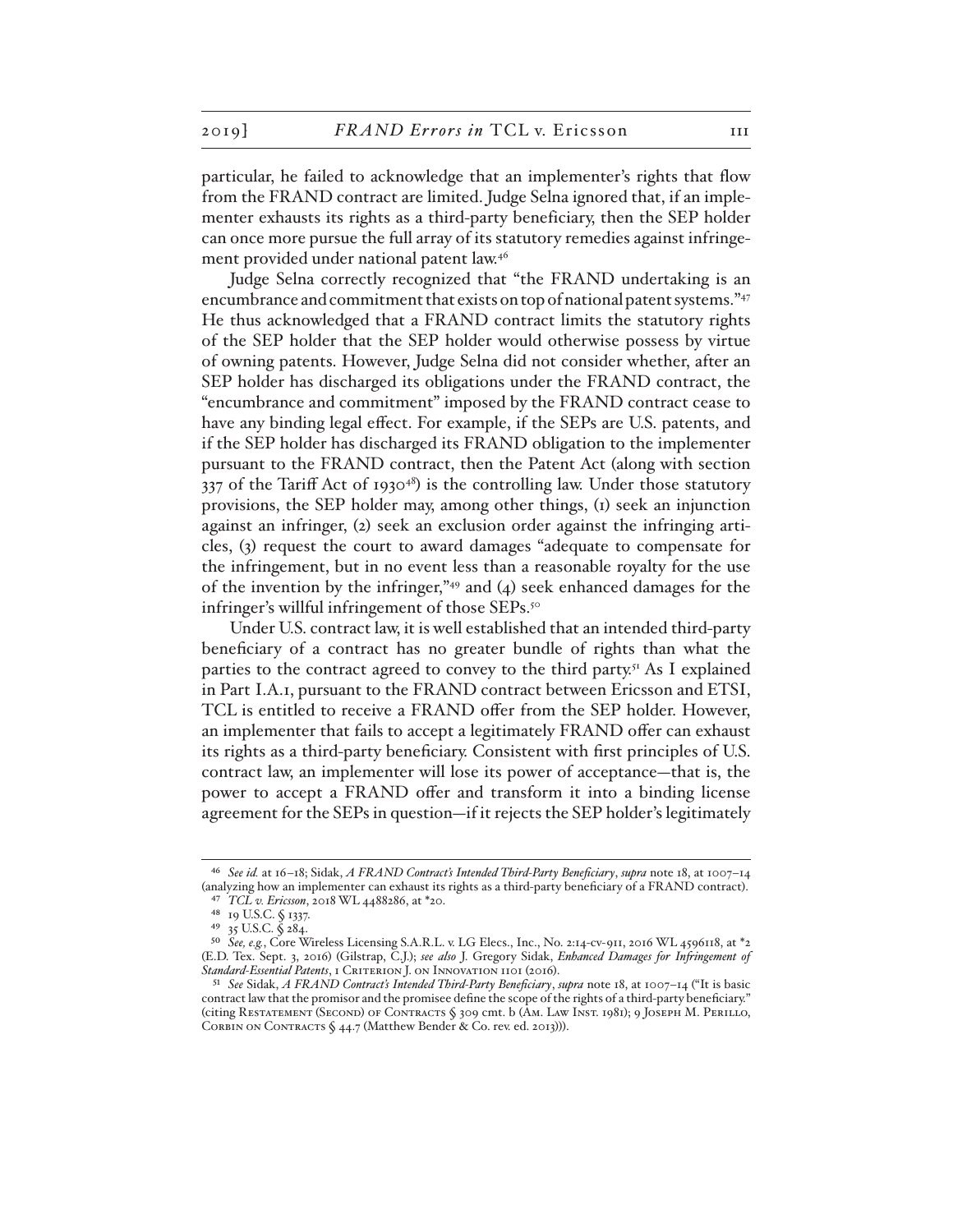particular, he failed to acknowledge that an implementer's rights that flow from the FRAND contract are limited. Judge Selna ignored that, if an implementer exhausts its rights as a third-party beneficiary, then the SEP holder can once more pursue the full array of its statutory remedies against infringement provided under national patent law.[46]

Judge Selna correctly recognized that "the FRAND undertaking is an encumbrance and commitment that exists on top of national patent systems."[47] He thus acknowledged that a FRAND contract limits the statutory rights of the SEP holder that the SEP holder would otherwise possess by virtue of owning patents. However, Judge Selna did not consider whether, after an SEP holder has discharged its obligations under the FRAND contract, the "encumbrance and commitment" imposed by the FRAND contract cease to have any binding legal effect. For example, if the SEPs are U.S. patents, and if the SEP holder has discharged its FRAND obligation to the implementer pursuant to the FRAND contract, then the Patent Act (along with section 337 of the Tariff Act of 1930[48]) is the controlling law. Under those statutory provisions, the SEP holder may, among other things, (1) seek an injunction against an infringer, (2) seek an exclusion order against the infringing articles, (3) request the court to award damages "adequate to compensate for the infringement, but in no event less than a reasonable royalty for the use of the invention by the infringer,"[49] and (4) seek enhanced damages for the infringer's willful infringement of those SEPs.[50]

Under U.S. contract law, it is well established that an intended third-party beneficiary of a contract has no greater bundle of rights than what the parties to the contract agreed to convey to the third party.[51] As I explained in Part I.A.1, pursuant to the FRAND contract between Ericsson and ETSI, TCL is entitled to receive a FRAND offer from the SEP holder. However, an implementer that fails to accept a legitimately FRAND offer can exhaust its rights as a third-party beneficiary. Consistent with first principles of U.S. contract law, an implementer will lose its power of acceptance—that is, the power to accept a FRAND offer and transform it into a binding license agreement for the SEPs in question—if it rejects the SEP holder's legitimately

[46] *See id.* at 16–18; Sidak, *A FRAND Contract's Intended Third-Party Beneficiary*, *supra* note 18, at 1007–14 (analyzing how an implementer can exhaust its rights as a third-party beneficiary of a FRAND contract).

[47] *TCL v. Ericsson*, 2018 WL 4488286, at *20.

[48] 19 U.S.C. § 1337.

[49] 35 U.S.C. § 284.

[50] *See, e.g.*, Core Wireless Licensing S.A.R.L. v. LG Elecs., Inc., No. 2:14-cv-911, 2016 WL 4596118, at *2 (E.D. Tex. Sept. 3, 2016) (Gilstrap, C.J.); *see also* J. Gregory Sidak, *Enhanced Damages for Infringement of Standard-Essential Patents*, 1 Criterion J. on Innovation 1101 (2016).

[51] *See* Sidak, *A FRAND Contract's Intended Third-Party Beneficiary*, *supra* note 18, at 1007–14 ("It is basic contract law that the promisor and the promisee define the scope of the rights of a third-party beneficiary." (citing Restatement (Second) of Contracts § 309 cmt. b (Am. Law Inst. 1981); 9 Joseph M. Perillo, Corbin on Contracts § 44.7 (Matthew Bender & Co. rev. ed. 2013))).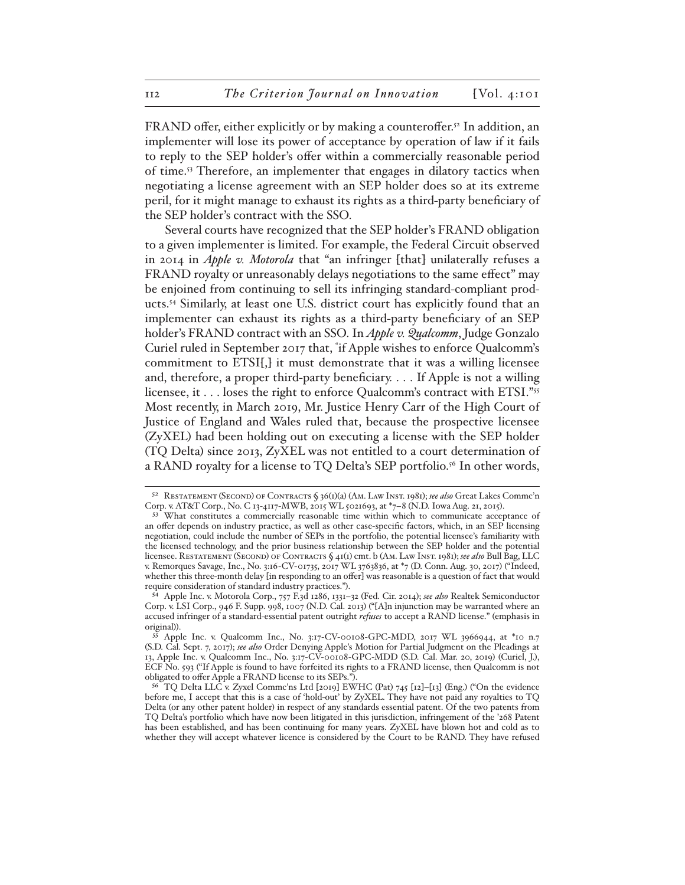FRAND offer, either explicitly or by making a counteroffer.[52] In addition, an implementer will lose its power of acceptance by operation of law if it fails to reply to the SEP holder's offer within a commercially reasonable period of time.[53] Therefore, an implementer that engages in dilatory tactics when negotiating a license agreement with an SEP holder does so at its extreme peril, for it might manage to exhaust its rights as a third-party beneficiary of the SEP holder's contract with the SSO.

Several courts have recognized that the SEP holder's FRAND obligation to a given implementer is limited. For example, the Federal Circuit observed in 2014 in *Apple v. Motorola* that "an infringer [that] unilaterally refuses a FRAND royalty or unreasonably delays negotiations to the same effect" may be enjoined from continuing to sell its infringing standard-compliant products.[54] Similarly, at least one U.S. district court has explicitly found that an implementer can exhaust its rights as a third-party beneficiary of an SEP holder's FRAND contract with an SSO. In *Apple v. Qualcomm*, Judge Gonzalo Curiel ruled in September 2017 that, "if Apple wishes to enforce Qualcomm's commitment to ETSI[,] it must demonstrate that it was a willing licensee and, therefore, a proper third-party beneficiary. . . . If Apple is not a willing licensee, it . . . loses the right to enforce Qualcomm's contract with ETSI."[55] Most recently, in March 2019, Mr. Justice Henry Carr of the High Court of Justice of England and Wales ruled that, because the prospective licensee (ZyXEL) had been holding out on executing a license with the SEP holder (TQ Delta) since 2013, ZyXEL was not entitled to a court determination of a RAND royalty for a license to TQ Delta's SEP portfolio.[56] In other words,

---

[52] Restatement (Second) of Contracts § 36(1)(a) (Am. Law Inst. 1981); *see also* Great Lakes Commc'n Corp. v. AT&T Corp., No. C 13-4117-MWB, 2015 WL 5021693, at *7–8 (N.D. Iowa Aug. 21, 2015).

[53] What constitutes a commercially reasonable time within which to communicate acceptance of an offer depends on industry practice, as well as other case-specific factors, which, in an SEP licensing negotiation, could include the number of SEPs in the portfolio, the potential licensee's familiarity with the licensed technology, and the prior business relationship between the SEP holder and the potential licensee. Restatement (Second) of Contracts § 41(1) cmt. b (Am. Law Inst. 1981); *see also* Bull Bag, LLC v. Remorques Savage, Inc., No. 3:16-CV-01735, 2017 WL 3763836, at *7 (D. Conn. Aug. 30, 2017) ("Indeed, whether this three-month delay [in responding to an offer] was reasonable is a question of fact that would require consideration of standard industry practices.").

[54] Apple Inc. v. Motorola Corp., 757 F.3d 1286, 1331–32 (Fed. Cir. 2014); *see also* Realtek Semiconductor Corp. v. LSI Corp., 946 F. Supp. 998, 1007 (N.D. Cal. 2013) ("[A]n injunction may be warranted where an accused infringer of a standard-essential patent outright *refuses* to accept a RAND license." (emphasis in original)).

[55] Apple Inc. v. Qualcomm Inc., No. 3:17-CV-00108-GPC-MDD, 2017 WL 3966944, at *10 n.7 (S.D. Cal. Sept. 7, 2017); *see also* Order Denying Apple's Motion for Partial Judgment on the Pleadings at 13, Apple Inc. v. Qualcomm Inc., No. 3:17-CV-00108-GPC-MDD (S.D. Cal. Mar. 20, 2019) (Curiel, J.), ECF No. 593 ("If Apple is found to have forfeited its rights to a FRAND license, then Qualcomm is not obligated to offer Apple a FRAND license to its SEPs.").

[56] TQ Delta LLC v. Zyxel Commc'ns Ltd [2019] EWHC (Pat) 745 [12]–[13] (Eng.) ("On the evidence before me, I accept that this is a case of 'hold-out' by ZyXEL. They have not paid any royalties to TQ Delta (or any other patent holder) in respect of any standards essential patent. Of the two patents from TQ Delta's portfolio which have now been litigated in this jurisdiction, infringement of the '268 Patent has been established, and has been continuing for many years. ZyXEL have blown hot and cold as to whether they will accept whatever licence is considered by the Court to be RAND. They have refused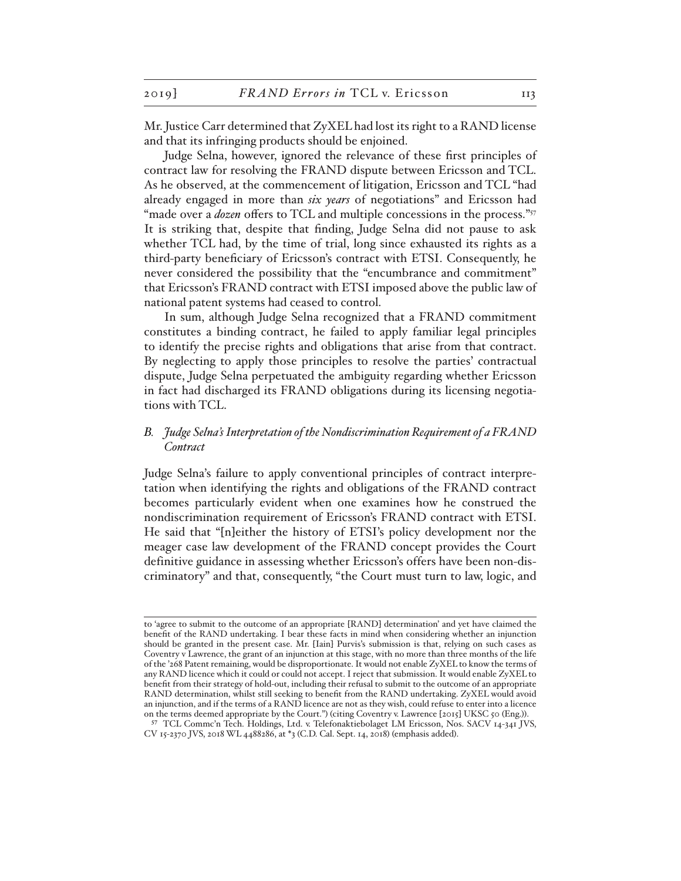Mr. Justice Carr determined that ZyXEL had lost its right to a RAND license and that its infringing products should be enjoined.

Judge Selna, however, ignored the relevance of these first principles of contract law for resolving the FRAND dispute between Ericsson and TCL. As he observed, at the commencement of litigation, Ericsson and TCL "had already engaged in more than *six years* of negotiations" and Ericsson had "made over a *dozen* offers to TCL and multiple concessions in the process."[57] It is striking that, despite that finding, Judge Selna did not pause to ask whether TCL had, by the time of trial, long since exhausted its rights as a third-party beneficiary of Ericsson's contract with ETSI. Consequently, he never considered the possibility that the "encumbrance and commitment" that Ericsson's FRAND contract with ETSI imposed above the public law of national patent systems had ceased to control.

In sum, although Judge Selna recognized that a FRAND commitment constitutes a binding contract, he failed to apply familiar legal principles to identify the precise rights and obligations that arise from that contract. By neglecting to apply those principles to resolve the parties' contractual dispute, Judge Selna perpetuated the ambiguity regarding whether Ericsson in fact had discharged its FRAND obligations during its licensing negotiations with TCL.

### *B. Judge Selna's Interpretation of the Nondiscrimination Requirement of a FRAND Contract*

Judge Selna's failure to apply conventional principles of contract interpretation when identifying the rights and obligations of the FRAND contract becomes particularly evident when one examines how he construed the nondiscrimination requirement of Ericsson's FRAND contract with ETSI. He said that "[n]either the history of ETSI's policy development nor the meager case law development of the FRAND concept provides the Court definitive guidance in assessing whether Ericsson's offers have been non-discriminatory" and that, consequently, "the Court must turn to law, logic, and

---

to 'agree to submit to the outcome of an appropriate [RAND] determination' and yet have claimed the benefit of the RAND undertaking. I bear these facts in mind when considering whether an injunction should be granted in the present case. Mr. [Iain] Purvis's submission is that, relying on such cases as Coventry v Lawrence, the grant of an injunction at this stage, with no more than three months of the life of the '268 Patent remaining, would be disproportionate. It would not enable ZyXEL to know the terms of any RAND licence which it could or could not accept. I reject that submission. It would enable ZyXEL to benefit from their strategy of hold-out, including their refusal to submit to the outcome of an appropriate RAND determination, whilst still seeking to benefit from the RAND undertaking. ZyXEL would avoid an injunction, and if the terms of a RAND licence are not as they wish, could refuse to enter into a licence on the terms deemed appropriate by the Court.") (citing Coventry v. Lawrence [2015] UKSC 50 (Eng.)).

[57] TCL Commc'n Tech. Holdings, Ltd. v. Telefonaktiebolaget LM Ericsson, Nos. SACV 14-341 JVS, CV 15-2370 JVS, 2018 WL 4488286, at *3 (C.D. Cal. Sept. 14, 2018) (emphasis added).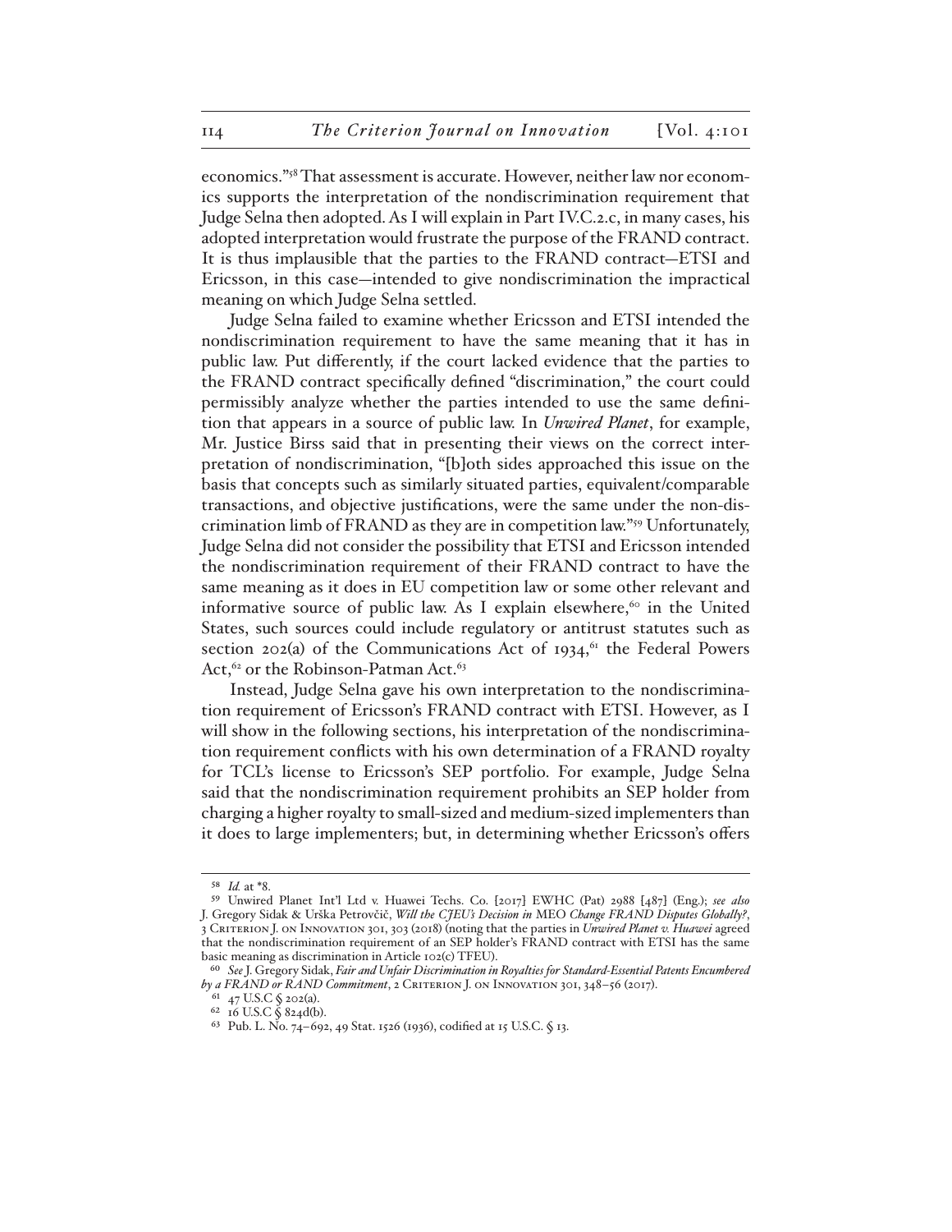economics."[58] That assessment is accurate. However, neither law nor economics supports the interpretation of the nondiscrimination requirement that Judge Selna then adopted. As I will explain in Part IV.C.2.c, in many cases, his adopted interpretation would frustrate the purpose of the FRAND contract. It is thus implausible that the parties to the FRAND contract—ETSI and Ericsson, in this case—intended to give nondiscrimination the impractical meaning on which Judge Selna settled.

Judge Selna failed to examine whether Ericsson and ETSI intended the nondiscrimination requirement to have the same meaning that it has in public law. Put differently, if the court lacked evidence that the parties to the FRAND contract specifically defined "discrimination," the court could permissibly analyze whether the parties intended to use the same definition that appears in a source of public law. In *Unwired Planet*, for example, Mr. Justice Birss said that in presenting their views on the correct interpretation of nondiscrimination, "[b]oth sides approached this issue on the basis that concepts such as similarly situated parties, equivalent/comparable transactions, and objective justifications, were the same under the non-discrimination limb of FRAND as they are in competition law."[59] Unfortunately, Judge Selna did not consider the possibility that ETSI and Ericsson intended the nondiscrimination requirement of their FRAND contract to have the same meaning as it does in EU competition law or some other relevant and informative source of public law. As I explain elsewhere,[60] in the United States, such sources could include regulatory or antitrust statutes such as section 202(a) of the Communications Act of 1934,[61] the Federal Powers Act,[62] or the Robinson-Patman Act.[63]

Instead, Judge Selna gave his own interpretation to the nondiscrimination requirement of Ericsson's FRAND contract with ETSI. However, as I will show in the following sections, his interpretation of the nondiscrimination requirement conflicts with his own determination of a FRAND royalty for TCL's license to Ericsson's SEP portfolio. For example, Judge Selna said that the nondiscrimination requirement prohibits an SEP holder from charging a higher royalty to small-sized and medium-sized implementers than it does to large implementers; but, in determining whether Ericsson's offers

---

[58] *Id.* at *8.

[59] Unwired Planet Int'l Ltd v. Huawei Techs. Co. [2017] EWHC (Pat) 2988 [487] (Eng.); *see also* J. Gregory Sidak & Urška Petrovčič, *Will the CJEU's Decision in* MEO *Change FRAND Disputes Globally?*, 3 Criterion J. on Innovation 301, 303 (2018) (noting that the parties in *Unwired Planet v. Huawei* agreed that the nondiscrimination requirement of an SEP holder's FRAND contract with ETSI has the same basic meaning as discrimination in Article 102(c) TFEU).

[60] *See* J. Gregory Sidak, *Fair and Unfair Discrimination in Royalties for Standard-Essential Patents Encumbered by a FRAND or RAND Commitment*, 2 Criterion J. on Innovation 301, 348–56 (2017).

[61] 47 U.S.C § 202(a).

[62] 16 U.S.C § 824d(b).

[63] Pub. L. No. 74–692, 49 Stat. 1526 (1936), codified at 15 U.S.C. § 13.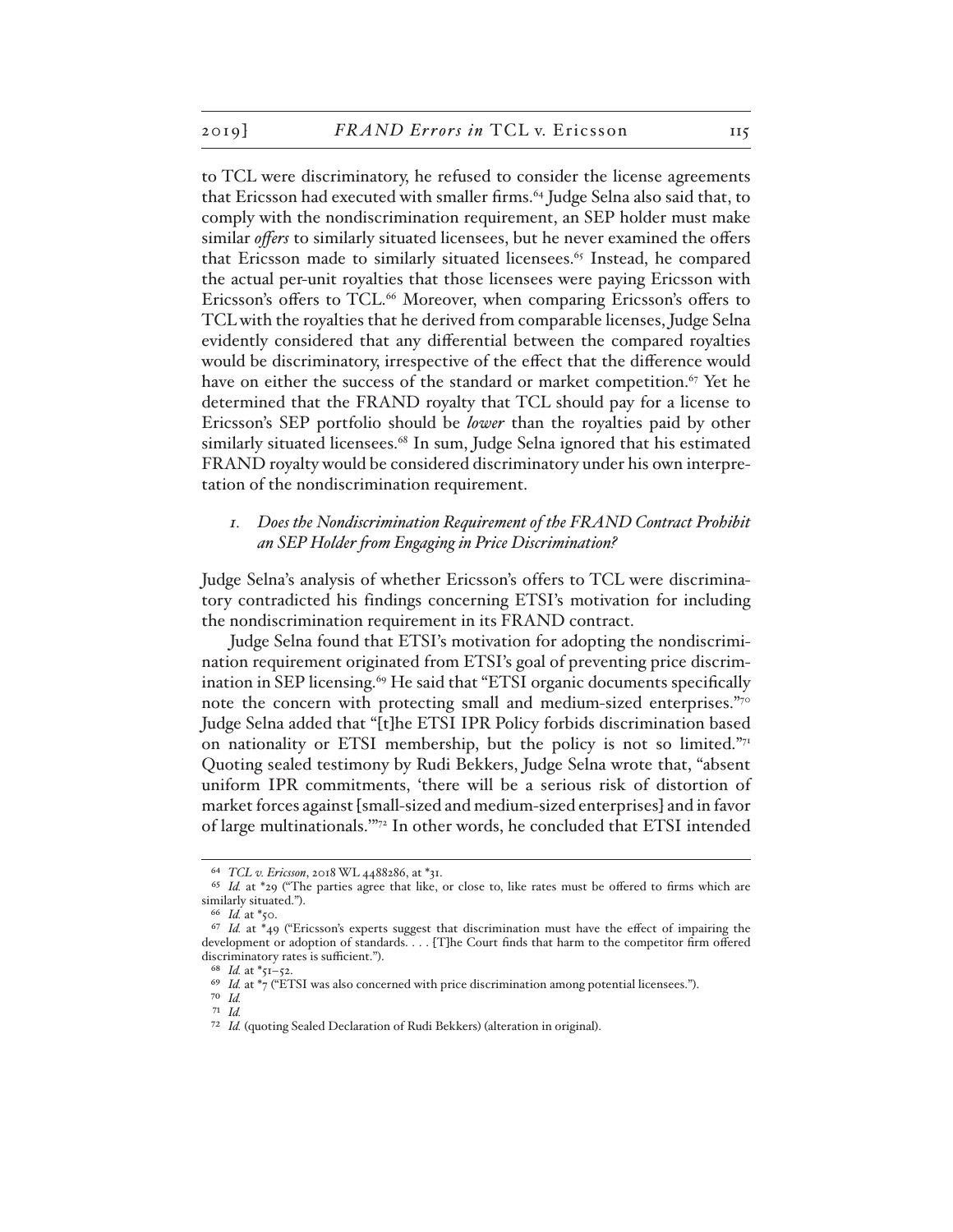to TCL were discriminatory, he refused to consider the license agreements that Ericsson had executed with smaller firms.[64] Judge Selna also said that, to comply with the nondiscrimination requirement, an SEP holder must make similar *offers* to similarly situated licensees, but he never examined the offers that Ericsson made to similarly situated licensees.[65] Instead, he compared the actual per-unit royalties that those licensees were paying Ericsson with Ericsson's offers to TCL.[66] Moreover, when comparing Ericsson's offers to TCL with the royalties that he derived from comparable licenses, Judge Selna evidently considered that any differential between the compared royalties would be discriminatory, irrespective of the effect that the difference would have on either the success of the standard or market competition.[67] Yet he determined that the FRAND royalty that TCL should pay for a license to Ericsson's SEP portfolio should be *lower* than the royalties paid by other similarly situated licensees.[68] In sum, Judge Selna ignored that his estimated FRAND royalty would be considered discriminatory under his own interpretation of the nondiscrimination requirement.

### *1. Does the Nondiscrimination Requirement of the FRAND Contract Prohibit an SEP Holder from Engaging in Price Discrimination?*

Judge Selna's analysis of whether Ericsson's offers to TCL were discriminatory contradicted his findings concerning ETSI's motivation for including the nondiscrimination requirement in its FRAND contract.

Judge Selna found that ETSI's motivation for adopting the nondiscrimination requirement originated from ETSI's goal of preventing price discrimination in SEP licensing.[69] He said that "ETSI organic documents specifically note the concern with protecting small and medium-sized enterprises."[70] Judge Selna added that "[t]he ETSI IPR Policy forbids discrimination based on nationality or ETSI membership, but the policy is not so limited."[71] Quoting sealed testimony by Rudi Bekkers, Judge Selna wrote that, "absent uniform IPR commitments, 'there will be a serious risk of distortion of market forces against [small-sized and medium-sized enterprises] and in favor of large multinationals.'"[72] In other words, he concluded that ETSI intended

---

[64] *TCL v. Ericsson*, 2018 WL 4488286, at *31.

[65] *Id.* at *29 ("The parties agree that like, or close to, like rates must be offered to firms which are similarly situated.").

[66] *Id.* at *50.

[67] *Id.* at *49 ("Ericsson's experts suggest that discrimination must have the effect of impairing the development or adoption of standards. . . . [T]he Court finds that harm to the competitor firm offered discriminatory rates is sufficient.").

[68] *Id.* at *51–52.

[69] *Id.* at *7 ("ETSI was also concerned with price discrimination among potential licensees.").

[70] *Id.*

[71] *Id.*

[72] *Id.* (quoting Sealed Declaration of Rudi Bekkers) (alteration in original).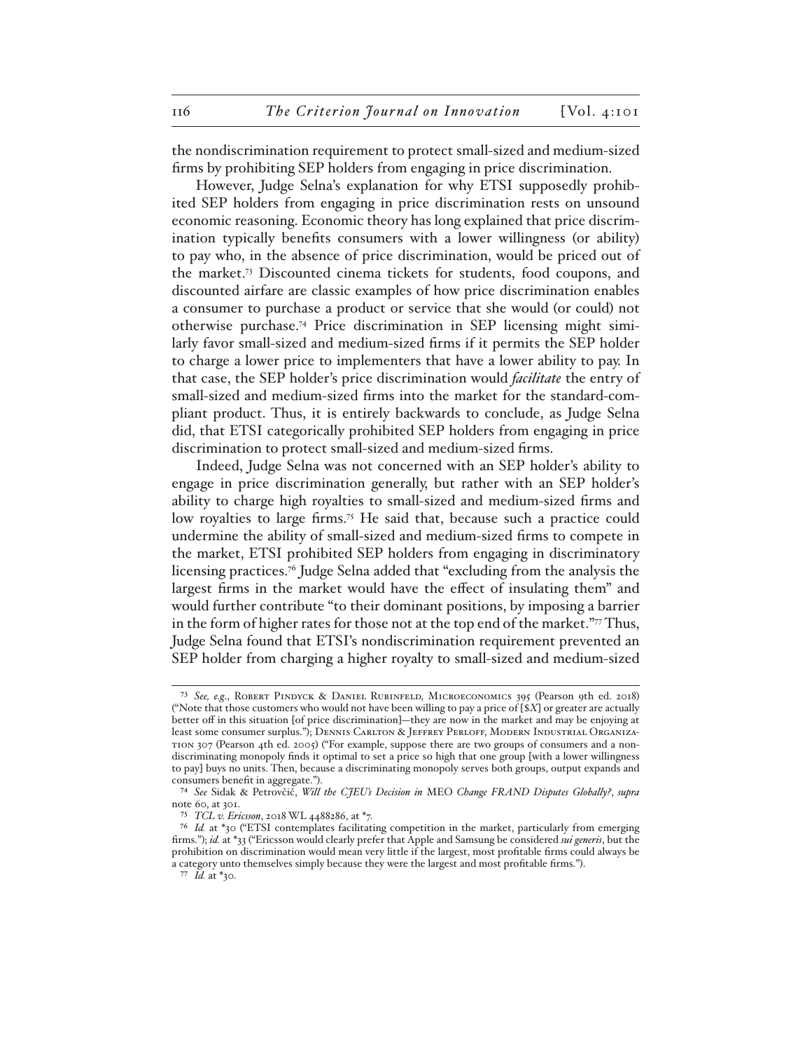the nondiscrimination requirement to protect small-sized and medium-sized firms by prohibiting SEP holders from engaging in price discrimination.

However, Judge Selna's explanation for why ETSI supposedly prohibited SEP holders from engaging in price discrimination rests on unsound economic reasoning. Economic theory has long explained that price discrimination typically benefits consumers with a lower willingness (or ability) to pay who, in the absence of price discrimination, would be priced out of the market.[73] Discounted cinema tickets for students, food coupons, and discounted airfare are classic examples of how price discrimination enables a consumer to purchase a product or service that she would (or could) not otherwise purchase.[74] Price discrimination in SEP licensing might similarly favor small-sized and medium-sized firms if it permits the SEP holder to charge a lower price to implementers that have a lower ability to pay. In that case, the SEP holder's price discrimination would *facilitate* the entry of small-sized and medium-sized firms into the market for the standard-compliant product. Thus, it is entirely backwards to conclude, as Judge Selna did, that ETSI categorically prohibited SEP holders from engaging in price discrimination to protect small-sized and medium-sized firms.

Indeed, Judge Selna was not concerned with an SEP holder's ability to engage in price discrimination generally, but rather with an SEP holder's ability to charge high royalties to small-sized and medium-sized firms and low royalties to large firms.[75] He said that, because such a practice could undermine the ability of small-sized and medium-sized firms to compete in the market, ETSI prohibited SEP holders from engaging in discriminatory licensing practices.[76] Judge Selna added that "excluding from the analysis the largest firms in the market would have the effect of insulating them" and would further contribute "to their dominant positions, by imposing a barrier in the form of higher rates for those not at the top end of the market."[77] Thus, Judge Selna found that ETSI's nondiscrimination requirement prevented an SEP holder from charging a higher royalty to small-sized and medium-sized

---

[73] *See, e.g.*, Robert Pindyck & Daniel Rubinfeld, Microeconomics 395 (Pearson 9th ed. 2018) ("Note that those customers who would not have been willing to pay a price of [$*X*] or greater are actually better off in this situation [of price discrimination]—they are now in the market and may be enjoying at least some consumer surplus."); Dennis Carlton & Jeffrey Perloff, Modern Industrial Organization 307 (Pearson 4th ed. 2005) ("For example, suppose there are two groups of consumers and a nondiscriminating monopoly finds it optimal to set a price so high that one group [with a lower willingness to pay] buys no units. Then, because a discriminating monopoly serves both groups, output expands and consumers benefit in aggregate.").

[74] *See* Sidak & Petrovčič, *Will the CJEU's Decision in* MEO *Change FRAND Disputes Globally?*, *supra* note 60, at 301.

[75] *TCL v. Ericsson*, 2018 WL 4488286, at *7.

[76] *Id.* at *30 ("ETSI contemplates facilitating competition in the market, particularly from emerging firms."); *id.* at *33 ("Ericsson would clearly prefer that Apple and Samsung be considered *sui generis*, but the prohibition on discrimination would mean very little if the largest, most profitable firms could always be a category unto themselves simply because they were the largest and most profitable firms.").

[77] *Id.* at *30.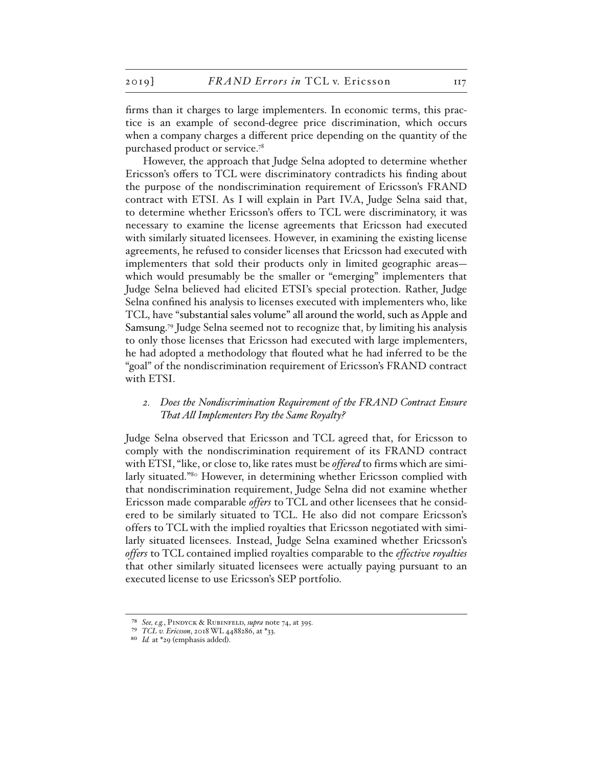firms than it charges to large implementers. In economic terms, this practice is an example of second-degree price discrimination, which occurs when a company charges a different price depending on the quantity of the purchased product or service.[78]

However, the approach that Judge Selna adopted to determine whether Ericsson's offers to TCL were discriminatory contradicts his finding about the purpose of the nondiscrimination requirement of Ericsson's FRAND contract with ETSI. As I will explain in Part IV.A, Judge Selna said that, to determine whether Ericsson's offers to TCL were discriminatory, it was necessary to examine the license agreements that Ericsson had executed with similarly situated licensees. However, in examining the existing license agreements, he refused to consider licenses that Ericsson had executed with implementers that sold their products only in limited geographic areas—which would presumably be the smaller or "emerging" implementers that Judge Selna believed had elicited ETSI's special protection. Rather, Judge Selna confined his analysis to licenses executed with implementers who, like TCL, have "substantial sales volume" all around the world, such as Apple and Samsung.[79] Judge Selna seemed not to recognize that, by limiting his analysis to only those licenses that Ericsson had executed with large implementers, he had adopted a methodology that flouted what he had inferred to be the "goal" of the nondiscrimination requirement of Ericsson's FRAND contract with ETSI.

### 2. *Does the Nondiscrimination Requirement of the FRAND Contract Ensure That All Implementers Pay the Same Royalty?*

Judge Selna observed that Ericsson and TCL agreed that, for Ericsson to comply with the nondiscrimination requirement of its FRAND contract with ETSI, "like, or close to, like rates must be *offered* to firms which are similarly situated."[80] However, in determining whether Ericsson complied with that nondiscrimination requirement, Judge Selna did not examine whether Ericsson made comparable *offers* to TCL and other licensees that he considered to be similarly situated to TCL. He also did not compare Ericsson's offers to TCL with the implied royalties that Ericsson negotiated with similarly situated licensees. Instead, Judge Selna examined whether Ericsson's *offers* to TCL contained implied royalties comparable to the *effective royalties* that other similarly situated licensees were actually paying pursuant to an executed license to use Ericsson's SEP portfolio.

---

[78] *See, e.g.*, Pindyck & Rubinfeld, *supra* note 74, at 395.

[79] *TCL v. Ericsson*, 2018 WL 4488286, at *33.

[80] *Id.* at *29 (emphasis added).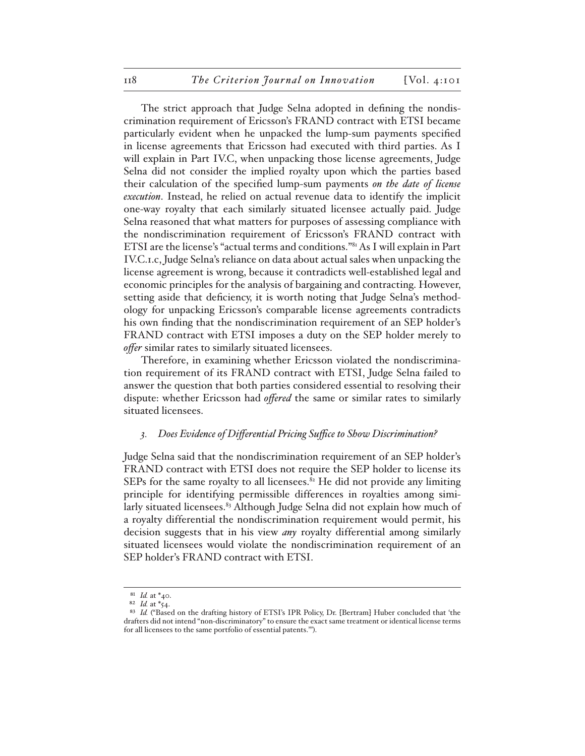The strict approach that Judge Selna adopted in defining the nondiscrimination requirement of Ericsson's FRAND contract with ETSI became particularly evident when he unpacked the lump-sum payments specified in license agreements that Ericsson had executed with third parties. As I will explain in Part IV.C, when unpacking those license agreements, Judge Selna did not consider the implied royalty upon which the parties based their calculation of the specified lump-sum payments *on the date of license execution*. Instead, he relied on actual revenue data to identify the implicit one-way royalty that each similarly situated licensee actually paid. Judge Selna reasoned that what matters for purposes of assessing compliance with the nondiscrimination requirement of Ericsson's FRAND contract with ETSI are the license's "actual terms and conditions."[81] As I will explain in Part IV.C.1.c, Judge Selna's reliance on data about actual sales when unpacking the license agreement is wrong, because it contradicts well-established legal and economic principles for the analysis of bargaining and contracting. However, setting aside that deficiency, it is worth noting that Judge Selna's methodology for unpacking Ericsson's comparable license agreements contradicts his own finding that the nondiscrimination requirement of an SEP holder's FRAND contract with ETSI imposes a duty on the SEP holder merely to *offer* similar rates to similarly situated licensees.

Therefore, in examining whether Ericsson violated the nondiscrimination requirement of its FRAND contract with ETSI, Judge Selna failed to answer the question that both parties considered essential to resolving their dispute: whether Ericsson had *offered* the same or similar rates to similarly situated licensees.

### *3. Does Evidence of Differential Pricing Suffice to Show Discrimination?*

Judge Selna said that the nondiscrimination requirement of an SEP holder's FRAND contract with ETSI does not require the SEP holder to license its SEPs for the same royalty to all licensees.[82] He did not provide any limiting principle for identifying permissible differences in royalties among similarly situated licensees.[83] Although Judge Selna did not explain how much of a royalty differential the nondiscrimination requirement would permit, his decision suggests that in his view *any* royalty differential among similarly situated licensees would violate the nondiscrimination requirement of an SEP holder's FRAND contract with ETSI.

---

[81] *Id.* at *40.

[82] *Id.* at *54.

[83] *Id.* ("Based on the drafting history of ETSI's IPR Policy, Dr. [Bertram] Huber concluded that 'the drafters did not intend "non-discriminatory" to ensure the exact same treatment or identical license terms for all licensees to the same portfolio of essential patents.'").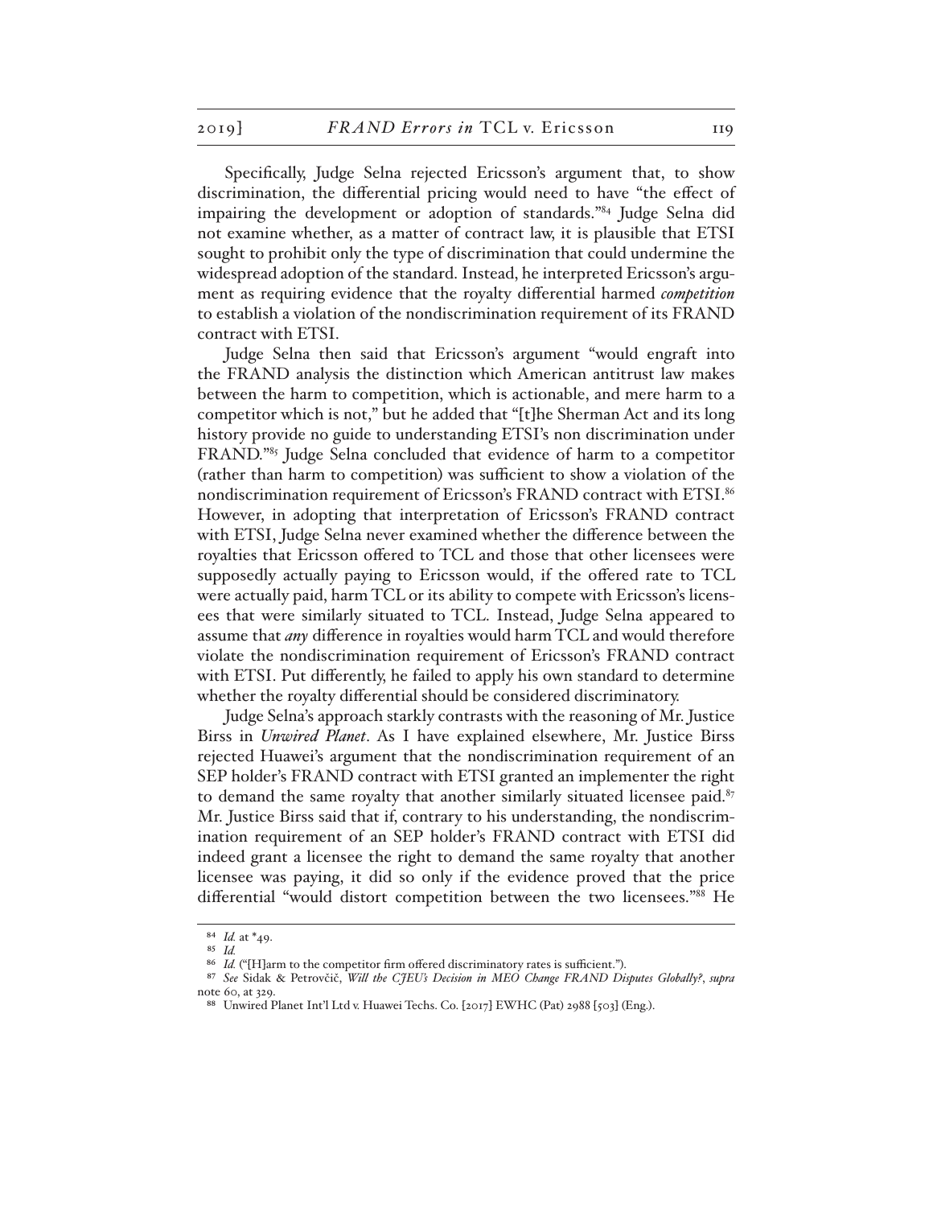Specifically, Judge Selna rejected Ericsson's argument that, to show discrimination, the differential pricing would need to have "the effect of impairing the development or adoption of standards."[84] Judge Selna did not examine whether, as a matter of contract law, it is plausible that ETSI sought to prohibit only the type of discrimination that could undermine the widespread adoption of the standard. Instead, he interpreted Ericsson's argument as requiring evidence that the royalty differential harmed *competition* to establish a violation of the nondiscrimination requirement of its FRAND contract with ETSI.

Judge Selna then said that Ericsson's argument "would engraft into the FRAND analysis the distinction which American antitrust law makes between the harm to competition, which is actionable, and mere harm to a competitor which is not," but he added that "[t]he Sherman Act and its long history provide no guide to understanding ETSI's non discrimination under FRAND."[85] Judge Selna concluded that evidence of harm to a competitor (rather than harm to competition) was sufficient to show a violation of the nondiscrimination requirement of Ericsson's FRAND contract with ETSI.[86] However, in adopting that interpretation of Ericsson's FRAND contract with ETSI, Judge Selna never examined whether the difference between the royalties that Ericsson offered to TCL and those that other licensees were supposedly actually paying to Ericsson would, if the offered rate to TCL were actually paid, harm TCL or its ability to compete with Ericsson's licensees that were similarly situated to TCL. Instead, Judge Selna appeared to assume that *any* difference in royalties would harm TCL and would therefore violate the nondiscrimination requirement of Ericsson's FRAND contract with ETSI. Put differently, he failed to apply his own standard to determine whether the royalty differential should be considered discriminatory.

Judge Selna's approach starkly contrasts with the reasoning of Mr. Justice Birss in *Unwired Planet*. As I have explained elsewhere, Mr. Justice Birss rejected Huawei's argument that the nondiscrimination requirement of an SEP holder's FRAND contract with ETSI granted an implementer the right to demand the same royalty that another similarly situated licensee paid.[87] Mr. Justice Birss said that if, contrary to his understanding, the nondiscrimination requirement of an SEP holder's FRAND contract with ETSI did indeed grant a licensee the right to demand the same royalty that another licensee was paying, it did so only if the evidence proved that the price differential "would distort competition between the two licensees."[88] He

---

[84] *Id.* at *49.

[85] *Id.*

[86] *Id.* ("[H]arm to the competitor firm offered discriminatory rates is sufficient.").

[87] *See* Sidak & Petrovčič, *Will the CJEU's Decision in MEO Change FRAND Disputes Globally?*, *supra* note 60, at 329.

[88] Unwired Planet Int'l Ltd v. Huawei Techs. Co. [2017] EWHC (Pat) 2988 [503] (Eng.).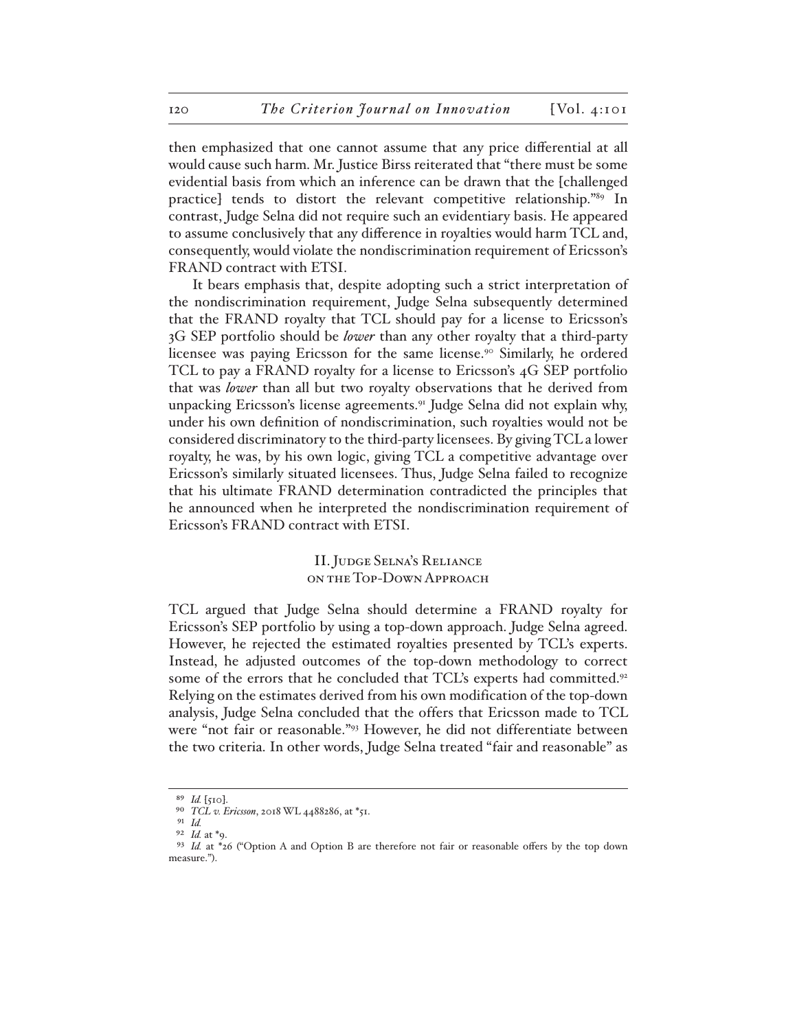then emphasized that one cannot assume that any price differential at all would cause such harm. Mr. Justice Birss reiterated that "there must be some evidential basis from which an inference can be drawn that the [challenged practice] tends to distort the relevant competitive relationship."[89] In contrast, Judge Selna did not require such an evidentiary basis. He appeared to assume conclusively that any difference in royalties would harm TCL and, consequently, would violate the nondiscrimination requirement of Ericsson's FRAND contract with ETSI.

It bears emphasis that, despite adopting such a strict interpretation of the nondiscrimination requirement, Judge Selna subsequently determined that the FRAND royalty that TCL should pay for a license to Ericsson's 3G SEP portfolio should be *lower* than any other royalty that a third-party licensee was paying Ericsson for the same license.[90] Similarly, he ordered TCL to pay a FRAND royalty for a license to Ericsson's 4G SEP portfolio that was *lower* than all but two royalty observations that he derived from unpacking Ericsson's license agreements.[91] Judge Selna did not explain why, under his own definition of nondiscrimination, such royalties would not be considered discriminatory to the third-party licensees. By giving TCL a lower royalty, he was, by his own logic, giving TCL a competitive advantage over Ericsson's similarly situated licensees. Thus, Judge Selna failed to recognize that his ultimate FRAND determination contradicted the principles that he announced when he interpreted the nondiscrimination requirement of Ericsson's FRAND contract with ETSI.

## II. Judge Selna's Reliance on the Top-Down Approach

TCL argued that Judge Selna should determine a FRAND royalty for Ericsson's SEP portfolio by using a top-down approach. Judge Selna agreed. However, he rejected the estimated royalties presented by TCL's experts. Instead, he adjusted outcomes of the top-down methodology to correct some of the errors that he concluded that TCL's experts had committed.[92] Relying on the estimates derived from his own modification of the top-down analysis, Judge Selna concluded that the offers that Ericsson made to TCL were "not fair or reasonable."[93] However, he did not differentiate between the two criteria. In other words, Judge Selna treated "fair and reasonable" as

---

[89] *Id.* [510].

[90] *TCL v. Ericsson*, 2018 WL 4488286, at *51.

[91] *Id.*

[92] *Id.* at *9.

[93] *Id.* at *26 ("Option A and Option B are therefore not fair or reasonable offers by the top down measure.").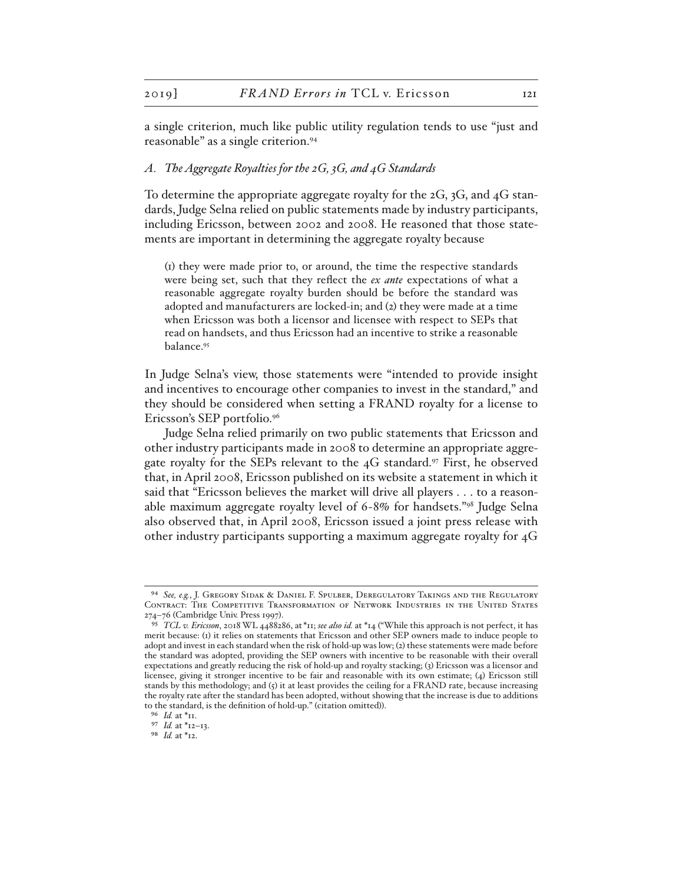a single criterion, much like public utility regulation tends to use "just and reasonable" as a single criterion.[94]

### *A. The Aggregate Royalties for the 2G, 3G, and 4G Standards*

To determine the appropriate aggregate royalty for the 2G, 3G, and 4G standards, Judge Selna relied on public statements made by industry participants, including Ericsson, between 2002 and 2008. He reasoned that those statements are important in determining the aggregate royalty because

> (1) they were made prior to, or around, the time the respective standards were being set, such that they reflect the *ex ante* expectations of what a reasonable aggregate royalty burden should be before the standard was adopted and manufacturers are locked-in; and (2) they were made at a time when Ericsson was both a licensor and licensee with respect to SEPs that read on handsets, and thus Ericsson had an incentive to strike a reasonable balance.[95]

In Judge Selna's view, those statements were "intended to provide insight and incentives to encourage other companies to invest in the standard," and they should be considered when setting a FRAND royalty for a license to Ericsson's SEP portfolio.[96]

Judge Selna relied primarily on two public statements that Ericsson and other industry participants made in 2008 to determine an appropriate aggregate royalty for the SEPs relevant to the 4G standard.[97] First, he observed that, in April 2008, Ericsson published on its website a statement in which it said that "Ericsson believes the market will drive all players . . . to a reasonable maximum aggregate royalty level of 6-8% for handsets."[98] Judge Selna also observed that, in April 2008, Ericsson issued a joint press release with other industry participants supporting a maximum aggregate royalty for 4G

---

[94] *See, e.g.*, J. Gregory Sidak & Daniel F. Spulber, Deregulatory Takings and the Regulatory Contract: The Competitive Transformation of Network Industries in the United States 274–76 (Cambridge Univ. Press 1997).

[95] *TCL v. Ericsson*, 2018 WL 4488286, at *11; *see also id.* at *14 ("While this approach is not perfect, it has merit because: (1) it relies on statements that Ericsson and other SEP owners made to induce people to adopt and invest in each standard when the risk of hold-up was low; (2) these statements were made before the standard was adopted, providing the SEP owners with incentive to be reasonable with their overall expectations and greatly reducing the risk of hold-up and royalty stacking; (3) Ericsson was a licensor and licensee, giving it stronger incentive to be fair and reasonable with its own estimate; (4) Ericsson still stands by this methodology; and (5) it at least provides the ceiling for a FRAND rate, because increasing the royalty rate after the standard has been adopted, without showing that the increase is due to additions to the standard, is the definition of hold-up." (citation omitted)).

[96] *Id.* at *11.

[97] *Id.* at *12–13.

[98] *Id.* at *12.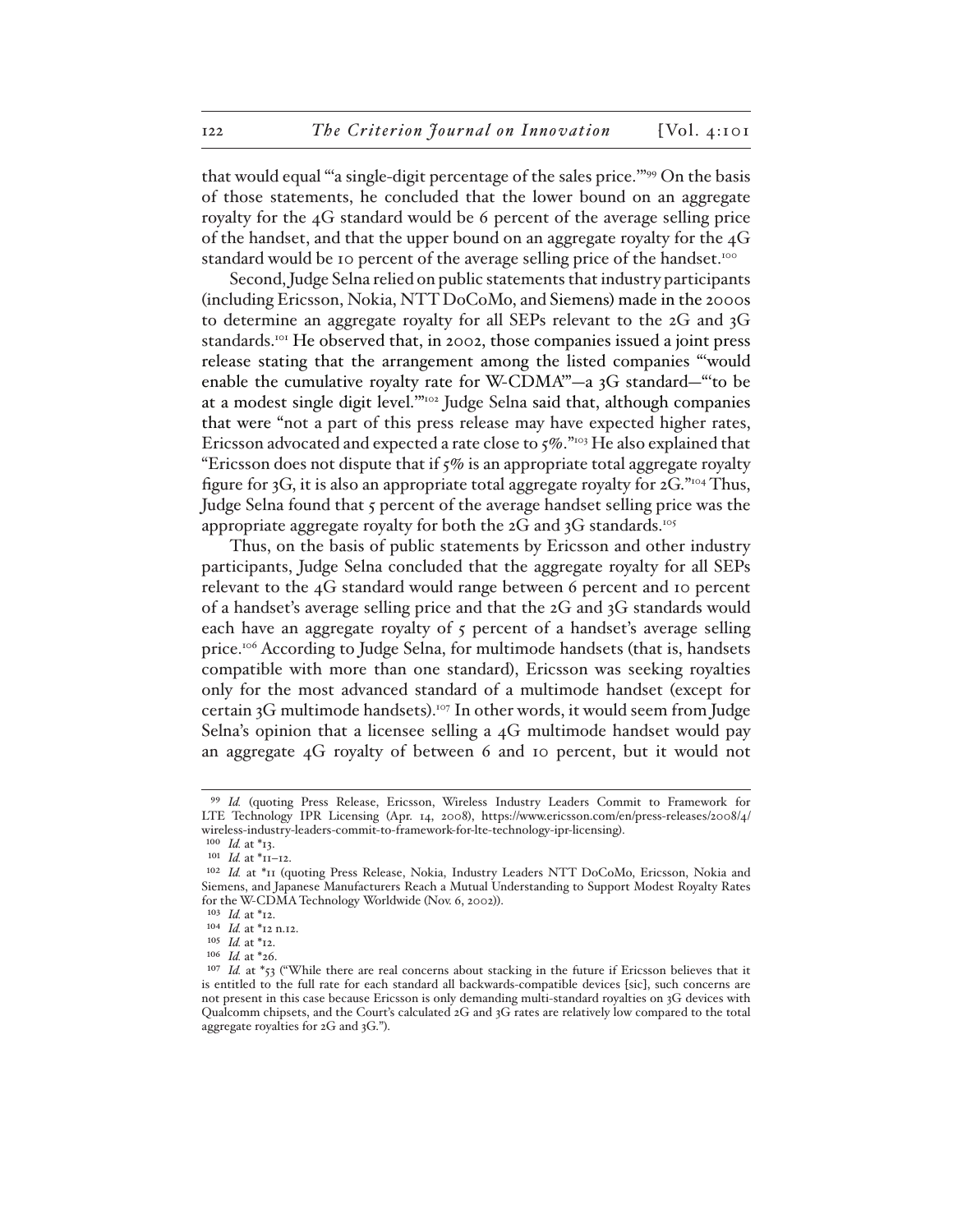that would equal "'a single-digit percentage of the sales price.'"[99] On the basis of those statements, he concluded that the lower bound on an aggregate royalty for the 4G standard would be 6 percent of the average selling price of the handset, and that the upper bound on an aggregate royalty for the 4G standard would be 10 percent of the average selling price of the handset.[100]

Second, Judge Selna relied on public statements that industry participants (including Ericsson, Nokia, NTT DoCoMo, and Siemens) made in the 2000s to determine an aggregate royalty for all SEPs relevant to the 2G and 3G standards.[101] He observed that, in 2002, those companies issued a joint press release stating that the arrangement among the listed companies "'would enable the cumulative royalty rate for W-CDMA'"—a 3G standard—"'to be at a modest single digit level.'"[102] Judge Selna said that, although companies that were "not a part of this press release may have expected higher rates, Ericsson advocated and expected a rate close to 5%."[103] He also explained that "Ericsson does not dispute that if 5% is an appropriate total aggregate royalty figure for 3G, it is also an appropriate total aggregate royalty for 2G."[104] Thus, Judge Selna found that 5 percent of the average handset selling price was the appropriate aggregate royalty for both the 2G and 3G standards.[105]

Thus, on the basis of public statements by Ericsson and other industry participants, Judge Selna concluded that the aggregate royalty for all SEPs relevant to the 4G standard would range between 6 percent and 10 percent of a handset's average selling price and that the 2G and 3G standards would each have an aggregate royalty of 5 percent of a handset's average selling price.[106] According to Judge Selna, for multimode handsets (that is, handsets compatible with more than one standard), Ericsson was seeking royalties only for the most advanced standard of a multimode handset (except for certain 3G multimode handsets).[107] In other words, it would seem from Judge Selna's opinion that a licensee selling a 4G multimode handset would pay an aggregate 4G royalty of between 6 and 10 percent, but it would not

---

[99] *Id.* (quoting Press Release, Ericsson, Wireless Industry Leaders Commit to Framework for LTE Technology IPR Licensing (Apr. 14, 2008), https://www.ericsson.com/en/press-releases/2008/4/wireless-industry-leaders-commit-to-framework-for-lte-technology-ipr-licensing).

[100] *Id.* at *13.

[101] *Id.* at *11–12.

[102] *Id.* at *11 (quoting Press Release, Nokia, Industry Leaders NTT DoCoMo, Ericsson, Nokia and Siemens, and Japanese Manufacturers Reach a Mutual Understanding to Support Modest Royalty Rates for the W-CDMA Technology Worldwide (Nov. 6, 2002)).

[103] *Id.* at *12.

[104] *Id.* at *12 n.12.

[105] *Id.* at *12.

[106] *Id.* at *26.

[107] *Id.* at *53 ("While there are real concerns about stacking in the future if Ericsson believes that it is entitled to the full rate for each standard all backwards-compatible devices [sic], such concerns are not present in this case because Ericsson is only demanding multi-standard royalties on 3G devices with Qualcomm chipsets, and the Court's calculated 2G and 3G rates are relatively low compared to the total aggregate royalties for 2G and 3G.").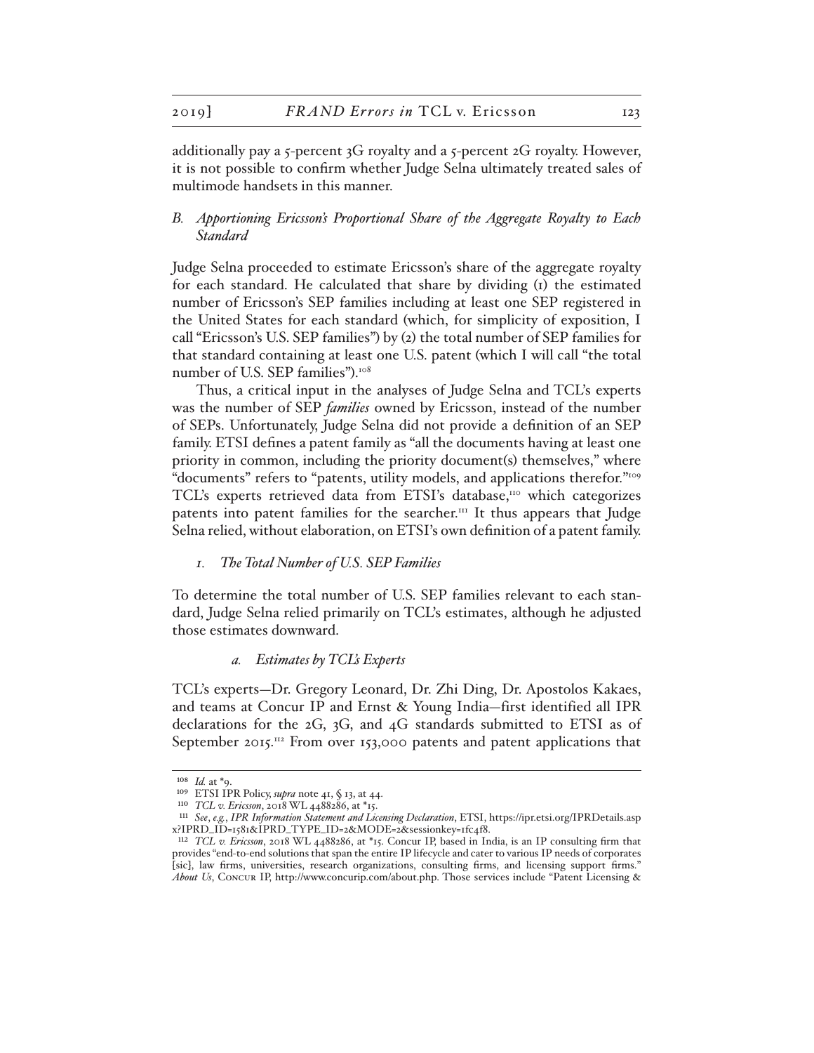additionally pay a 5-percent 3G royalty and a 5-percent 2G royalty. However, it is not possible to confirm whether Judge Selna ultimately treated sales of multimode handsets in this manner.

### *B. Apportioning Ericsson's Proportional Share of the Aggregate Royalty to Each Standard*

Judge Selna proceeded to estimate Ericsson's share of the aggregate royalty for each standard. He calculated that share by dividing (1) the estimated number of Ericsson's SEP families including at least one SEP registered in the United States for each standard (which, for simplicity of exposition, I call "Ericsson's U.S. SEP families") by (2) the total number of SEP families for that standard containing at least one U.S. patent (which I will call "the total number of U.S. SEP families").[108]

Thus, a critical input in the analyses of Judge Selna and TCL's experts was the number of SEP *families* owned by Ericsson, instead of the number of SEPs. Unfortunately, Judge Selna did not provide a definition of an SEP family. ETSI defines a patent family as "all the documents having at least one priority in common, including the priority document(s) themselves," where "documents" refers to "patents, utility models, and applications therefor."[109] TCL's experts retrieved data from ETSI's database,[110] which categorizes patents into patent families for the searcher.[111] It thus appears that Judge Selna relied, without elaboration, on ETSI's own definition of a patent family.

#### *1. The Total Number of U.S. SEP Families*

To determine the total number of U.S. SEP families relevant to each standard, Judge Selna relied primarily on TCL's estimates, although he adjusted those estimates downward.

##### *a. Estimates by TCL's Experts*

TCL's experts—Dr. Gregory Leonard, Dr. Zhi Ding, Dr. Apostolos Kakaes, and teams at Concur IP and Ernst & Young India—first identified all IPR declarations for the 2G, 3G, and 4G standards submitted to ETSI as of September 2015.[112] From over 153,000 patents and patent applications that

---

[108] *Id.* at *9.

[109] ETSI IPR Policy, *supra* note 41, § 13, at 44.

[110] *TCL v. Ericsson*, 2018 WL 4488286, at *15.

[111] *See, e.g.*, *IPR Information Statement and Licensing Declaration*, ETSI, https://ipr.etsi.org/IPRDetails.aspx?IPRD_ID=1581&IPRD_TYPE_ID=2&MODE=2&sessionkey=1fc4f8.

[112] *TCL v. Ericsson*, 2018 WL 4488286, at *15. Concur IP, based in India, is an IP consulting firm that provides "end-to-end solutions that span the entire IP lifecycle and cater to various IP needs of corporates [sic], law firms, universities, research organizations, consulting firms, and licensing support firms." *About Us*, Concur IP, http://www.concurip.com/about.php. Those services include "Patent Licensing &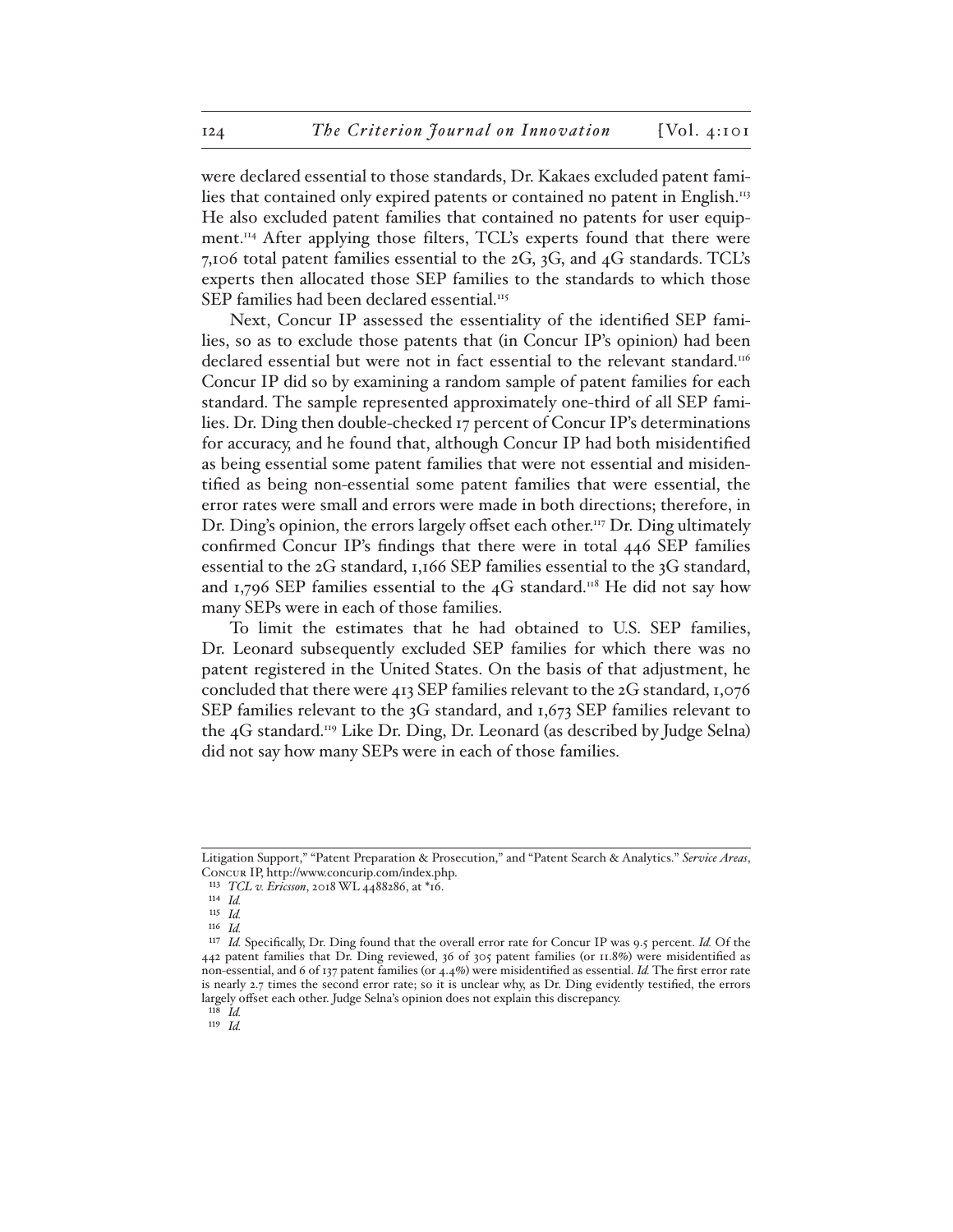were declared essential to those standards, Dr. Kakaes excluded patent families that contained only expired patents or contained no patent in English.[113] He also excluded patent families that contained no patents for user equipment.[114] After applying those filters, TCL's experts found that there were 7,106 total patent families essential to the 2G, 3G, and 4G standards. TCL's experts then allocated those SEP families to the standards to which those SEP families had been declared essential.[115]

Next, Concur IP assessed the essentiality of the identified SEP families, so as to exclude those patents that (in Concur IP's opinion) had been declared essential but were not in fact essential to the relevant standard.[116] Concur IP did so by examining a random sample of patent families for each standard. The sample represented approximately one-third of all SEP families. Dr. Ding then double-checked 17 percent of Concur IP's determinations for accuracy, and he found that, although Concur IP had both misidentified as being essential some patent families that were not essential and misidentified as being non-essential some patent families that were essential, the error rates were small and errors were made in both directions; therefore, in Dr. Ding's opinion, the errors largely offset each other.[117] Dr. Ding ultimately confirmed Concur IP's findings that there were in total 446 SEP families essential to the 2G standard, 1,166 SEP families essential to the 3G standard, and 1,796 SEP families essential to the 4G standard.[118] He did not say how many SEPs were in each of those families.

To limit the estimates that he had obtained to U.S. SEP families, Dr. Leonard subsequently excluded SEP families for which there was no patent registered in the United States. On the basis of that adjustment, he concluded that there were 413 SEP families relevant to the 2G standard, 1,076 SEP families relevant to the 3G standard, and 1,673 SEP families relevant to the 4G standard.[119] Like Dr. Ding, Dr. Leonard (as described by Judge Selna) did not say how many SEPs were in each of those families.

---

Litigation Support," "Patent Preparation & Prosecution," and "Patent Search & Analytics." *Service Areas*, Concur IP, http://www.concurip.com/index.php.

[113] *TCL v. Ericsson*, 2018 WL 4488286, at *16.

[114] *Id.*

[115] *Id.*

[116] *Id.*

[117] *Id.* Specifically, Dr. Ding found that the overall error rate for Concur IP was 9.5 percent. *Id.* Of the 442 patent families that Dr. Ding reviewed, 36 of 305 patent families (or 11.8%) were misidentified as non-essential, and 6 of 137 patent families (or 4.4%) were misidentified as essential. *Id.* The first error rate is nearly 2.7 times the second error rate; so it is unclear why, as Dr. Ding evidently testified, the errors largely offset each other. Judge Selna's opinion does not explain this discrepancy.

[118] *Id.*

[119] *Id.*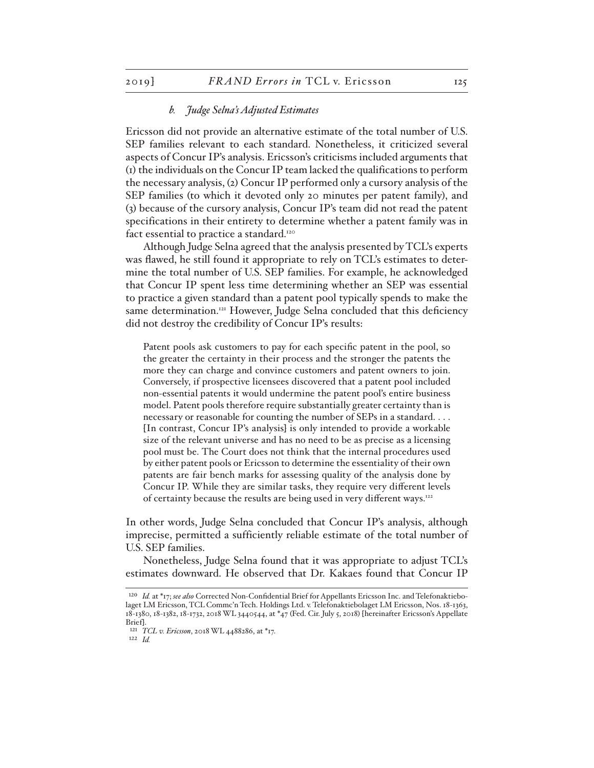#### *b. Judge Selna's Adjusted Estimates*

Ericsson did not provide an alternative estimate of the total number of U.S. SEP families relevant to each standard. Nonetheless, it criticized several aspects of Concur IP's analysis. Ericsson's criticisms included arguments that (1) the individuals on the Concur IP team lacked the qualifications to perform the necessary analysis, (2) Concur IP performed only a cursory analysis of the SEP families (to which it devoted only 20 minutes per patent family), and (3) because of the cursory analysis, Concur IP's team did not read the patent specifications in their entirety to determine whether a patent family was in fact essential to practice a standard.[120]

Although Judge Selna agreed that the analysis presented by TCL's experts was flawed, he still found it appropriate to rely on TCL's estimates to determine the total number of U.S. SEP families. For example, he acknowledged that Concur IP spent less time determining whether an SEP was essential to practice a given standard than a patent pool typically spends to make the same determination.[121] However, Judge Selna concluded that this deficiency did not destroy the credibility of Concur IP's results:

> Patent pools ask customers to pay for each specific patent in the pool, so the greater the certainty in their process and the stronger the patents the more they can charge and convince customers and patent owners to join. Conversely, if prospective licensees discovered that a patent pool included non-essential patents it would undermine the patent pool's entire business model. Patent pools therefore require substantially greater certainty than is necessary or reasonable for counting the number of SEPs in a standard. . . . [In contrast, Concur IP's analysis] is only intended to provide a workable size of the relevant universe and has no need to be as precise as a licensing pool must be. The Court does not think that the internal procedures used by either patent pools or Ericsson to determine the essentiality of their own patents are fair bench marks for assessing quality of the analysis done by Concur IP. While they are similar tasks, they require very different levels of certainty because the results are being used in very different ways.[122]

In other words, Judge Selna concluded that Concur IP's analysis, although imprecise, permitted a sufficiently reliable estimate of the total number of U.S. SEP families.

Nonetheless, Judge Selna found that it was appropriate to adjust TCL's estimates downward. He observed that Dr. Kakaes found that Concur IP

---

[120] *Id.* at *17; *see also* Corrected Non-Confidential Brief for Appellants Ericsson Inc. and Telefonaktiebolaget LM Ericsson, TCL Commc'n Tech. Holdings Ltd. v. Telefonaktiebolaget LM Ericsson, Nos. 18-1363, 18-1380, 18-1382, 18-1732, 2018 WL 3440544, at *47 (Fed. Cir. July 5, 2018) [hereinafter Ericsson's Appellate Brief].

[121] *TCL v. Ericsson*, 2018 WL 4488286, at *17.

[122] *Id.*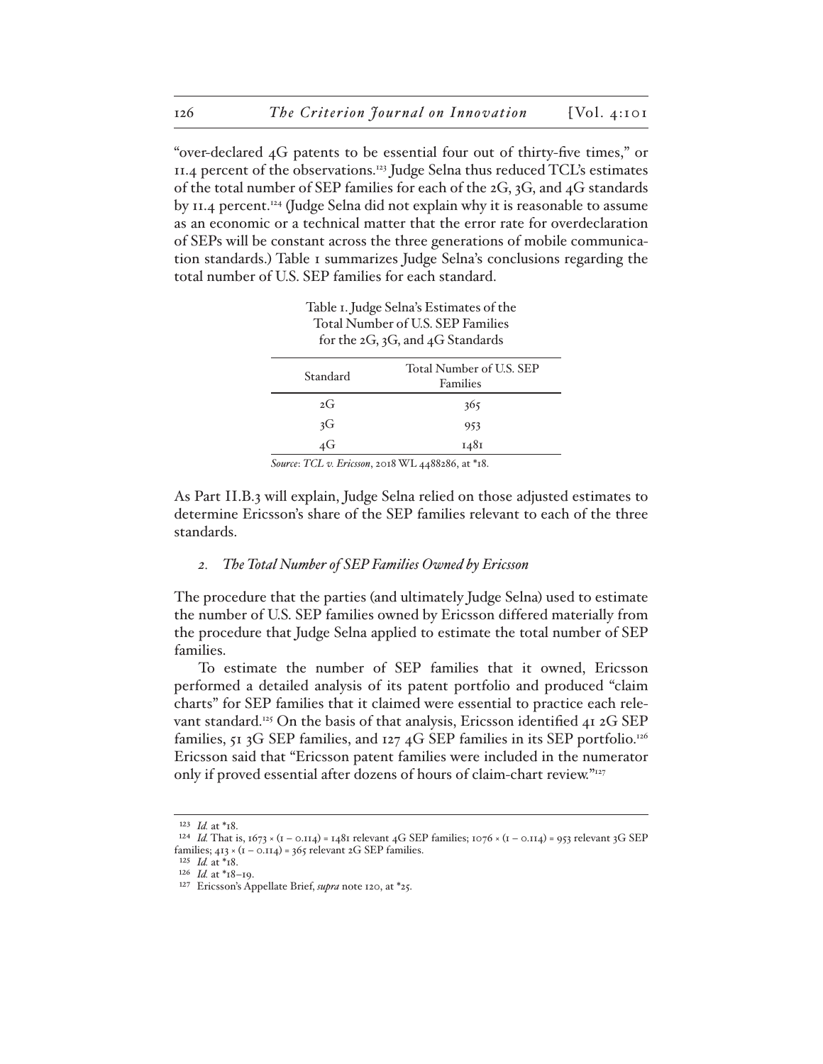"over-declared 4G patents to be essential four out of thirty-five times," or 11.4 percent of the observations.[123] Judge Selna thus reduced TCL's estimates of the total number of SEP families for each of the 2G, 3G, and 4G standards by 11.4 percent.[124] (Judge Selna did not explain why it is reasonable to assume as an economic or a technical matter that the error rate for overdeclaration of SEPs will be constant across the three generations of mobile communication standards.) Table 1 summarizes Judge Selna's conclusions regarding the total number of U.S. SEP families for each standard.

Table 1. Judge Selna's Estimates of the Total Number of U.S. SEP Families for the 2G, 3G, and 4G Standards

| Standard | Total Number of U.S. SEP Families |
|---|---|
| 2G | 365 |
| 3G | 953 |
| 4G | 1481 |

*Source*: *TCL v. Ericsson*, 2018 WL 4488286, at *18.

As Part II.B.3 will explain, Judge Selna relied on those adjusted estimates to determine Ericsson's share of the SEP families relevant to each of the three standards.

### *2. The Total Number of SEP Families Owned by Ericsson*

The procedure that the parties (and ultimately Judge Selna) used to estimate the number of U.S. SEP families owned by Ericsson differed materially from the procedure that Judge Selna applied to estimate the total number of SEP families.

To estimate the number of SEP families that it owned, Ericsson performed a detailed analysis of its patent portfolio and produced "claim charts" for SEP families that it claimed were essential to practice each relevant standard.[125] On the basis of that analysis, Ericsson identified 41 2G SEP families, 51 3G SEP families, and 127 4G SEP families in its SEP portfolio.[126] Ericsson said that "Ericsson patent families were included in the numerator only if proved essential after dozens of hours of claim-chart review."[127]

---

[123] *Id.* at *18.

[124] *Id.* That is, $1673 \times (1 - 0.114) = 1481$ relevant 4G SEP families; $1076 \times (1 - 0.114) = 953$ relevant 3G SEP families; $413 \times (1 - 0.114) = 365$ relevant 2G SEP families.

[125] *Id.* at *18.

[126] *Id.* at *18–19.

[127] Ericsson's Appellate Brief, *supra* note 120, at *25.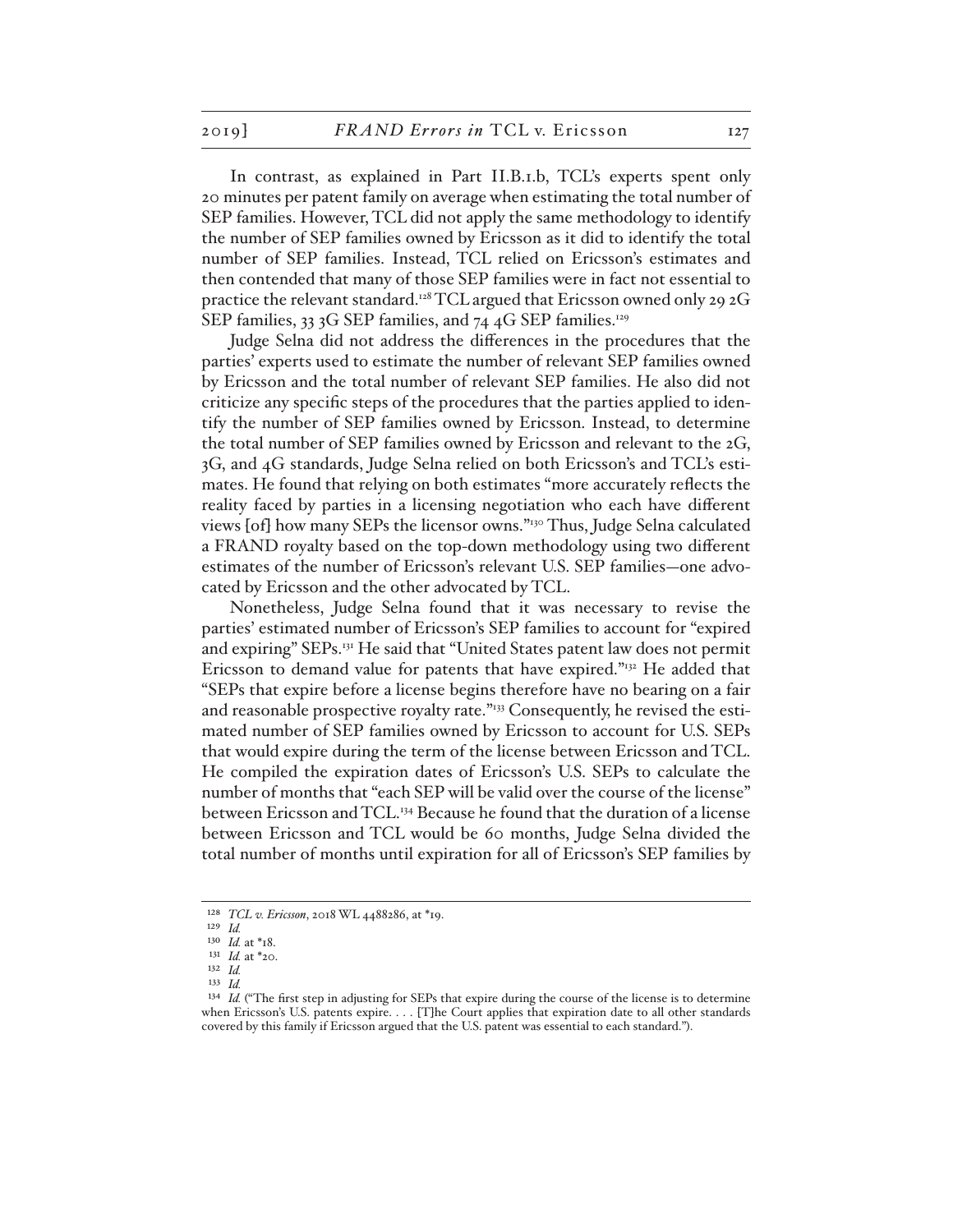In contrast, as explained in Part II.B.1.b, TCL's experts spent only 20 minutes per patent family on average when estimating the total number of SEP families. However, TCL did not apply the same methodology to identify the number of SEP families owned by Ericsson as it did to identify the total number of SEP families. Instead, TCL relied on Ericsson's estimates and then contended that many of those SEP families were in fact not essential to practice the relevant standard.[128] TCL argued that Ericsson owned only 29 2G SEP families, 33 3G SEP families, and 74 4G SEP families.[129]

Judge Selna did not address the differences in the procedures that the parties' experts used to estimate the number of relevant SEP families owned by Ericsson and the total number of relevant SEP families. He also did not criticize any specific steps of the procedures that the parties applied to identify the number of SEP families owned by Ericsson. Instead, to determine the total number of SEP families owned by Ericsson and relevant to the 2G, 3G, and 4G standards, Judge Selna relied on both Ericsson's and TCL's estimates. He found that relying on both estimates "more accurately reflects the reality faced by parties in a licensing negotiation who each have different views [of] how many SEPs the licensor owns."[130] Thus, Judge Selna calculated a FRAND royalty based on the top-down methodology using two different estimates of the number of Ericsson's relevant U.S. SEP families—one advocated by Ericsson and the other advocated by TCL.

Nonetheless, Judge Selna found that it was necessary to revise the parties' estimated number of Ericsson's SEP families to account for "expired and expiring" SEPs.[131] He said that "United States patent law does not permit Ericsson to demand value for patents that have expired."[132] He added that "SEPs that expire before a license begins therefore have no bearing on a fair and reasonable prospective royalty rate."[133] Consequently, he revised the estimated number of SEP families owned by Ericsson to account for U.S. SEPs that would expire during the term of the license between Ericsson and TCL. He compiled the expiration dates of Ericsson's U.S. SEPs to calculate the number of months that "each SEP will be valid over the course of the license" between Ericsson and TCL.[134] Because he found that the duration of a license between Ericsson and TCL would be 60 months, Judge Selna divided the total number of months until expiration for all of Ericsson's SEP families by

---

[128] *TCL v. Ericsson*, 2018 WL 4488286, at *19.

[129] *Id.*

[130] *Id.* at *18.

[131] *Id.* at *20.

[132] *Id.*

[133] *Id.*

[134] *Id.* ("The first step in adjusting for SEPs that expire during the course of the license is to determine when Ericsson's U.S. patents expire. . . . [T]he Court applies that expiration date to all other standards covered by this family if Ericsson argued that the U.S. patent was essential to each standard.").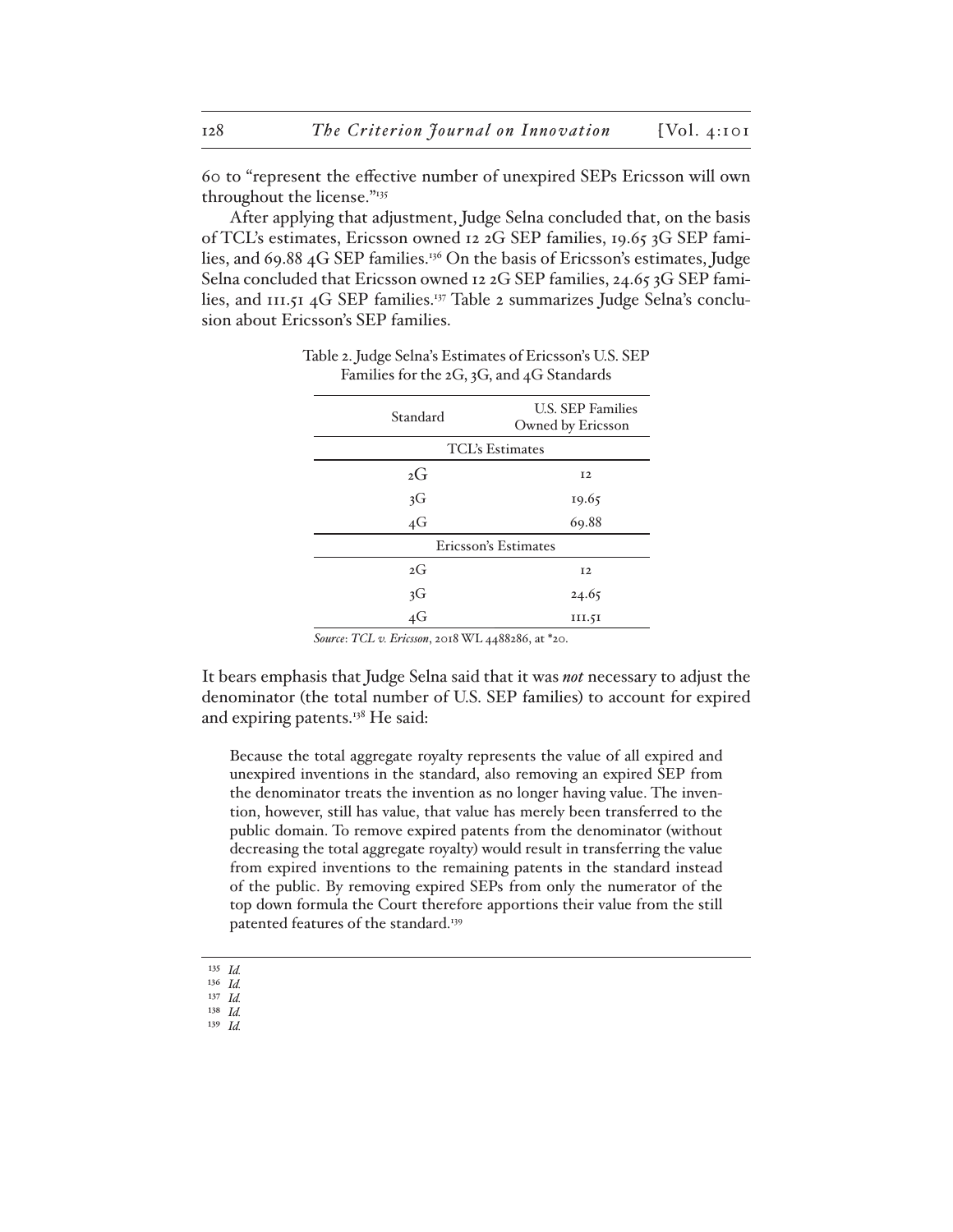60 to "represent the effective number of unexpired SEPs Ericsson will own throughout the license."[135]

After applying that adjustment, Judge Selna concluded that, on the basis of TCL's estimates, Ericsson owned 12 2G SEP families, 19.65 3G SEP families, and 69.88 4G SEP families.[136] On the basis of Ericsson's estimates, Judge Selna concluded that Ericsson owned 12 2G SEP families, 24.65 3G SEP families, and 111.51 4G SEP families.[137] Table 2 summarizes Judge Selna's conclusion about Ericsson's SEP families.

Table 2. Judge Selna's Estimates of Ericsson's U.S. SEP Families for the 2G, 3G, and 4G Standards

| Standard | U.S. SEP Families Owned by Ericsson |
|---|---|
| TCL's Estimates | |
| 2G | 12 |
| 3G | 19.65 |
| 4G | 69.88 |
| Ericsson's Estimates | |
| 2G | 12 |
| 3G | 24.65 |
| 4G | 111.51 |

*Source*: *TCL v. Ericsson*, 2018 WL 4488286, at *20.

It bears emphasis that Judge Selna said that it was *not* necessary to adjust the denominator (the total number of U.S. SEP families) to account for expired and expiring patents.[138] He said:

> Because the total aggregate royalty represents the value of all expired and unexpired inventions in the standard, also removing an expired SEP from the denominator treats the invention as no longer having value. The invention, however, still has value, that value has merely been transferred to the public domain. To remove expired patents from the denominator (without decreasing the total aggregate royalty) would result in transferring the value from expired inventions to the remaining patents in the standard instead of the public. By removing expired SEPs from only the numerator of the top down formula the Court therefore apportions their value from the still patented features of the standard.[139]

---

135 *Id.*

136 *Id.*

137 *Id.*

138 *Id.*

139 *Id.*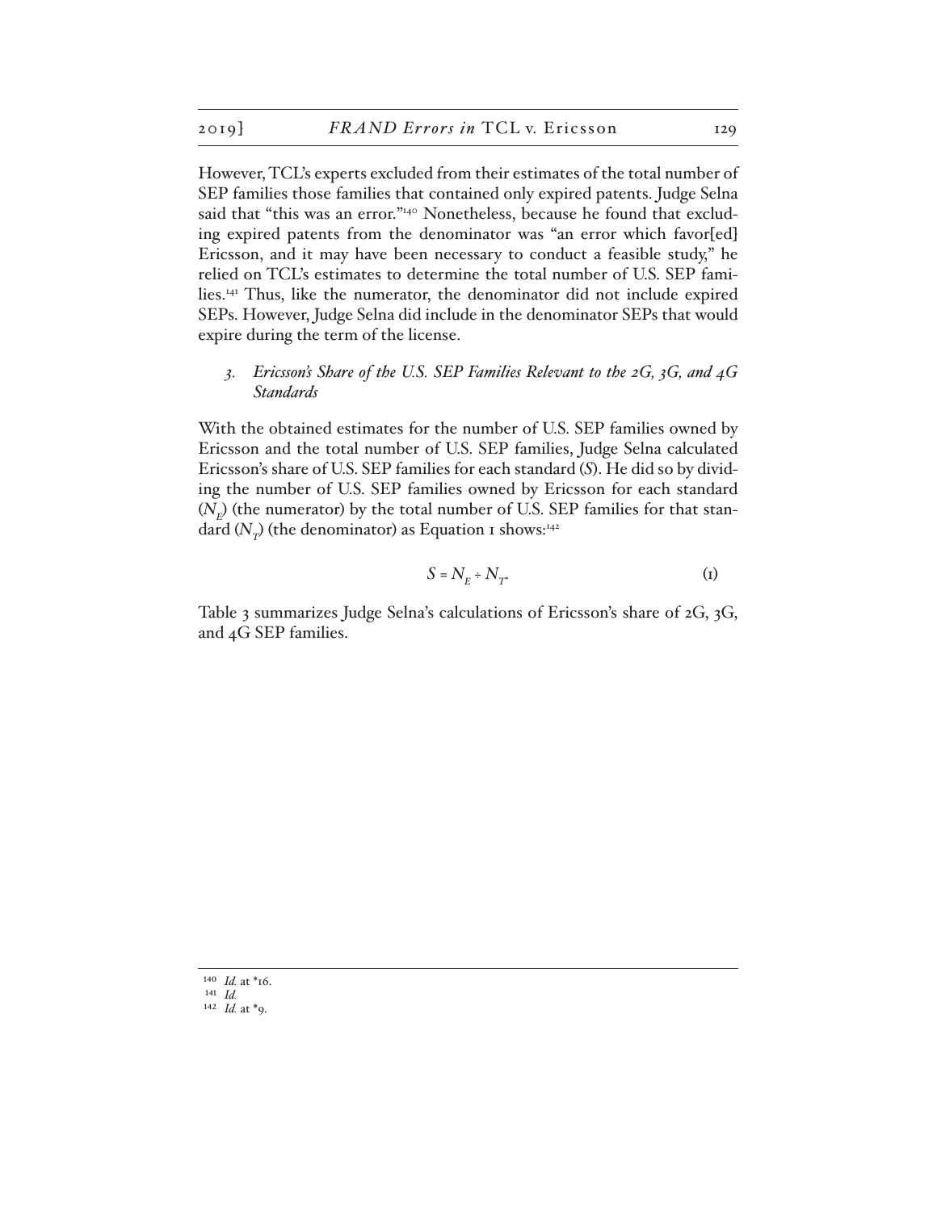However, TCL's experts excluded from their estimates of the total number of SEP families those families that contained only expired patents. Judge Selna said that "this was an error."[140] Nonetheless, because he found that excluding expired patents from the denominator was "an error which favor[ed] Ericsson, and it may have been necessary to conduct a feasible study," he relied on TCL's estimates to determine the total number of U.S. SEP families.[141] Thus, like the numerator, the denominator did not include expired SEPs. However, Judge Selna did include in the denominator SEPs that would expire during the term of the license.

### 3. *Ericsson's Share of the U.S. SEP Families Relevant to the 2G, 3G, and 4G Standards*

With the obtained estimates for the number of U.S. SEP families owned by Ericsson and the total number of U.S. SEP families, Judge Selna calculated Ericsson's share of U.S. SEP families for each standard ($S$). He did so by dividing the number of U.S. SEP families owned by Ericsson for each standard ($N_E$) (the numerator) by the total number of U.S. SEP families for that standard ($N_T$) (the denominator) as Equation 1 shows:[142]

$$S = N_E \div N_T. \tag{1}$$

Table 3 summarizes Judge Selna's calculations of Ericsson's share of 2G, 3G, and 4G SEP families.

---

[140] *Id.* at *16.

[141] *Id.*

[142] *Id.* at *9.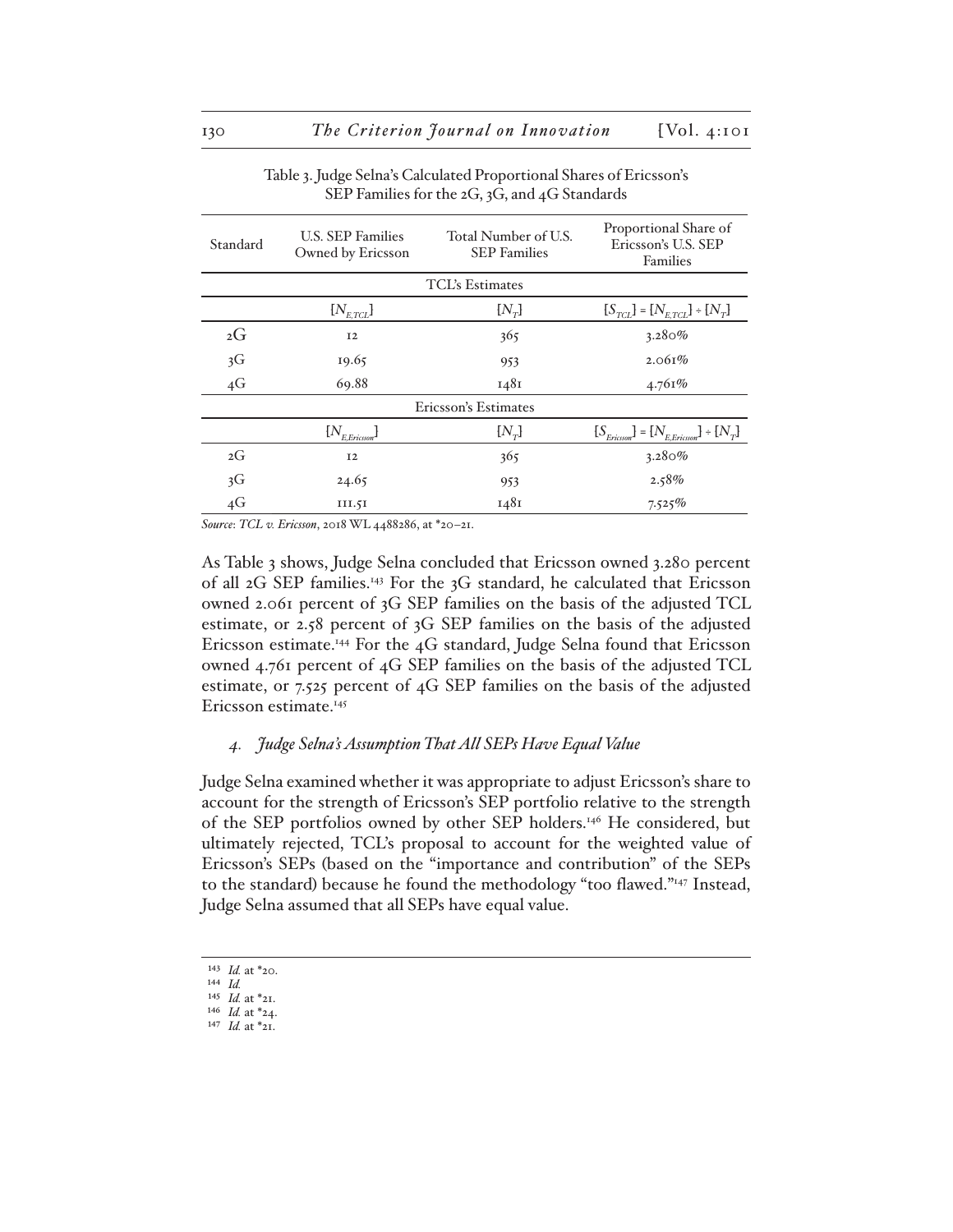Table 3. Judge Selna's Calculated Proportional Shares of Ericsson's SEP Families for the 2G, 3G, and 4G Standards

| Standard | U.S. SEP Families Owned by Ericsson | Total Number of U.S. SEP Families | Proportional Share of Ericsson's U.S. SEP Families |
|---|---|---|---|
| TCL's Estimates | | | |
| | $[N_{E,TCL}]$ | $[N_T]$ | $[S_{TCL}] = [N_{E,TCL}] \div [N_T]$ |
| 2G | 12 | 365 | 3.280% |
| 3G | 19.65 | 953 | 2.061% |
| 4G | 69.88 | 1481 | 4.761% |
| Ericsson's Estimates | | | |
| | $[N_{E,Ericsson}]$ | $[N_T]$ | $[S_{Ericsson}] = [N_{E,Ericsson}] \div [N_T]$ |
| 2G | 12 | 365 | 3.280% |
| 3G | 24.65 | 953 | 2.58% |
| 4G | 111.51 | 1481 | 7.525% |

*Source*: *TCL v. Ericsson*, 2018 WL 4488286, at *20–21.

As Table 3 shows, Judge Selna concluded that Ericsson owned 3.280 percent of all 2G SEP families.[143] For the 3G standard, he calculated that Ericsson owned 2.061 percent of 3G SEP families on the basis of the adjusted TCL estimate, or 2.58 percent of 3G SEP families on the basis of the adjusted Ericsson estimate.[144] For the 4G standard, Judge Selna found that Ericsson owned 4.761 percent of 4G SEP families on the basis of the adjusted TCL estimate, or 7.525 percent of 4G SEP families on the basis of the adjusted Ericsson estimate.[145]

#### *4. Judge Selna's Assumption That All SEPs Have Equal Value*

Judge Selna examined whether it was appropriate to adjust Ericsson's share to account for the strength of Ericsson's SEP portfolio relative to the strength of the SEP portfolios owned by other SEP holders.[146] He considered, but ultimately rejected, TCL's proposal to account for the weighted value of Ericsson's SEPs (based on the "importance and contribution" of the SEPs to the standard) because he found the methodology "too flawed."[147] Instead, Judge Selna assumed that all SEPs have equal value.

---

[143] *Id.* at *20.

[144] *Id.*

[145] *Id.* at *21.

[146] *Id.* at *24.

[147] *Id.* at *21.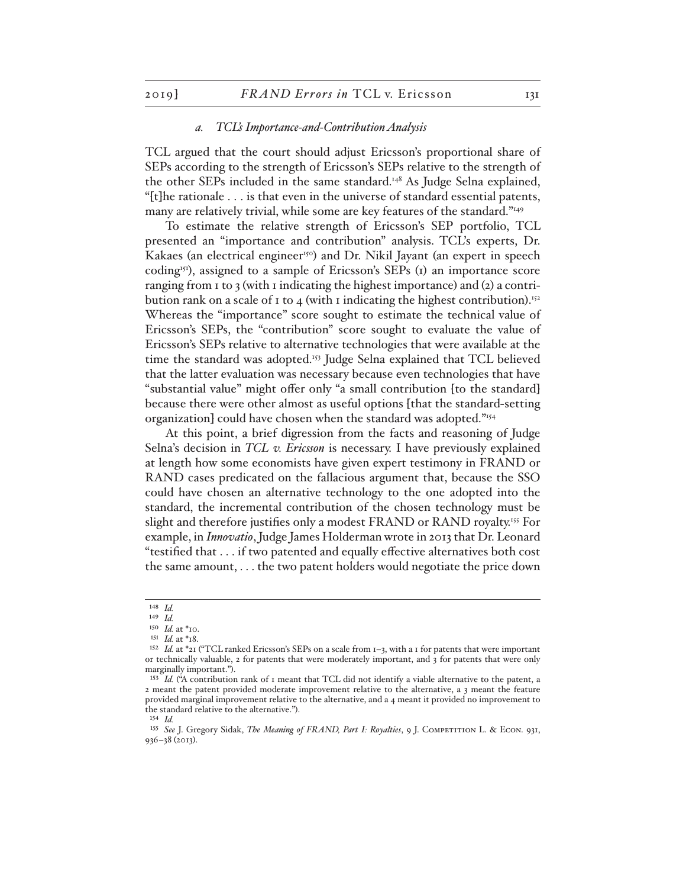#### *a. TCL's Importance-and-Contribution Analysis*

TCL argued that the court should adjust Ericsson's proportional share of SEPs according to the strength of Ericsson's SEPs relative to the strength of the other SEPs included in the same standard.[148] As Judge Selna explained, "[t]he rationale . . . is that even in the universe of standard essential patents, many are relatively trivial, while some are key features of the standard."[149]

To estimate the relative strength of Ericsson's SEP portfolio, TCL presented an "importance and contribution" analysis. TCL's experts, Dr. Kakaes (an electrical engineer[150]) and Dr. Nikil Jayant (an expert in speech coding[151]), assigned to a sample of Ericsson's SEPs (1) an importance score ranging from 1 to 3 (with 1 indicating the highest importance) and (2) a contribution rank on a scale of 1 to 4 (with 1 indicating the highest contribution).[152] Whereas the "importance" score sought to estimate the technical value of Ericsson's SEPs, the "contribution" score sought to evaluate the value of Ericsson's SEPs relative to alternative technologies that were available at the time the standard was adopted.[153] Judge Selna explained that TCL believed that the latter evaluation was necessary because even technologies that have "substantial value" might offer only "a small contribution [to the standard] because there were other almost as useful options [that the standard-setting organization] could have chosen when the standard was adopted."[154]

At this point, a brief digression from the facts and reasoning of Judge Selna's decision in *TCL v. Ericsson* is necessary. I have previously explained at length how some economists have given expert testimony in FRAND or RAND cases predicated on the fallacious argument that, because the SSO could have chosen an alternative technology to the one adopted into the standard, the incremental contribution of the chosen technology must be slight and therefore justifies only a modest FRAND or RAND royalty.[155] For example, in *Innovatio*, Judge James Holderman wrote in 2013 that Dr. Leonard "testified that . . . if two patented and equally effective alternatives both cost the same amount, . . . the two patent holders would negotiate the price down

---

[148] *Id.*

[149] *Id.*

[150] *Id.* at *10.

[151] *Id.* at *18.

[152] *Id.* at *21 ("TCL ranked Ericsson's SEPs on a scale from 1–3, with a 1 for patents that were important or technically valuable, 2 for patents that were moderately important, and 3 for patents that were only marginally important.").

[153] *Id.* ("A contribution rank of 1 meant that TCL did not identify a viable alternative to the patent, a 2 meant the patent provided moderate improvement relative to the alternative, a 3 meant the feature provided marginal improvement relative to the alternative, and a 4 meant it provided no improvement to the standard relative to the alternative.").

[154] *Id.*

[155] *See* J. Gregory Sidak, *The Meaning of FRAND, Part I: Royalties*, 9 J. Competition L. & Econ. 931, 936–38 (2013).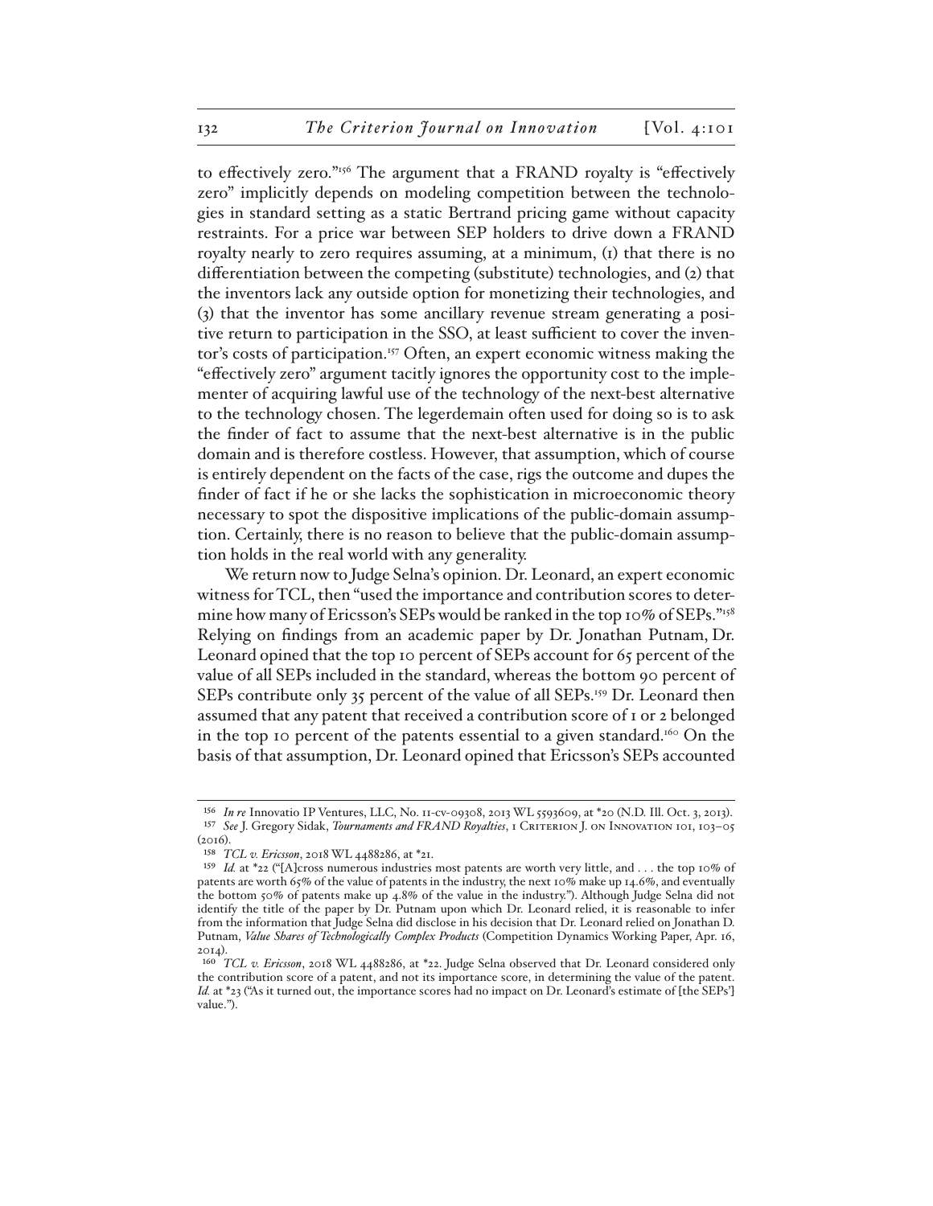to effectively zero."[156] The argument that a FRAND royalty is "effectively zero" implicitly depends on modeling competition between the technologies in standard setting as a static Bertrand pricing game without capacity restraints. For a price war between SEP holders to drive down a FRAND royalty nearly to zero requires assuming, at a minimum, (1) that there is no differentiation between the competing (substitute) technologies, and (2) that the inventors lack any outside option for monetizing their technologies, and (3) that the inventor has some ancillary revenue stream generating a positive return to participation in the SSO, at least sufficient to cover the inventor's costs of participation.[157] Often, an expert economic witness making the "effectively zero" argument tacitly ignores the opportunity cost to the implementer of acquiring lawful use of the technology of the next-best alternative to the technology chosen. The legerdemain often used for doing so is to ask the finder of fact to assume that the next-best alternative is in the public domain and is therefore costless. However, that assumption, which of course is entirely dependent on the facts of the case, rigs the outcome and dupes the finder of fact if he or she lacks the sophistication in microeconomic theory necessary to spot the dispositive implications of the public-domain assumption. Certainly, there is no reason to believe that the public-domain assumption holds in the real world with any generality.

We return now to Judge Selna's opinion. Dr. Leonard, an expert economic witness for TCL, then "used the importance and contribution scores to determine how many of Ericsson's SEPs would be ranked in the top 10% of SEPs."[158] Relying on findings from an academic paper by Dr. Jonathan Putnam, Dr. Leonard opined that the top 10 percent of SEPs account for 65 percent of the value of all SEPs included in the standard, whereas the bottom 90 percent of SEPs contribute only 35 percent of the value of all SEPs.[159] Dr. Leonard then assumed that any patent that received a contribution score of 1 or 2 belonged in the top 10 percent of the patents essential to a given standard.[160] On the basis of that assumption, Dr. Leonard opined that Ericsson's SEPs accounted

---

[156] *In re* Innovatio IP Ventures, LLC, No. 11-cv-09308, 2013 WL 5593609, at *20 (N.D. Ill. Oct. 3, 2013).

[157] *See* J. Gregory Sidak, *Tournaments and FRAND Royalties*, 1 Criterion J. on Innovation 101, 103–05 (2016).

[158] *TCL v. Ericsson*, 2018 WL 4488286, at *21.

[159] *Id.* at *22 ("[A]cross numerous industries most patents are worth very little, and . . . the top 10% of patents are worth 65% of the value of patents in the industry, the next 10% make up 14.6%, and eventually the bottom 50% of patents make up 4.8% of the value in the industry."). Although Judge Selna did not identify the title of the paper by Dr. Putnam upon which Dr. Leonard relied, it is reasonable to infer from the information that Judge Selna did disclose in his decision that Dr. Leonard relied on Jonathan D. Putnam, *Value Shares of Technologically Complex Products* (Competition Dynamics Working Paper, Apr. 16, 2014).

[160] *TCL v. Ericsson*, 2018 WL 4488286, at *22. Judge Selna observed that Dr. Leonard considered only the contribution score of a patent, and not its importance score, in determining the value of the patent. *Id.* at *23 ("As it turned out, the importance scores had no impact on Dr. Leonard's estimate of [the SEPs'] value.").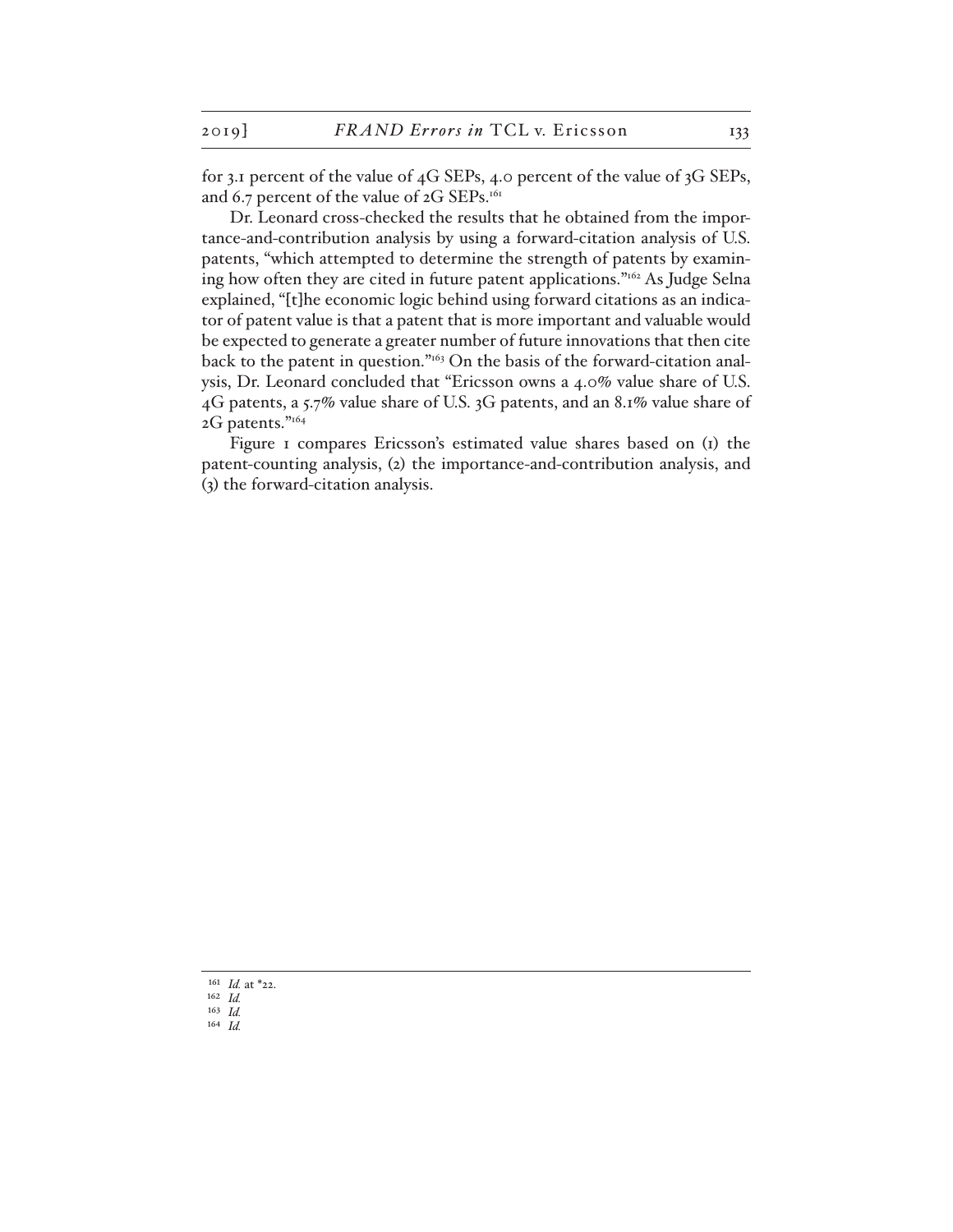for 3.1 percent of the value of 4G SEPs, 4.0 percent of the value of 3G SEPs, and 6.7 percent of the value of 2G SEPs.[161]

Dr. Leonard cross-checked the results that he obtained from the importance-and-contribution analysis by using a forward-citation analysis of U.S. patents, "which attempted to determine the strength of patents by examining how often they are cited in future patent applications."[162] As Judge Selna explained, "[t]he economic logic behind using forward citations as an indicator of patent value is that a patent that is more important and valuable would be expected to generate a greater number of future innovations that then cite back to the patent in question."[163] On the basis of the forward-citation analysis, Dr. Leonard concluded that "Ericsson owns a 4.0% value share of U.S. 4G patents, a 5.7% value share of U.S. 3G patents, and an 8.1% value share of 2G patents."[164]

Figure 1 compares Ericsson's estimated value shares based on (1) the patent-counting analysis, (2) the importance-and-contribution analysis, and (3) the forward-citation analysis.

---

[161] *Id.* at *22.

[162] *Id.*

[163] *Id.*

[164] *Id.*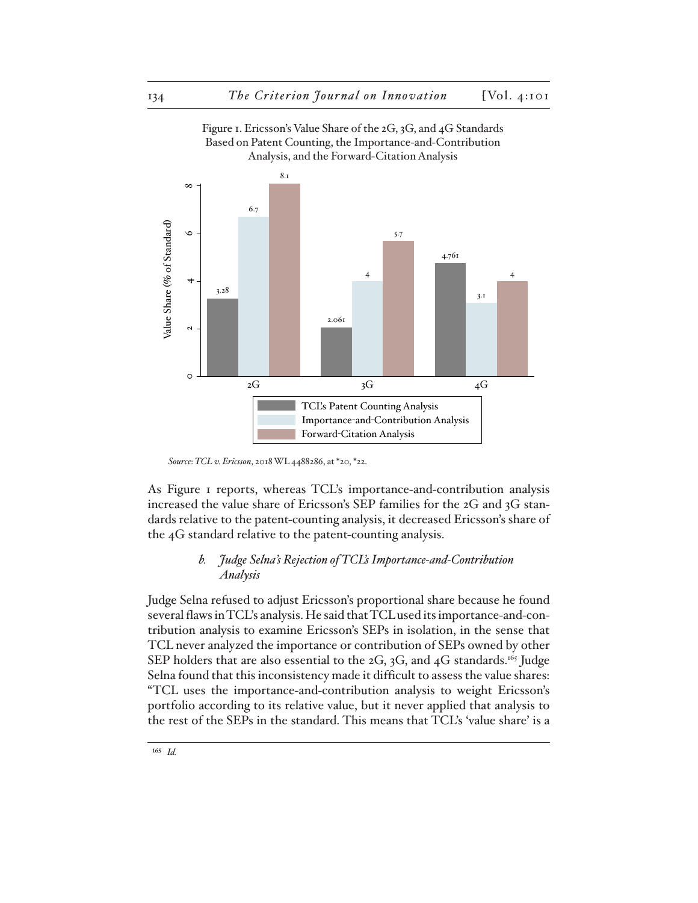Figure 1. Ericsson's Value Share of the 2G, 3G, and 4G Standards Based on Patent Counting, the Importance-and-Contribution Analysis, and the Forward-Citation Analysis

| Standard | TCL's Patent Counting Analysis | Importance-and-Contribution Analysis | Forward-Citation Analysis |
|---|---|---|---|
| 2G | 3.28 | 6.7 | 8.1 |
| 3G | 2.061 | 4 | 5.7 |
| 4G | 4.761 | 3.1 | 4 |

*Source*: *TCL v. Ericsson*, 2018 WL 4488286, at *20, *22.

As Figure 1 reports, whereas TCL's importance-and-contribution analysis increased the value share of Ericsson's SEP families for the 2G and 3G standards relative to the patent-counting analysis, it decreased Ericsson's share of the 4G standard relative to the patent-counting analysis.

#### *b. Judge Selna's Rejection of TCL's Importance-and-Contribution Analysis*

Judge Selna refused to adjust Ericsson's proportional share because he found several flaws in TCL's analysis. He said that TCL used its importance-and-contribution analysis to examine Ericsson's SEPs in isolation, in the sense that TCL never analyzed the importance or contribution of SEPs owned by other SEP holders that are also essential to the 2G, 3G, and 4G standards.[165] Judge Selna found that this inconsistency made it difficult to assess the value shares: "TCL uses the importance-and-contribution analysis to weight Ericsson's portfolio according to its relative value, but it never applied that analysis to the rest of the SEPs in the standard. This means that TCL's 'value share' is a

[165] *Id.*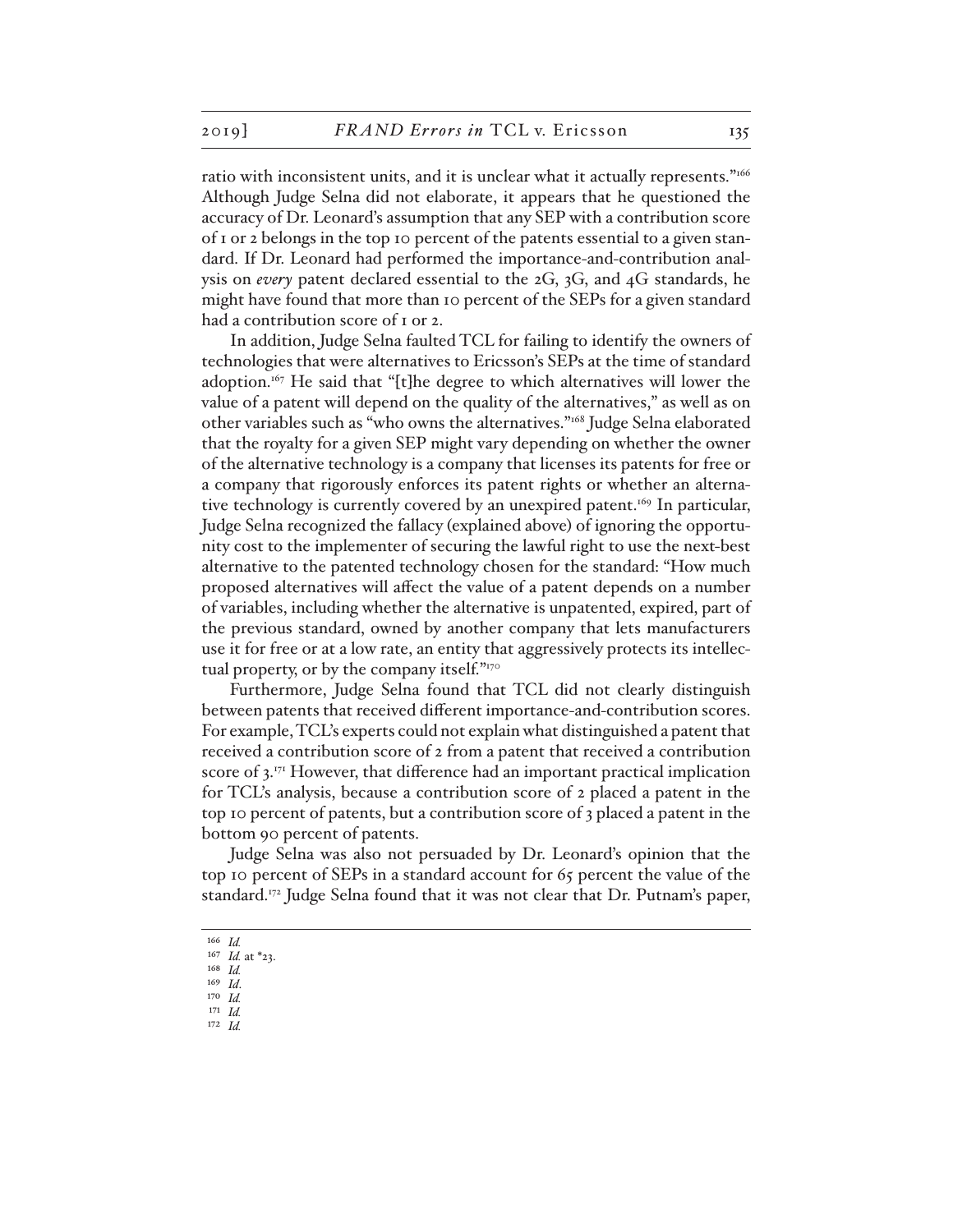ratio with inconsistent units, and it is unclear what it actually represents."[166] Although Judge Selna did not elaborate, it appears that he questioned the accuracy of Dr. Leonard's assumption that any SEP with a contribution score of 1 or 2 belongs in the top 10 percent of the patents essential to a given standard. If Dr. Leonard had performed the importance-and-contribution analysis on *every* patent declared essential to the 2G, 3G, and 4G standards, he might have found that more than 10 percent of the SEPs for a given standard had a contribution score of 1 or 2.

In addition, Judge Selna faulted TCL for failing to identify the owners of technologies that were alternatives to Ericsson's SEPs at the time of standard adoption.[167] He said that "[t]he degree to which alternatives will lower the value of a patent will depend on the quality of the alternatives," as well as on other variables such as "who owns the alternatives."[168] Judge Selna elaborated that the royalty for a given SEP might vary depending on whether the owner of the alternative technology is a company that licenses its patents for free or a company that rigorously enforces its patent rights or whether an alternative technology is currently covered by an unexpired patent.[169] In particular, Judge Selna recognized the fallacy (explained above) of ignoring the opportunity cost to the implementer of securing the lawful right to use the next-best alternative to the patented technology chosen for the standard: "How much proposed alternatives will affect the value of a patent depends on a number of variables, including whether the alternative is unpatented, expired, part of the previous standard, owned by another company that lets manufacturers use it for free or at a low rate, an entity that aggressively protects its intellectual property, or by the company itself."[170]

Furthermore, Judge Selna found that TCL did not clearly distinguish between patents that received different importance-and-contribution scores. For example, TCL's experts could not explain what distinguished a patent that received a contribution score of 2 from a patent that received a contribution score of 3.[171] However, that difference had an important practical implication for TCL's analysis, because a contribution score of 2 placed a patent in the top 10 percent of patents, but a contribution score of 3 placed a patent in the bottom 90 percent of patents.

Judge Selna was also not persuaded by Dr. Leonard's opinion that the top 10 percent of SEPs in a standard account for 65 percent the value of the standard.[172] Judge Selna found that it was not clear that Dr. Putnam's paper,

---

[166] *Id.*

[167] *Id.* at *23.

[168] *Id.*

[169] *Id.*

[170] *Id.*

[171] *Id.*

[172] *Id.*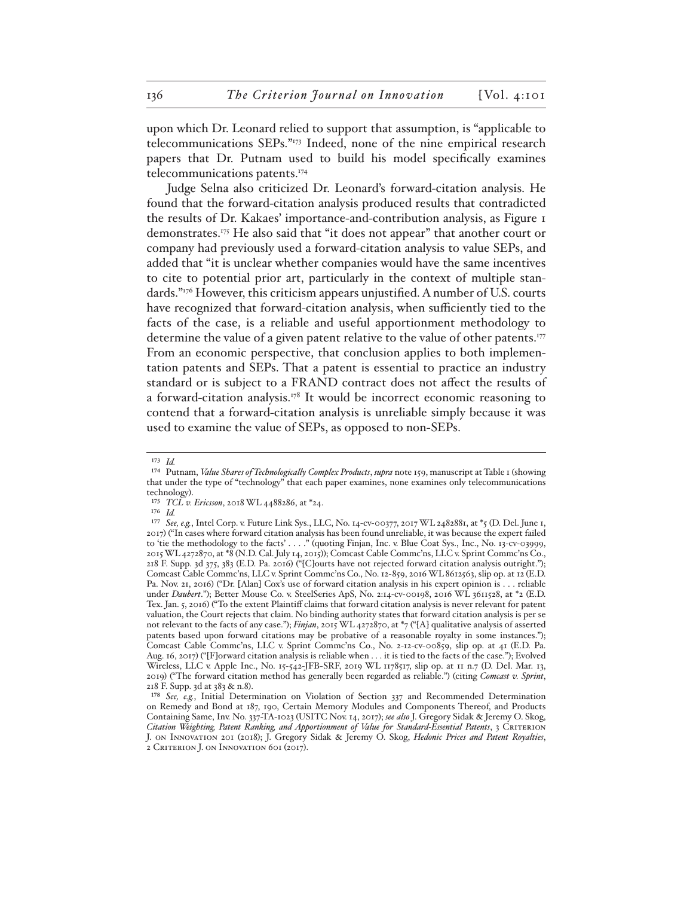upon which Dr. Leonard relied to support that assumption, is "applicable to telecommunications SEPs."[173] Indeed, none of the nine empirical research papers that Dr. Putnam used to build his model specifically examines telecommunications patents.[174]

Judge Selna also criticized Dr. Leonard's forward-citation analysis. He found that the forward-citation analysis produced results that contradicted the results of Dr. Kakaes' importance-and-contribution analysis, as Figure 1 demonstrates.[175] He also said that "it does not appear" that another court or company had previously used a forward-citation analysis to value SEPs, and added that "it is unclear whether companies would have the same incentives to cite to potential prior art, particularly in the context of multiple standards."[176] However, this criticism appears unjustified. A number of U.S. courts have recognized that forward-citation analysis, when sufficiently tied to the facts of the case, is a reliable and useful apportionment methodology to determine the value of a given patent relative to the value of other patents.[177] From an economic perspective, that conclusion applies to both implementation patents and SEPs. That a patent is essential to practice an industry standard or is subject to a FRAND contract does not affect the results of a forward-citation analysis.[178] It would be incorrect economic reasoning to contend that a forward-citation analysis is unreliable simply because it was used to examine the value of SEPs, as opposed to non-SEPs.

---

[173] *Id.*

[174] Putnam, *Value Shares of Technologically Complex Products*, *supra* note 159, manuscript at Table 1 (showing that under the type of "technology" that each paper examines, none examines only telecommunications technology).

[175] *TCL v. Ericsson*, 2018 WL 4488286, at *24.

[176] *Id.*

[177] *See, e.g.*, Intel Corp. v. Future Link Sys., LLC, No. 14-cv-00377, 2017 WL 2482881, at *5 (D. Del. June 1, 2017) ("In cases where forward citation analysis has been found unreliable, it was because the expert failed to 'tie the methodology to the facts' . . . ." (quoting Finjan, Inc. v. Blue Coat Sys., Inc., No. 13-cv-03999, 2015 WL 4272870, at *8 (N.D. Cal. July 14, 2015)); Comcast Cable Commc'ns, LLC v. Sprint Commc'ns Co., 218 F. Supp. 3d 375, 383 (E.D. Pa. 2016) ("[C]ourts have not rejected forward citation analysis outright."); Comcast Cable Commc'ns, LLC v. Sprint Commc'ns Co., No. 12-859, 2016 WL 8612563, slip op. at 12 (E.D. Pa. Nov. 21, 2016) ("Dr. [Alan] Cox's use of forward citation analysis in his expert opinion is . . . reliable under *Daubert*."); Better Mouse Co. v. SteelSeries ApS, No. 2:14-cv-00198, 2016 WL 3611528, at *2 (E.D. Tex. Jan. 5, 2016) ("To the extent Plaintiff claims that forward citation analysis is never relevant for patent valuation, the Court rejects that claim. No binding authority states that forward citation analysis is per se not relevant to the facts of any case."); *Finjan*, 2015 WL 4272870, at *7 ("[A] qualitative analysis of asserted patents based upon forward citations may be probative of a reasonable royalty in some instances."); Comcast Cable Commc'ns, LLC v. Sprint Commc'ns Co., No. 2-12-cv-00859, slip op. at 41 (E.D. Pa. Aug. 16, 2017) ("[F]orward citation analysis is reliable when . . . it is tied to the facts of the case."); Evolved Wireless, LLC v. Apple Inc., No. 15-542-JFB-SRF, 2019 WL 1178517, slip op. at 11 n.7 (D. Del. Mar. 13, 2019) ("The forward citation method has generally been regarded as reliable.") (citing *Comcast v. Sprint*, 218 F. Supp. 3d at 383 & n.8).

[178] *See, e.g.*, Initial Determination on Violation of Section 337 and Recommended Determination on Remedy and Bond at 187, 190, Certain Memory Modules and Components Thereof, and Products Containing Same, Inv. No. 337-TA-1023 (USITC Nov. 14, 2017); *see also* J. Gregory Sidak & Jeremy O. Skog, *Citation Weighting, Patent Ranking, and Apportionment of Value for Standard-Essential Patents*, 3 Criterion J. on Innovation 201 (2018); J. Gregory Sidak & Jeremy O. Skog, *Hedonic Prices and Patent Royalties*, 2 Criterion J. on Innovation 601 (2017).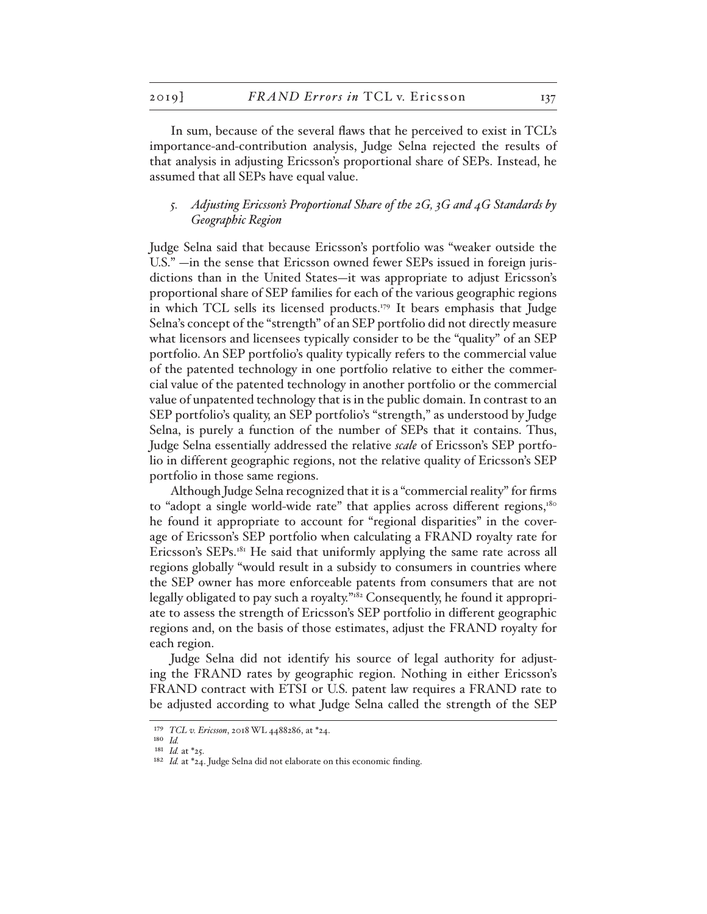In sum, because of the several flaws that he perceived to exist in TCL's importance-and-contribution analysis, Judge Selna rejected the results of that analysis in adjusting Ericsson's proportional share of SEPs. Instead, he assumed that all SEPs have equal value.

### *5. Adjusting Ericsson's Proportional Share of the 2G, 3G and 4G Standards by Geographic Region*

Judge Selna said that because Ericsson's portfolio was "weaker outside the U.S." —in the sense that Ericsson owned fewer SEPs issued in foreign jurisdictions than in the United States—it was appropriate to adjust Ericsson's proportional share of SEP families for each of the various geographic regions in which TCL sells its licensed products.[179] It bears emphasis that Judge Selna's concept of the "strength" of an SEP portfolio did not directly measure what licensors and licensees typically consider to be the "quality" of an SEP portfolio. An SEP portfolio's quality typically refers to the commercial value of the patented technology in one portfolio relative to either the commercial value of the patented technology in another portfolio or the commercial value of unpatented technology that is in the public domain. In contrast to an SEP portfolio's quality, an SEP portfolio's "strength," as understood by Judge Selna, is purely a function of the number of SEPs that it contains. Thus, Judge Selna essentially addressed the relative *scale* of Ericsson's SEP portfolio in different geographic regions, not the relative quality of Ericsson's SEP portfolio in those same regions.

Although Judge Selna recognized that it is a "commercial reality" for firms to "adopt a single world-wide rate" that applies across different regions,[180] he found it appropriate to account for "regional disparities" in the coverage of Ericsson's SEP portfolio when calculating a FRAND royalty rate for Ericsson's SEPs.[181] He said that uniformly applying the same rate across all regions globally "would result in a subsidy to consumers in countries where the SEP owner has more enforceable patents from consumers that are not legally obligated to pay such a royalty."[182] Consequently, he found it appropriate to assess the strength of Ericsson's SEP portfolio in different geographic regions and, on the basis of those estimates, adjust the FRAND royalty for each region.

Judge Selna did not identify his source of legal authority for adjusting the FRAND rates by geographic region. Nothing in either Ericsson's FRAND contract with ETSI or U.S. patent law requires a FRAND rate to be adjusted according to what Judge Selna called the strength of the SEP

---

[179] *TCL v. Ericsson*, 2018 WL 4488286, at *24.

[180] *Id.*

[181] *Id.* at *25.

[182] *Id.* at *24. Judge Selna did not elaborate on this economic finding.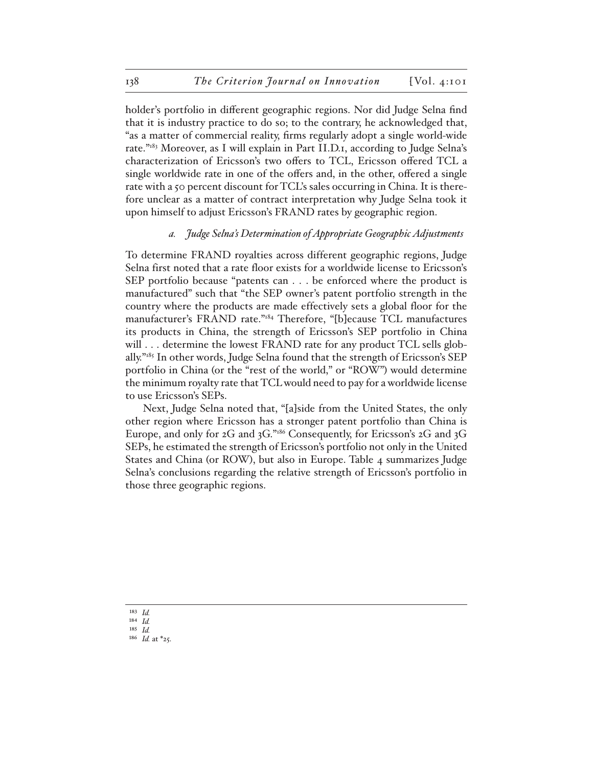holder's portfolio in different geographic regions. Nor did Judge Selna find that it is industry practice to do so; to the contrary, he acknowledged that, "as a matter of commercial reality, firms regularly adopt a single world-wide rate."[183] Moreover, as I will explain in Part II.D.1, according to Judge Selna's characterization of Ericsson's two offers to TCL, Ericsson offered TCL a single worldwide rate in one of the offers and, in the other, offered a single rate with a 50 percent discount for TCL's sales occurring in China. It is therefore unclear as a matter of contract interpretation why Judge Selna took it upon himself to adjust Ericsson's FRAND rates by geographic region.

#### *a. Judge Selna's Determination of Appropriate Geographic Adjustments*

To determine FRAND royalties across different geographic regions, Judge Selna first noted that a rate floor exists for a worldwide license to Ericsson's SEP portfolio because "patents can . . . be enforced where the product is manufactured" such that "the SEP owner's patent portfolio strength in the country where the products are made effectively sets a global floor for the manufacturer's FRAND rate."[184] Therefore, "[b]ecause TCL manufactures its products in China, the strength of Ericsson's SEP portfolio in China will . . . determine the lowest FRAND rate for any product TCL sells globally."[185] In other words, Judge Selna found that the strength of Ericsson's SEP portfolio in China (or the "rest of the world," or "ROW") would determine the minimum royalty rate that TCL would need to pay for a worldwide license to use Ericsson's SEPs.

Next, Judge Selna noted that, "[a]side from the United States, the only other region where Ericsson has a stronger patent portfolio than China is Europe, and only for 2G and 3G."[186] Consequently, for Ericsson's 2G and 3G SEPs, he estimated the strength of Ericsson's portfolio not only in the United States and China (or ROW), but also in Europe. Table 4 summarizes Judge Selna's conclusions regarding the relative strength of Ericsson's portfolio in those three geographic regions.

---

183 *Id.*

184 *Id.*

185 *Id.*

186 *Id.* at *25.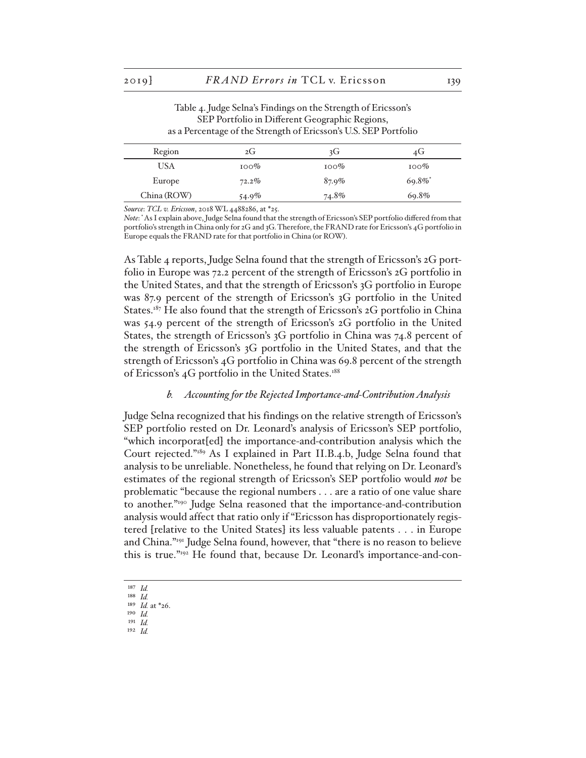Table 4. Judge Selna's Findings on the Strength of Ericsson's SEP Portfolio in Different Geographic Regions, as a Percentage of the Strength of Ericsson's U.S. SEP Portfolio

| Region | 2G | 3G | 4G |
|---|---|---|---|
| USA | 100% | 100% | 100% |
| Europe | 72.2% | 87.9% | 69.8%* |
| China (ROW) | 54.9% | 74.8% | 69.8% |

*Source*: *TCL v. Ericsson*, 2018 WL 4488286, at *25.

*Note*: * As I explain above, Judge Selna found that the strength of Ericsson's SEP portfolio differed from that portfolio's strength in China only for 2G and 3G. Therefore, the FRAND rate for Ericsson's 4G portfolio in Europe equals the FRAND rate for that portfolio in China (or ROW).

As Table 4 reports, Judge Selna found that the strength of Ericsson's 2G portfolio in Europe was 72.2 percent of the strength of Ericsson's 2G portfolio in the United States, and that the strength of Ericsson's 3G portfolio in Europe was 87.9 percent of the strength of Ericsson's 3G portfolio in the United States.[187] He also found that the strength of Ericsson's 2G portfolio in China was 54.9 percent of the strength of Ericsson's 2G portfolio in the United States, the strength of Ericsson's 3G portfolio in China was 74.8 percent of the strength of Ericsson's 3G portfolio in the United States, and that the strength of Ericsson's 4G portfolio in China was 69.8 percent of the strength of Ericsson's 4G portfolio in the United States.[188]

#### *b. Accounting for the Rejected Importance-and-Contribution Analysis*

Judge Selna recognized that his findings on the relative strength of Ericsson's SEP portfolio rested on Dr. Leonard's analysis of Ericsson's SEP portfolio, "which incorporat[ed] the importance-and-contribution analysis which the Court rejected."[189] As I explained in Part II.B.4.b, Judge Selna found that analysis to be unreliable. Nonetheless, he found that relying on Dr. Leonard's estimates of the regional strength of Ericsson's SEP portfolio would *not* be problematic "because the regional numbers . . . are a ratio of one value share to another."[190] Judge Selna reasoned that the importance-and-contribution analysis would affect that ratio only if "Ericsson has disproportionately registered [relative to the United States] its less valuable patents . . . in Europe and China."[191] Judge Selna found, however, that "there is no reason to believe this is true."[192] He found that, because Dr. Leonard's importance-and-con-

[187] *Id.*

[188] *Id.*

[189] *Id.* at *26.

[190] *Id.*

[191] *Id.*

[192] *Id.*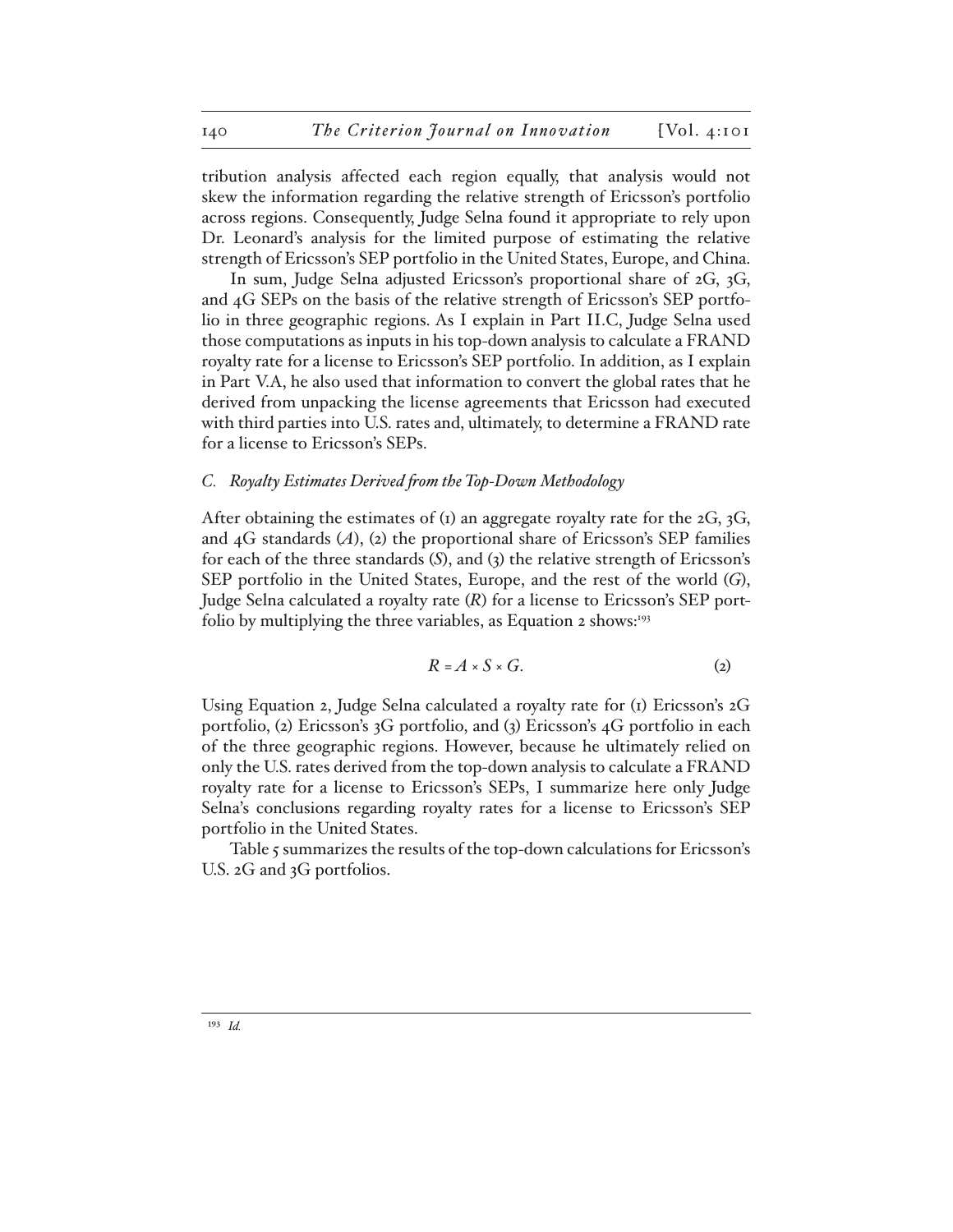tribution analysis affected each region equally, that analysis would not skew the information regarding the relative strength of Ericsson's portfolio across regions. Consequently, Judge Selna found it appropriate to rely upon Dr. Leonard's analysis for the limited purpose of estimating the relative strength of Ericsson's SEP portfolio in the United States, Europe, and China.

In sum, Judge Selna adjusted Ericsson's proportional share of 2G, 3G, and 4G SEPs on the basis of the relative strength of Ericsson's SEP portfolio in three geographic regions. As I explain in Part II.C, Judge Selna used those computations as inputs in his top-down analysis to calculate a FRAND royalty rate for a license to Ericsson's SEP portfolio. In addition, as I explain in Part V.A, he also used that information to convert the global rates that he derived from unpacking the license agreements that Ericsson had executed with third parties into U.S. rates and, ultimately, to determine a FRAND rate for a license to Ericsson's SEPs.

### *C. Royalty Estimates Derived from the Top-Down Methodology*

After obtaining the estimates of (1) an aggregate royalty rate for the 2G, 3G, and 4G standards ($A$), (2) the proportional share of Ericsson's SEP families for each of the three standards ($S$), and (3) the relative strength of Ericsson's SEP portfolio in the United States, Europe, and the rest of the world ($G$), Judge Selna calculated a royalty rate ($R$) for a license to Ericsson's SEP portfolio by multiplying the three variables, as Equation 2 shows:[193]

$$R = A \times S \times G. \tag{2}$$

Using Equation 2, Judge Selna calculated a royalty rate for (1) Ericsson's 2G portfolio, (2) Ericsson's 3G portfolio, and (3) Ericsson's 4G portfolio in each of the three geographic regions. However, because he ultimately relied on only the U.S. rates derived from the top-down analysis to calculate a FRAND royalty rate for a license to Ericsson's SEPs, I summarize here only Judge Selna's conclusions regarding royalty rates for a license to Ericsson's SEP portfolio in the United States.

Table 5 summarizes the results of the top-down calculations for Ericsson's U.S. 2G and 3G portfolios.

---

[193] *Id.*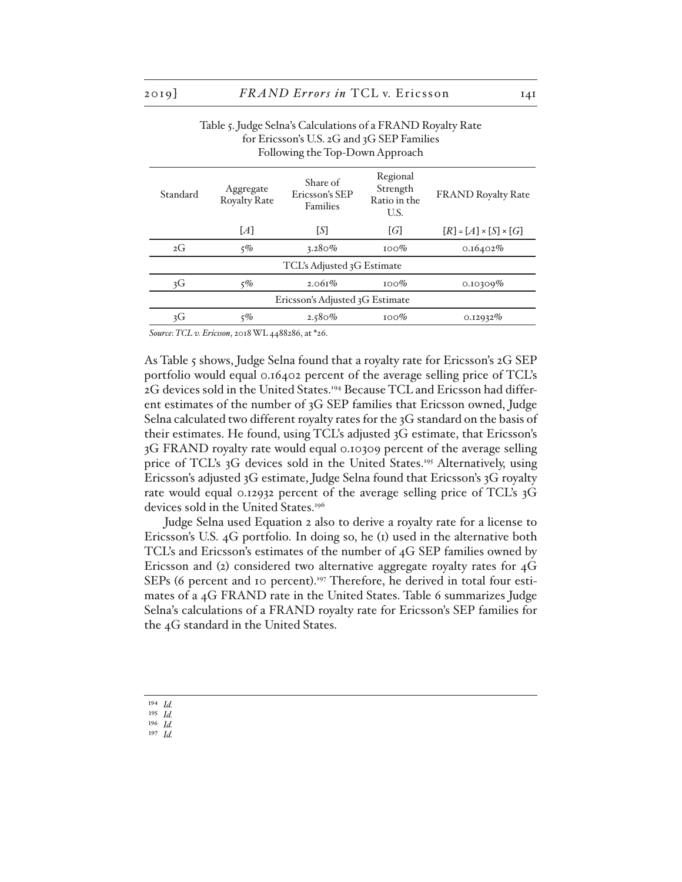Table 5. Judge Selna's Calculations of a FRAND Royalty Rate for Ericsson's U.S. 2G and 3G SEP Families Following the Top-Down Approach

| Standard | Aggregate Royalty Rate | Share of Ericsson's SEP Families | Regional Strength Ratio in the U.S. | FRAND Royalty Rate |
|---|---|---|---|---|
| | [$A$] | [$S$] | [$G$] | [$R$] = [$A$] × [$S$] × [$G$] |
| 2G | 5% | 3.280% | 100% | 0.16402% |
| TCL's Adjusted 3G Estimate | | | | |
| 3G | 5% | 2.061% | 100% | 0.10309% |
| Ericsson's Adjusted 3G Estimate | | | | |
| 3G | 5% | 2.580% | 100% | 0.12932% |

*Source*: *TCL v. Ericsson*, 2018 WL 4488286, at *26.

As Table 5 shows, Judge Selna found that a royalty rate for Ericsson's 2G SEP portfolio would equal 0.16402 percent of the average selling price of TCL's 2G devices sold in the United States.[194] Because TCL and Ericsson had different estimates of the number of 3G SEP families that Ericsson owned, Judge Selna calculated two different royalty rates for the 3G standard on the basis of their estimates. He found, using TCL's adjusted 3G estimate, that Ericsson's 3G FRAND royalty rate would equal 0.10309 percent of the average selling price of TCL's 3G devices sold in the United States.[195] Alternatively, using Ericsson's adjusted 3G estimate, Judge Selna found that Ericsson's 3G royalty rate would equal 0.12932 percent of the average selling price of TCL's 3G devices sold in the United States.[196]

Judge Selna used Equation 2 also to derive a royalty rate for a license to Ericsson's U.S. 4G portfolio. In doing so, he (1) used in the alternative both TCL's and Ericsson's estimates of the number of 4G SEP families owned by Ericsson and (2) considered two alternative aggregate royalty rates for 4G SEPs (6 percent and 10 percent).[197] Therefore, he derived in total four estimates of a 4G FRAND rate in the United States. Table 6 summarizes Judge Selna's calculations of a FRAND royalty rate for Ericsson's SEP families for the 4G standard in the United States.

[194] *Id.*

[195] *Id.*

[196] *Id.*

[197] *Id.*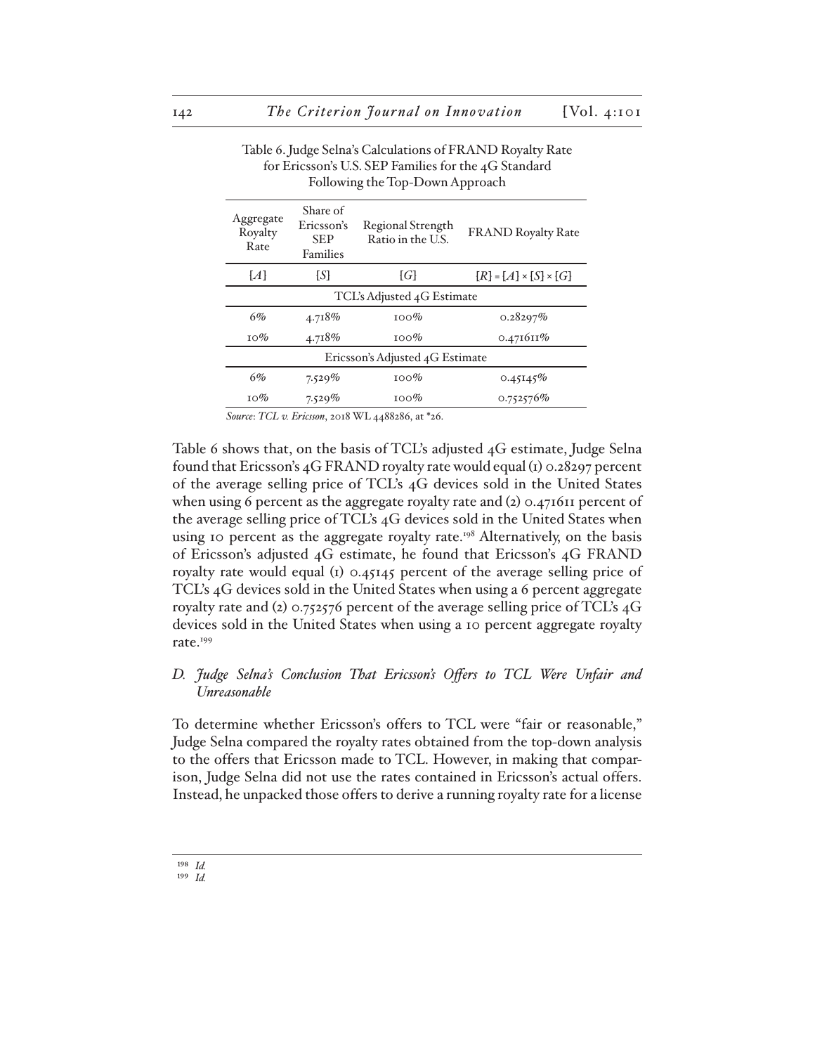Table 6. Judge Selna's Calculations of FRAND Royalty Rate for Ericsson's U.S. SEP Families for the 4G Standard Following the Top-Down Approach

| Aggregate Royalty Rate | Share of Ericsson's SEP Families | Regional Strength Ratio in the U.S. | FRAND Royalty Rate |
|---|---|---|---|
| [*A*] | [*S*] | [*G*] | [*R*] = [*A*] × [*S*] × [*G*] |
| TCL's Adjusted 4G Estimate | | | |
| 6% | 4.718% | 100% | 0.28297% |
| 10% | 4.718% | 100% | 0.471611% |
| Ericsson's Adjusted 4G Estimate | | | |
| 6% | 7.529% | 100% | 0.45145% |
| 10% | 7.529% | 100% | 0.752576% |

*Source*: *TCL v. Ericsson*, 2018 WL 4488286, at *26.

Table 6 shows that, on the basis of TCL's adjusted 4G estimate, Judge Selna found that Ericsson's 4G FRAND royalty rate would equal (1) 0.28297 percent of the average selling price of TCL's 4G devices sold in the United States when using 6 percent as the aggregate royalty rate and (2) 0.471611 percent of the average selling price of TCL's 4G devices sold in the United States when using 10 percent as the aggregate royalty rate.[198] Alternatively, on the basis of Ericsson's adjusted 4G estimate, he found that Ericsson's 4G FRAND royalty rate would equal (1) 0.45145 percent of the average selling price of TCL's 4G devices sold in the United States when using a 6 percent aggregate royalty rate and (2) 0.752576 percent of the average selling price of TCL's 4G devices sold in the United States when using a 10 percent aggregate royalty rate.[199]

### D. *Judge Selna's Conclusion That Ericsson's Offers to TCL Were Unfair and Unreasonable*

To determine whether Ericsson's offers to TCL were "fair or reasonable," Judge Selna compared the royalty rates obtained from the top-down analysis to the offers that Ericsson made to TCL. However, in making that comparison, Judge Selna did not use the rates contained in Ericsson's actual offers. Instead, he unpacked those offers to derive a running royalty rate for a license

[198] *Id.*

[199] *Id.*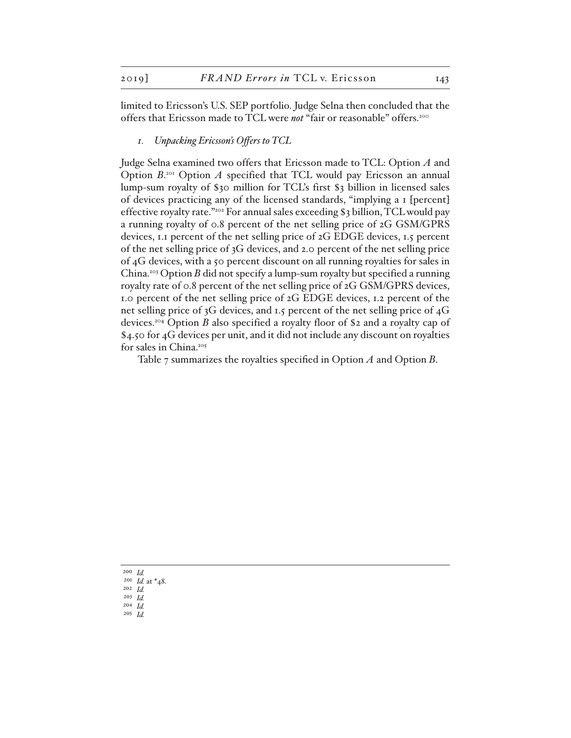limited to Ericsson's U.S. SEP portfolio. Judge Selna then concluded that the offers that Ericsson made to TCL were ***not*** "fair or reasonable" offers.[200]

### *1. Unpacking Ericsson's Offers to TCL*

Judge Selna examined two offers that Ericsson made to TCL: Option *A* and Option *B*.[201] Option *A* specified that TCL would pay Ericsson an annual lump-sum royalty of $30 million for TCL's first $3 billion in licensed sales of devices practicing any of the licensed standards, "implying a 1 [percent] effective royalty rate."[202] For annual sales exceeding $3 billion, TCL would pay a running royalty of 0.8 percent of the net selling price of 2G GSM/GPRS devices, 1.1 percent of the net selling price of 2G EDGE devices, 1.5 percent of the net selling price of 3G devices, and 2.0 percent of the net selling price of 4G devices, with a 50 percent discount on all running royalties for sales in China.[203] Option *B* did not specify a lump-sum royalty but specified a running royalty rate of 0.8 percent of the net selling price of 2G GSM/GPRS devices, 1.0 percent of the net selling price of 2G EDGE devices, 1.2 percent of the net selling price of 3G devices, and 1.5 percent of the net selling price of 4G devices.[204] Option *B* also specified a royalty floor of $2 and a royalty cap of $4.50 for 4G devices per unit, and it did not include any discount on royalties for sales in China.[205]

Table 7 summarizes the royalties specified in Option *A* and Option *B*.

---

[200] *Id.*

[201] *Id.* at *48.

[202] *Id.*

[203] *Id.*

[204] *Id.*

[205] *Id.*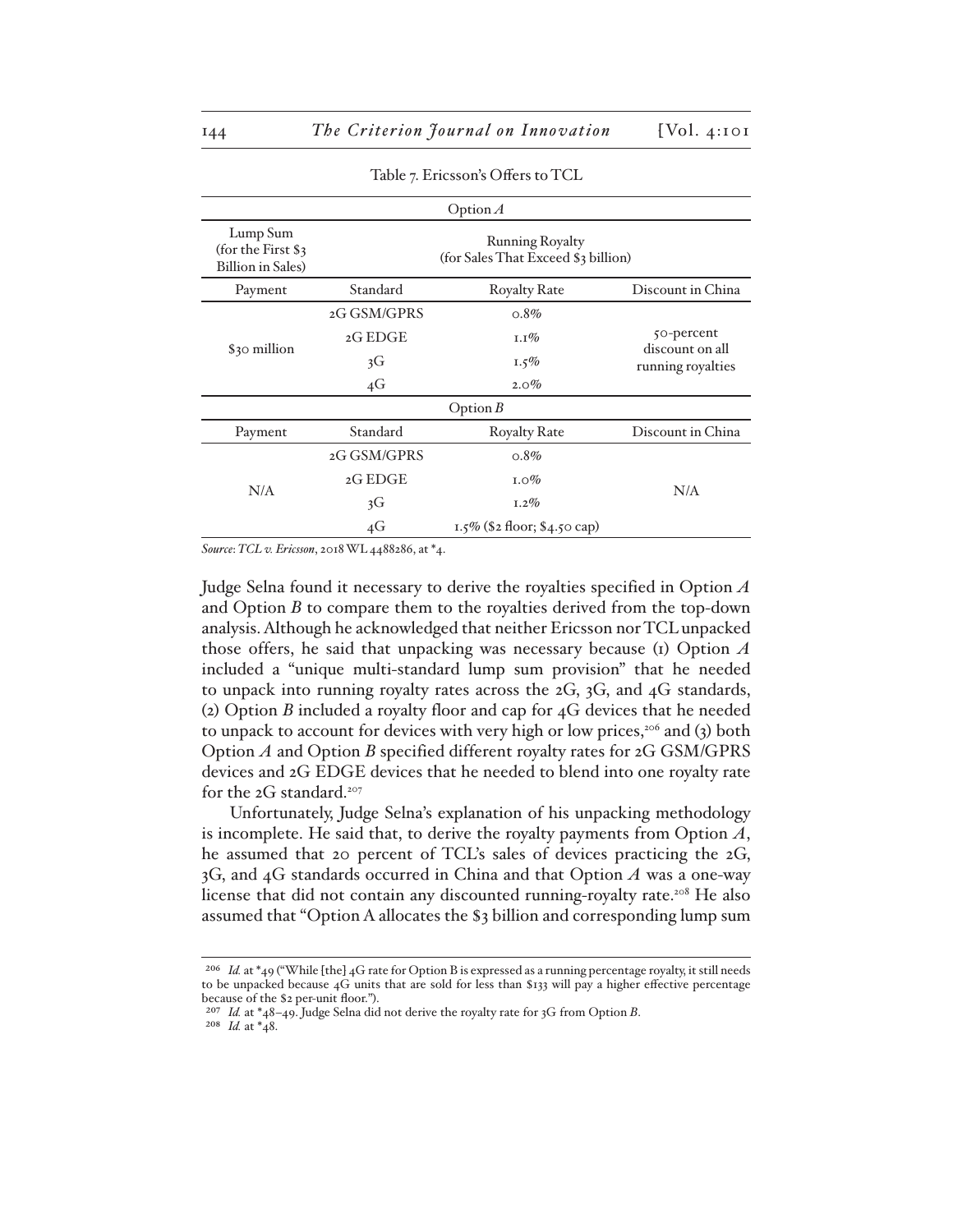Table 7. Ericsson's Offers to TCL

| Option *A* | | | |
|---|---|---|---|
| Lump Sum (for the First $3 Billion in Sales) | Running Royalty (for Sales That Exceed $3 billion) | | |
| Payment | Standard | Royalty Rate | Discount in China |
| $30 million | 2G GSM/GPRS | 0.8% | 50-percent discount on all running royalties |
| | 2G EDGE | 1.1% | |
| | 3G | 1.5% | |
| | 4G | 2.0% | |
| **Option *B*** | | | |
| Payment | Standard | Royalty Rate | Discount in China |
| N/A | 2G GSM/GPRS | 0.8% | N/A |
| | 2G EDGE | 1.0% | |
| | 3G | 1.2% | |
| | 4G | 1.5% ($2 floor; $4.50 cap) | |

*Source*: *TCL v. Ericsson*, 2018 WL 4488286, at *4.

Judge Selna found it necessary to derive the royalties specified in Option *A* and Option *B* to compare them to the royalties derived from the top-down analysis. Although he acknowledged that neither Ericsson nor TCL unpacked those offers, he said that unpacking was necessary because (1) Option *A* included a "unique multi-standard lump sum provision" that he needed to unpack into running royalty rates across the 2G, 3G, and 4G standards, (2) Option *B* included a royalty floor and cap for 4G devices that he needed to unpack to account for devices with very high or low prices,[206] and (3) both Option *A* and Option *B* specified different royalty rates for 2G GSM/GPRS devices and 2G EDGE devices that he needed to blend into one royalty rate for the 2G standard.[207]

Unfortunately, Judge Selna's explanation of his unpacking methodology is incomplete. He said that, to derive the royalty payments from Option *A*, he assumed that 20 percent of TCL's sales of devices practicing the 2G, 3G, and 4G standards occurred in China and that Option *A* was a one-way license that did not contain any discounted running-royalty rate.[208] He also assumed that "Option A allocates the $3 billion and corresponding lump sum

[206] *Id.* at *49 ("While [the] 4G rate for Option B is expressed as a running percentage royalty, it still needs to be unpacked because 4G units that are sold for less than $133 will pay a higher effective percentage because of the $2 per-unit floor.").

[207] *Id.* at *48–49. Judge Selna did not derive the royalty rate for 3G from Option *B*.

[208] *Id.* at *48.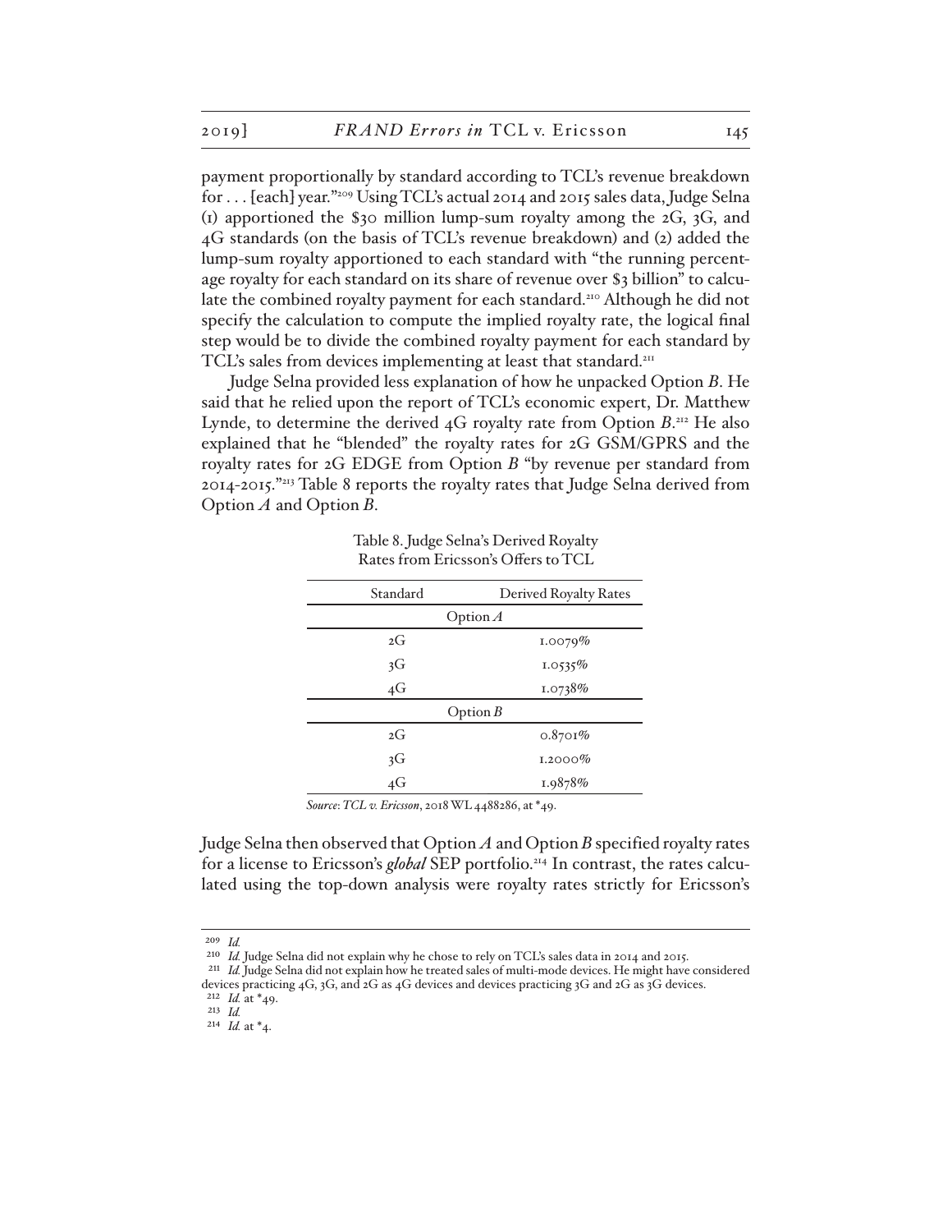payment proportionally by standard according to TCL's revenue breakdown for . . . [each] year."[209] Using TCL's actual 2014 and 2015 sales data, Judge Selna (1) apportioned the $30 million lump-sum royalty among the 2G, 3G, and 4G standards (on the basis of TCL's revenue breakdown) and (2) added the lump-sum royalty apportioned to each standard with "the running percentage royalty for each standard on its share of revenue over $3 billion" to calculate the combined royalty payment for each standard.[210] Although he did not specify the calculation to compute the implied royalty rate, the logical final step would be to divide the combined royalty payment for each standard by TCL's sales from devices implementing at least that standard.[211]

Judge Selna provided less explanation of how he unpacked Option *B*. He said that he relied upon the report of TCL's economic expert, Dr. Matthew Lynde, to determine the derived 4G royalty rate from Option *B*.[212] He also explained that he "blended" the royalty rates for 2G GSM/GPRS and the royalty rates for 2G EDGE from Option *B* "by revenue per standard from 2014-2015."[213] Table 8 reports the royalty rates that Judge Selna derived from Option *A* and Option *B*.

Table 8. Judge Selna's Derived Royalty Rates from Ericsson's Offers to TCL

| Standard | Derived Royalty Rates |
|---|---|
| Option *A* | |
| 2G | 1.0079% |
| 3G | 1.0535% |
| 4G | 1.0738% |
| Option *B* | |
| 2G | 0.8701% |
| 3G | 1.2000% |
| 4G | 1.9878% |

*Source*: *TCL v. Ericsson*, 2018 WL 4488286, at *49.

Judge Selna then observed that Option *A* and Option *B* specified royalty rates for a license to Ericsson's ***global*** SEP portfolio.[214] In contrast, the rates calculated using the top-down analysis were royalty rates strictly for Ericsson's

---

[209] *Id.*

[210] *Id.* Judge Selna did not explain why he chose to rely on TCL's sales data in 2014 and 2015.

[211] *Id.* Judge Selna did not explain how he treated sales of multi-mode devices. He might have considered devices practicing 4G, 3G, and 2G as 4G devices and devices practicing 3G and 2G as 3G devices.

[212] *Id.* at *49.

[213] *Id.*

[214] *Id.* at *4.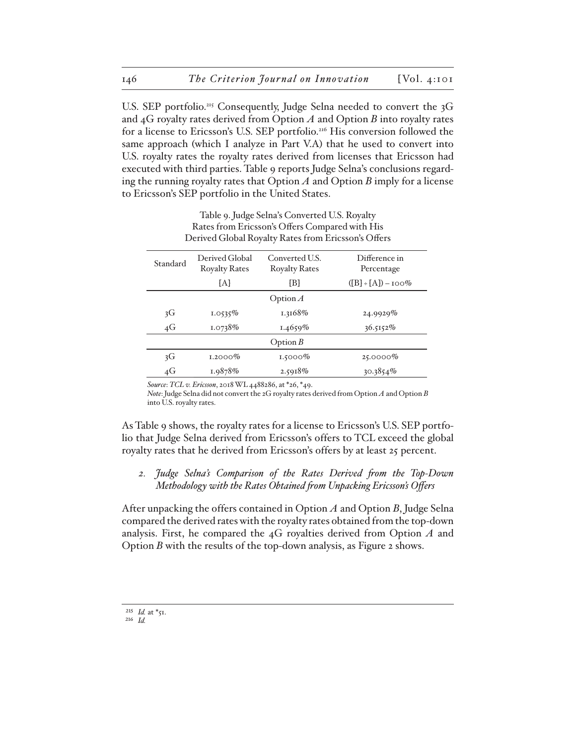U.S. SEP portfolio.[215] Consequently, Judge Selna needed to convert the 3G and 4G royalty rates derived from Option *A* and Option *B* into royalty rates for a license to Ericsson's U.S. SEP portfolio.[216] His conversion followed the same approach (which I analyze in Part V.A) that he used to convert into U.S. royalty rates the royalty rates derived from licenses that Ericsson had executed with third parties. Table 9 reports Judge Selna's conclusions regarding the running royalty rates that Option *A* and Option *B* imply for a license to Ericsson's SEP portfolio in the United States.

Table 9. Judge Selna's Converted U.S. Royalty Rates from Ericsson's Offers Compared with His Derived Global Royalty Rates from Ericsson's Offers

| Standard | Derived Global Royalty Rates | Converted U.S. Royalty Rates | Difference in Percentage |
|---|---|---|---|
| | [A] | [B] | ([B] ÷ [A]) – 100% |
| | | Option *A* | |
| 3G | 1.0535% | 1.3168% | 24.9929% |
| 4G | 1.0738% | 1.4659% | 36.5152% |
| | | Option *B* | |
| 3G | 1.2000% | 1.5000% | 25.0000% |
| 4G | 1.9878% | 2.5918% | 30.3854% |

*Source*: *TCL v. Ericsson*, 2018 WL 4488286, at *26, *49.
*Note*: Judge Selna did not convert the 2G royalty rates derived from Option *A* and Option *B* into U.S. royalty rates.

As Table 9 shows, the royalty rates for a license to Ericsson's U.S. SEP portfolio that Judge Selna derived from Ericsson's offers to TCL exceed the global royalty rates that he derived from Ericsson's offers by at least 25 percent.

### 2. *Judge Selna's Comparison of the Rates Derived from the Top-Down Methodology with the Rates Obtained from Unpacking Ericsson's Offers*

After unpacking the offers contained in Option *A* and Option *B*, Judge Selna compared the derived rates with the royalty rates obtained from the top-down analysis. First, he compared the 4G royalties derived from Option *A* and Option *B* with the results of the top-down analysis, as Figure 2 shows.

[215] *Id.* at *51.
[216] *Id.*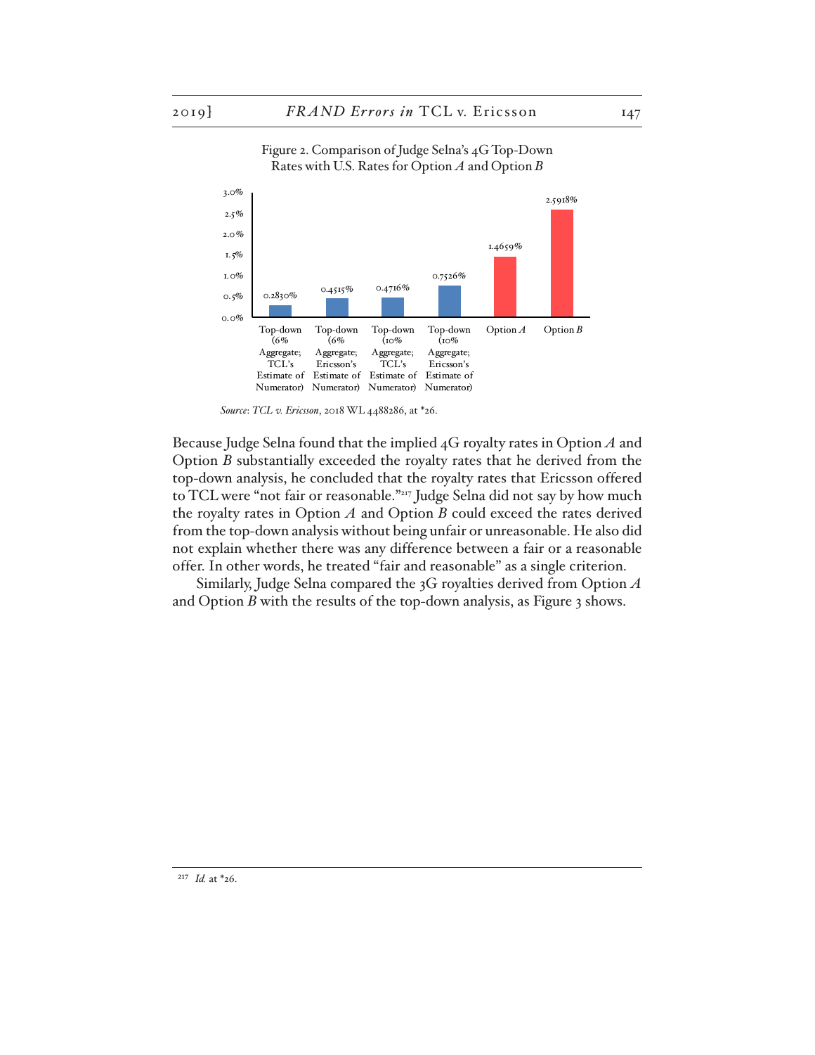Figure 2. Comparison of Judge Selna's 4G Top-Down Rates with U.S. Rates for Option *A* and Option *B*

| Rate | Value |
| --- | --- |
| Top-down (6% Aggregate; TCL's Estimate of Numerator) | 0.2830% |
| Top-down (6% Aggregate; Ericsson's Estimate of Numerator) | 0.4515% |
| Top-down (10% Aggregate; TCL's Estimate of Numerator) | 0.4716% |
| Top-down (10% Aggregate; Ericsson's Estimate of Numerator) | 0.7526% |
| Option *A* | 1.4659% |
| Option *B* | 2.5918% |

*Source*: *TCL v. Ericsson*, 2018 WL 4488286, at *26.

Because Judge Selna found that the implied 4G royalty rates in Option *A* and Option *B* substantially exceeded the royalty rates that he derived from the top-down analysis, he concluded that the royalty rates that Ericsson offered to TCL were "not fair or reasonable."[217] Judge Selna did not say by how much the royalty rates in Option *A* and Option *B* could exceed the rates derived from the top-down analysis without being unfair or unreasonable. He also did not explain whether there was any difference between a fair or a reasonable offer. In other words, he treated "fair and reasonable" as a single criterion.

Similarly, Judge Selna compared the 3G royalties derived from Option *A* and Option *B* with the results of the top-down analysis, as Figure 3 shows.

[217] *Id.* at *26.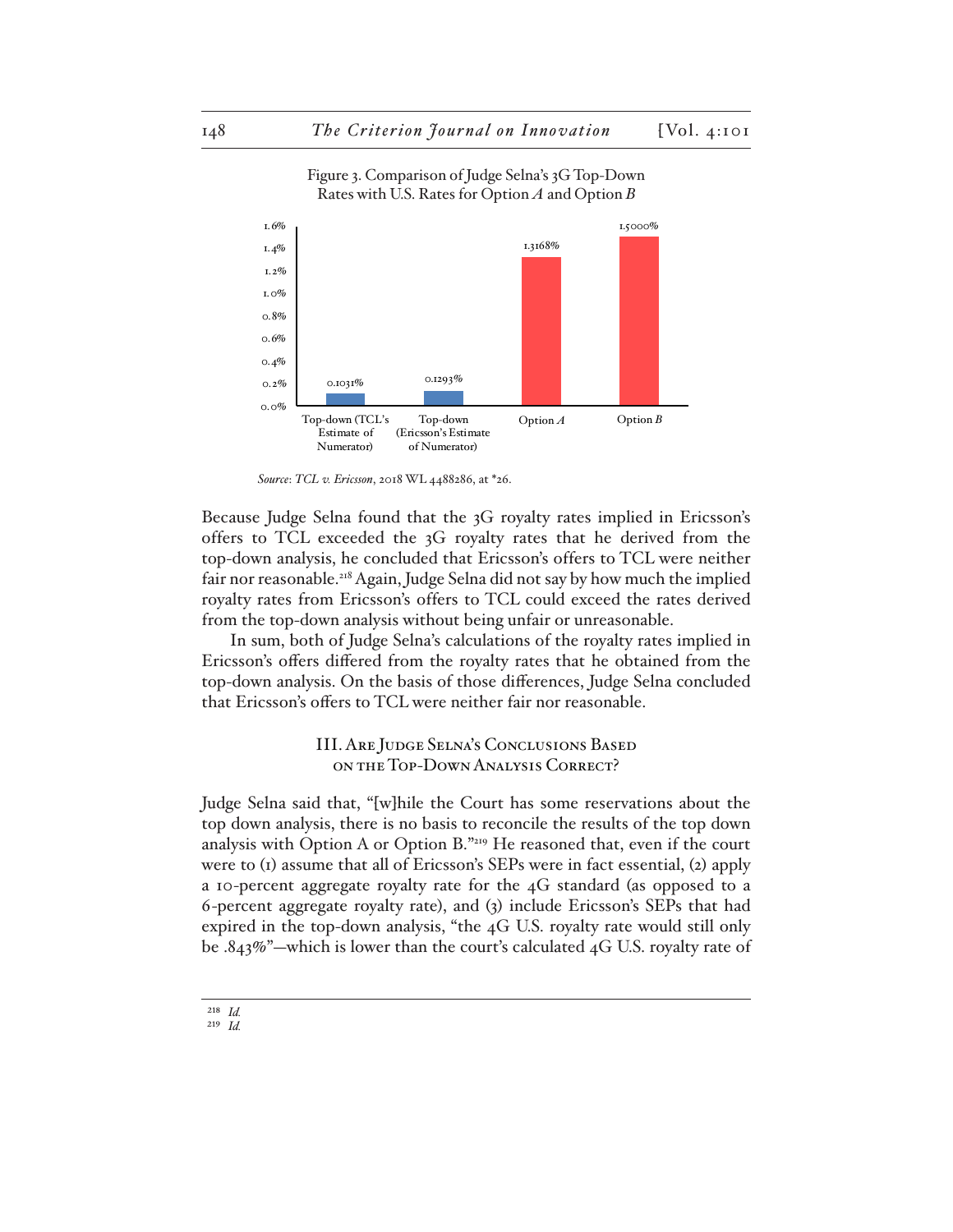Figure 3. Comparison of Judge Selna's 3G Top-Down Rates with U.S. Rates for Option *A* and Option *B*

| | Rate |
|---|---|
| Top-down (TCL's Estimate of Numerator) | 0.1031% |
| Top-down (Ericsson's Estimate of Numerator) | 0.1293% |
| Option *A* | 1.3168% |
| Option *B* | 1.5000% |

*Source*: *TCL v. Ericsson*, 2018 WL 4488286, at *26.

Because Judge Selna found that the 3G royalty rates implied in Ericsson's offers to TCL exceeded the 3G royalty rates that he derived from the top-down analysis, he concluded that Ericsson's offers to TCL were neither fair nor reasonable.[218] Again, Judge Selna did not say by how much the implied royalty rates from Ericsson's offers to TCL could exceed the rates derived from the top-down analysis without being unfair or unreasonable.

In sum, both of Judge Selna's calculations of the royalty rates implied in Ericsson's offers differed from the royalty rates that he obtained from the top-down analysis. On the basis of those differences, Judge Selna concluded that Ericsson's offers to TCL were neither fair nor reasonable.

## III. Are Judge Selna's Conclusions Based on the Top-Down Analysis Correct?

Judge Selna said that, "[w]hile the Court has some reservations about the top down analysis, there is no basis to reconcile the results of the top down analysis with Option A or Option B."[219] He reasoned that, even if the court were to (1) assume that all of Ericsson's SEPs were in fact essential, (2) apply a 10-percent aggregate royalty rate for the 4G standard (as opposed to a 6-percent aggregate royalty rate), and (3) include Ericsson's SEPs that had expired in the top-down analysis, "the 4G U.S. royalty rate would still only be .843%"—which is lower than the court's calculated 4G U.S. royalty rate of

[218] *Id.*

[219] *Id.*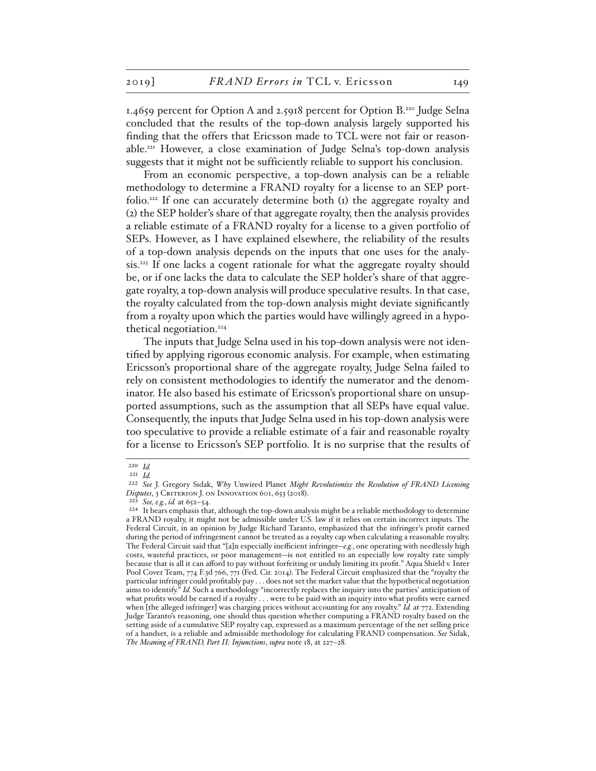1.4659 percent for Option A and 2.5918 percent for Option B.[220] Judge Selna concluded that the results of the top-down analysis largely supported his finding that the offers that Ericsson made to TCL were not fair or reasonable.[221] However, a close examination of Judge Selna's top-down analysis suggests that it might not be sufficiently reliable to support his conclusion.

From an economic perspective, a top-down analysis can be a reliable methodology to determine a FRAND royalty for a license to an SEP portfolio.[222] If one can accurately determine both (1) the aggregate royalty and (2) the SEP holder's share of that aggregate royalty, then the analysis provides a reliable estimate of a FRAND royalty for a license to a given portfolio of SEPs. However, as I have explained elsewhere, the reliability of the results of a top-down analysis depends on the inputs that one uses for the analysis.[223] If one lacks a cogent rationale for what the aggregate royalty should be, or if one lacks the data to calculate the SEP holder's share of that aggregate royalty, a top-down analysis will produce speculative results. In that case, the royalty calculated from the top-down analysis might deviate significantly from a royalty upon which the parties would have willingly agreed in a hypothetical negotiation.[224]

The inputs that Judge Selna used in his top-down analysis were not identified by applying rigorous economic analysis. For example, when estimating Ericsson's proportional share of the aggregate royalty, Judge Selna failed to rely on consistent methodologies to identify the numerator and the denominator. He also based his estimate of Ericsson's proportional share on unsupported assumptions, such as the assumption that all SEPs have equal value. Consequently, the inputs that Judge Selna used in his top-down analysis were too speculative to provide a reliable estimate of a fair and reasonable royalty for a license to Ericsson's SEP portfolio. It is no surprise that the results of

---

220 *Id.*

221 *Id.*

222 *See* J. Gregory Sidak, *Why* Unwired Planet *Might Revolutionize the Resolution of FRAND Licensing Disputes*, 3 Criterion J. on Innovation 601, 653 (2018).

223 *See, e.g.*, *id.* at 652–54.

224 It bears emphasis that, although the top-down analysis might be a reliable methodology to determine a FRAND royalty, it might not be admissible under U.S. law if it relies on certain incorrect inputs. The Federal Circuit, in an opinion by Judge Richard Taranto, emphasized that the infringer's profit earned during the period of infringement cannot be treated as a royalty cap when calculating a reasonable royalty. The Federal Circuit said that "[a]n especially inefficient infringer—*e.g.*, one operating with needlessly high costs, wasteful practices, or poor management—is not entitled to an especially low royalty rate simply because that is all it can afford to pay without forfeiting or unduly limiting its profit." Aqua Shield v. Inter Pool Cover Team, 774 F.3d 766, 771 (Fed. Cir. 2014). The Federal Circuit emphasized that the "royalty the particular infringer could profitably pay . . . does not set the market value that the hypothetical negotiation aims to identify." *Id.* Such a methodology "incorrectly replaces the inquiry into the parties' anticipation of what profits would be earned if a royalty . . . were to be paid with an inquiry into what profits were earned when [the alleged infringer] was charging prices without accounting for any royalty." *Id.* at 772. Extending Judge Taranto's reasoning, one should thus question whether computing a FRAND royalty based on the setting aside of a cumulative SEP royalty cap, expressed as a maximum percentage of the net selling price of a handset, is a reliable and admissible methodology for calculating FRAND compensation. *See* Sidak, *The Meaning of FRAND, Part II: Injunctions*, *supra* note 18, at 227–28.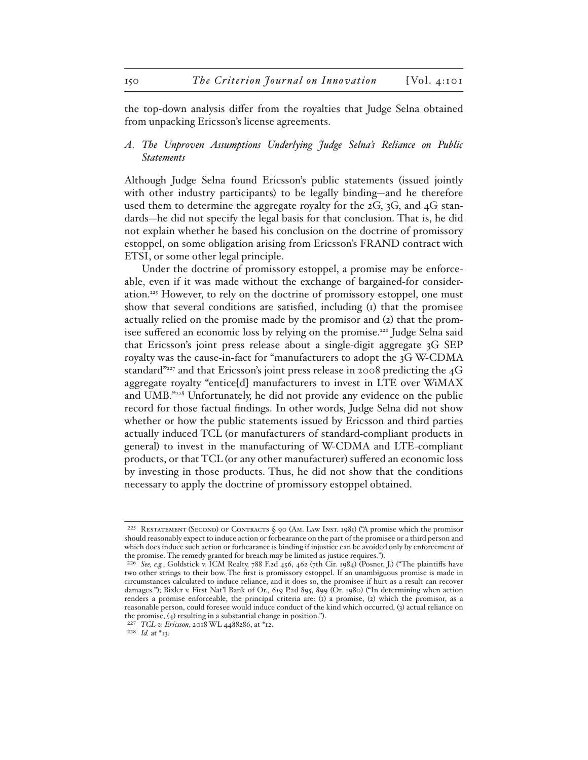the top-down analysis differ from the royalties that Judge Selna obtained from unpacking Ericsson's license agreements.

### *A. The Unproven Assumptions Underlying Judge Selna's Reliance on Public Statements*

Although Judge Selna found Ericsson's public statements (issued jointly with other industry participants) to be legally binding—and he therefore used them to determine the aggregate royalty for the 2G, 3G, and 4G standards—he did not specify the legal basis for that conclusion. That is, he did not explain whether he based his conclusion on the doctrine of promissory estoppel, on some obligation arising from Ericsson's FRAND contract with ETSI, or some other legal principle.

Under the doctrine of promissory estoppel, a promise may be enforceable, even if it was made without the exchange of bargained-for consideration.[225] However, to rely on the doctrine of promissory estoppel, one must show that several conditions are satisfied, including (1) that the promisee actually relied on the promise made by the promisor and (2) that the promisee suffered an economic loss by relying on the promise.[226] Judge Selna said that Ericsson's joint press release about a single-digit aggregate 3G SEP royalty was the cause-in-fact for "manufacturers to adopt the 3G W-CDMA standard"[227] and that Ericsson's joint press release in 2008 predicting the 4G aggregate royalty "entice[d] manufacturers to invest in LTE over WiMAX and UMB."[228] Unfortunately, he did not provide any evidence on the public record for those factual findings. In other words, Judge Selna did not show whether or how the public statements issued by Ericsson and third parties actually induced TCL (or manufacturers of standard-compliant products in general) to invest in the manufacturing of W-CDMA and LTE-compliant products, or that TCL (or any other manufacturer) suffered an economic loss by investing in those products. Thus, he did not show that the conditions necessary to apply the doctrine of promissory estoppel obtained.

---

[225] Restatement (Second) of Contracts § 90 (Am. Law Inst. 1981) ("A promise which the promisor should reasonably expect to induce action or forbearance on the part of the promisee or a third person and which does induce such action or forbearance is binding if injustice can be avoided only by enforcement of the promise. The remedy granted for breach may be limited as justice requires.").

[226] *See, e.g.*, Goldstick v. ICM Realty, 788 F.2d 456, 462 (7th Cir. 1984) (Posner, J.) ("The plaintiffs have two other strings to their bow. The first is promissory estoppel. If an unambiguous promise is made in circumstances calculated to induce reliance, and it does so, the promisee if hurt as a result can recover damages."); Bixler v. First Nat'l Bank of Or., 619 P.2d 895, 899 (Or. 1980) ("In determining when action renders a promise enforceable, the principal criteria are: (1) a promise, (2) which the promisor, as a reasonable person, could foresee would induce conduct of the kind which occurred, (3) actual reliance on the promise, (4) resulting in a substantial change in position.").

[227] *TCL v. Ericsson*, 2018 WL 4488286, at \*12.

[228] *Id.* at \*13.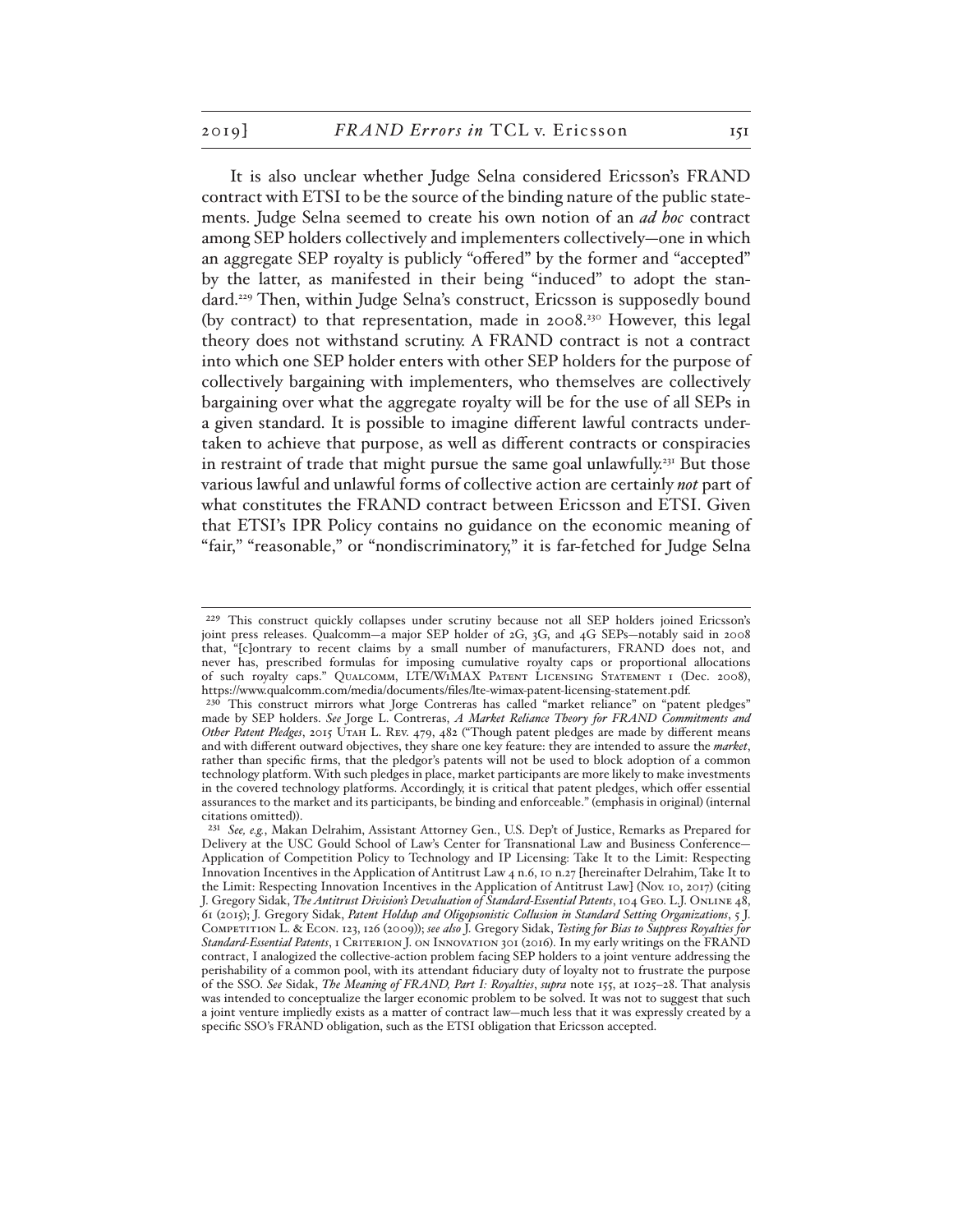It is also unclear whether Judge Selna considered Ericsson's FRAND contract with ETSI to be the source of the binding nature of the public statements. Judge Selna seemed to create his own notion of an *ad hoc* contract among SEP holders collectively and implementers collectively—one in which an aggregate SEP royalty is publicly "offered" by the former and "accepted" by the latter, as manifested in their being "induced" to adopt the standard.[229] Then, within Judge Selna's construct, Ericsson is supposedly bound (by contract) to that representation, made in 2008.[230] However, this legal theory does not withstand scrutiny. A FRAND contract is not a contract into which one SEP holder enters with other SEP holders for the purpose of collectively bargaining with implementers, who themselves are collectively bargaining over what the aggregate royalty will be for the use of all SEPs in a given standard. It is possible to imagine different lawful contracts undertaken to achieve that purpose, as well as different contracts or conspiracies in restraint of trade that might pursue the same goal unlawfully.[231] But those various lawful and unlawful forms of collective action are certainly *not* part of what constitutes the FRAND contract between Ericsson and ETSI. Given that ETSI's IPR Policy contains no guidance on the economic meaning of "fair," "reasonable," or "nondiscriminatory," it is far-fetched for Judge Selna

---

[229] This construct quickly collapses under scrutiny because not all SEP holders joined Ericsson's joint press releases. Qualcomm—a major SEP holder of 2G, 3G, and 4G SEPs—notably said in 2008 that, "[c]ontrary to recent claims by a small number of manufacturers, FRAND does not, and never has, prescribed formulas for imposing cumulative royalty caps or proportional allocations of such royalty caps." Qualcomm, LTE/WiMAX Patent Licensing Statement 1 (Dec. 2008), https://www.qualcomm.com/media/documents/files/lte-wimax-patent-licensing-statement.pdf.

[230] This construct mirrors what Jorge Contreras has called "market reliance" on "patent pledges" made by SEP holders. *See* Jorge L. Contreras, *A Market Reliance Theory for FRAND Commitments and Other Patent Pledges*, 2015 Utah L. Rev. 479, 482 ("Though patent pledges are made by different means and with different outward objectives, they share one key feature: they are intended to assure the *market*, rather than specific firms, that the pledgor's patents will not be used to block adoption of a common technology platform. With such pledges in place, market participants are more likely to make investments in the covered technology platforms. Accordingly, it is critical that patent pledges, which offer essential assurances to the market and its participants, be binding and enforceable." (emphasis in original) (internal citations omitted)).

[231] *See, e.g.*, Makan Delrahim, Assistant Attorney Gen., U.S. Dep't of Justice, Remarks as Prepared for Delivery at the USC Gould School of Law's Center for Transnational Law and Business Conference—Application of Competition Policy to Technology and IP Licensing: Take It to the Limit: Respecting Innovation Incentives in the Application of Antitrust Law 4 n.6, 10 n.27 [hereinafter Delrahim, Take It to the Limit: Respecting Innovation Incentives in the Application of Antitrust Law] (Nov. 10, 2017) (citing J. Gregory Sidak, *The Antitrust Division's Devaluation of Standard-Essential Patents*, 104 Geo. L.J. Online 48, 61 (2015); J. Gregory Sidak, *Patent Holdup and Oligopsonistic Collusion in Standard Setting Organizations*, 5 J. Competition L. & Econ. 123, 126 (2009)); *see also* J. Gregory Sidak, *Testing for Bias to Suppress Royalties for Standard-Essential Patents*, 1 Criterion J. on Innovation 301 (2016). In my early writings on the FRAND contract, I analogized the collective-action problem facing SEP holders to a joint venture addressing the perishability of a common pool, with its attendant fiduciary duty of loyalty not to frustrate the purpose of the SSO. *See* Sidak, *The Meaning of FRAND, Part I: Royalties*, *supra* note 155, at 1025–28. That analysis was intended to conceptualize the larger economic problem to be solved. It was not to suggest that such a joint venture impliedly exists as a matter of contract law—much less that it was expressly created by a specific SSO's FRAND obligation, such as the ETSI obligation that Ericsson accepted.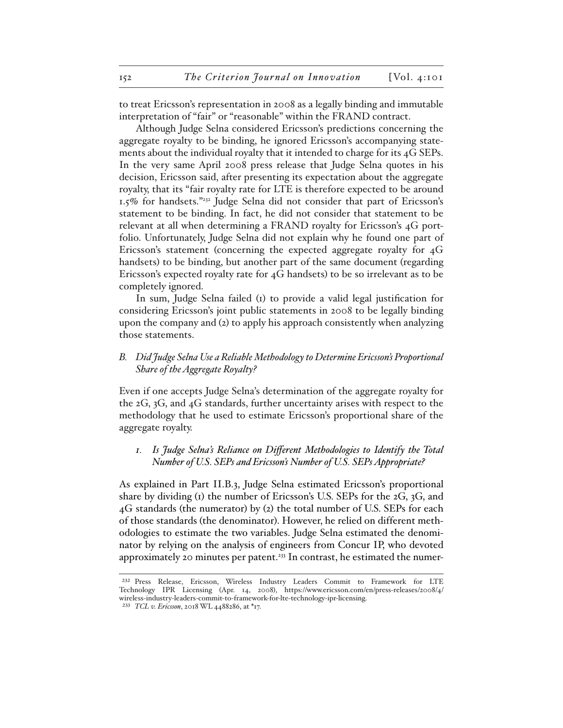to treat Ericsson's representation in 2008 as a legally binding and immutable interpretation of "fair" or "reasonable" within the FRAND contract.

Although Judge Selna considered Ericsson's predictions concerning the aggregate royalty to be binding, he ignored Ericsson's accompanying statements about the individual royalty that it intended to charge for its 4G SEPs. In the very same April 2008 press release that Judge Selna quotes in his decision, Ericsson said, after presenting its expectation about the aggregate royalty, that its "fair royalty rate for LTE is therefore expected to be around 1.5% for handsets."[232] Judge Selna did not consider that part of Ericsson's statement to be binding. In fact, he did not consider that statement to be relevant at all when determining a FRAND royalty for Ericsson's 4G portfolio. Unfortunately, Judge Selna did not explain why he found one part of Ericsson's statement (concerning the expected aggregate royalty for 4G handsets) to be binding, but another part of the same document (regarding Ericsson's expected royalty rate for 4G handsets) to be so irrelevant as to be completely ignored.

In sum, Judge Selna failed (1) to provide a valid legal justification for considering Ericsson's joint public statements in 2008 to be legally binding upon the company and (2) to apply his approach consistently when analyzing those statements.

### *B. Did Judge Selna Use a Reliable Methodology to Determine Ericsson's Proportional Share of the Aggregate Royalty?*

Even if one accepts Judge Selna's determination of the aggregate royalty for the 2G, 3G, and 4G standards, further uncertainty arises with respect to the methodology that he used to estimate Ericsson's proportional share of the aggregate royalty.

#### *1. Is Judge Selna's Reliance on Different Methodologies to Identify the Total Number of U.S. SEPs and Ericsson's Number of U.S. SEPs Appropriate?*

As explained in Part II.B.3, Judge Selna estimated Ericsson's proportional share by dividing (1) the number of Ericsson's U.S. SEPs for the 2G, 3G, and 4G standards (the numerator) by (2) the total number of U.S. SEPs for each of those standards (the denominator). However, he relied on different methodologies to estimate the two variables. Judge Selna estimated the denominator by relying on the analysis of engineers from Concur IP, who devoted approximately 20 minutes per patent.[233] In contrast, he estimated the numer-

---

[232] Press Release, Ericsson, Wireless Industry Leaders Commit to Framework for LTE Technology IPR Licensing (Apr. 14, 2008), https://www.ericsson.com/en/press-releases/2008/4/wireless-industry-leaders-commit-to-framework-for-lte-technology-ipr-licensing.

[233] *TCL v. Ericsson*, 2018 WL 4488286, at *17.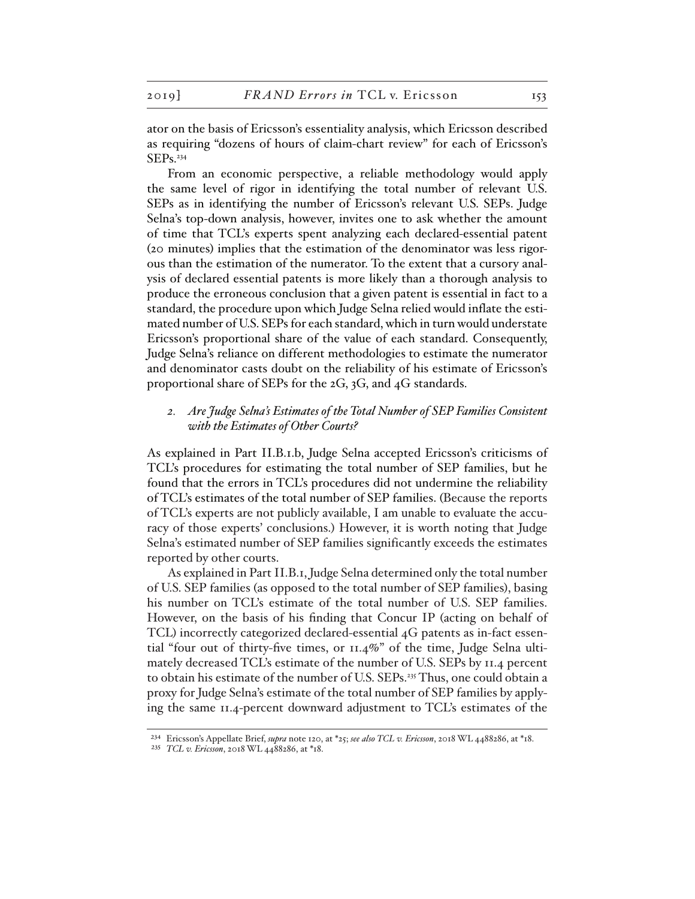ator on the basis of Ericsson's essentiality analysis, which Ericsson described as requiring "dozens of hours of claim-chart review" for each of Ericsson's SEPs.[234]

From an economic perspective, a reliable methodology would apply the same level of rigor in identifying the total number of relevant U.S. SEPs as in identifying the number of Ericsson's relevant U.S. SEPs. Judge Selna's top-down analysis, however, invites one to ask whether the amount of time that TCL's experts spent analyzing each declared-essential patent (20 minutes) implies that the estimation of the denominator was less rigorous than the estimation of the numerator. To the extent that a cursory analysis of declared essential patents is more likely than a thorough analysis to produce the erroneous conclusion that a given patent is essential in fact to a standard, the procedure upon which Judge Selna relied would inflate the estimated number of U.S. SEPs for each standard, which in turn would understate Ericsson's proportional share of the value of each standard. Consequently, Judge Selna's reliance on different methodologies to estimate the numerator and denominator casts doubt on the reliability of his estimate of Ericsson's proportional share of SEPs for the 2G, 3G, and 4G standards.

### 2. *Are Judge Selna's Estimates of the Total Number of SEP Families Consistent with the Estimates of Other Courts?*

As explained in Part II.B.1.b, Judge Selna accepted Ericsson's criticisms of TCL's procedures for estimating the total number of SEP families, but he found that the errors in TCL's procedures did not undermine the reliability of TCL's estimates of the total number of SEP families. (Because the reports of TCL's experts are not publicly available, I am unable to evaluate the accuracy of those experts' conclusions.) However, it is worth noting that Judge Selna's estimated number of SEP families significantly exceeds the estimates reported by other courts.

As explained in Part II.B.1, Judge Selna determined only the total number of U.S. SEP families (as opposed to the total number of SEP families), basing his number on TCL's estimate of the total number of U.S. SEP families. However, on the basis of his finding that Concur IP (acting on behalf of TCL) incorrectly categorized declared-essential 4G patents as in-fact essential "four out of thirty-five times, or 11.4%" of the time, Judge Selna ultimately decreased TCL's estimate of the number of U.S. SEPs by 11.4 percent to obtain his estimate of the number of U.S. SEPs.[235] Thus, one could obtain a proxy for Judge Selna's estimate of the total number of SEP families by applying the same 11.4-percent downward adjustment to TCL's estimates of the

---

[234] Ericsson's Appellate Brief, *supra* note 120, at *25; *see also TCL v. Ericsson*, 2018 WL 4488286, at *18.

[235] *TCL v. Ericsson*, 2018 WL 4488286, at *18.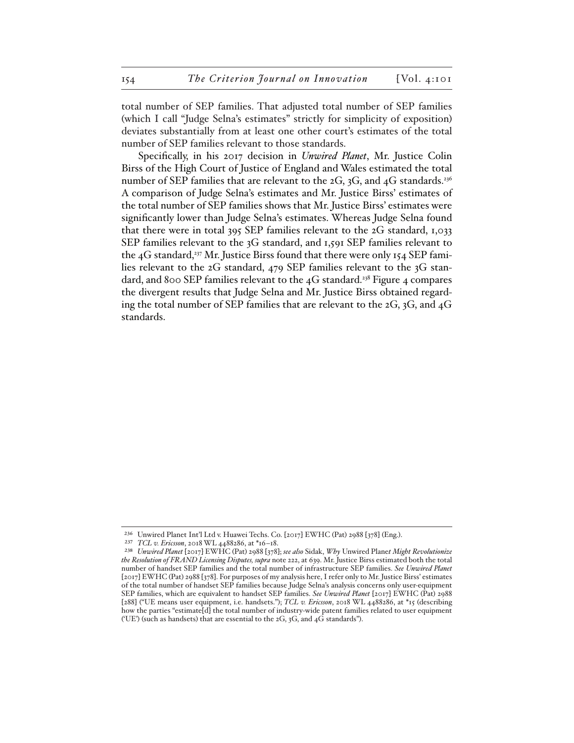total number of SEP families. That adjusted total number of SEP families (which I call "Judge Selna's estimates" strictly for simplicity of exposition) deviates substantially from at least one other court's estimates of the total number of SEP families relevant to those standards.

Specifically, in his 2017 decision in *Unwired Planet*, Mr. Justice Colin Birss of the High Court of Justice of England and Wales estimated the total number of SEP families that are relevant to the 2G, 3G, and 4G standards.[236] A comparison of Judge Selna's estimates and Mr. Justice Birss' estimates of the total number of SEP families shows that Mr. Justice Birss' estimates were significantly lower than Judge Selna's estimates. Whereas Judge Selna found that there were in total 395 SEP families relevant to the 2G standard, 1,033 SEP families relevant to the 3G standard, and 1,591 SEP families relevant to the 4G standard,[237] Mr. Justice Birss found that there were only 154 SEP families relevant to the 2G standard, 479 SEP families relevant to the 3G standard, and 800 SEP families relevant to the 4G standard.[238] Figure 4 compares the divergent results that Judge Selna and Mr. Justice Birss obtained regarding the total number of SEP families that are relevant to the 2G, 3G, and 4G standards.

---

[236] Unwired Planet Int'l Ltd v. Huawei Techs. Co. [2017] EWHC (Pat) 2988 [378] (Eng.).

[237] *TCL v. Ericsson*, 2018 WL 4488286, at *16–18.

[238] *Unwired Planet* [2017] EWHC (Pat) 2988 [378]; *see also* Sidak, *Why* Unwired Planet *Might Revolutionize the Resolution of FRAND Licensing Disputes*, *supra* note 222, at 639. Mr. Justice Birss estimated both the total number of handset SEP families and the total number of infrastructure SEP families. *See Unwired Planet* [2017] EWHC (Pat) 2988 [378]. For purposes of my analysis here, I refer only to Mr. Justice Birss' estimates of the total number of handset SEP families because Judge Selna's analysis concerns only user-equipment SEP families, which are equivalent to handset SEP families. *See Unwired Planet* [2017] EWHC (Pat) 2988 [288] ("UE means user equipment, i.e. handsets."); *TCL v. Ericsson*, 2018 WL 4488286, at *15 (describing how the parties "estimate[d] the total number of industry-wide patent families related to user equipment ('UE') (such as handsets) that are essential to the 2G, 3G, and 4G standards").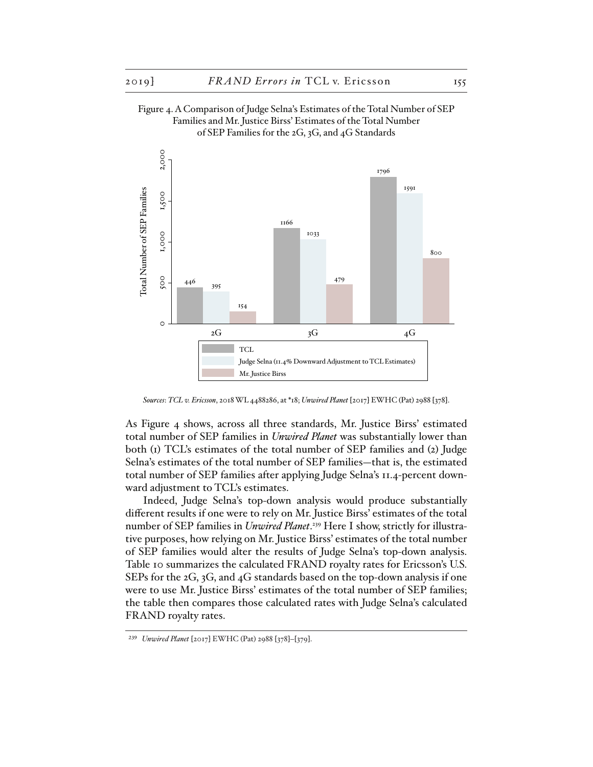Figure 4. A Comparison of Judge Selna's Estimates of the Total Number of SEP Families and Mr. Justice Birss' Estimates of the Total Number of SEP Families for the 2G, 3G, and 4G Standards

| Standard | TCL | Judge Selna (11.4% Downward Adjustment to TCL Estimates) | Mr. Justice Birss |
|---|---|---|---|
| 2G | 446 | 395 | 154 |
| 3G | 1166 | 1033 | 479 |
| 4G | 1796 | 1591 | 800 |

*Sources*: *TCL v. Ericsson*, 2018 WL 4488286, at \*18; *Unwired Planet* [2017] EWHC (Pat) 2988 [378].

As Figure 4 shows, across all three standards, Mr. Justice Birss' estimated total number of SEP families in *Unwired Planet* was substantially lower than both (1) TCL's estimates of the total number of SEP families and (2) Judge Selna's estimates of the total number of SEP families—that is, the estimated total number of SEP families after applying Judge Selna's 11.4-percent downward adjustment to TCL's estimates.

Indeed, Judge Selna's top-down analysis would produce substantially different results if one were to rely on Mr. Justice Birss' estimates of the total number of SEP families in *Unwired Planet*.[239] Here I show, strictly for illustrative purposes, how relying on Mr. Justice Birss' estimates of the total number of SEP families would alter the results of Judge Selna's top-down analysis. Table 10 summarizes the calculated FRAND royalty rates for Ericsson's U.S. SEPs for the 2G, 3G, and 4G standards based on the top-down analysis if one were to use Mr. Justice Birss' estimates of the total number of SEP families; the table then compares those calculated rates with Judge Selna's calculated FRAND royalty rates.

[239] *Unwired Planet* [2017] EWHC (Pat) 2988 [378]–[379].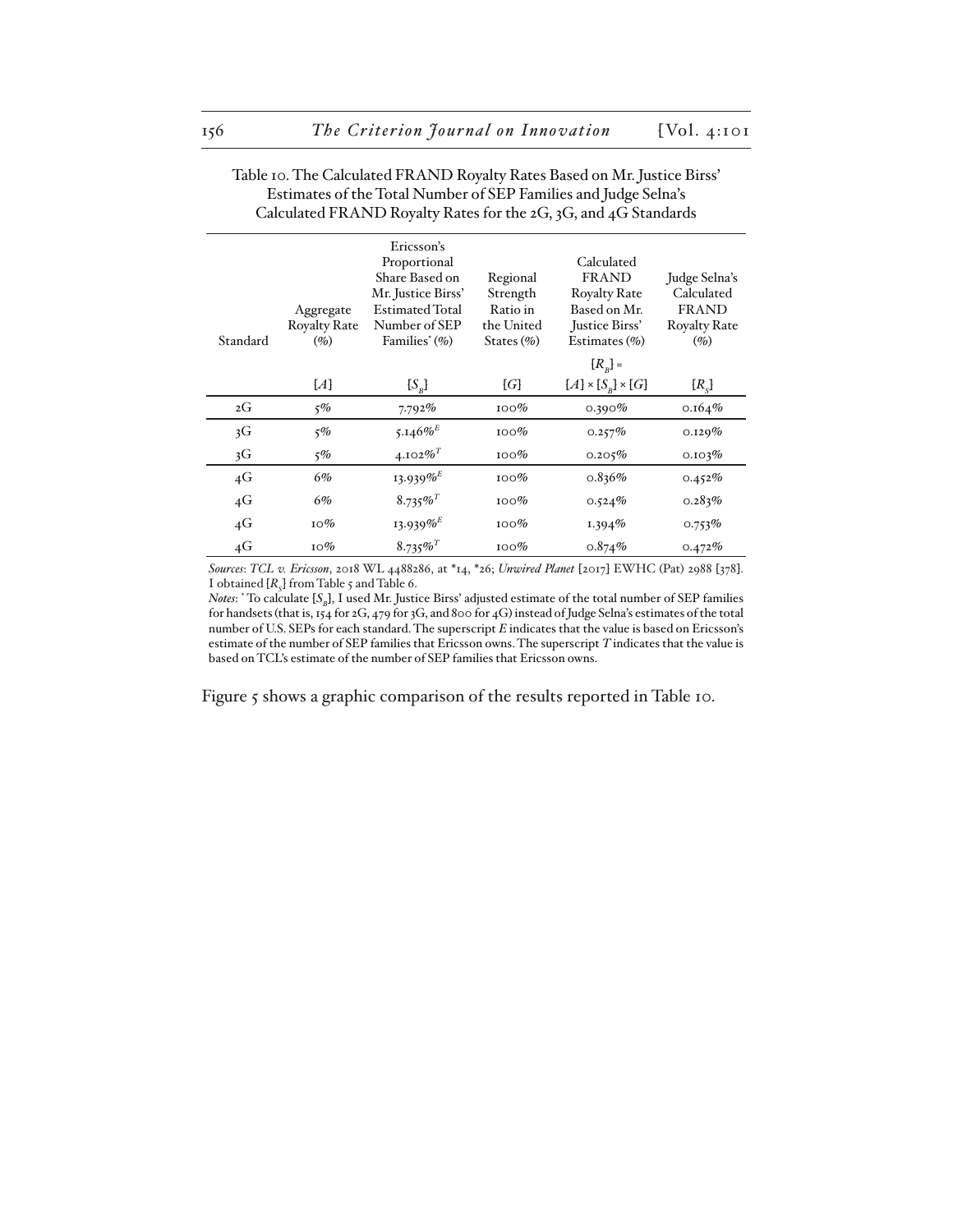Table 10. The Calculated FRAND Royalty Rates Based on Mr. Justice Birss' Estimates of the Total Number of SEP Families and Judge Selna's Calculated FRAND Royalty Rates for the 2G, 3G, and 4G Standards

| Standard | Aggregate Royalty Rate (%) | Ericsson's Proportional Share Based on Mr. Justice Birss' Estimated Total Number of SEP Families* (%) | Regional Strength Ratio in the United States (%) | Calculated FRAND Royalty Rate Based on Mr. Justice Birss' Estimates (%) | Judge Selna's Calculated FRAND Royalty Rate (%) |
|---|---|---|---|---|---|
| | [$A$] | [$S_B$] | [$G$] | [$R_B$] = [$A$] × [$S_B$] × [$G$] | [$R_S$] |
| 2G | 5% | 7.792% | 100% | 0.390% | 0.164% |
| 3G | 5% | 5.146%$^E$ | 100% | 0.257% | 0.129% |
| 3G | 5% | 4.102%$^T$ | 100% | 0.205% | 0.103% |
| 4G | 6% | 13.939%$^E$ | 100% | 0.836% | 0.452% |
| 4G | 6% | 8.735%$^T$ | 100% | 0.524% | 0.283% |
| 4G | 10% | 13.939%$^E$ | 100% | 1.394% | 0.753% |
| 4G | 10% | 8.735%$^T$ | 100% | 0.874% | 0.472% |

*Sources*: *TCL v. Ericsson*, 2018 WL 4488286, at *14, *26; *Unwired Planet* [2017] EWHC (Pat) 2988 [378]. I obtained [$R_S$] from Table 5 and Table 6.

*Notes*: * To calculate [$S_B$], I used Mr. Justice Birss' adjusted estimate of the total number of SEP families for handsets (that is, 154 for 2G, 479 for 3G, and 800 for 4G) instead of Judge Selna's estimates of the total number of U.S. SEPs for each standard. The superscript $E$ indicates that the value is based on Ericsson's estimate of the number of SEP families that Ericsson owns. The superscript $T$ indicates that the value is based on TCL's estimate of the number of SEP families that Ericsson owns.

Figure 5 shows a graphic comparison of the results reported in Table 10.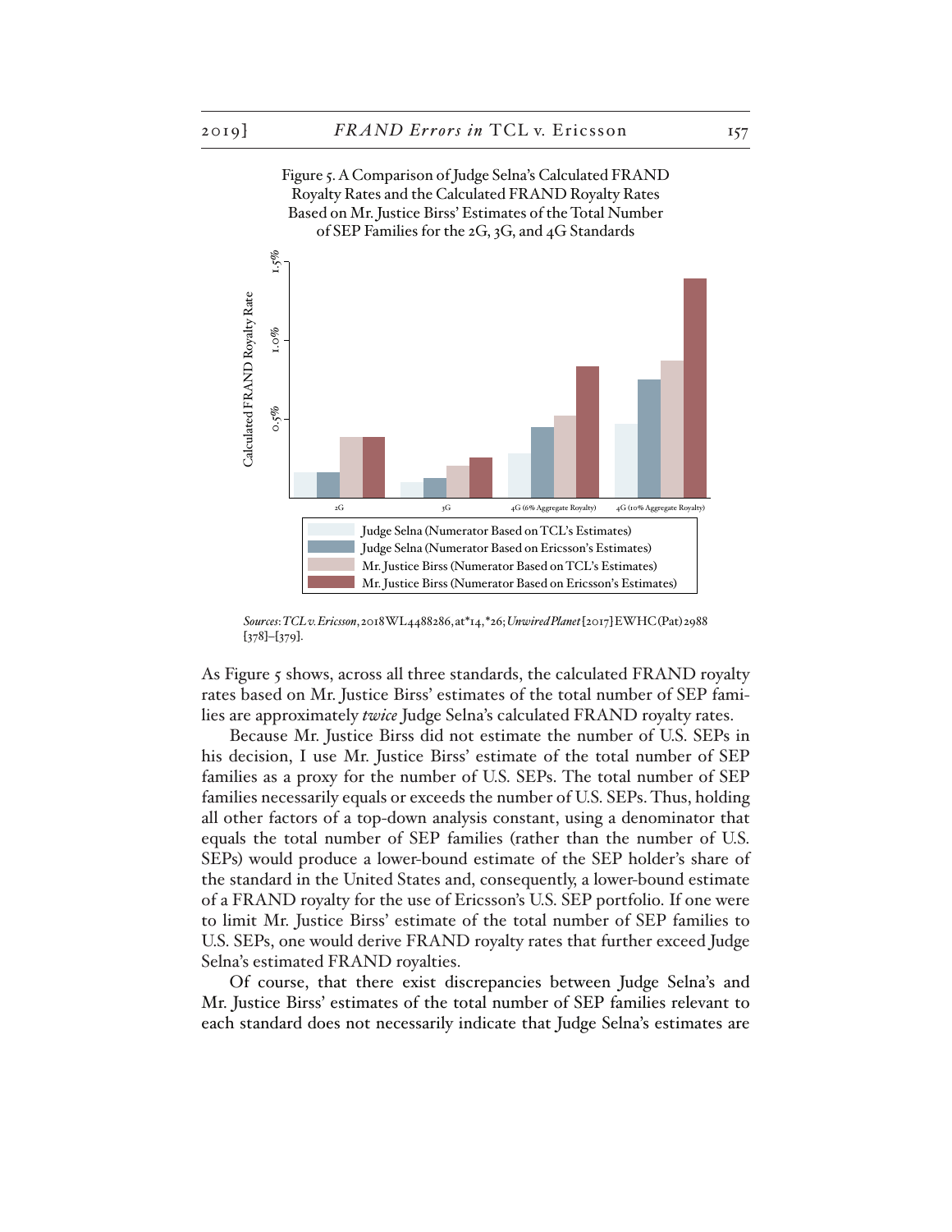Figure 5. A Comparison of Judge Selna's Calculated FRAND Royalty Rates and the Calculated FRAND Royalty Rates Based on Mr. Justice Birss' Estimates of the Total Number of SEP Families for the 2G, 3G, and 4G Standards

*Sources*: *TCL v. Ericsson*, 2018 WL 4488286, at *14, *26; *Unwired Planet* [2017] EWHC (Pat) 2988 [378]–[379].

As Figure 5 shows, across all three standards, the calculated FRAND royalty rates based on Mr. Justice Birss' estimates of the total number of SEP families are approximately *twice* Judge Selna's calculated FRAND royalty rates.

Because Mr. Justice Birss did not estimate the number of U.S. SEPs in his decision, I use Mr. Justice Birss' estimate of the total number of SEP families as a proxy for the number of U.S. SEPs. The total number of SEP families necessarily equals or exceeds the number of U.S. SEPs. Thus, holding all other factors of a top-down analysis constant, using a denominator that equals the total number of SEP families (rather than the number of U.S. SEPs) would produce a lower-bound estimate of the SEP holder's share of the standard in the United States and, consequently, a lower-bound estimate of a FRAND royalty for the use of Ericsson's U.S. SEP portfolio. If one were to limit Mr. Justice Birss' estimate of the total number of SEP families to U.S. SEPs, one would derive FRAND royalty rates that further exceed Judge Selna's estimated FRAND royalties.

Of course, that there exist discrepancies between Judge Selna's and Mr. Justice Birss' estimates of the total number of SEP families relevant to each standard does not necessarily indicate that Judge Selna's estimates are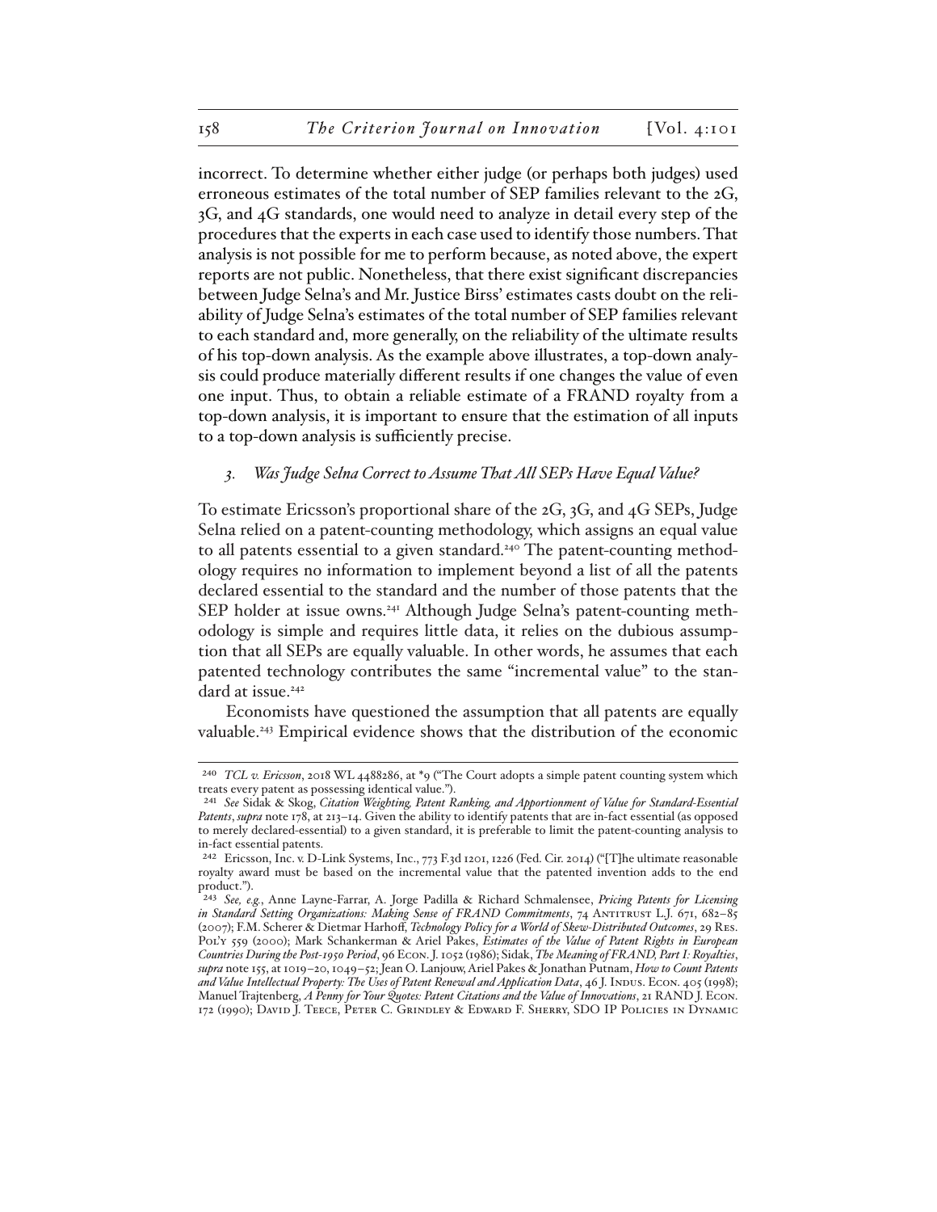incorrect. To determine whether either judge (or perhaps both judges) used erroneous estimates of the total number of SEP families relevant to the 2G, 3G, and 4G standards, one would need to analyze in detail every step of the procedures that the experts in each case used to identify those numbers. That analysis is not possible for me to perform because, as noted above, the expert reports are not public. Nonetheless, that there exist significant discrepancies between Judge Selna's and Mr. Justice Birss' estimates casts doubt on the reliability of Judge Selna's estimates of the total number of SEP families relevant to each standard and, more generally, on the reliability of the ultimate results of his top-down analysis. As the example above illustrates, a top-down analysis could produce materially different results if one changes the value of even one input. Thus, to obtain a reliable estimate of a FRAND royalty from a top-down analysis, it is important to ensure that the estimation of all inputs to a top-down analysis is sufficiently precise.

### *3. Was Judge Selna Correct to Assume That All SEPs Have Equal Value?*

To estimate Ericsson's proportional share of the 2G, 3G, and 4G SEPs, Judge Selna relied on a patent-counting methodology, which assigns an equal value to all patents essential to a given standard.[240] The patent-counting methodology requires no information to implement beyond a list of all the patents declared essential to the standard and the number of those patents that the SEP holder at issue owns.[241] Although Judge Selna's patent-counting methodology is simple and requires little data, it relies on the dubious assumption that all SEPs are equally valuable. In other words, he assumes that each patented technology contributes the same "incremental value" to the standard at issue.[242]

Economists have questioned the assumption that all patents are equally valuable.[243] Empirical evidence shows that the distribution of the economic

---

240 *TCL v. Ericsson*, 2018 WL 4488286, at *9 ("The Court adopts a simple patent counting system which treats every patent as possessing identical value.").

241 *See* Sidak & Skog, *Citation Weighting, Patent Ranking, and Apportionment of Value for Standard-Essential Patents*, *supra* note 178, at 213–14. Given the ability to identify patents that are in-fact essential (as opposed to merely declared-essential) to a given standard, it is preferable to limit the patent-counting analysis to in-fact essential patents.

242 Ericsson, Inc. v. D-Link Systems, Inc., 773 F.3d 1201, 1226 (Fed. Cir. 2014) ("[T]he ultimate reasonable royalty award must be based on the incremental value that the patented invention adds to the end product.").

243 *See, e.g.*, Anne Layne-Farrar, A. Jorge Padilla & Richard Schmalensee, *Pricing Patents for Licensing in Standard Setting Organizations: Making Sense of FRAND Commitments*, 74 Antitrust L.J. 671, 682–85 (2007); F.M. Scherer & Dietmar Harhoff, *Technology Policy for a World of Skew-Distributed Outcomes*, 29 Res. Pol'y 559 (2000); Mark Schankerman & Ariel Pakes, *Estimates of the Value of Patent Rights in European Countries During the Post-1950 Period*, 96 Econ. J. 1052 (1986); Sidak, *The Meaning of FRAND, Part I: Royalties*, *supra* note 155, at 1019–20, 1049–52; Jean O. Lanjouw, Ariel Pakes & Jonathan Putnam, *How to Count Patents and Value Intellectual Property: The Uses of Patent Renewal and Application Data*, 46 J. Indus. Econ. 405 (1998); Manuel Trajtenberg, *A Penny for Your Quotes: Patent Citations and the Value of Innovations*, 21 RAND J. Econ. 172 (1990); David J. Teece, Peter C. Grindley & Edward F. Sherry, SDO IP Policies in Dynamic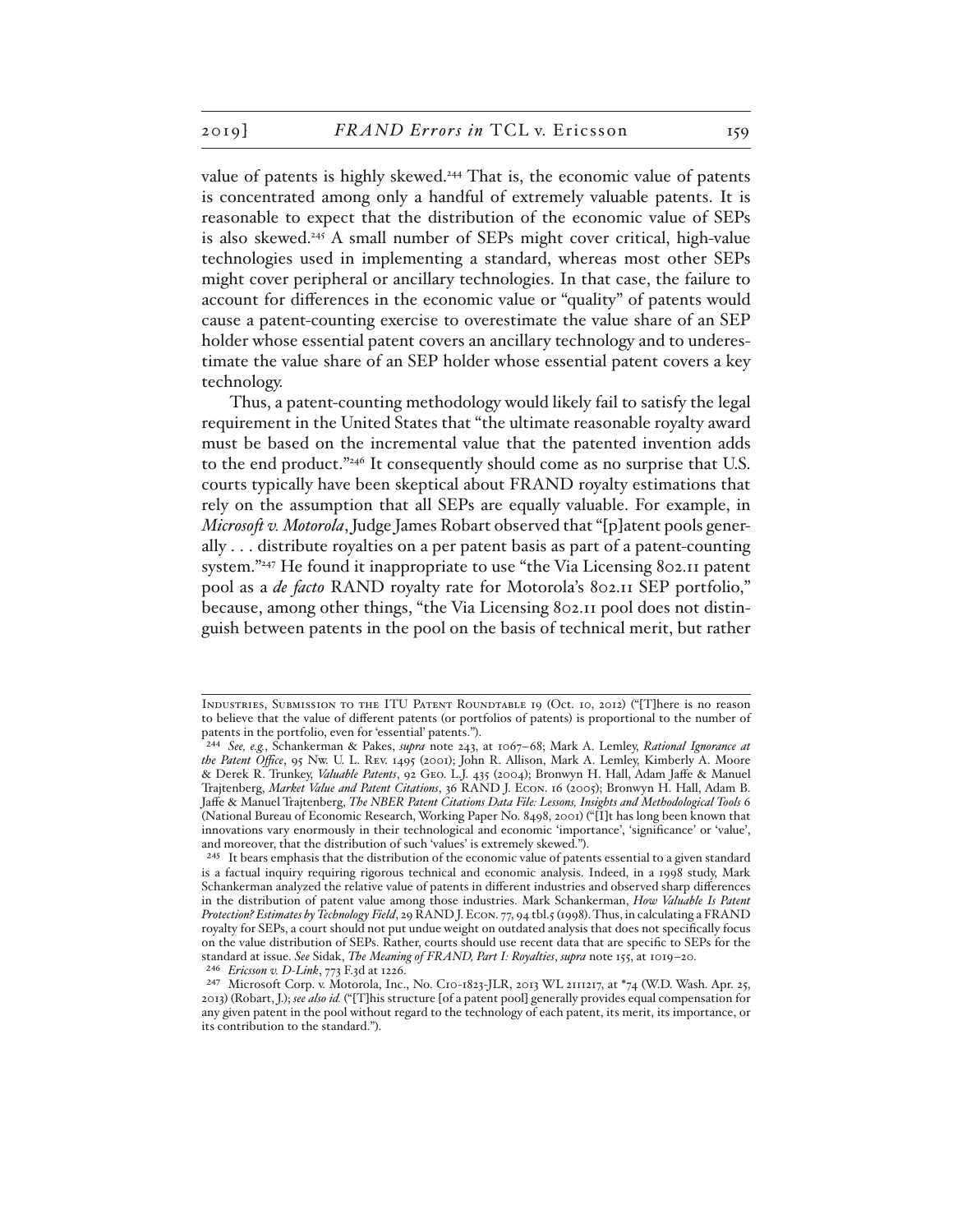value of patents is highly skewed.[244] That is, the economic value of patents is concentrated among only a handful of extremely valuable patents. It is reasonable to expect that the distribution of the economic value of SEPs is also skewed.[245] A small number of SEPs might cover critical, high-value technologies used in implementing a standard, whereas most other SEPs might cover peripheral or ancillary technologies. In that case, the failure to account for differences in the economic value or "quality" of patents would cause a patent-counting exercise to overestimate the value share of an SEP holder whose essential patent covers an ancillary technology and to underestimate the value share of an SEP holder whose essential patent covers a key technology.

Thus, a patent-counting methodology would likely fail to satisfy the legal requirement in the United States that "the ultimate reasonable royalty award must be based on the incremental value that the patented invention adds to the end product."[246] It consequently should come as no surprise that U.S. courts typically have been skeptical about FRAND royalty estimations that rely on the assumption that all SEPs are equally valuable. For example, in *Microsoft v. Motorola*, Judge James Robart observed that "[p]atent pools generally . . . distribute royalties on a per patent basis as part of a patent-counting system."[247] He found it inappropriate to use "the Via Licensing 802.11 patent pool as a *de facto* RAND royalty rate for Motorola's 802.11 SEP portfolio," because, among other things, "the Via Licensing 802.11 pool does not distinguish between patents in the pool on the basis of technical merit, but rather

---

Industries, Submission to the ITU Patent Roundtable 19 (Oct. 10, 2012) ("[T]here is no reason to believe that the value of different patents (or portfolios of patents) is proportional to the number of patents in the portfolio, even for 'essential' patents.").

[244] *See, e.g.*, Schankerman & Pakes, *supra* note 243, at 1067–68; Mark A. Lemley, *Rational Ignorance at the Patent Office*, 95 Nw. U. L. Rev. 1495 (2001); John R. Allison, Mark A. Lemley, Kimberly A. Moore & Derek R. Trunkey, *Valuable Patents*, 92 Geo. L.J. 435 (2004); Bronwyn H. Hall, Adam Jaffe & Manuel Trajtenberg, *Market Value and Patent Citations*, 36 RAND J. Econ. 16 (2005); Bronwyn H. Hall, Adam B. Jaffe & Manuel Trajtenberg, *The NBER Patent Citations Data File: Lessons, Insights and Methodological Tools* 6 (National Bureau of Economic Research, Working Paper No. 8498, 2001) ("[I]t has long been known that innovations vary enormously in their technological and economic 'importance', 'significance' or 'value', and moreover, that the distribution of such 'values' is extremely skewed.").

[245] It bears emphasis that the distribution of the economic value of patents essential to a given standard is a factual inquiry requiring rigorous technical and economic analysis. Indeed, in a 1998 study, Mark Schankerman analyzed the relative value of patents in different industries and observed sharp differences in the distribution of patent value among those industries. Mark Schankerman, *How Valuable Is Patent Protection? Estimates by Technology Field*, 29 RAND J. Econ. 77, 94 tbl.5 (1998). Thus, in calculating a FRAND royalty for SEPs, a court should not put undue weight on outdated analysis that does not specifically focus on the value distribution of SEPs. Rather, courts should use recent data that are specific to SEPs for the standard at issue. *See* Sidak, *The Meaning of FRAND, Part I: Royalties*, *supra* note 155, at 1019–20.

[246] *Ericsson v. D-Link*, 773 F.3d at 1226.

[247] Microsoft Corp. v. Motorola, Inc., No. C10-1823-JLR, 2013 WL 2111217, at *74 (W.D. Wash. Apr. 25, 2013) (Robart, J.); *see also id.* ("[T]his structure [of a patent pool] generally provides equal compensation for any given patent in the pool without regard to the technology of each patent, its merit, its importance, or its contribution to the standard.").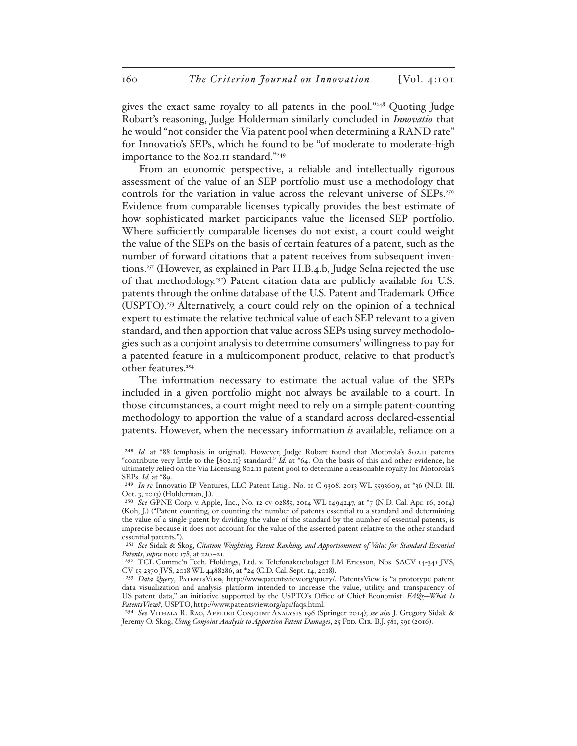gives the exact same royalty to all patents in the pool."[248] Quoting Judge Robart's reasoning, Judge Holderman similarly concluded in *Innovatio* that he would "not consider the Via patent pool when determining a RAND rate" for Innovatio's SEPs, which he found to be "of moderate to moderate-high importance to the 802.11 standard."[249]

From an economic perspective, a reliable and intellectually rigorous assessment of the value of an SEP portfolio must use a methodology that controls for the variation in value across the relevant universe of SEPs.[250] Evidence from comparable licenses typically provides the best estimate of how sophisticated market participants value the licensed SEP portfolio. Where sufficiently comparable licenses do not exist, a court could weight the value of the SEPs on the basis of certain features of a patent, such as the number of forward citations that a patent receives from subsequent inventions.[251] (However, as explained in Part II.B.4.b, Judge Selna rejected the use of that methodology.[252]) Patent citation data are publicly available for U.S. patents through the online database of the U.S. Patent and Trademark Office (USPTO).[253] Alternatively, a court could rely on the opinion of a technical expert to estimate the relative technical value of each SEP relevant to a given standard, and then apportion that value across SEPs using survey methodologies such as a conjoint analysis to determine consumers' willingness to pay for a patented feature in a multicomponent product, relative to that product's other features.[254]

The information necessary to estimate the actual value of the SEPs included in a given portfolio might not always be available to a court. In those circumstances, a court might need to rely on a simple patent-counting methodology to apportion the value of a standard across declared-essential patents. However, when the necessary information *is* available, reliance on a

---

[248] *Id.* at *88 (emphasis in original). However, Judge Robart found that Motorola's 802.11 patents "contribute very little to the [802.11] standard." *Id.* at *64. On the basis of this and other evidence, he ultimately relied on the Via Licensing 802.11 patent pool to determine a reasonable royalty for Motorola's SEPs. *Id.* at *89.

[249] *In re* Innovatio IP Ventures, LLC Patent Litig., No. 11 C 9308, 2013 WL 5593609, at *36 (N.D. Ill. Oct. 3, 2013) (Holderman, J.).

[250] *See* GPNE Corp. v. Apple, Inc., No. 12-cv-02885, 2014 WL 1494247, at *7 (N.D. Cal. Apr. 16, 2014) (Koh, J.) ("Patent counting, or counting the number of patents essential to a standard and determining the value of a single patent by dividing the value of the standard by the number of essential patents, is imprecise because it does not account for the value of the asserted patent relative to the other standard essential patents.").

[251] *See* Sidak & Skog, *Citation Weighting, Patent Ranking, and Apportionment of Value for Standard-Essential Patents*, *supra* note 178, at 220–21.

[252] TCL Commc'n Tech. Holdings, Ltd. v. Telefonaktiebolaget LM Ericsson, Nos. SACV 14-341 JVS, CV 15-2370 JVS, 2018 WL 4488286, at *24 (C.D. Cal. Sept. 14, 2018).

[253] *Data Query*, PatentsView, http://www.patentsview.org/query/. PatentsView is "a prototype patent data visualization and analysis platform intended to increase the value, utility, and transparency of US patent data," an initiative supported by the USPTO's Office of Chief Economist. *FAQs—What Is PatentsView?*, USPTO, http://www.patentsview.org/api/faqs.html.

[254] *See* Vithala R. Rao, Applied Conjoint Analysis 196 (Springer 2014); *see also* J. Gregory Sidak & Jeremy O. Skog, *Using Conjoint Analysis to Apportion Patent Damages*, 25 Fed. Cir. B.J. 581, 591 (2016).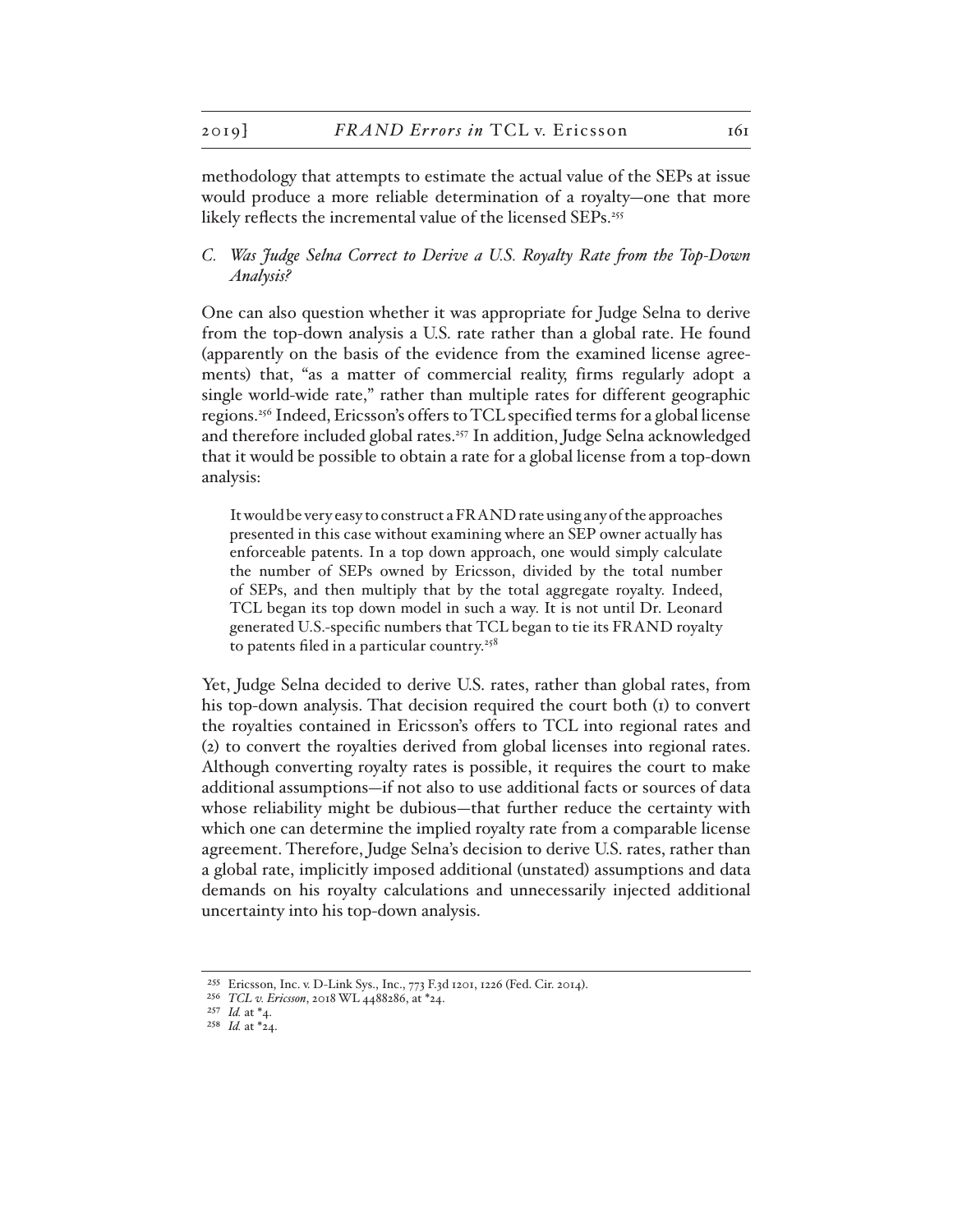methodology that attempts to estimate the actual value of the SEPs at issue would produce a more reliable determination of a royalty—one that more likely reflects the incremental value of the licensed SEPs.[255]

### *C. Was Judge Selna Correct to Derive a U.S. Royalty Rate from the Top-Down Analysis?*

One can also question whether it was appropriate for Judge Selna to derive from the top-down analysis a U.S. rate rather than a global rate. He found (apparently on the basis of the evidence from the examined license agreements) that, "as a matter of commercial reality, firms regularly adopt a single world-wide rate," rather than multiple rates for different geographic regions.[256] Indeed, Ericsson's offers to TCL specified terms for a global license and therefore included global rates.[257] In addition, Judge Selna acknowledged that it would be possible to obtain a rate for a global license from a top-down analysis:

> It would be very easy to construct a FRAND rate using any of the approaches presented in this case without examining where an SEP owner actually has enforceable patents. In a top down approach, one would simply calculate the number of SEPs owned by Ericsson, divided by the total number of SEPs, and then multiply that by the total aggregate royalty. Indeed, TCL began its top down model in such a way. It is not until Dr. Leonard generated U.S.-specific numbers that TCL began to tie its FRAND royalty to patents filed in a particular country.[258]

Yet, Judge Selna decided to derive U.S. rates, rather than global rates, from his top-down analysis. That decision required the court both (1) to convert the royalties contained in Ericsson's offers to TCL into regional rates and (2) to convert the royalties derived from global licenses into regional rates. Although converting royalty rates is possible, it requires the court to make additional assumptions—if not also to use additional facts or sources of data whose reliability might be dubious—that further reduce the certainty with which one can determine the implied royalty rate from a comparable license agreement. Therefore, Judge Selna's decision to derive U.S. rates, rather than a global rate, implicitly imposed additional (unstated) assumptions and data demands on his royalty calculations and unnecessarily injected additional uncertainty into his top-down analysis.

---

[255] Ericsson, Inc. v. D-Link Sys., Inc., 773 F.3d 1201, 1226 (Fed. Cir. 2014).

[256] *TCL v. Ericsson*, 2018 WL 4488286, at *24.

[257] *Id.* at *4.

[258] *Id.* at *24.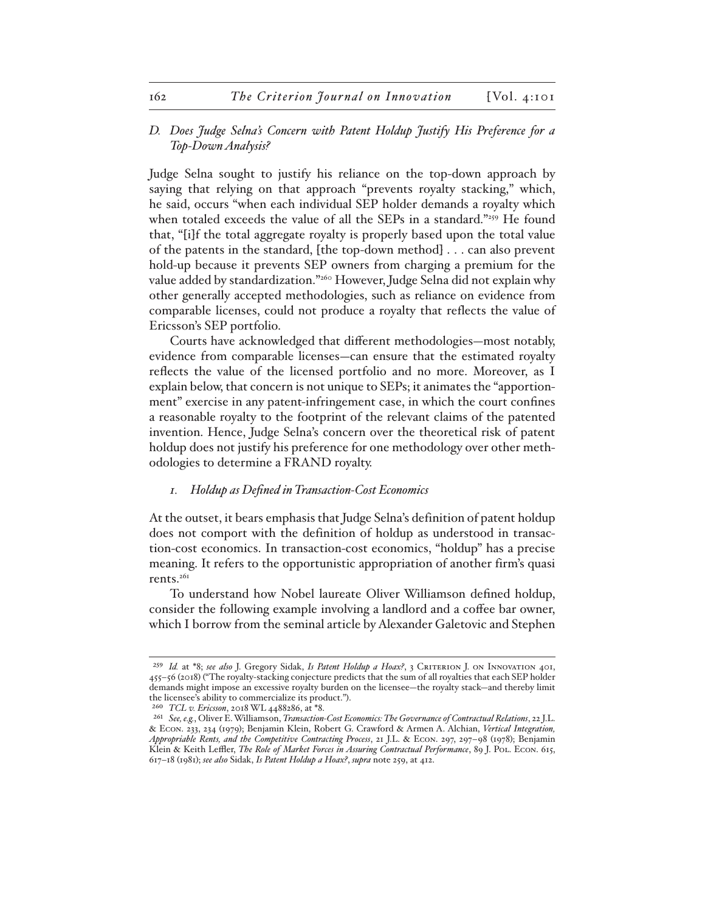### D. *Does Judge Selna's Concern with Patent Holdup Justify His Preference for a Top-Down Analysis?*

Judge Selna sought to justify his reliance on the top-down approach by saying that relying on that approach "prevents royalty stacking," which, he said, occurs "when each individual SEP holder demands a royalty which when totaled exceeds the value of all the SEPs in a standard."[259] He found that, "[i]f the total aggregate royalty is properly based upon the total value of the patents in the standard, [the top-down method] . . . can also prevent hold-up because it prevents SEP owners from charging a premium for the value added by standardization."[260] However, Judge Selna did not explain why other generally accepted methodologies, such as reliance on evidence from comparable licenses, could not produce a royalty that reflects the value of Ericsson's SEP portfolio.

Courts have acknowledged that different methodologies—most notably, evidence from comparable licenses—can ensure that the estimated royalty reflects the value of the licensed portfolio and no more. Moreover, as I explain below, that concern is not unique to SEPs; it animates the "apportionment" exercise in any patent-infringement case, in which the court confines a reasonable royalty to the footprint of the relevant claims of the patented invention. Hence, Judge Selna's concern over the theoretical risk of patent holdup does not justify his preference for one methodology over other methodologies to determine a FRAND royalty.

#### 1. *Holdup as Defined in Transaction-Cost Economics*

At the outset, it bears emphasis that Judge Selna's definition of patent holdup does not comport with the definition of holdup as understood in transaction-cost economics. In transaction-cost economics, "holdup" has a precise meaning. It refers to the opportunistic appropriation of another firm's quasi rents.[261]

To understand how Nobel laureate Oliver Williamson defined holdup, consider the following example involving a landlord and a coffee bar owner, which I borrow from the seminal article by Alexander Galetovic and Stephen

---

[259] *Id.* at *8; *see also* J. Gregory Sidak, *Is Patent Holdup a Hoax?*, 3 Criterion J. on Innovation 401, 455–56 (2018) ("The royalty-stacking conjecture predicts that the sum of all royalties that each SEP holder demands might impose an excessive royalty burden on the licensee—the royalty stack—and thereby limit the licensee's ability to commercialize its product.").

[260] *TCL v. Ericsson*, 2018 WL 4482286, at *8.

[261] *See, e.g.*, Oliver E. Williamson, *Transaction-Cost Economics: The Governance of Contractual Relations*, 22 J.L. & Econ. 233, 234 (1979); Benjamin Klein, Robert G. Crawford & Armen A. Alchian, *Vertical Integration, Appropriable Rents, and the Competitive Contracting Process*, 21 J.L. & Econ. 297, 297–98 (1978); Benjamin Klein & Keith Leffler, *The Role of Market Forces in Assuring Contractual Performance*, 89 J. Pol. Econ. 615, 617–18 (1981); *see also* Sidak, *Is Patent Holdup a Hoax?*, *supra* note 259, at 412.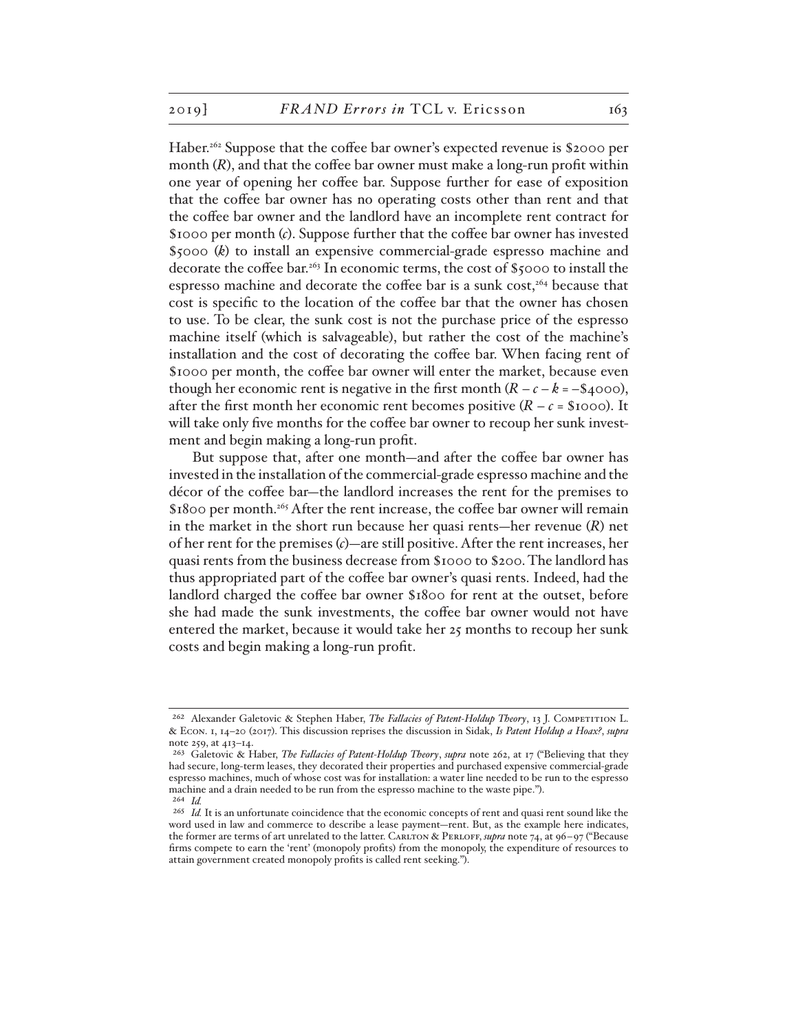Haber.[262] Suppose that the coffee bar owner's expected revenue is \$2000 per month ($R$), and that the coffee bar owner must make a long-run profit within one year of opening her coffee bar. Suppose further for ease of exposition that the coffee bar owner has no operating costs other than rent and that the coffee bar owner and the landlord have an incomplete rent contract for \$1000 per month ($c$). Suppose further that the coffee bar owner has invested \$5000 ($k$) to install an expensive commercial-grade espresso machine and decorate the coffee bar.[263] In economic terms, the cost of \$5000 to install the espresso machine and decorate the coffee bar is a sunk cost,[264] because that cost is specific to the location of the coffee bar that the owner has chosen to use. To be clear, the sunk cost is not the purchase price of the espresso machine itself (which is salvageable), but rather the cost of the machine's installation and the cost of decorating the coffee bar. When facing rent of \$1000 per month, the coffee bar owner will enter the market, because even though her economic rent is negative in the first month ($R - c - k = -\$4000$), after the first month her economic rent becomes positive ($R - c = \$1000$). It will take only five months for the coffee bar owner to recoup her sunk investment and begin making a long-run profit.

But suppose that, after one month—and after the coffee bar owner has invested in the installation of the commercial-grade espresso machine and the décor of the coffee bar—the landlord increases the rent for the premises to \$1800 per month.[265] After the rent increase, the coffee bar owner will remain in the market in the short run because her quasi rents—her revenue ($R$) net of her rent for the premises ($c$)—are still positive. After the rent increases, her quasi rents from the business decrease from \$1000 to \$200. The landlord has thus appropriated part of the coffee bar owner's quasi rents. Indeed, had the landlord charged the coffee bar owner \$1800 for rent at the outset, before she had made the sunk investments, the coffee bar owner would not have entered the market, because it would take her 25 months to recoup her sunk costs and begin making a long-run profit.

---

[262] Alexander Galetovic & Stephen Haber, *The Fallacies of Patent-Holdup Theory*, 13 J. Competition L. & Econ. 1, 14–20 (2017). This discussion reprises the discussion in Sidak, *Is Patent Holdup a Hoax?*, *supra* note 259, at 413–14.

[263] Galetovic & Haber, *The Fallacies of Patent-Holdup Theory*, *supra* note 262, at 17 ("Believing that they had secure, long-term leases, they decorated their properties and purchased expensive commercial-grade espresso machines, much of whose cost was for installation: a water line needed to be run to the espresso machine and a drain needed to be run from the espresso machine to the waste pipe.").

[264] *Id.*

[265] *Id.* It is an unfortunate coincidence that the economic concepts of rent and quasi rent sound like the word used in law and commerce to describe a lease payment—rent. But, as the example here indicates, the former are terms of art unrelated to the latter. Carlton & Perloff, *supra* note 74, at 96–97 ("Because firms compete to earn the 'rent' (monopoly profits) from the monopoly, the expenditure of resources to attain government created monopoly profits is called rent seeking.").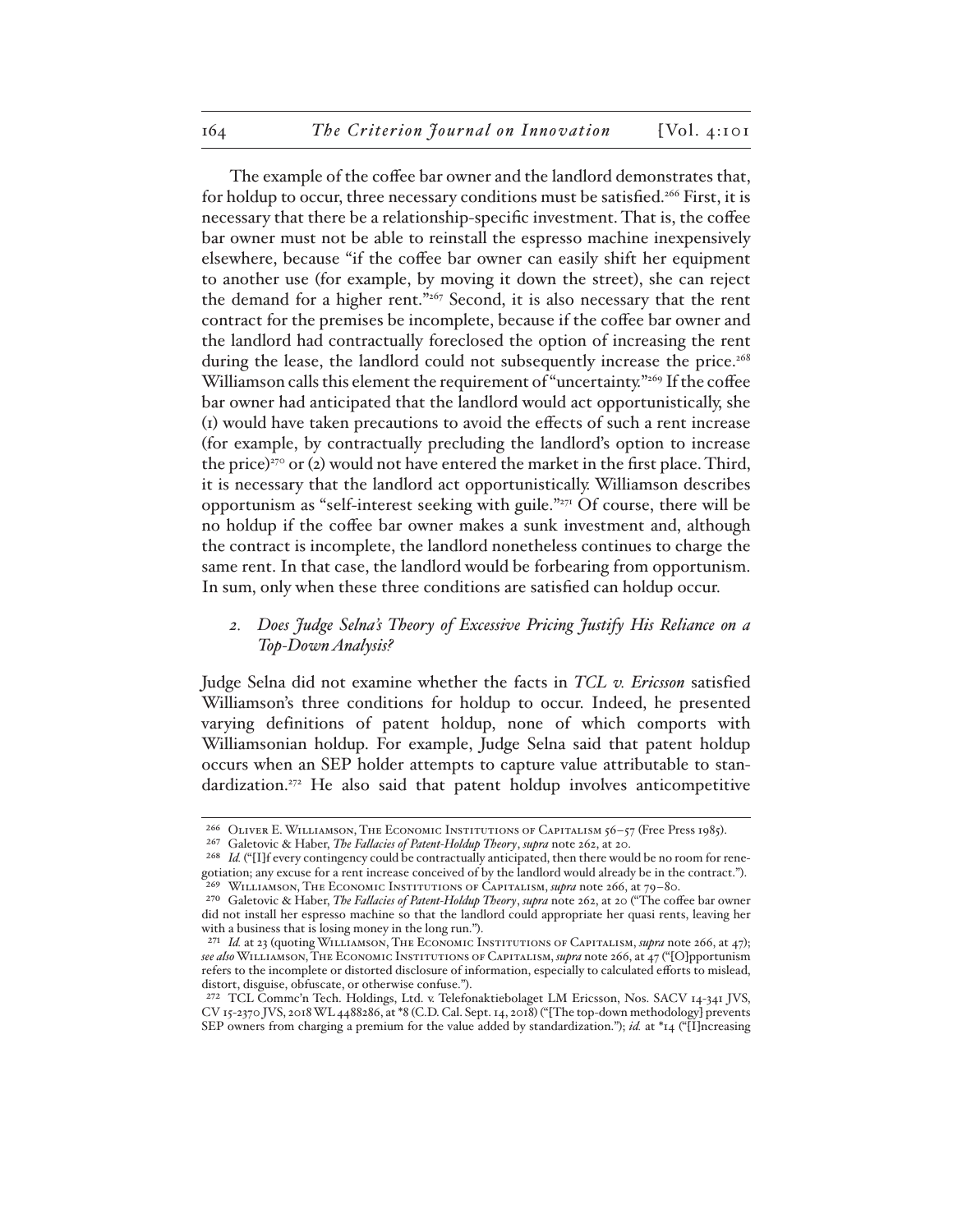The example of the coffee bar owner and the landlord demonstrates that, for holdup to occur, three necessary conditions must be satisfied.[266] First, it is necessary that there be a relationship-specific investment. That is, the coffee bar owner must not be able to reinstall the espresso machine inexpensively elsewhere, because "if the coffee bar owner can easily shift her equipment to another use (for example, by moving it down the street), she can reject the demand for a higher rent."[267] Second, it is also necessary that the rent contract for the premises be incomplete, because if the coffee bar owner and the landlord had contractually foreclosed the option of increasing the rent during the lease, the landlord could not subsequently increase the price.[268] Williamson calls this element the requirement of "uncertainty."[269] If the coffee bar owner had anticipated that the landlord would act opportunistically, she (1) would have taken precautions to avoid the effects of such a rent increase (for example, by contractually precluding the landlord's option to increase the price)[270] or (2) would not have entered the market in the first place. Third, it is necessary that the landlord act opportunistically. Williamson describes opportunism as "self-interest seeking with guile."[271] Of course, there will be no holdup if the coffee bar owner makes a sunk investment and, although the contract is incomplete, the landlord nonetheless continues to charge the same rent. In that case, the landlord would be forbearing from opportunism. In sum, only when these three conditions are satisfied can holdup occur.

### 2. *Does Judge Selna's Theory of Excessive Pricing Justify His Reliance on a Top-Down Analysis?*

Judge Selna did not examine whether the facts in *TCL v. Ericsson* satisfied Williamson's three conditions for holdup to occur. Indeed, he presented varying definitions of patent holdup, none of which comports with Williamsonian holdup. For example, Judge Selna said that patent holdup occurs when an SEP holder attempts to capture value attributable to standardization.[272] He also said that patent holdup involves anticompetitive

---

[266] Oliver E. Williamson, The Economic Institutions of Capitalism 56–57 (Free Press 1985).

[267] Galetovic & Haber, *The Fallacies of Patent-Holdup Theory*, *supra* note 262, at 20.

[268] *Id.* ("[I]f every contingency could be contractually anticipated, then there would be no room for renegotiation; any excuse for a rent increase conceived of by the landlord would already be in the contract.").

[269] Williamson, The Economic Institutions of Capitalism, *supra* note 266, at 79–80.

[270] Galetovic & Haber, *The Fallacies of Patent-Holdup Theory*, *supra* note 262, at 20 ("The coffee bar owner did not install her espresso machine so that the landlord could appropriate her quasi rents, leaving her with a business that is losing money in the long run.").

[271] *Id.* at 23 (quoting Williamson, The Economic Institutions of Capitalism, *supra* note 266, at 47); *see also* Williamson, The Economic Institutions of Capitalism, *supra* note 266, at 47 ("[O]pportunism refers to the incomplete or distorted disclosure of information, especially to calculated efforts to mislead, distort, disguise, obfuscate, or otherwise confuse.").

[272] TCL Commc'n Tech. Holdings, Ltd. v. Telefonaktiebolaget LM Ericsson, Nos. SACV 14-341 JVS, CV 15-2370 JVS, 2018 WL 4488286, at *8 (C.D. Cal. Sept. 14, 2018) ("[The top-down methodology] prevents SEP owners from charging a premium for the value added by standardization."); *id.* at *14 ("[I]ncreasing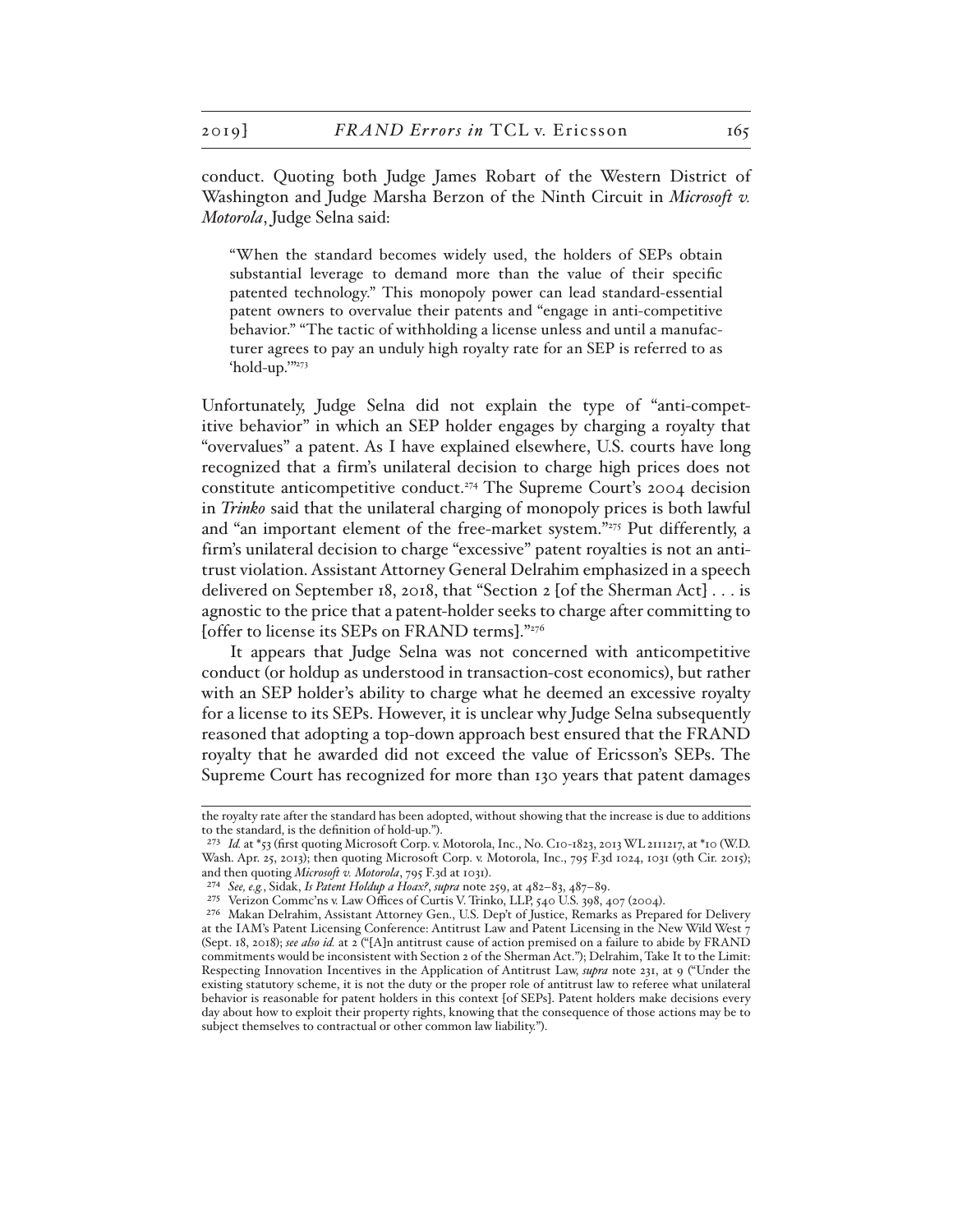conduct. Quoting both Judge James Robart of the Western District of Washington and Judge Marsha Berzon of the Ninth Circuit in *Microsoft v. Motorola*, Judge Selna said:

> "When the standard becomes widely used, the holders of SEPs obtain substantial leverage to demand more than the value of their specific patented technology." This monopoly power can lead standard-essential patent owners to overvalue their patents and "engage in anti-competitive behavior." "The tactic of withholding a license unless and until a manufacturer agrees to pay an unduly high royalty rate for an SEP is referred to as 'hold-up.'"[273]

Unfortunately, Judge Selna did not explain the type of "anti-competitive behavior" in which an SEP holder engages by charging a royalty that "overvalues" a patent. As I have explained elsewhere, U.S. courts have long recognized that a firm's unilateral decision to charge high prices does not constitute anticompetitive conduct.[274] The Supreme Court's 2004 decision in *Trinko* said that the unilateral charging of monopoly prices is both lawful and "an important element of the free-market system."[275] Put differently, a firm's unilateral decision to charge "excessive" patent royalties is not an antitrust violation. Assistant Attorney General Delrahim emphasized in a speech delivered on September 18, 2018, that "Section 2 [of the Sherman Act] . . . is agnostic to the price that a patent-holder seeks to charge after committing to [offer to license its SEPs on FRAND terms]."[276]

It appears that Judge Selna was not concerned with anticompetitive conduct (or holdup as understood in transaction-cost economics), but rather with an SEP holder's ability to charge what he deemed an excessive royalty for a license to its SEPs. However, it is unclear why Judge Selna subsequently reasoned that adopting a top-down approach best ensured that the FRAND royalty that he awarded did not exceed the value of Ericsson's SEPs. The Supreme Court has recognized for more than 130 years that patent damages

---

the royalty rate after the standard has been adopted, without showing that the increase is due to additions to the standard, is the definition of hold-up.").

273 *Id.* at *53 (first quoting Microsoft Corp. v. Motorola, Inc., No. C10-1823, 2013 WL 2111217, at *10 (W.D. Wash. Apr. 25, 2013); then quoting Microsoft Corp. v. Motorola, Inc., 795 F.3d 1024, 1031 (9th Cir. 2015); and then quoting *Microsoft v. Motorola*, 795 F.3d at 1031).

274 *See, e.g.*, Sidak, *Is Patent Holdup a Hoax?*, *supra* note 259, at 482–83, 487–89.

275 Verizon Commc'ns v. Law Offices of Curtis V. Trinko, LLP, 540 U.S. 398, 407 (2004).

276 Makan Delrahim, Assistant Attorney Gen., U.S. Dep't of Justice, Remarks as Prepared for Delivery at the IAM's Patent Licensing Conference: Antitrust Law and Patent Licensing in the New Wild West 7 (Sept. 18, 2018); *see also id.* at 2 ("[A]n antitrust cause of action premised on a failure to abide by FRAND commitments would be inconsistent with Section 2 of the Sherman Act."); Delrahim, Take It to the Limit: Respecting Innovation Incentives in the Application of Antitrust Law, *supra* note 231, at 9 ("Under the existing statutory scheme, it is not the duty or the proper role of antitrust law to referee what unilateral behavior is reasonable for patent holders in this context [of SEPs]. Patent holders make decisions every day about how to exploit their property rights, knowing that the consequence of those actions may be to subject themselves to contractual or other common law liability.").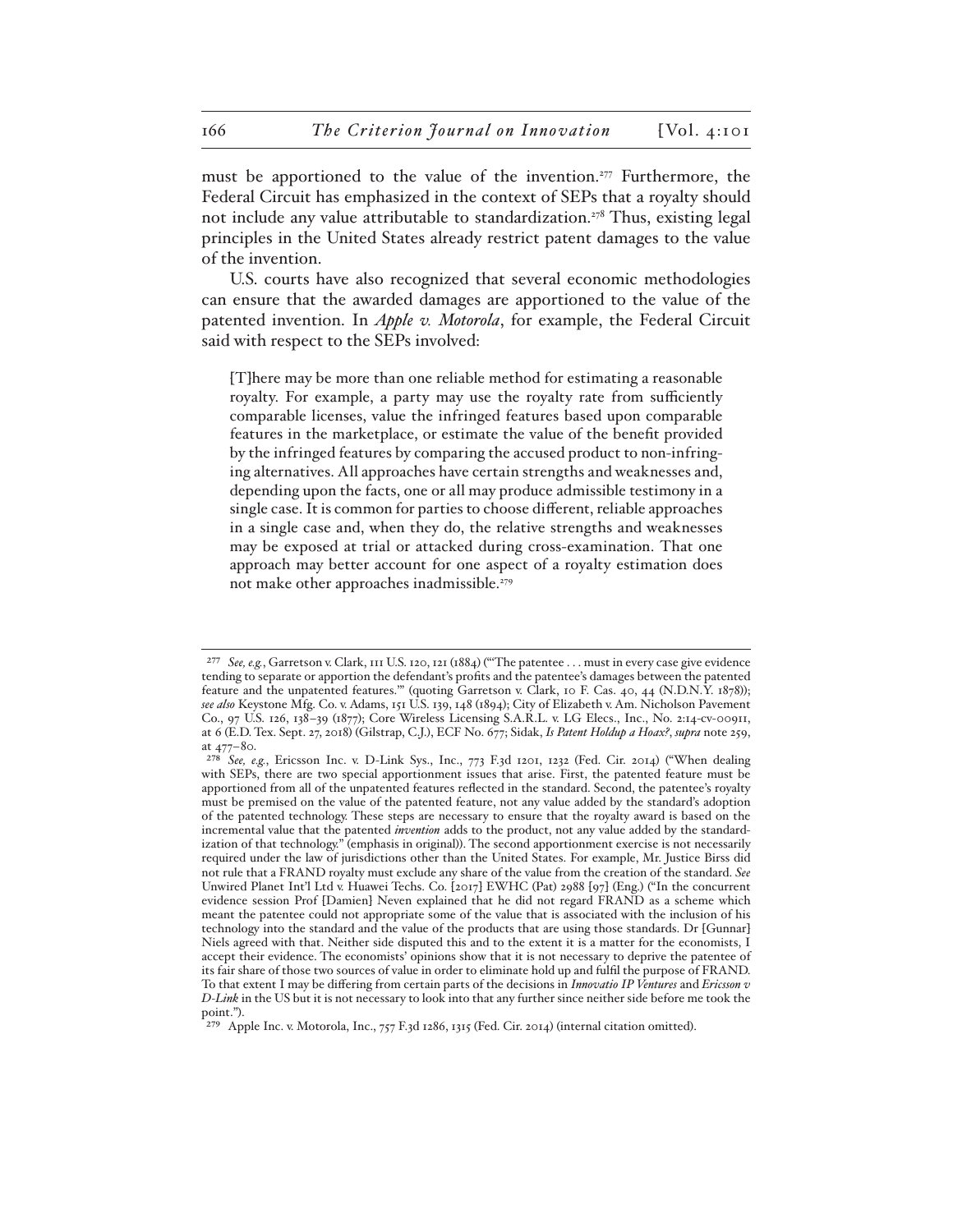must be apportioned to the value of the invention.[277] Furthermore, the Federal Circuit has emphasized in the context of SEPs that a royalty should not include any value attributable to standardization.[278] Thus, existing legal principles in the United States already restrict patent damages to the value of the invention.

U.S. courts have also recognized that several economic methodologies can ensure that the awarded damages are apportioned to the value of the patented invention. In *Apple v. Motorola*, for example, the Federal Circuit said with respect to the SEPs involved:

> [T]here may be more than one reliable method for estimating a reasonable royalty. For example, a party may use the royalty rate from sufficiently comparable licenses, value the infringed features based upon comparable features in the marketplace, or estimate the value of the benefit provided by the infringed features by comparing the accused product to non-infringing alternatives. All approaches have certain strengths and weaknesses and, depending upon the facts, one or all may produce admissible testimony in a single case. It is common for parties to choose different, reliable approaches in a single case and, when they do, the relative strengths and weaknesses may be exposed at trial or attacked during cross-examination. That one approach may better account for one aspect of a royalty estimation does not make other approaches inadmissible.[279]

---

[277] *See, e.g.*, Garretson v. Clark, 111 U.S. 120, 121 (1884) ("'The patentee . . . must in every case give evidence tending to separate or apportion the defendant's profits and the patentee's damages between the patented feature and the unpatented features.'" (quoting Garretson v. Clark, 10 F. Cas. 40, 44 (N.D.N.Y. 1878)); *see also* Keystone Mfg. Co. v. Adams, 151 U.S. 139, 148 (1894); City of Elizabeth v. Am. Nicholson Pavement Co., 97 U.S. 126, 138–39 (1877); Core Wireless Licensing S.A.R.L. v. LG Elecs., Inc., No. 2:14-cv-00911, at 6 (E.D. Tex. Sept. 27, 2018) (Gilstrap, C.J.), ECF No. 677; Sidak, *Is Patent Holdup a Hoax?*, *supra* note 259, at 477–80.

[278] *See, e.g.*, Ericsson Inc. v. D-Link Sys., Inc., 773 F.3d 1201, 1232 (Fed. Cir. 2014) ("When dealing with SEPs, there are two special apportionment issues that arise. First, the patented feature must be apportioned from all of the unpatented features reflected in the standard. Second, the patentee's royalty must be premised on the value of the patented feature, not any value added by the standard's adoption of the patented technology. These steps are necessary to ensure that the royalty award is based on the incremental value that the patented *invention* adds to the product, not any value added by the standardization of that technology." (emphasis in original)). The second apportionment exercise is not necessarily required under the law of jurisdictions other than the United States. For example, Mr. Justice Birss did not rule that a FRAND royalty must exclude any share of the value from the creation of the standard. *See* Unwired Planet Int'l Ltd v. Huawei Techs. Co. [2017] EWHC (Pat) 2988 [97] (Eng.) ("In the concurrent evidence session Prof [Damien] Neven explained that he did not regard FRAND as a scheme which meant the patentee could not appropriate some of the value that is associated with the inclusion of his technology into the standard and the value of the products that are using those standards. Dr [Gunnar] Niels agreed with that. Neither side disputed this and to the extent it is a matter for the economists, I accept their evidence. The economists' opinions show that it is not necessary to deprive the patentee of its fair share of those two sources of value in order to eliminate hold up and fulfil the purpose of FRAND. To that extent I may be differing from certain parts of the decisions in *Innovatio IP Ventures* and *Ericsson v D-Link* in the US but it is not necessary to look into that any further since neither side before me took the point.").

[279] Apple Inc. v. Motorola, Inc., 757 F.3d 1286, 1315 (Fed. Cir. 2014) (internal citation omitted).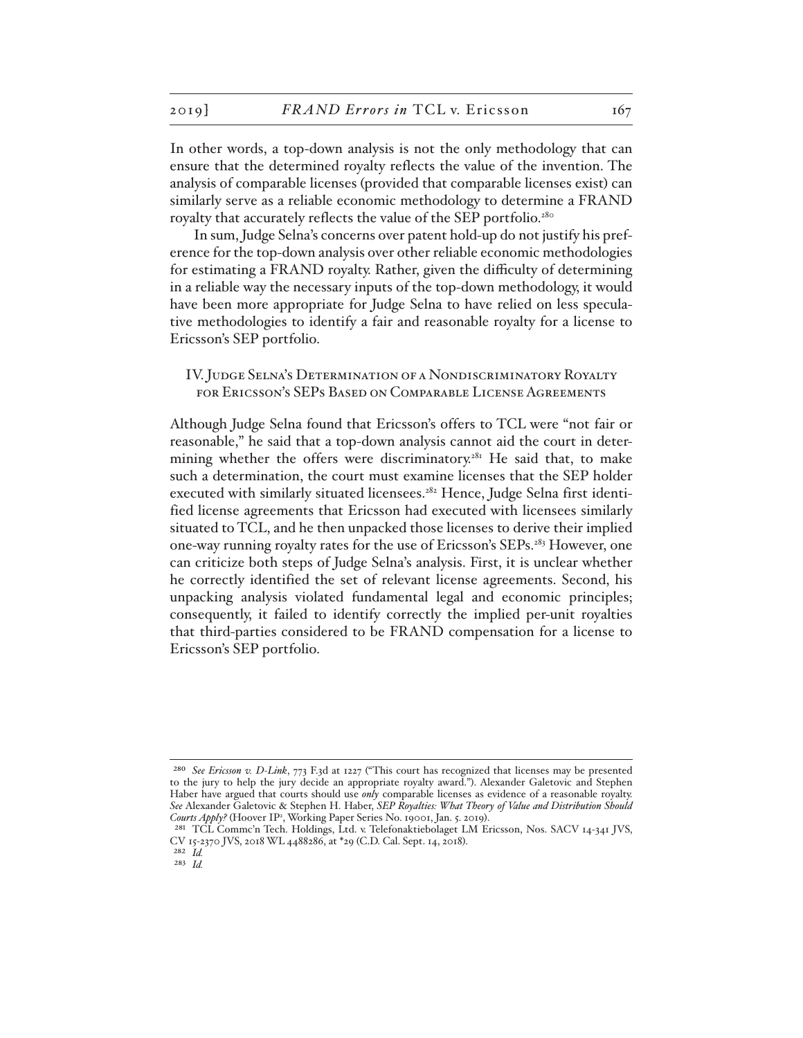In other words, a top-down analysis is not the only methodology that can ensure that the determined royalty reflects the value of the invention. The analysis of comparable licenses (provided that comparable licenses exist) can similarly serve as a reliable economic methodology to determine a FRAND royalty that accurately reflects the value of the SEP portfolio.[280]

In sum, Judge Selna's concerns over patent hold-up do not justify his preference for the top-down analysis over other reliable economic methodologies for estimating a FRAND royalty. Rather, given the difficulty of determining in a reliable way the necessary inputs of the top-down methodology, it would have been more appropriate for Judge Selna to have relied on less speculative methodologies to identify a fair and reasonable royalty for a license to Ericsson's SEP portfolio.

## IV. Judge Selna's Determination of a Nondiscriminatory Royalty for Ericsson's SEPs Based on Comparable License Agreements

Although Judge Selna found that Ericsson's offers to TCL were "not fair or reasonable," he said that a top-down analysis cannot aid the court in determining whether the offers were discriminatory.[281] He said that, to make such a determination, the court must examine licenses that the SEP holder executed with similarly situated licensees.[282] Hence, Judge Selna first identified license agreements that Ericsson had executed with licensees similarly situated to TCL, and he then unpacked those licenses to derive their implied one-way running royalty rates for the use of Ericsson's SEPs.[283] However, one can criticize both steps of Judge Selna's analysis. First, it is unclear whether he correctly identified the set of relevant license agreements. Second, his unpacking analysis violated fundamental legal and economic principles; consequently, it failed to identify correctly the implied per-unit royalties that third-parties considered to be FRAND compensation for a license to Ericsson's SEP portfolio.

---

[280] *See Ericsson v. D-Link*, 773 F.3d at 1227 ("This court has recognized that licenses may be presented to the jury to help the jury decide an appropriate royalty award."). Alexander Galetovic and Stephen Haber have argued that courts should use *only* comparable licenses as evidence of a reasonable royalty. *See* Alexander Galetovic & Stephen H. Haber, *SEP Royalties: What Theory of Value and Distribution Should Courts Apply?* (Hoover IP², Working Paper Series No. 19001, Jan. 5. 2019).

[281] TCL Commc'n Tech. Holdings, Ltd. v. Telefonaktiebolaget LM Ericsson, Nos. SACV 14-341 JVS, CV 15-2370 JVS, 2018 WL 4488286, at *29 (C.D. Cal. Sept. 14, 2018).

[282] *Id.*

[283] *Id.*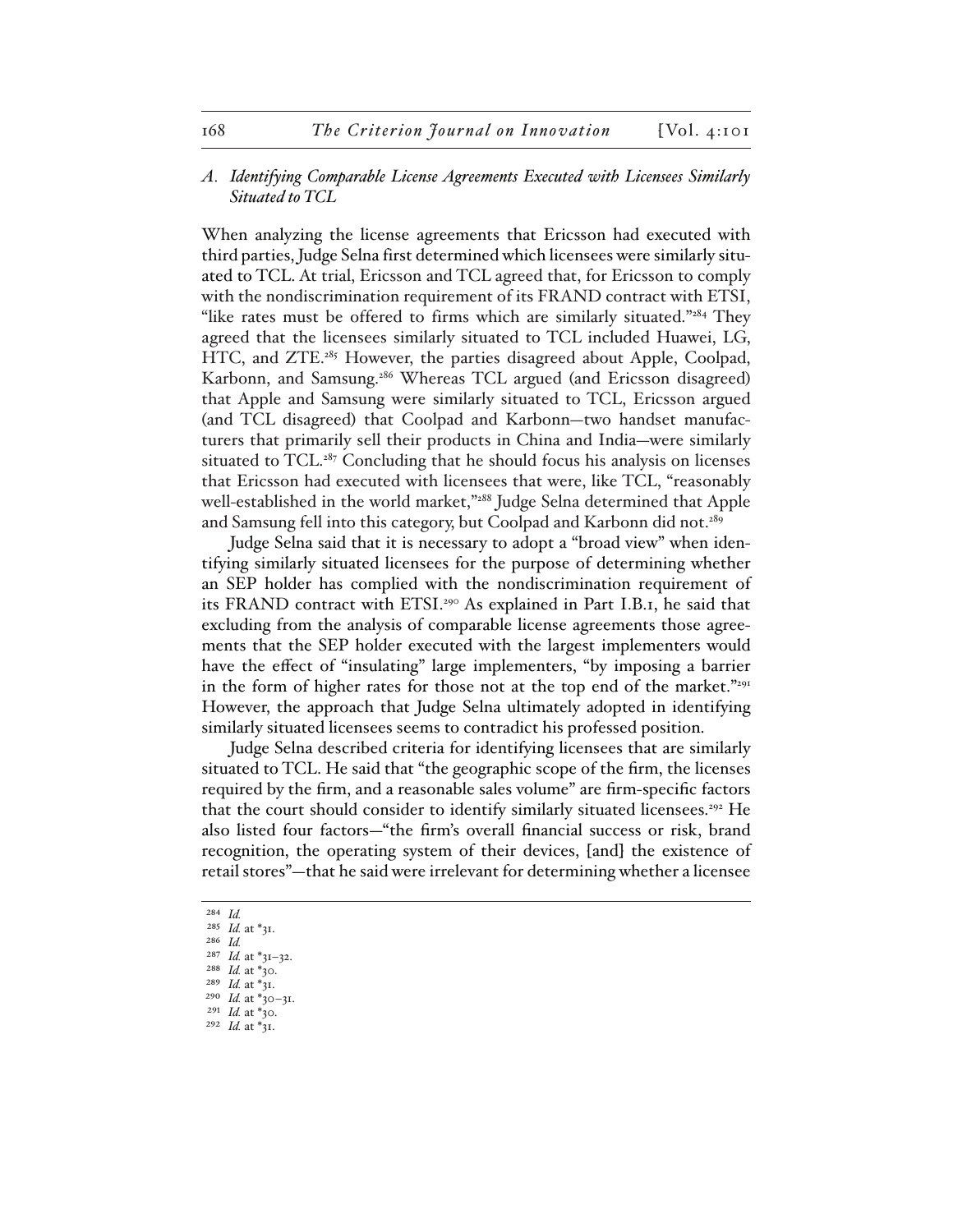### *A. Identifying Comparable License Agreements Executed with Licensees Similarly Situated to TCL*

When analyzing the license agreements that Ericsson had executed with third parties, Judge Selna first determined which licensees were similarly situated to TCL. At trial, Ericsson and TCL agreed that, for Ericsson to comply with the nondiscrimination requirement of its FRAND contract with ETSI, "like rates must be offered to firms which are similarly situated."[284] They agreed that the licensees similarly situated to TCL included Huawei, LG, HTC, and ZTE.[285] However, the parties disagreed about Apple, Coolpad, Karbonn, and Samsung.[286] Whereas TCL argued (and Ericsson disagreed) that Apple and Samsung were similarly situated to TCL, Ericsson argued (and TCL disagreed) that Coolpad and Karbonn—two handset manufacturers that primarily sell their products in China and India—were similarly situated to TCL.[287] Concluding that he should focus his analysis on licenses that Ericsson had executed with licensees that were, like TCL, "reasonably well-established in the world market,"[288] Judge Selna determined that Apple and Samsung fell into this category, but Coolpad and Karbonn did not.[289]

Judge Selna said that it is necessary to adopt a "broad view" when identifying similarly situated licensees for the purpose of determining whether an SEP holder has complied with the nondiscrimination requirement of its FRAND contract with ETSI.[290] As explained in Part I.B.1, he said that excluding from the analysis of comparable license agreements those agreements that the SEP holder executed with the largest implementers would have the effect of "insulating" large implementers, "by imposing a barrier in the form of higher rates for those not at the top end of the market."[291] However, the approach that Judge Selna ultimately adopted in identifying similarly situated licensees seems to contradict his professed position.

Judge Selna described criteria for identifying licensees that are similarly situated to TCL. He said that "the geographic scope of the firm, the licenses required by the firm, and a reasonable sales volume" are firm-specific factors that the court should consider to identify similarly situated licensees.[292] He also listed four factors—"the firm's overall financial success or risk, brand recognition, the operating system of their devices, [and] the existence of retail stores"—that he said were irrelevant for determining whether a licensee

[284] *Id.*
[285] *Id.* at *31.
[286] *Id.*
[287] *Id.* at *31–32.
[288] *Id.* at *30.
[289] *Id.* at *31.
[290] *Id.* at *30–31.
[291] *Id.* at *30.
[292] *Id.* at *31.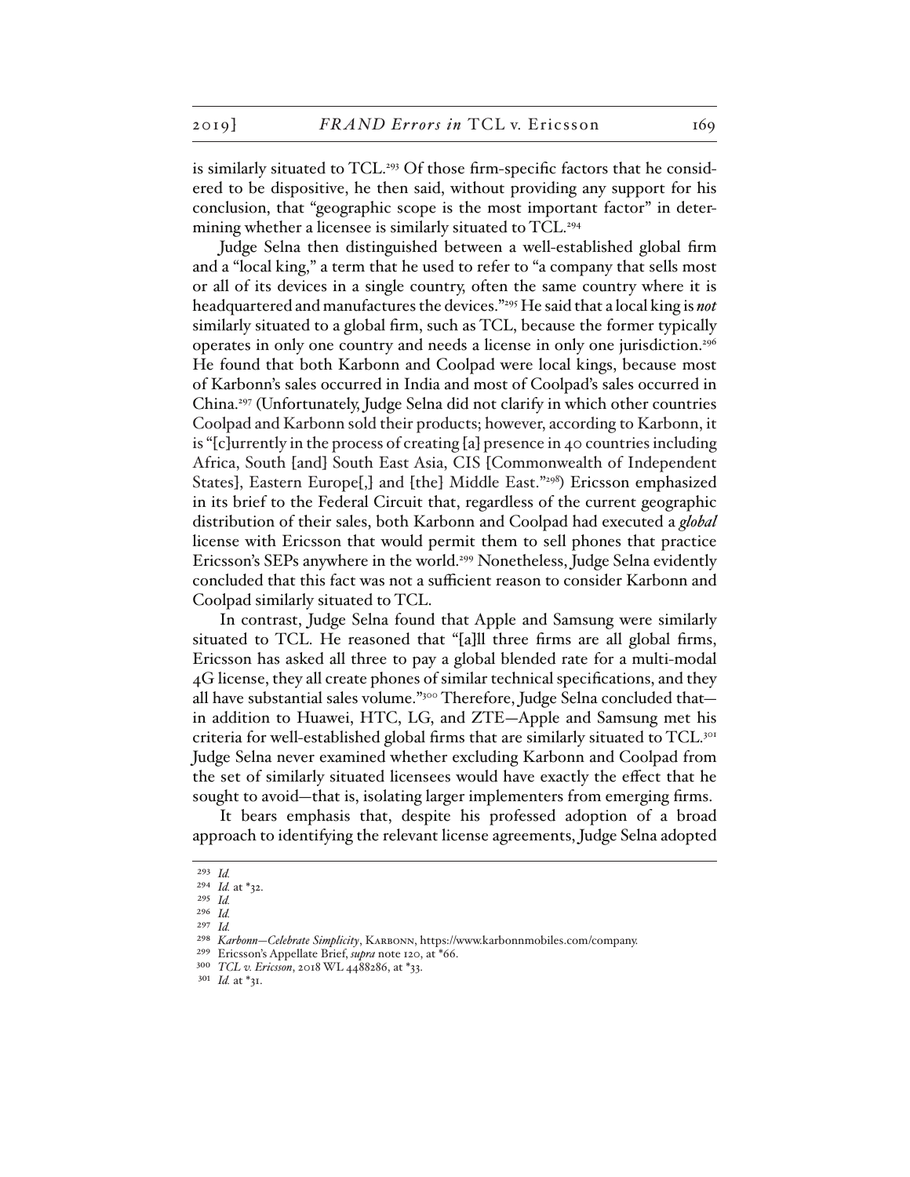is similarly situated to TCL.[293] Of those firm-specific factors that he considered to be dispositive, he then said, without providing any support for his conclusion, that "geographic scope is the most important factor" in determining whether a licensee is similarly situated to TCL.[294]

Judge Selna then distinguished between a well-established global firm and a "local king," a term that he used to refer to "a company that sells most or all of its devices in a single country, often the same country where it is headquartered and manufactures the devices."[295] He said that a local king is ***not*** similarly situated to a global firm, such as TCL, because the former typically operates in only one country and needs a license in only one jurisdiction.[296] He found that both Karbonn and Coolpad were local kings, because most of Karbonn's sales occurred in India and most of Coolpad's sales occurred in China.[297] (Unfortunately, Judge Selna did not clarify in which other countries Coolpad and Karbonn sold their products; however, according to Karbonn, it is "[c]urrently in the process of creating [a] presence in 40 countries including Africa, South [and] South East Asia, CIS [Commonwealth of Independent States], Eastern Europe[,] and [the] Middle East."[298]) Ericsson emphasized in its brief to the Federal Circuit that, regardless of the current geographic distribution of their sales, both Karbonn and Coolpad had executed a ***global*** license with Ericsson that would permit them to sell phones that practice Ericsson's SEPs anywhere in the world.[299] Nonetheless, Judge Selna evidently concluded that this fact was not a sufficient reason to consider Karbonn and Coolpad similarly situated to TCL.

In contrast, Judge Selna found that Apple and Samsung were similarly situated to TCL. He reasoned that "[a]ll three firms are all global firms, Ericsson has asked all three to pay a global blended rate for a multi-modal 4G license, they all create phones of similar technical specifications, and they all have substantial sales volume."[300] Therefore, Judge Selna concluded that—in addition to Huawei, HTC, LG, and ZTE—Apple and Samsung met his criteria for well-established global firms that are similarly situated to TCL.[301] Judge Selna never examined whether excluding Karbonn and Coolpad from the set of similarly situated licensees would have exactly the effect that he sought to avoid—that is, isolating larger implementers from emerging firms.

It bears emphasis that, despite his professed adoption of a broad approach to identifying the relevant license agreements, Judge Selna adopted

---

[293] *Id.*

[294] *Id.* at *32.

[295] *Id.*

[296] *Id.*

[297] *Id.*

[298] *Karbonn—Celebrate Simplicity*, KARBONN, https://www.karbonnmobiles.com/company.

[299] Ericsson's Appellate Brief, *supra* note 120, at *66.

[300] *TCL v. Ericsson*, 2018 WL 4488286, at *33.

[301] *Id.* at *31.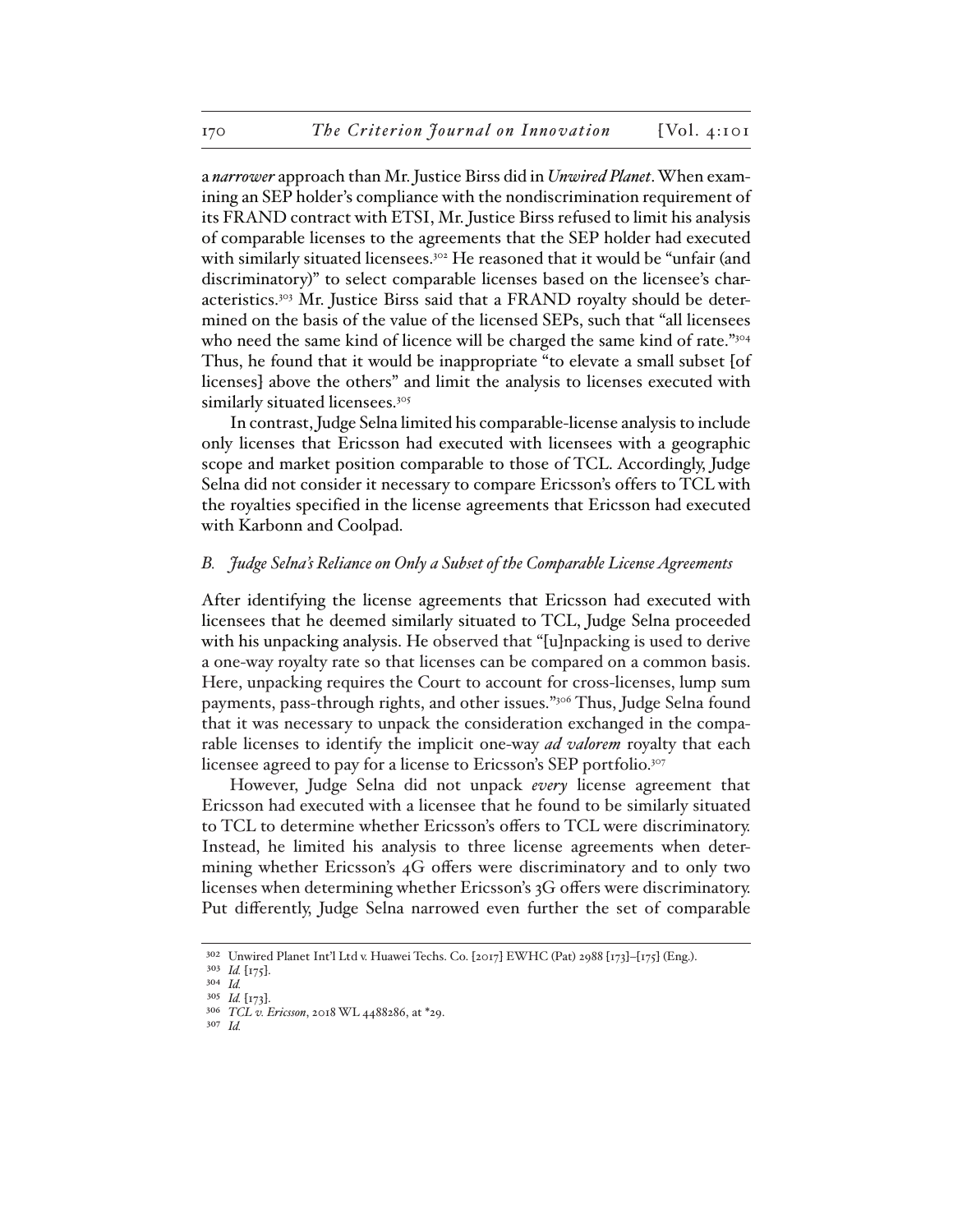a *narrower* approach than Mr. Justice Birss did in *Unwired Planet*. When examining an SEP holder's compliance with the nondiscrimination requirement of its FRAND contract with ETSI, Mr. Justice Birss refused to limit his analysis of comparable licenses to the agreements that the SEP holder had executed with similarly situated licensees.[302] He reasoned that it would be "unfair (and discriminatory)" to select comparable licenses based on the licensee's characteristics.[303] Mr. Justice Birss said that a FRAND royalty should be determined on the basis of the value of the licensed SEPs, such that "all licensees who need the same kind of licence will be charged the same kind of rate."[304] Thus, he found that it would be inappropriate "to elevate a small subset [of licenses] above the others" and limit the analysis to licenses executed with similarly situated licensees.[305]

In contrast, Judge Selna limited his comparable-license analysis to include only licenses that Ericsson had executed with licensees with a geographic scope and market position comparable to those of TCL. Accordingly, Judge Selna did not consider it necessary to compare Ericsson's offers to TCL with the royalties specified in the license agreements that Ericsson had executed with Karbonn and Coolpad.

### *B. Judge Selna's Reliance on Only a Subset of the Comparable License Agreements*

After identifying the license agreements that Ericsson had executed with licensees that he deemed similarly situated to TCL, Judge Selna proceeded with his unpacking analysis. He observed that "[u]npacking is used to derive a one-way royalty rate so that licenses can be compared on a common basis. Here, unpacking requires the Court to account for cross-licenses, lump sum payments, pass-through rights, and other issues."[306] Thus, Judge Selna found that it was necessary to unpack the consideration exchanged in the comparable licenses to identify the implicit one-way *ad valorem* royalty that each licensee agreed to pay for a license to Ericsson's SEP portfolio.[307]

However, Judge Selna did not unpack *every* license agreement that Ericsson had executed with a licensee that he found to be similarly situated to TCL to determine whether Ericsson's offers to TCL were discriminatory. Instead, he limited his analysis to three license agreements when determining whether Ericsson's 4G offers were discriminatory and to only two licenses when determining whether Ericsson's 3G offers were discriminatory. Put differently, Judge Selna narrowed even further the set of comparable

---

[302] Unwired Planet Int'l Ltd v. Huawei Techs. Co. [2017] EWHC (Pat) 2988 [173]–[175] (Eng.).

[303] *Id.* [175].

[304] *Id.*

[305] *Id.* [173].

[306] *TCL v. Ericsson*, 2018 WL 4488286, at *29.

[307] *Id.*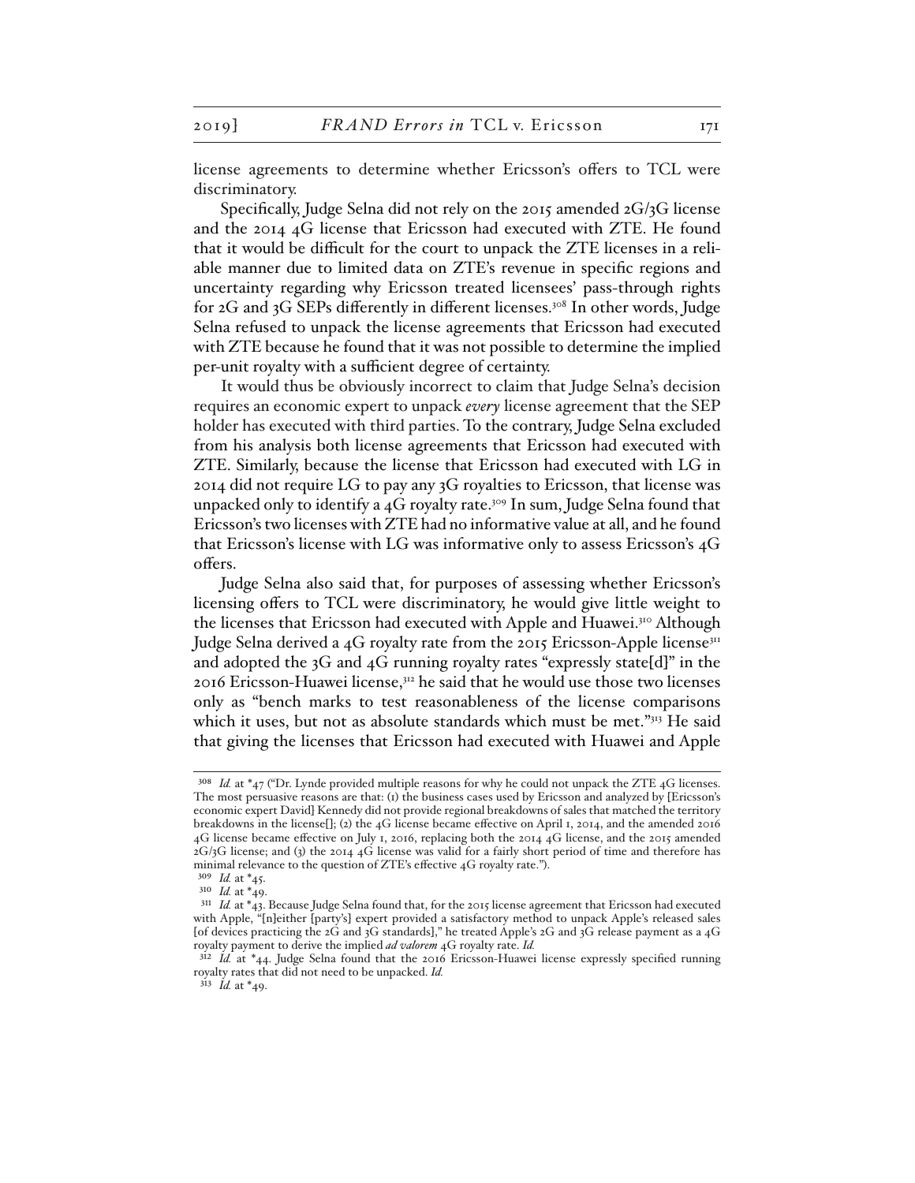license agreements to determine whether Ericsson's offers to TCL were discriminatory.

Specifically, Judge Selna did not rely on the 2015 amended 2G/3G license and the 2014 4G license that Ericsson had executed with ZTE. He found that it would be difficult for the court to unpack the ZTE licenses in a reliable manner due to limited data on ZTE's revenue in specific regions and uncertainty regarding why Ericsson treated licensees' pass-through rights for 2G and 3G SEPs differently in different licenses.[308] In other words, Judge Selna refused to unpack the license agreements that Ericsson had executed with ZTE because he found that it was not possible to determine the implied per-unit royalty with a sufficient degree of certainty.

It would thus be obviously incorrect to claim that Judge Selna's decision requires an economic expert to unpack *every* license agreement that the SEP holder has executed with third parties. To the contrary, Judge Selna excluded from his analysis both license agreements that Ericsson had executed with ZTE. Similarly, because the license that Ericsson had executed with LG in 2014 did not require LG to pay any 3G royalties to Ericsson, that license was unpacked only to identify a 4G royalty rate.[309] In sum, Judge Selna found that Ericsson's two licenses with ZTE had no informative value at all, and he found that Ericsson's license with LG was informative only to assess Ericsson's 4G offers.

Judge Selna also said that, for purposes of assessing whether Ericsson's licensing offers to TCL were discriminatory, he would give little weight to the licenses that Ericsson had executed with Apple and Huawei.[310] Although Judge Selna derived a 4G royalty rate from the 2015 Ericsson-Apple license[311] and adopted the 3G and 4G running royalty rates "expressly state[d]" in the 2016 Ericsson-Huawei license,[312] he said that he would use those two licenses only as "bench marks to test reasonableness of the license comparisons which it uses, but not as absolute standards which must be met."[313] He said that giving the licenses that Ericsson had executed with Huawei and Apple

---

[308] *Id.* at *47 ("Dr. Lynde provided multiple reasons for why he could not unpack the ZTE 4G licenses. The most persuasive reasons are that: (1) the business cases used by Ericsson and analyzed by [Ericsson's economic expert David] Kennedy did not provide regional breakdowns of sales that matched the territory breakdowns in the license[]; (2) the 4G license became effective on April 1, 2014, and the amended 2016 4G license became effective on July 1, 2016, replacing both the 2014 4G license, and the 2015 amended 2G/3G license; and (3) the 2014 4G license was valid for a fairly short period of time and therefore has minimal relevance to the question of ZTE's effective 4G royalty rate.").

[309] *Id.* at *45.

[310] *Id.* at *49.

[311] *Id.* at *43. Because Judge Selna found that, for the 2015 license agreement that Ericsson had executed with Apple, "[n]either [party's] expert provided a satisfactory method to unpack Apple's released sales [of devices practicing the 2G and 3G standards]," he treated Apple's 2G and 3G release payment as a 4G royalty payment to derive the implied *ad valorem* 4G royalty rate. *Id.*

[312] *Id.* at *44. Judge Selna found that the 2016 Ericsson-Huawei license expressly specified running royalty rates that did not need to be unpacked. *Id.*

[313] *Id.* at *49.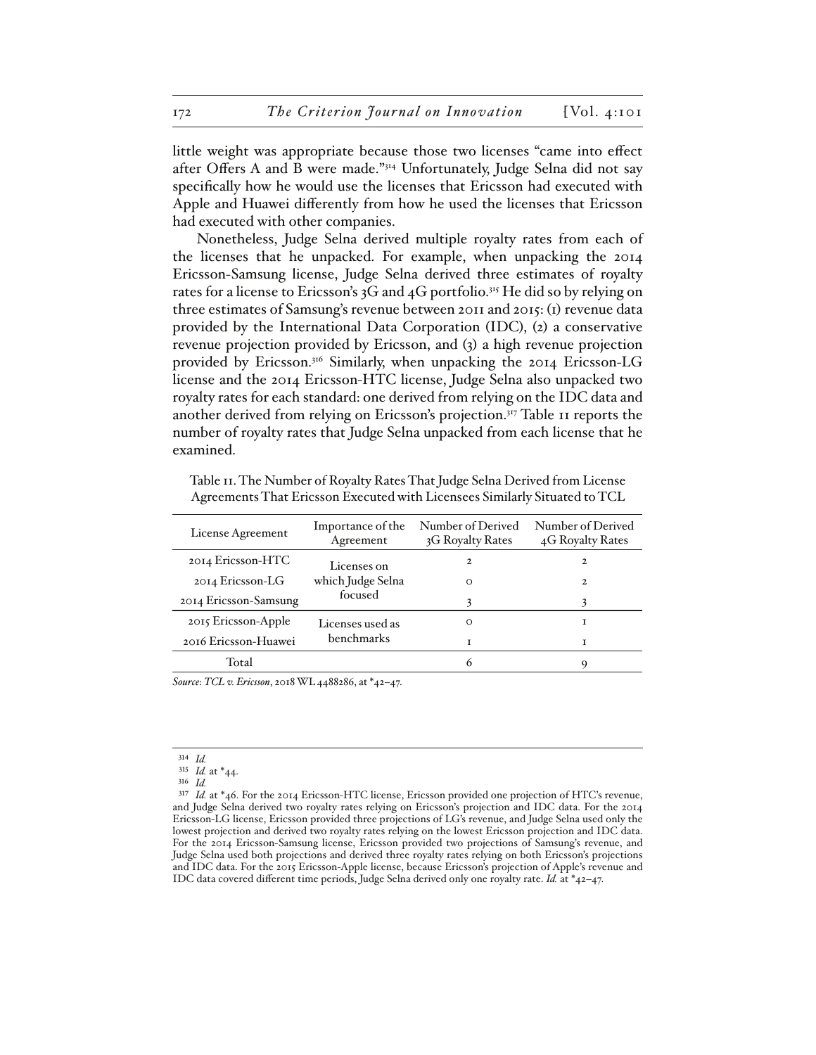little weight was appropriate because those two licenses "came into effect after Offers A and B were made."[314] Unfortunately, Judge Selna did not say specifically how he would use the licenses that Ericsson had executed with Apple and Huawei differently from how he used the licenses that Ericsson had executed with other companies.

Nonetheless, Judge Selna derived multiple royalty rates from each of the licenses that he unpacked. For example, when unpacking the 2014 Ericsson-Samsung license, Judge Selna derived three estimates of royalty rates for a license to Ericsson's 3G and 4G portfolio.[315] He did so by relying on three estimates of Samsung's revenue between 2011 and 2015: (1) revenue data provided by the International Data Corporation (IDC), (2) a conservative revenue projection provided by Ericsson, and (3) a high revenue projection provided by Ericsson.[316] Similarly, when unpacking the 2014 Ericsson-LG license and the 2014 Ericsson-HTC license, Judge Selna also unpacked two royalty rates for each standard: one derived from relying on the IDC data and another derived from relying on Ericsson's projection.[317] Table 11 reports the number of royalty rates that Judge Selna unpacked from each license that he examined.

Table 11. The Number of Royalty Rates That Judge Selna Derived from License Agreements That Ericsson Executed with Licensees Similarly Situated to TCL

| License Agreement | Importance of the Agreement | Number of Derived 3G Royalty Rates | Number of Derived 4G Royalty Rates |
|---|---|---|---|
| 2014 Ericsson-HTC | Licenses on which Judge Selna focused | 2 | 2 |
| 2014 Ericsson-LG | | 0 | 2 |
| 2014 Ericsson-Samsung | | 3 | 3 |
| 2015 Ericsson-Apple | Licenses used as benchmarks | 0 | 1 |
| 2016 Ericsson-Huawei | | 1 | 1 |
| Total | | 6 | 9 |

*Source*: *TCL v. Ericsson*, 2018 WL 4488286, at *42–47.

[314] *Id.*

[315] *Id.* at *44.

[316] *Id.*

[317] *Id.* at *46. For the 2014 Ericsson-HTC license, Ericsson provided one projection of HTC's revenue, and Judge Selna derived two royalty rates relying on Ericsson's projection and IDC data. For the 2014 Ericsson-LG license, Ericsson provided three projections of LG's revenue, and Judge Selna used only the lowest projection and derived two royalty rates relying on the lowest Ericsson projection and IDC data. For the 2014 Ericsson-Samsung license, Ericsson provided two projections of Samsung's revenue, and Judge Selna used both projections and derived three royalty rates relying on both Ericsson's projections and IDC data. For the 2015 Ericsson-Apple license, because Ericsson's projection of Apple's revenue and IDC data covered different time periods, Judge Selna derived only one royalty rate. *Id.* at *42–47.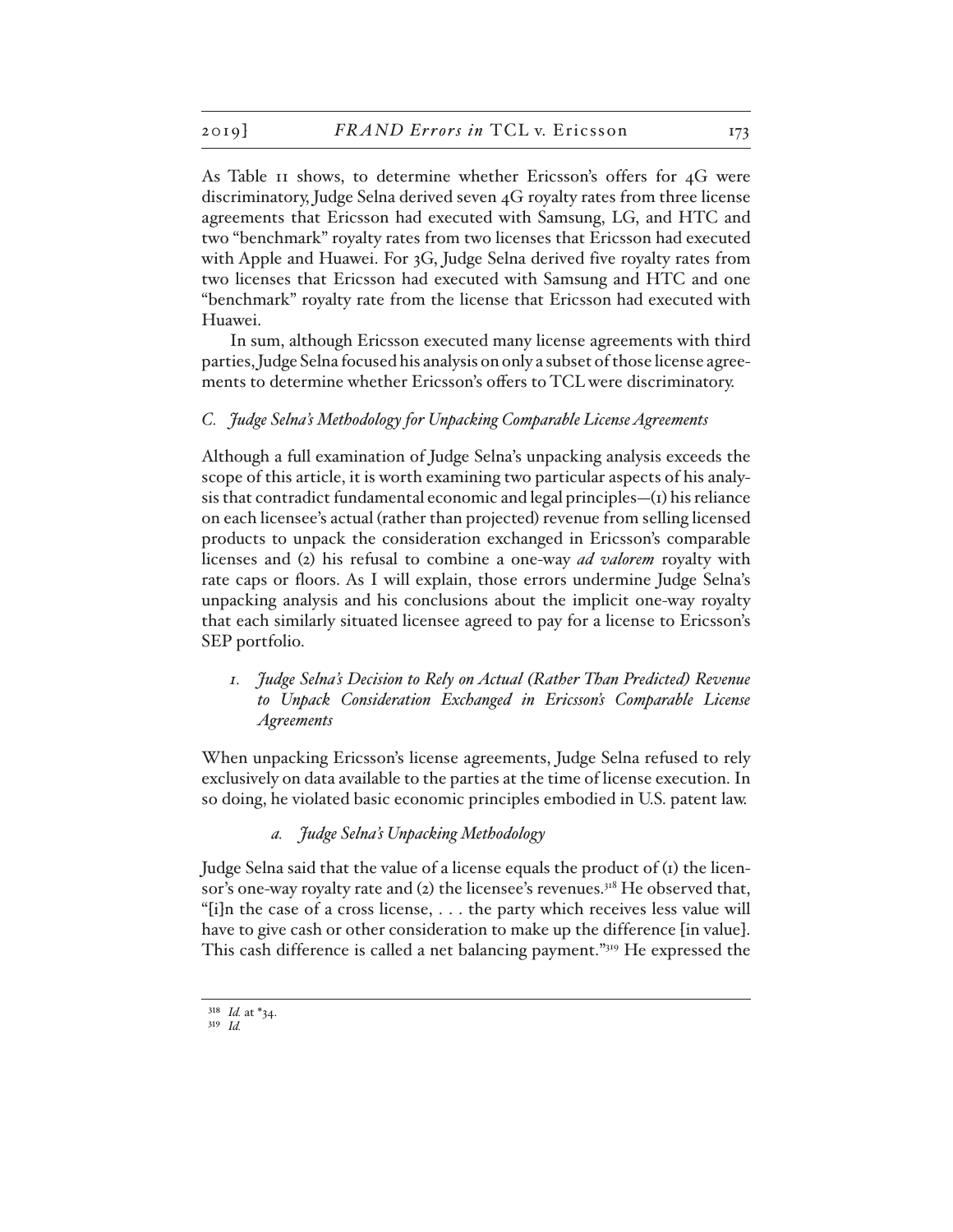As Table 11 shows, to determine whether Ericsson's offers for 4G were discriminatory, Judge Selna derived seven 4G royalty rates from three license agreements that Ericsson had executed with Samsung, LG, and HTC and two "benchmark" royalty rates from two licenses that Ericsson had executed with Apple and Huawei. For 3G, Judge Selna derived five royalty rates from two licenses that Ericsson had executed with Samsung and HTC and one "benchmark" royalty rate from the license that Ericsson had executed with Huawei.

In sum, although Ericsson executed many license agreements with third parties, Judge Selna focused his analysis on only a subset of those license agreements to determine whether Ericsson's offers to TCL were discriminatory.

### *C. Judge Selna's Methodology for Unpacking Comparable License Agreements*

Although a full examination of Judge Selna's unpacking analysis exceeds the scope of this article, it is worth examining two particular aspects of his analysis that contradict fundamental economic and legal principles—(1) his reliance on each licensee's actual (rather than projected) revenue from selling licensed products to unpack the consideration exchanged in Ericsson's comparable licenses and (2) his refusal to combine a one-way *ad valorem* royalty with rate caps or floors. As I will explain, those errors undermine Judge Selna's unpacking analysis and his conclusions about the implicit one-way royalty that each similarly situated licensee agreed to pay for a license to Ericsson's SEP portfolio.

#### *1. Judge Selna's Decision to Rely on Actual (Rather Than Predicted) Revenue to Unpack Consideration Exchanged in Ericsson's Comparable License Agreements*

When unpacking Ericsson's license agreements, Judge Selna refused to rely exclusively on data available to the parties at the time of license execution. In so doing, he violated basic economic principles embodied in U.S. patent law.

##### *a. Judge Selna's Unpacking Methodology*

Judge Selna said that the value of a license equals the product of (1) the licensor's one-way royalty rate and (2) the licensee's revenues.[318] He observed that, "[i]n the case of a cross license, . . . the party which receives less value will have to give cash or other consideration to make up the difference [in value]. This cash difference is called a net balancing payment."[319] He expressed the

---

[318] *Id.* at *34.

[319] *Id.*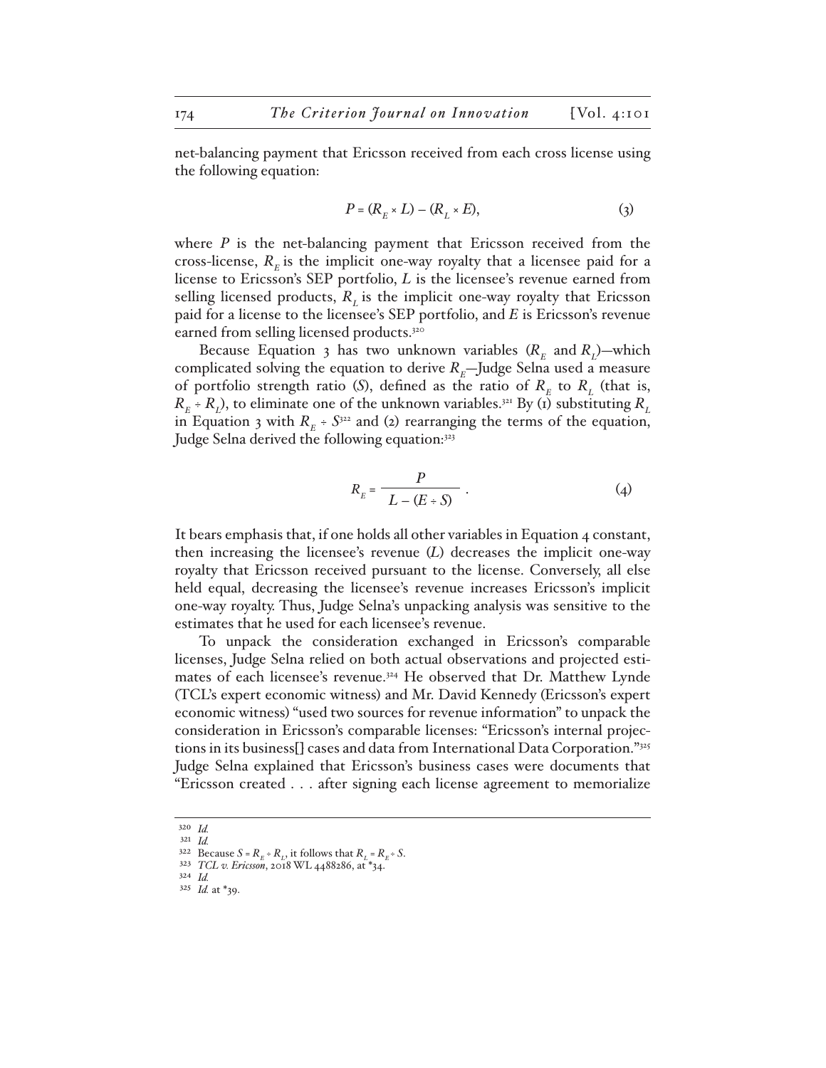net-balancing payment that Ericsson received from each cross license using the following equation:

$$P = (R_E \times L) - (R_L \times E), \tag{3}$$

where $P$ is the net-balancing payment that Ericsson received from the cross-license, $R_E$ is the implicit one-way royalty that a licensee paid for a license to Ericsson's SEP portfolio, $L$ is the licensee's revenue earned from selling licensed products, $R_L$ is the implicit one-way royalty that Ericsson paid for a license to the licensee's SEP portfolio, and $E$ is Ericsson's revenue earned from selling licensed products.[320]

Because Equation 3 has two unknown variables ($R_E$ and $R_L$)—which complicated solving the equation to derive $R_E$—Judge Selna used a measure of portfolio strength ratio ($S$), defined as the ratio of $R_E$ to $R_L$ (that is, $R_E \div R_L$), to eliminate one of the unknown variables.[321] By (1) substituting $R_L$ in Equation 3 with $R_E \div S$[322] and (2) rearranging the terms of the equation, Judge Selna derived the following equation:[323]

$$R_E = \frac{P}{L - (E \div S)} \ . \tag{4}$$

It bears emphasis that, if one holds all other variables in Equation 4 constant, then increasing the licensee's revenue ($L$) decreases the implicit one-way royalty that Ericsson received pursuant to the license. Conversely, all else held equal, decreasing the licensee's revenue increases Ericsson's implicit one-way royalty. Thus, Judge Selna's unpacking analysis was sensitive to the estimates that he used for each licensee's revenue.

To unpack the consideration exchanged in Ericsson's comparable licenses, Judge Selna relied on both actual observations and projected estimates of each licensee's revenue.[324] He observed that Dr. Matthew Lynde (TCL's expert economic witness) and Mr. David Kennedy (Ericsson's expert economic witness) "used two sources for revenue information" to unpack the consideration in Ericsson's comparable licenses: "Ericsson's internal projections in its business[] cases and data from International Data Corporation."[325] Judge Selna explained that Ericsson's business cases were documents that "Ericsson created . . . after signing each license agreement to memorialize

---

[320] *Id.*

[321] *Id.*

[322] Because $S = R_E \div R_L$, it follows that $R_L = R_E \div S$.

[323] *TCL v. Ericsson*, 2018 WL 4488286, at *34.

[324] *Id.*

[325] *Id.* at *39.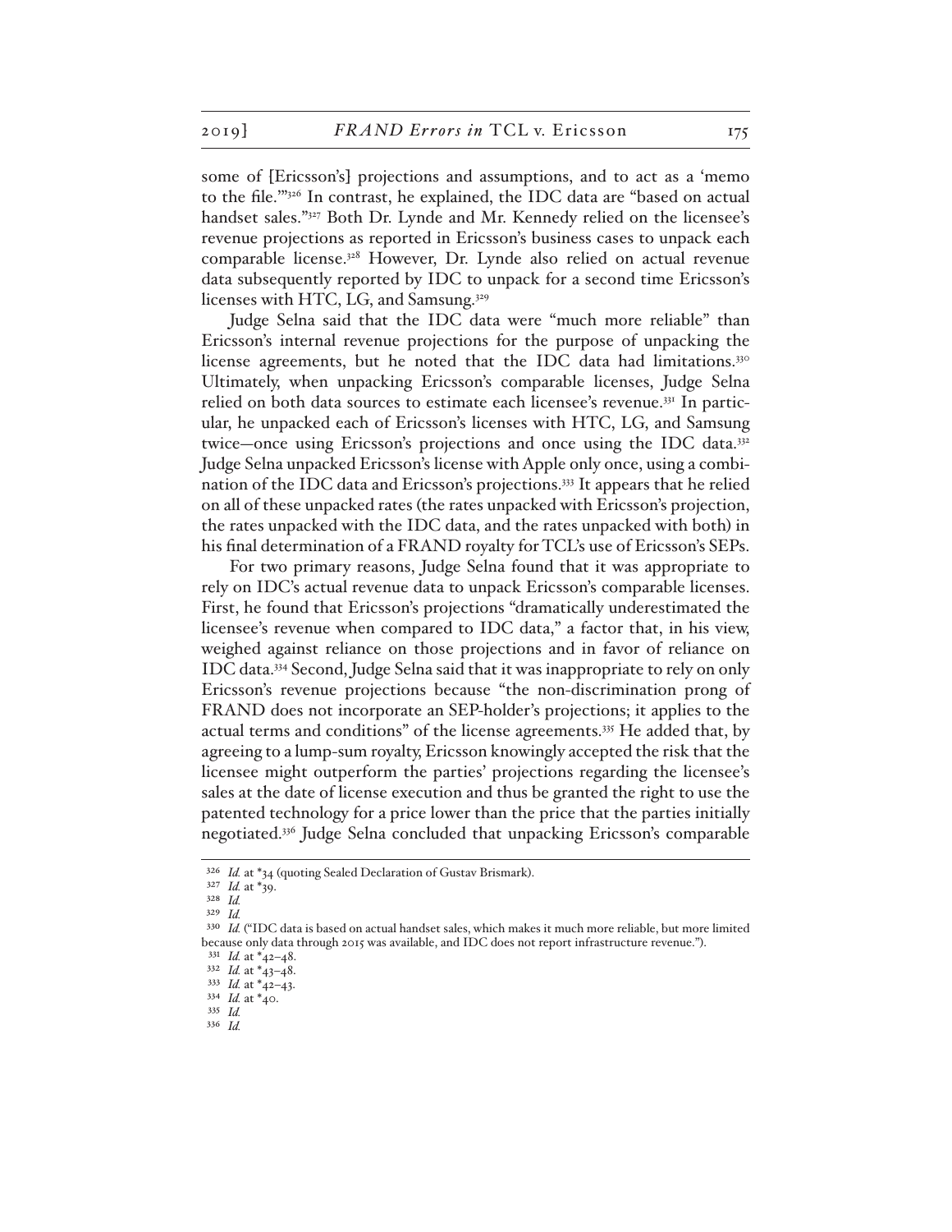some of [Ericsson's] projections and assumptions, and to act as a 'memo to the file.'"[326] In contrast, he explained, the IDC data are "based on actual handset sales."[327] Both Dr. Lynde and Mr. Kennedy relied on the licensee's revenue projections as reported in Ericsson's business cases to unpack each comparable license.[328] However, Dr. Lynde also relied on actual revenue data subsequently reported by IDC to unpack for a second time Ericsson's licenses with HTC, LG, and Samsung.[329]

Judge Selna said that the IDC data were "much more reliable" than Ericsson's internal revenue projections for the purpose of unpacking the license agreements, but he noted that the IDC data had limitations.[330] Ultimately, when unpacking Ericsson's comparable licenses, Judge Selna relied on both data sources to estimate each licensee's revenue.[331] In particular, he unpacked each of Ericsson's licenses with HTC, LG, and Samsung twice—once using Ericsson's projections and once using the IDC data.[332] Judge Selna unpacked Ericsson's license with Apple only once, using a combination of the IDC data and Ericsson's projections.[333] It appears that he relied on all of these unpacked rates (the rates unpacked with Ericsson's projection, the rates unpacked with the IDC data, and the rates unpacked with both) in his final determination of a FRAND royalty for TCL's use of Ericsson's SEPs.

For two primary reasons, Judge Selna found that it was appropriate to rely on IDC's actual revenue data to unpack Ericsson's comparable licenses. First, he found that Ericsson's projections "dramatically underestimated the licensee's revenue when compared to IDC data," a factor that, in his view, weighed against reliance on those projections and in favor of reliance on IDC data.[334] Second, Judge Selna said that it was inappropriate to rely on only Ericsson's revenue projections because "the non-discrimination prong of FRAND does not incorporate an SEP-holder's projections; it applies to the actual terms and conditions" of the license agreements.[335] He added that, by agreeing to a lump-sum royalty, Ericsson knowingly accepted the risk that the licensee might outperform the parties' projections regarding the licensee's sales at the date of license execution and thus be granted the right to use the patented technology for a price lower than the price that the parties initially negotiated.[336] Judge Selna concluded that unpacking Ericsson's comparable

---

[326] *Id.* at *34 (quoting Sealed Declaration of Gustav Brismark).

[327] *Id.* at *39.

[328] *Id.*

[329] *Id.*

[330] *Id.* ("IDC data is based on actual handset sales, which makes it much more reliable, but more limited because only data through 2015 was available, and IDC does not report infrastructure revenue.").

[331] *Id.* at *42–48.

[332] *Id.* at *43–48.

[333] *Id.* at *42–43.

[334] *Id.* at *40.

[335] *Id.*

[336] *Id.*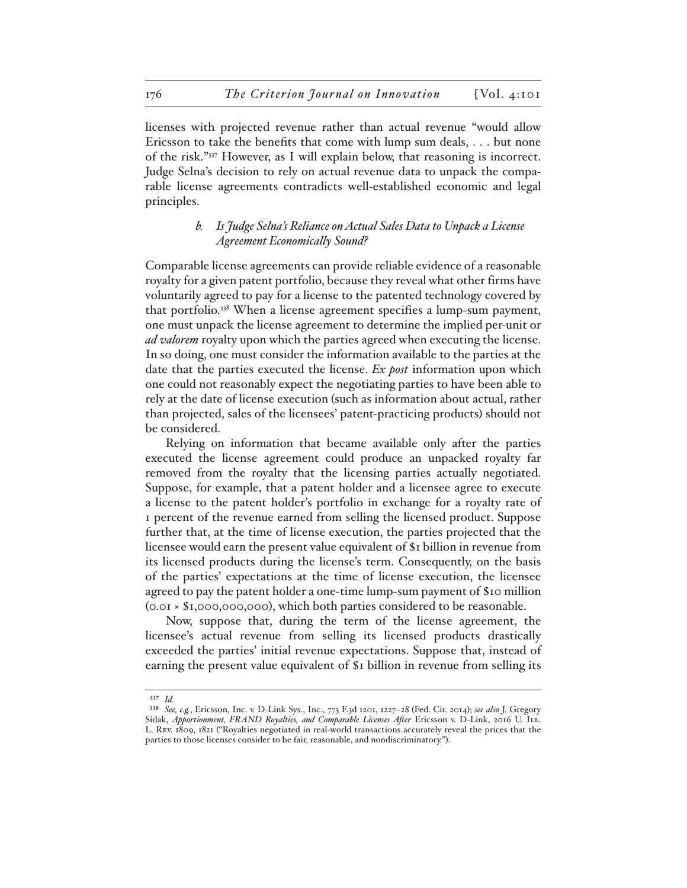licenses with projected revenue rather than actual revenue "would allow Ericsson to take the benefits that come with lump sum deals, . . . but none of the risk."[337] However, as I will explain below, that reasoning is incorrect. Judge Selna's decision to rely on actual revenue data to unpack the comparable license agreements contradicts well-established economic and legal principles.

#### *b. Is Judge Selna's Reliance on Actual Sales Data to Unpack a License Agreement Economically Sound?*

Comparable license agreements can provide reliable evidence of a reasonable royalty for a given patent portfolio, because they reveal what other firms have voluntarily agreed to pay for a license to the patented technology covered by that portfolio.[338] When a license agreement specifies a lump-sum payment, one must unpack the license agreement to determine the implied per-unit or *ad valorem* royalty upon which the parties agreed when executing the license. In so doing, one must consider the information available to the parties at the date that the parties executed the license. *Ex post* information upon which one could not reasonably expect the negotiating parties to have been able to rely at the date of license execution (such as information about actual, rather than projected, sales of the licensees' patent-practicing products) should not be considered.

Relying on information that became available only after the parties executed the license agreement could produce an unpacked royalty far removed from the royalty that the licensing parties actually negotiated. Suppose, for example, that a patent holder and a licensee agree to execute a license to the patent holder's portfolio in exchange for a royalty rate of 1 percent of the revenue earned from selling the licensed product. Suppose further that, at the time of license execution, the parties projected that the licensee would earn the present value equivalent of \$1 billion in revenue from its licensed products during the license's term. Consequently, on the basis of the parties' expectations at the time of license execution, the licensee agreed to pay the patent holder a one-time lump-sum payment of \$10 million (0.01 × \$1,000,000,000), which both parties considered to be reasonable.

Now, suppose that, during the term of the license agreement, the licensee's actual revenue from selling its licensed products drastically exceeded the parties' initial revenue expectations. Suppose that, instead of earning the present value equivalent of \$1 billion in revenue from selling its

---

[337] *Id.*

[338] *See, e.g.*, Ericsson, Inc. v. D-Link Sys., Inc., 773 F.3d 1201, 1227–28 (Fed. Cir. 2014); *see also* J. Gregory Sidak, *Apportionment, FRAND Royalties, and Comparable Licenses After* Ericsson v. D-Link, 2016 U. Ill. L. Rev. 1809, 1821 ("Royalties negotiated in real-world transactions accurately reveal the prices that the parties to those licenses consider to be fair, reasonable, and nondiscriminatory.").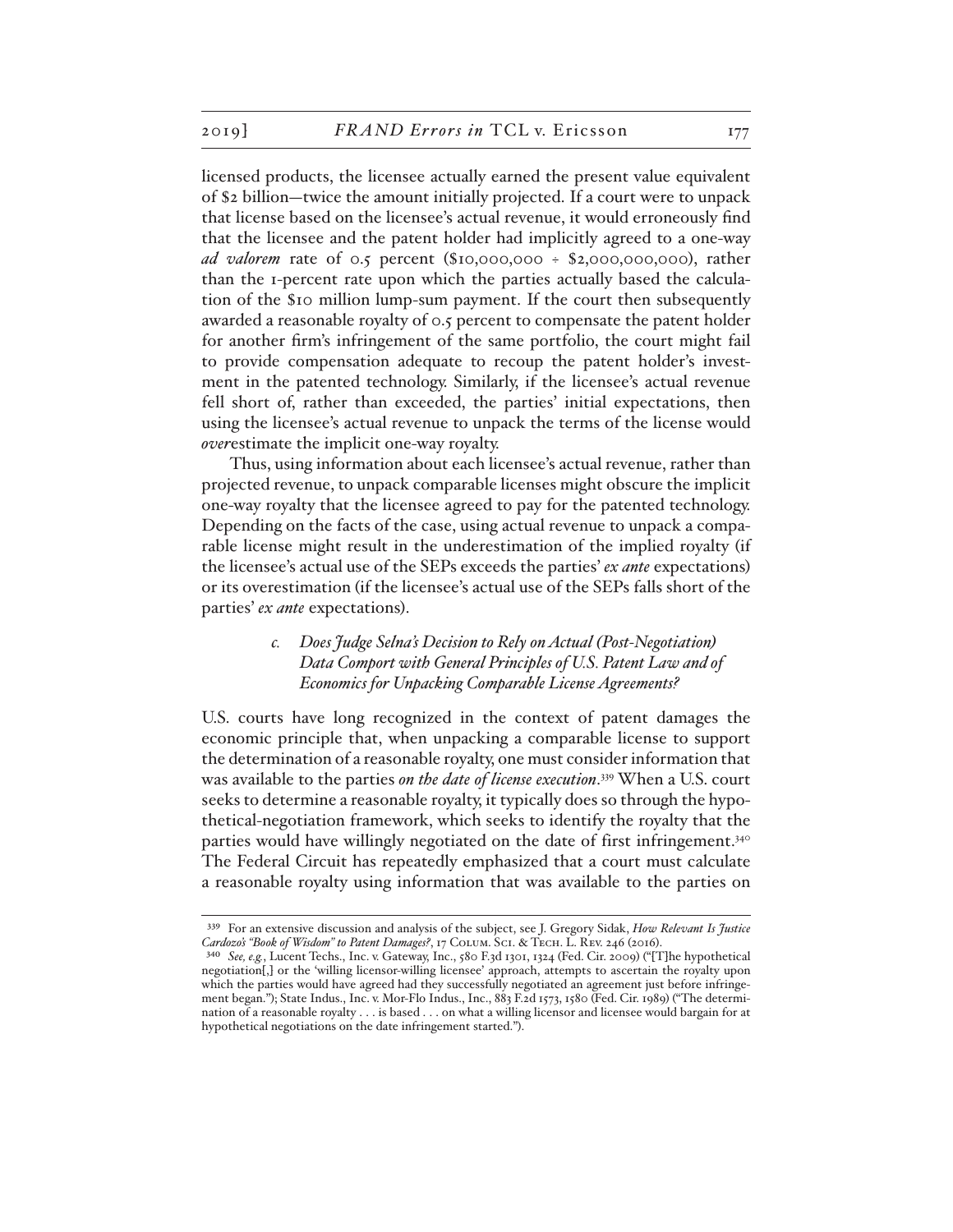licensed products, the licensee actually earned the present value equivalent of $2 billion—twice the amount initially projected. If a court were to unpack that license based on the licensee's actual revenue, it would erroneously find that the licensee and the patent holder had implicitly agreed to a one-way *ad valorem* rate of 0.5 percent ($10,000,000 ÷ $2,000,000,000), rather than the 1-percent rate upon which the parties actually based the calculation of the $10 million lump-sum payment. If the court then subsequently awarded a reasonable royalty of 0.5 percent to compensate the patent holder for another firm's infringement of the same portfolio, the court might fail to provide compensation adequate to recoup the patent holder's investment in the patented technology. Similarly, if the licensee's actual revenue fell short of, rather than exceeded, the parties' initial expectations, then using the licensee's actual revenue to unpack the terms of the license would *over*estimate the implicit one-way royalty.

Thus, using information about each licensee's actual revenue, rather than projected revenue, to unpack comparable licenses might obscure the implicit one-way royalty that the licensee agreed to pay for the patented technology. Depending on the facts of the case, using actual revenue to unpack a comparable license might result in the underestimation of the implied royalty (if the licensee's actual use of the SEPs exceeds the parties' *ex ante* expectations) or its overestimation (if the licensee's actual use of the SEPs falls short of the parties' *ex ante* expectations).

#### *c. Does Judge Selna's Decision to Rely on Actual (Post-Negotiation) Data Comport with General Principles of U.S. Patent Law and of Economics for Unpacking Comparable License Agreements?*

U.S. courts have long recognized in the context of patent damages the economic principle that, when unpacking a comparable license to support the determination of a reasonable royalty, one must consider information that was available to the parties *on the date of license execution*.[339] When a U.S. court seeks to determine a reasonable royalty, it typically does so through the hypothetical-negotiation framework, which seeks to identify the royalty that the parties would have willingly negotiated on the date of first infringement.[340] The Federal Circuit has repeatedly emphasized that a court must calculate a reasonable royalty using information that was available to the parties on

---

[339] For an extensive discussion and analysis of the subject, see J. Gregory Sidak, *How Relevant Is Justice Cardozo's "Book of Wisdom" to Patent Damages?*, 17 Colum. Sci. & Tech. L. Rev. 246 (2016).

[340] *See, e.g.*, Lucent Techs., Inc. v. Gateway, Inc., 580 F.3d 1301, 1324 (Fed. Cir. 2009) ("[T]he hypothetical negotiation[,] or the 'willing licensor-willing licensee' approach, attempts to ascertain the royalty upon which the parties would have agreed had they successfully negotiated an agreement just before infringement began."); State Indus., Inc. v. Mor-Flo Indus., Inc., 883 F.2d 1573, 1580 (Fed. Cir. 1989) ("The determination of a reasonable royalty . . . is based . . . on what a willing licensor and licensee would bargain for at hypothetical negotiations on the date infringement started.").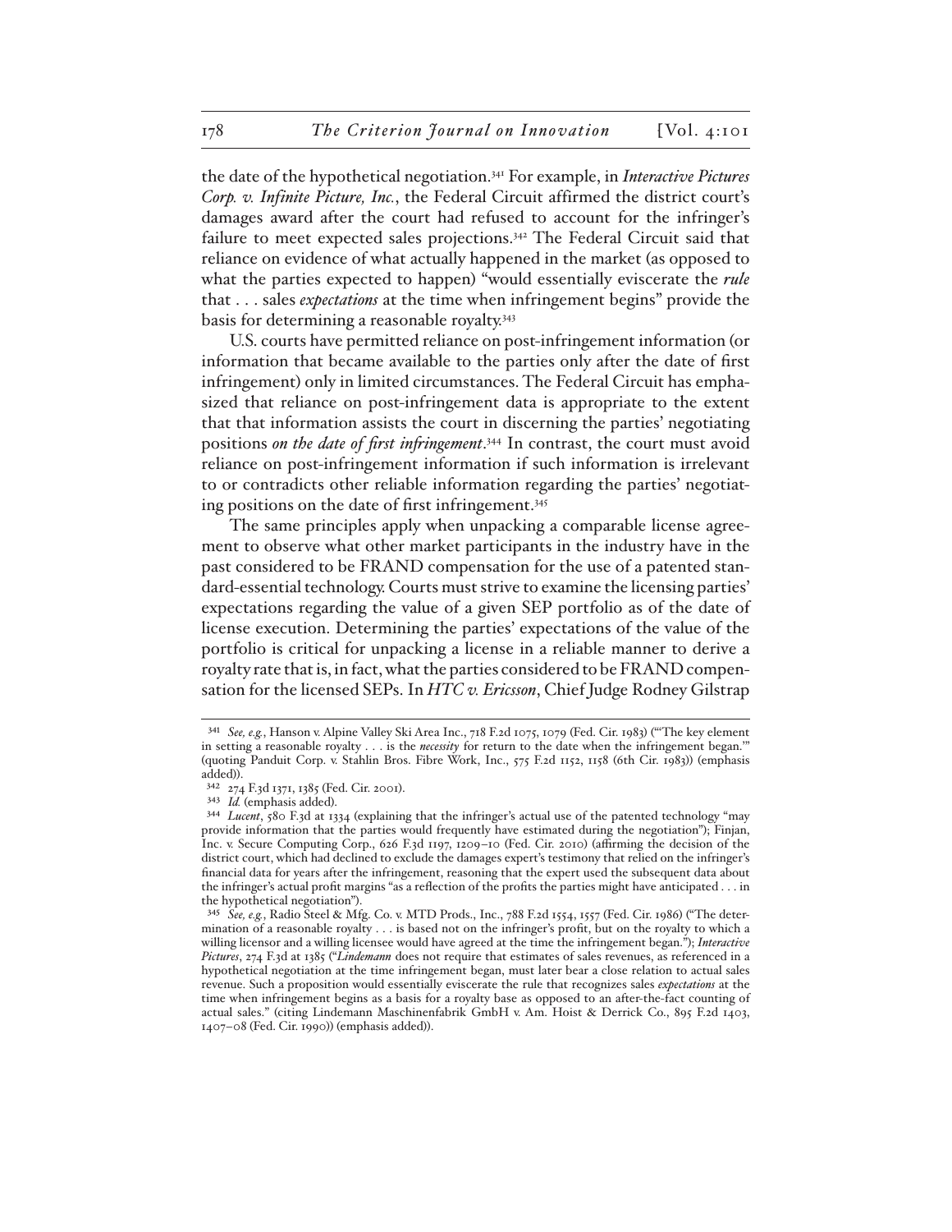the date of the hypothetical negotiation.[341] For example, in *Interactive Pictures Corp. v. Infinite Picture, Inc.*, the Federal Circuit affirmed the district court's damages award after the court had refused to account for the infringer's failure to meet expected sales projections.[342] The Federal Circuit said that reliance on evidence of what actually happened in the market (as opposed to what the parties expected to happen) "would essentially eviscerate the *rule* that . . . sales *expectations* at the time when infringement begins" provide the basis for determining a reasonable royalty.[343]

U.S. courts have permitted reliance on post-infringement information (or information that became available to the parties only after the date of first infringement) only in limited circumstances. The Federal Circuit has emphasized that reliance on post-infringement data is appropriate to the extent that that information assists the court in discerning the parties' negotiating positions *on the date of first infringement*.[344] In contrast, the court must avoid reliance on post-infringement information if such information is irrelevant to or contradicts other reliable information regarding the parties' negotiating positions on the date of first infringement.[345]

The same principles apply when unpacking a comparable license agreement to observe what other market participants in the industry have in the past considered to be FRAND compensation for the use of a patented standard-essential technology. Courts must strive to examine the licensing parties' expectations regarding the value of a given SEP portfolio as of the date of license execution. Determining the parties' expectations of the value of the portfolio is critical for unpacking a license in a reliable manner to derive a royalty rate that is, in fact, what the parties considered to be FRAND compensation for the licensed SEPs. In *HTC v. Ericsson*, Chief Judge Rodney Gilstrap

---

[341] *See, e.g.*, Hanson v. Alpine Valley Ski Area Inc., 718 F.2d 1075, 1079 (Fed. Cir. 1983) ("'The key element in setting a reasonable royalty . . . is the *necessity* for return to the date when the infringement began.'" (quoting Panduit Corp. v. Stahlin Bros. Fibre Work, Inc., 575 F.2d 1152, 1158 (6th Cir. 1983)) (emphasis added)).

[342] 274 F.3d 1371, 1385 (Fed. Cir. 2001).

[343] *Id.* (emphasis added).

[344] *Lucent*, 580 F.3d at 1334 (explaining that the infringer's actual use of the patented technology "may provide information that the parties would frequently have estimated during the negotiation"); Finjan, Inc. v. Secure Computing Corp., 626 F.3d 1197, 1209–10 (Fed. Cir. 2010) (affirming the decision of the district court, which had declined to exclude the damages expert's testimony that relied on the infringer's financial data for years after the infringement, reasoning that the expert used the subsequent data about the infringer's actual profit margins "as a reflection of the profits the parties might have anticipated . . . in the hypothetical negotiation").

[345] *See, e.g.*, Radio Steel & Mfg. Co. v. MTD Prods., Inc., 788 F.2d 1554, 1557 (Fed. Cir. 1986) ("The determination of a reasonable royalty . . . is based not on the infringer's profit, but on the royalty to which a willing licensor and a willing licensee would have agreed at the time the infringement began."); *Interactive Pictures*, 274 F.3d at 1385 ("*Lindemann* does not require that estimates of sales revenues, as referenced in a hypothetical negotiation at the time infringement began, must later bear a close relation to actual sales revenue. Such a proposition would essentially eviscerate the rule that recognizes sales *expectations* at the time when infringement begins as a basis for a royalty base as opposed to an after-the-fact counting of actual sales." (citing Lindemann Maschinenfabrik GmbH v. Am. Hoist & Derrick Co., 895 F.2d 1403, 1407–08 (Fed. Cir. 1990)) (emphasis added)).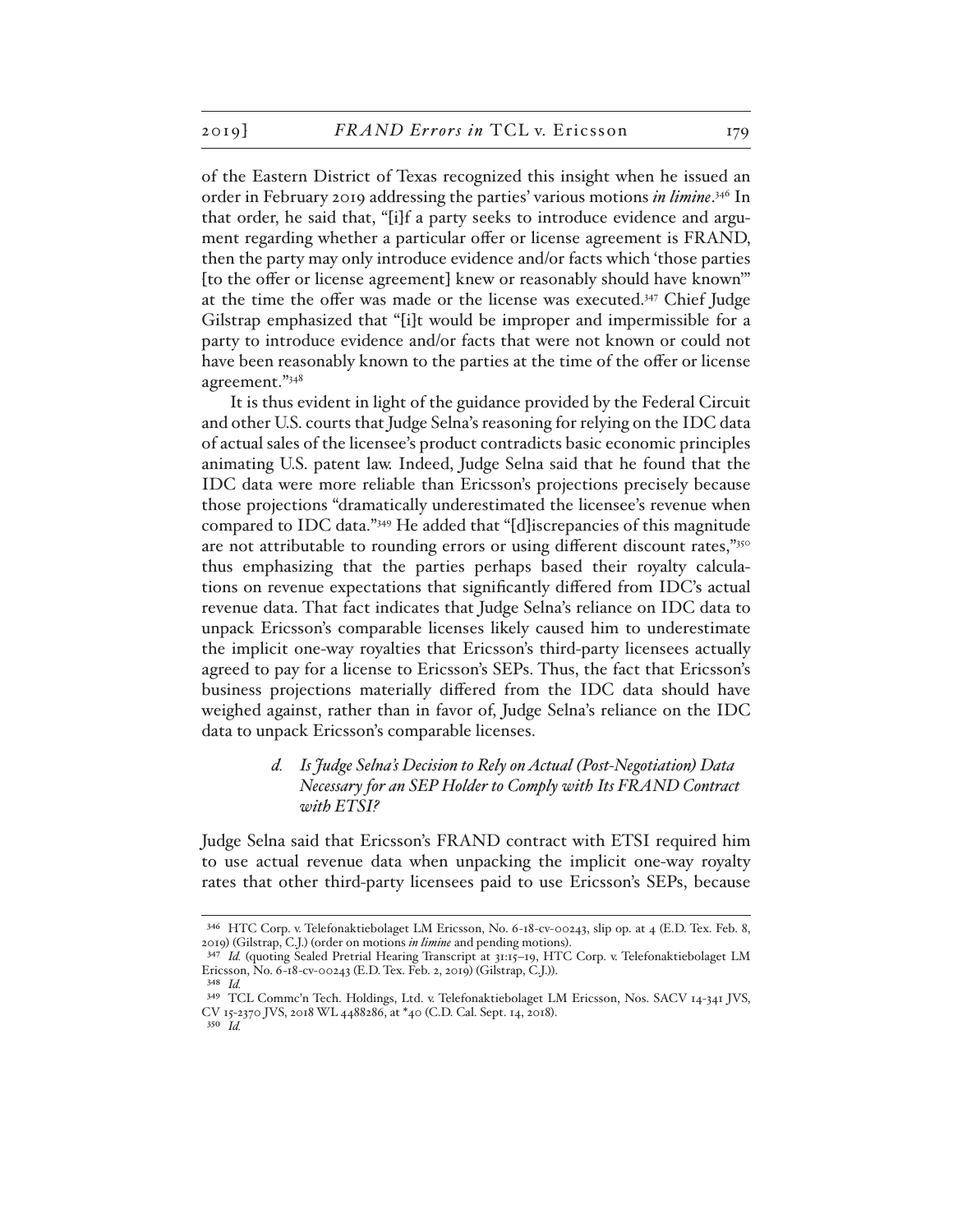of the Eastern District of Texas recognized this insight when he issued an order in February 2019 addressing the parties' various motions *in limine*.[346] In that order, he said that, "[i]f a party seeks to introduce evidence and argument regarding whether a particular offer or license agreement is FRAND, then the party may only introduce evidence and/or facts which 'those parties [to the offer or license agreement] knew or reasonably should have known'" at the time the offer was made or the license was executed.[347] Chief Judge Gilstrap emphasized that "[i]t would be improper and impermissible for a party to introduce evidence and/or facts that were not known or could not have been reasonably known to the parties at the time of the offer or license agreement."[348]

It is thus evident in light of the guidance provided by the Federal Circuit and other U.S. courts that Judge Selna's reasoning for relying on the IDC data of actual sales of the licensee's product contradicts basic economic principles animating U.S. patent law. Indeed, Judge Selna said that he found that the IDC data were more reliable than Ericsson's projections precisely because those projections "dramatically underestimated the licensee's revenue when compared to IDC data."[349] He added that "[d]iscrepancies of this magnitude are not attributable to rounding errors or using different discount rates,"[350] thus emphasizing that the parties perhaps based their royalty calculations on revenue expectations that significantly differed from IDC's actual revenue data. That fact indicates that Judge Selna's reliance on IDC data to unpack Ericsson's comparable licenses likely caused him to underestimate the implicit one-way royalties that Ericsson's third-party licensees actually agreed to pay for a license to Ericsson's SEPs. Thus, the fact that Ericsson's business projections materially differed from the IDC data should have weighed against, rather than in favor of, Judge Selna's reliance on the IDC data to unpack Ericsson's comparable licenses.

#### *d. Is Judge Selna's Decision to Rely on Actual (Post-Negotiation) Data Necessary for an SEP Holder to Comply with Its FRAND Contract with ETSI?*

Judge Selna said that Ericsson's FRAND contract with ETSI required him to use actual revenue data when unpacking the implicit one-way royalty rates that other third-party licensees paid to use Ericsson's SEPs, because

---

[346] HTC Corp. v. Telefonaktiebolaget LM Ericsson, No. 6-18-cv-00243, slip op. at 4 (E.D. Tex. Feb. 8, 2019) (Gilstrap, C.J.) (order on motions *in limine* and pending motions).

[347] *Id.* (quoting Sealed Pretrial Hearing Transcript at 31:15–19, HTC Corp. v. Telefonaktiebolaget LM Ericsson, No. 6-18-cv-00243 (E.D. Tex. Feb. 2, 2019) (Gilstrap, C.J.)).

[348] *Id.*

[349] TCL Commc'n Tech. Holdings, Ltd. v. Telefonaktiebolaget LM Ericsson, Nos. SACV 14-341 JVS, CV 15-2370 JVS, 2018 WL 4488286, at *40 (C.D. Cal. Sept. 14, 2018).

[350] *Id.*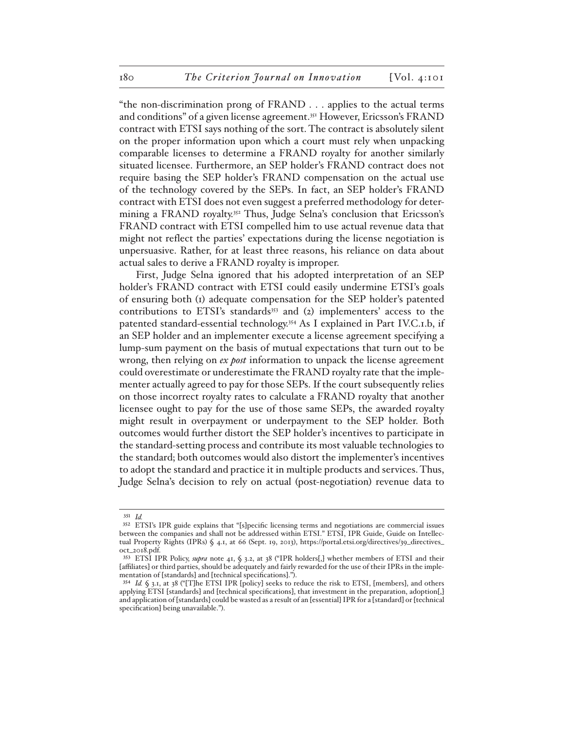"the non-discrimination prong of FRAND . . . applies to the actual terms and conditions" of a given license agreement.[351] However, Ericsson's FRAND contract with ETSI says nothing of the sort. The contract is absolutely silent on the proper information upon which a court must rely when unpacking comparable licenses to determine a FRAND royalty for another similarly situated licensee. Furthermore, an SEP holder's FRAND contract does not require basing the SEP holder's FRAND compensation on the actual use of the technology covered by the SEPs. In fact, an SEP holder's FRAND contract with ETSI does not even suggest a preferred methodology for determining a FRAND royalty.[352] Thus, Judge Selna's conclusion that Ericsson's FRAND contract with ETSI compelled him to use actual revenue data that might not reflect the parties' expectations during the license negotiation is unpersuasive. Rather, for at least three reasons, his reliance on data about actual sales to derive a FRAND royalty is improper.

First, Judge Selna ignored that his adopted interpretation of an SEP holder's FRAND contract with ETSI could easily undermine ETSI's goals of ensuring both (1) adequate compensation for the SEP holder's patented contributions to ETSI's standards[353] and (2) implementers' access to the patented standard-essential technology.[354] As I explained in Part IV.C.1.b, if an SEP holder and an implementer execute a license agreement specifying a lump-sum payment on the basis of mutual expectations that turn out to be wrong, then relying on *ex post* information to unpack the license agreement could overestimate or underestimate the FRAND royalty rate that the implementer actually agreed to pay for those SEPs. If the court subsequently relies on those incorrect royalty rates to calculate a FRAND royalty that another licensee ought to pay for the use of those same SEPs, the awarded royalty might result in overpayment or underpayment to the SEP holder. Both outcomes would further distort the SEP holder's incentives to participate in the standard-setting process and contribute its most valuable technologies to the standard; both outcomes would also distort the implementer's incentives to adopt the standard and practice it in multiple products and services. Thus, Judge Selna's decision to rely on actual (post-negotiation) revenue data to

---

[351] *Id.*

[352] ETSI's IPR guide explains that "[s]pecific licensing terms and negotiations are commercial issues between the companies and shall not be addressed within ETSI." ETSI, IPR Guide, Guide on Intellectual Property Rights (IPRs) § 4.1, at 66 (Sept. 19, 2013), https://portal.etsi.org/directives/39_directives_oct_2018.pdf.

[353] ETSI IPR Policy, *supra* note 41, § 3.2, at 38 ("IPR holders[,] whether members of ETSI and their [affiliates] or third parties, should be adequately and fairly rewarded for the use of their IPRs in the implementation of [standards] and [technical specifications].").

[354] *Id.* § 3.1, at 38 ("[T]he ETSI IPR [policy] seeks to reduce the risk to ETSI, [members], and others applying ETSI [standards] and [technical specifications], that investment in the preparation, adoption[,] and application of [standards] could be wasted as a result of an [essential] IPR for a [standard] or [technical specification] being unavailable.").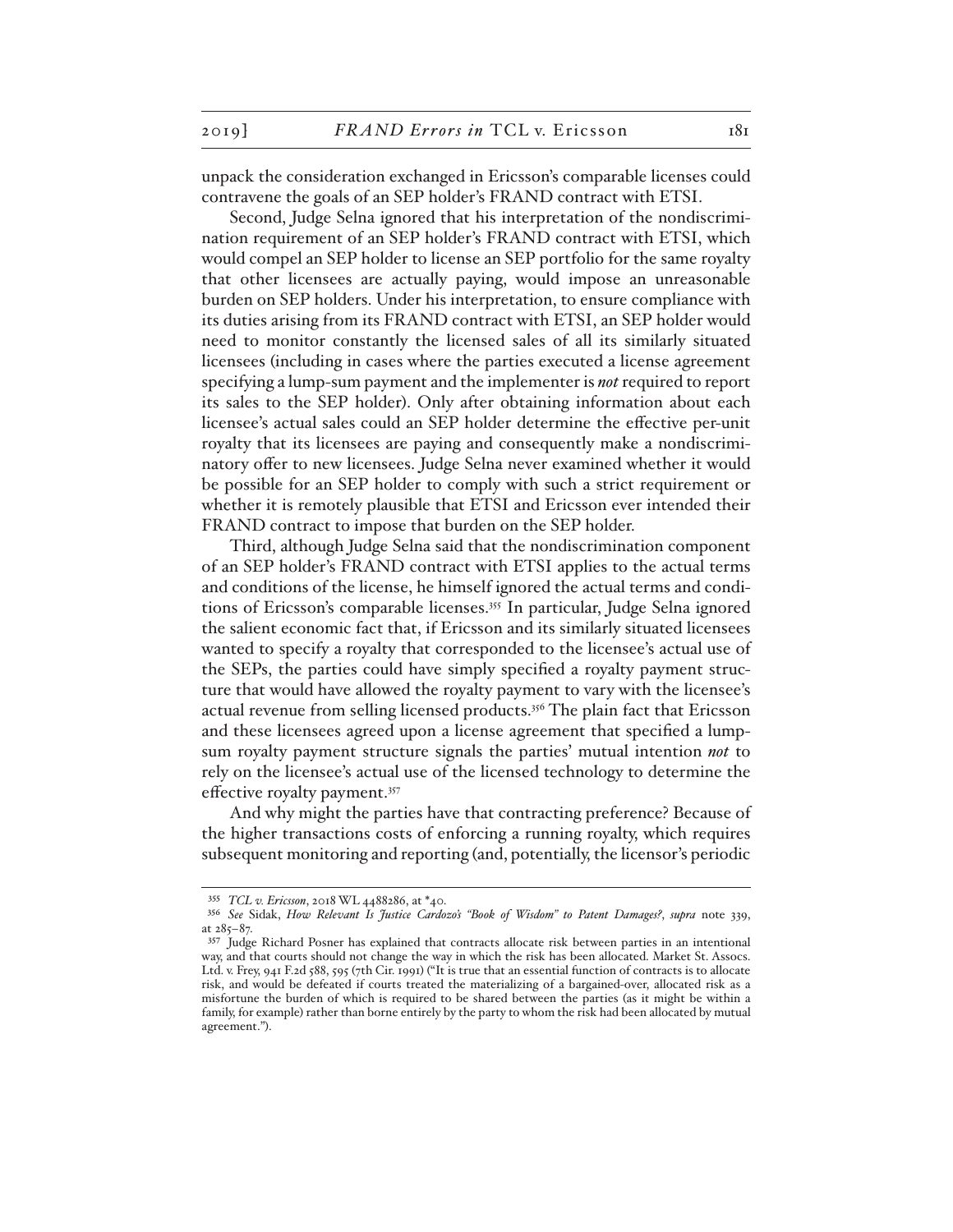unpack the consideration exchanged in Ericsson's comparable licenses could contravene the goals of an SEP holder's FRAND contract with ETSI.

Second, Judge Selna ignored that his interpretation of the nondiscrimination requirement of an SEP holder's FRAND contract with ETSI, which would compel an SEP holder to license an SEP portfolio for the same royalty that other licensees are actually paying, would impose an unreasonable burden on SEP holders. Under his interpretation, to ensure compliance with its duties arising from its FRAND contract with ETSI, an SEP holder would need to monitor constantly the licensed sales of all its similarly situated licensees (including in cases where the parties executed a license agreement specifying a lump-sum payment and the implementer is *not* required to report its sales to the SEP holder). Only after obtaining information about each licensee's actual sales could an SEP holder determine the effective per-unit royalty that its licensees are paying and consequently make a nondiscriminatory offer to new licensees. Judge Selna never examined whether it would be possible for an SEP holder to comply with such a strict requirement or whether it is remotely plausible that ETSI and Ericsson ever intended their FRAND contract to impose that burden on the SEP holder.

Third, although Judge Selna said that the nondiscrimination component of an SEP holder's FRAND contract with ETSI applies to the actual terms and conditions of the license, he himself ignored the actual terms and conditions of Ericsson's comparable licenses.[355] In particular, Judge Selna ignored the salient economic fact that, if Ericsson and its similarly situated licensees wanted to specify a royalty that corresponded to the licensee's actual use of the SEPs, the parties could have simply specified a royalty payment structure that would have allowed the royalty payment to vary with the licensee's actual revenue from selling licensed products.[356] The plain fact that Ericsson and these licensees agreed upon a license agreement that specified a lump-sum royalty payment structure signals the parties' mutual intention *not* to rely on the licensee's actual use of the licensed technology to determine the effective royalty payment.[357]

And why might the parties have that contracting preference? Because of the higher transactions costs of enforcing a running royalty, which requires subsequent monitoring and reporting (and, potentially, the licensor's periodic

---

[355] *TCL v. Ericsson*, 2018 WL 4488286, at \*40.

[356] *See* Sidak, *How Relevant Is Justice Cardozo's "Book of Wisdom" to Patent Damages?*, *supra* note 339, at 285–87.

[357] Judge Richard Posner has explained that contracts allocate risk between parties in an intentional way, and that courts should not change the way in which the risk has been allocated. Market St. Assocs. Ltd. v. Frey, 941 F.2d 588, 595 (7th Cir. 1991) ("It is true that an essential function of contracts is to allocate risk, and would be defeated if courts treated the materializing of a bargained-over, allocated risk as a misfortune the burden of which is required to be shared between the parties (as it might be within a family, for example) rather than borne entirely by the party to whom the risk had been allocated by mutual agreement.").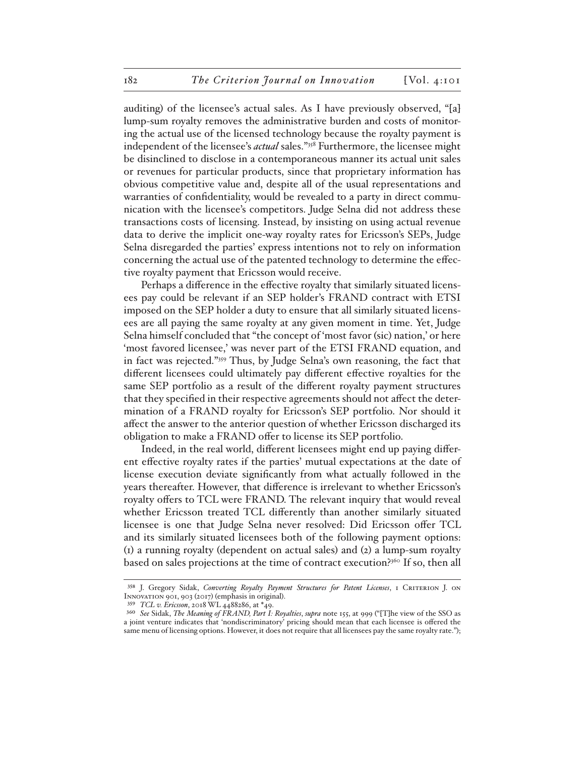auditing) of the licensee's actual sales. As I have previously observed, "[a] lump-sum royalty removes the administrative burden and costs of monitoring the actual use of the licensed technology because the royalty payment is independent of the licensee's *actual* sales."[358] Furthermore, the licensee might be disinclined to disclose in a contemporaneous manner its actual unit sales or revenues for particular products, since that proprietary information has obvious competitive value and, despite all of the usual representations and warranties of confidentiality, would be revealed to a party in direct communication with the licensee's competitors. Judge Selna did not address these transactions costs of licensing. Instead, by insisting on using actual revenue data to derive the implicit one-way royalty rates for Ericsson's SEPs, Judge Selna disregarded the parties' express intentions not to rely on information concerning the actual use of the patented technology to determine the effective royalty payment that Ericsson would receive.

Perhaps a difference in the effective royalty that similarly situated licensees pay could be relevant if an SEP holder's FRAND contract with ETSI imposed on the SEP holder a duty to ensure that all similarly situated licensees are all paying the same royalty at any given moment in time. Yet, Judge Selna himself concluded that "the concept of 'most favor (sic) nation,' or here 'most favored licensee,' was never part of the ETSI FRAND equation, and in fact was rejected."[359] Thus, by Judge Selna's own reasoning, the fact that different licensees could ultimately pay different effective royalties for the same SEP portfolio as a result of the different royalty payment structures that they specified in their respective agreements should not affect the determination of a FRAND royalty for Ericsson's SEP portfolio. Nor should it affect the answer to the anterior question of whether Ericsson discharged its obligation to make a FRAND offer to license its SEP portfolio.

Indeed, in the real world, different licensees might end up paying different effective royalty rates if the parties' mutual expectations at the date of license execution deviate significantly from what actually followed in the years thereafter. However, that difference is irrelevant to whether Ericsson's royalty offers to TCL were FRAND. The relevant inquiry that would reveal whether Ericsson treated TCL differently than another similarly situated licensee is one that Judge Selna never resolved: Did Ericsson offer TCL and its similarly situated licensees both of the following payment options: (1) a running royalty (dependent on actual sales) and (2) a lump-sum royalty based on sales projections at the time of contract execution?[360] If so, then all

---

[358] J. Gregory Sidak, *Converting Royalty Payment Structures for Patent Licenses*, 1 Criterion J. on Innovation 901, 903 (2017) (emphasis in original).

[359] *TCL v. Ericsson*, 2018 WL 4488286, at *49.

[360] *See* Sidak, *The Meaning of FRAND, Part I: Royalties*, *supra* note 155, at 999 ("[T]he view of the SSO as a joint venture indicates that 'nondiscriminatory' pricing should mean that each licensee is offered the same menu of licensing options. However, it does not require that all licensees pay the same royalty rate.");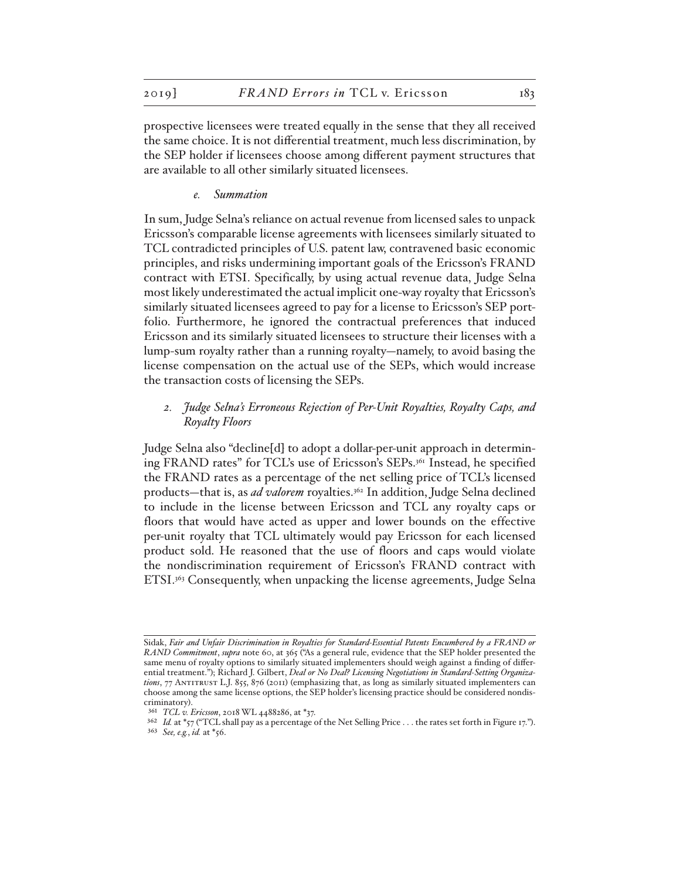prospective licensees were treated equally in the sense that they all received the same choice. It is not differential treatment, much less discrimination, by the SEP holder if licensees choose among different payment structures that are available to all other similarly situated licensees.

##### *e. Summation*

In sum, Judge Selna's reliance on actual revenue from licensed sales to unpack Ericsson's comparable license agreements with licensees similarly situated to TCL contradicted principles of U.S. patent law, contravened basic economic principles, and risks undermining important goals of the Ericsson's FRAND contract with ETSI. Specifically, by using actual revenue data, Judge Selna most likely underestimated the actual implicit one-way royalty that Ericsson's similarly situated licensees agreed to pay for a license to Ericsson's SEP portfolio. Furthermore, he ignored the contractual preferences that induced Ericsson and its similarly situated licensees to structure their licenses with a lump-sum royalty rather than a running royalty—namely, to avoid basing the license compensation on the actual use of the SEPs, which would increase the transaction costs of licensing the SEPs.

#### *2. Judge Selna's Erroneous Rejection of Per-Unit Royalties, Royalty Caps, and Royalty Floors*

Judge Selna also "decline[d] to adopt a dollar-per-unit approach in determining FRAND rates" for TCL's use of Ericsson's SEPs.[361] Instead, he specified the FRAND rates as a percentage of the net selling price of TCL's licensed products—that is, as *ad valorem* royalties.[362] In addition, Judge Selna declined to include in the license between Ericsson and TCL any royalty caps or floors that would have acted as upper and lower bounds on the effective per-unit royalty that TCL ultimately would pay Ericsson for each licensed product sold. He reasoned that the use of floors and caps would violate the nondiscrimination requirement of Ericsson's FRAND contract with ETSI.[363] Consequently, when unpacking the license agreements, Judge Selna

---

Sidak, *Fair and Unfair Discrimination in Royalties for Standard-Essential Patents Encumbered by a FRAND or RAND Commitment*, *supra* note 60, at 365 ("As a general rule, evidence that the SEP holder presented the same menu of royalty options to similarly situated implementers should weigh against a finding of differential treatment."); Richard J. Gilbert, *Deal or No Deal? Licensing Negotiations in Standard-Setting Organizations*, 77 Antitrust L.J. 855, 876 (2011) (emphasizing that, as long as similarly situated implementers can choose among the same license options, the SEP holder's licensing practice should be considered nondiscriminatory).

[361] *TCL v. Ericsson*, 2018 WL 4488286, at *37.

[362] *Id.* at *57 ("TCL shall pay as a percentage of the Net Selling Price . . . the rates set forth in Figure 17.").

[363] *See, e.g.*, *id.* at *56.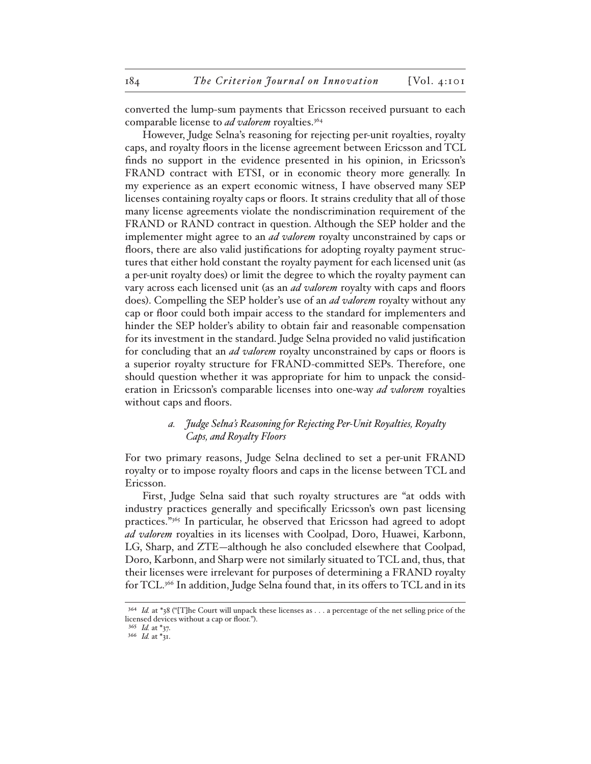converted the lump-sum payments that Ericsson received pursuant to each comparable license to *ad valorem* royalties.[364]

However, Judge Selna's reasoning for rejecting per-unit royalties, royalty caps, and royalty floors in the license agreement between Ericsson and TCL finds no support in the evidence presented in his opinion, in Ericsson's FRAND contract with ETSI, or in economic theory more generally. In my experience as an expert economic witness, I have observed many SEP licenses containing royalty caps or floors. It strains credulity that all of those many license agreements violate the nondiscrimination requirement of the FRAND or RAND contract in question. Although the SEP holder and the implementer might agree to an *ad valorem* royalty unconstrained by caps or floors, there are also valid justifications for adopting royalty payment structures that either hold constant the royalty payment for each licensed unit (as a per-unit royalty does) or limit the degree to which the royalty payment can vary across each licensed unit (as an *ad valorem* royalty with caps and floors does). Compelling the SEP holder's use of an *ad valorem* royalty without any cap or floor could both impair access to the standard for implementers and hinder the SEP holder's ability to obtain fair and reasonable compensation for its investment in the standard. Judge Selna provided no valid justification for concluding that an *ad valorem* royalty unconstrained by caps or floors is a superior royalty structure for FRAND-committed SEPs. Therefore, one should question whether it was appropriate for him to unpack the consideration in Ericsson's comparable licenses into one-way *ad valorem* royalties without caps and floors.

#### *a. Judge Selna's Reasoning for Rejecting Per-Unit Royalties, Royalty Caps, and Royalty Floors*

For two primary reasons, Judge Selna declined to set a per-unit FRAND royalty or to impose royalty floors and caps in the license between TCL and Ericsson.

First, Judge Selna said that such royalty structures are "at odds with industry practices generally and specifically Ericsson's own past licensing practices."[365] In particular, he observed that Ericsson had agreed to adopt *ad valorem* royalties in its licenses with Coolpad, Doro, Huawei, Karbonn, LG, Sharp, and ZTE—although he also concluded elsewhere that Coolpad, Doro, Karbonn, and Sharp were not similarly situated to TCL and, thus, that their licenses were irrelevant for purposes of determining a FRAND royalty for TCL.[366] In addition, Judge Selna found that, in its offers to TCL and in its

---

[364] *Id.* at *38 ("[T]he Court will unpack these licenses as . . . a percentage of the net selling price of the licensed devices without a cap or floor.").

[365] *Id.* at *37.

[366] *Id.* at *31.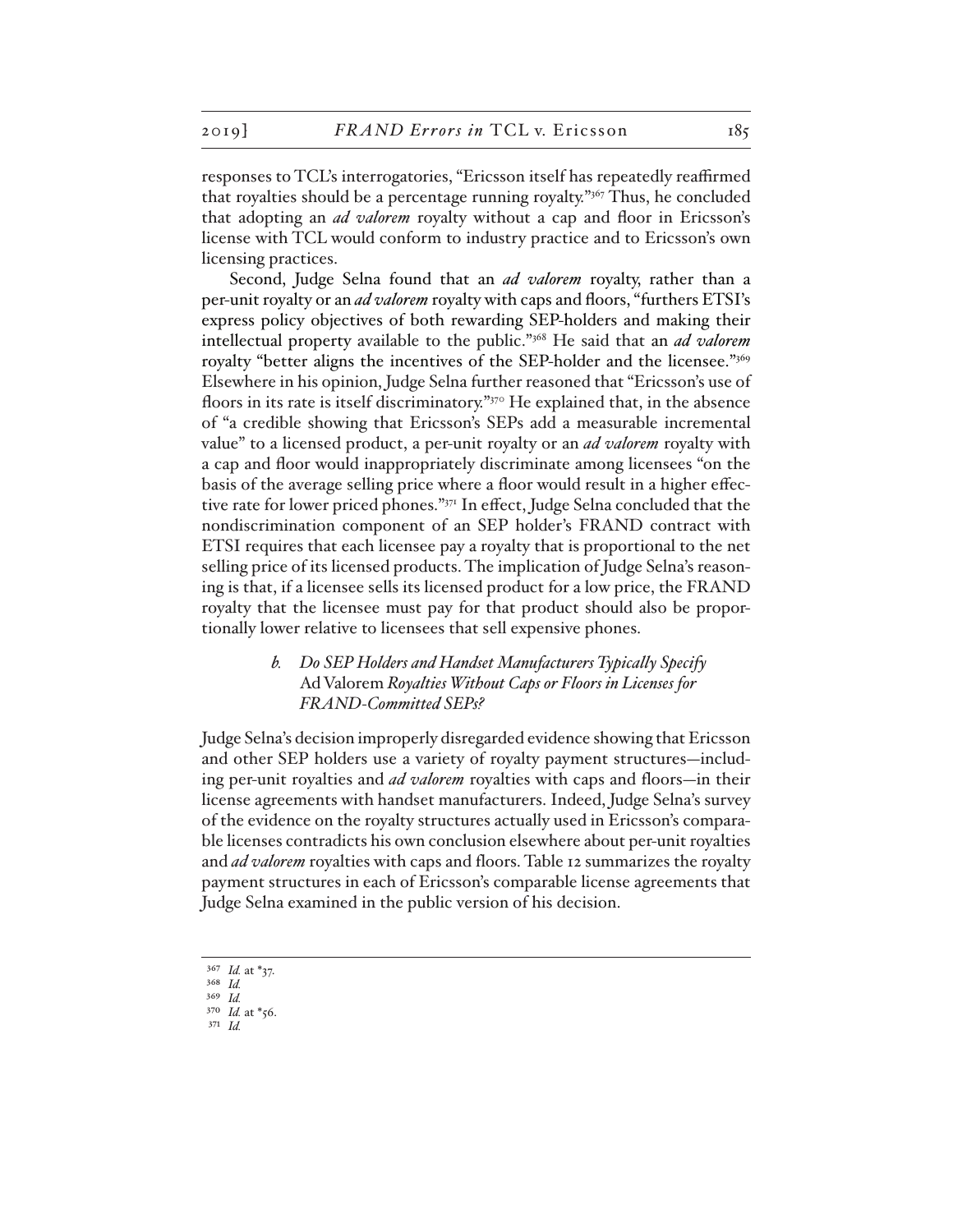responses to TCL's interrogatories, "Ericsson itself has repeatedly reaffirmed that royalties should be a percentage running royalty."[367] Thus, he concluded that adopting an *ad valorem* royalty without a cap and floor in Ericsson's license with TCL would conform to industry practice and to Ericsson's own licensing practices.

Second, Judge Selna found that an *ad valorem* royalty, rather than a per-unit royalty or an *ad valorem* royalty with caps and floors, "furthers ETSI's express policy objectives of both rewarding SEP-holders and making their intellectual property available to the public."[368] He said that an *ad valorem* royalty "better aligns the incentives of the SEP-holder and the licensee."[369] Elsewhere in his opinion, Judge Selna further reasoned that "Ericsson's use of floors in its rate is itself discriminatory."[370] He explained that, in the absence of "a credible showing that Ericsson's SEPs add a measurable incremental value" to a licensed product, a per-unit royalty or an *ad valorem* royalty with a cap and floor would inappropriately discriminate among licensees "on the basis of the average selling price where a floor would result in a higher effective rate for lower priced phones."[371] In effect, Judge Selna concluded that the nondiscrimination component of an SEP holder's FRAND contract with ETSI requires that each licensee pay a royalty that is proportional to the net selling price of its licensed products. The implication of Judge Selna's reasoning is that, if a licensee sells its licensed product for a low price, the FRAND royalty that the licensee must pay for that product should also be proportionally lower relative to licensees that sell expensive phones.

#### *b. Do SEP Holders and Handset Manufacturers Typically Specify* Ad Valorem *Royalties Without Caps or Floors in Licenses for FRAND-Committed SEPs?*

Judge Selna's decision improperly disregarded evidence showing that Ericsson and other SEP holders use a variety of royalty payment structures—including per-unit royalties and *ad valorem* royalties with caps and floors—in their license agreements with handset manufacturers. Indeed, Judge Selna's survey of the evidence on the royalty structures actually used in Ericsson's comparable licenses contradicts his own conclusion elsewhere about per-unit royalties and *ad valorem* royalties with caps and floors. Table 12 summarizes the royalty payment structures in each of Ericsson's comparable license agreements that Judge Selna examined in the public version of his decision.

---

[367] *Id.* at *37.
[368] *Id.*
[369] *Id.*
[370] *Id.* at *56.
[371] *Id.*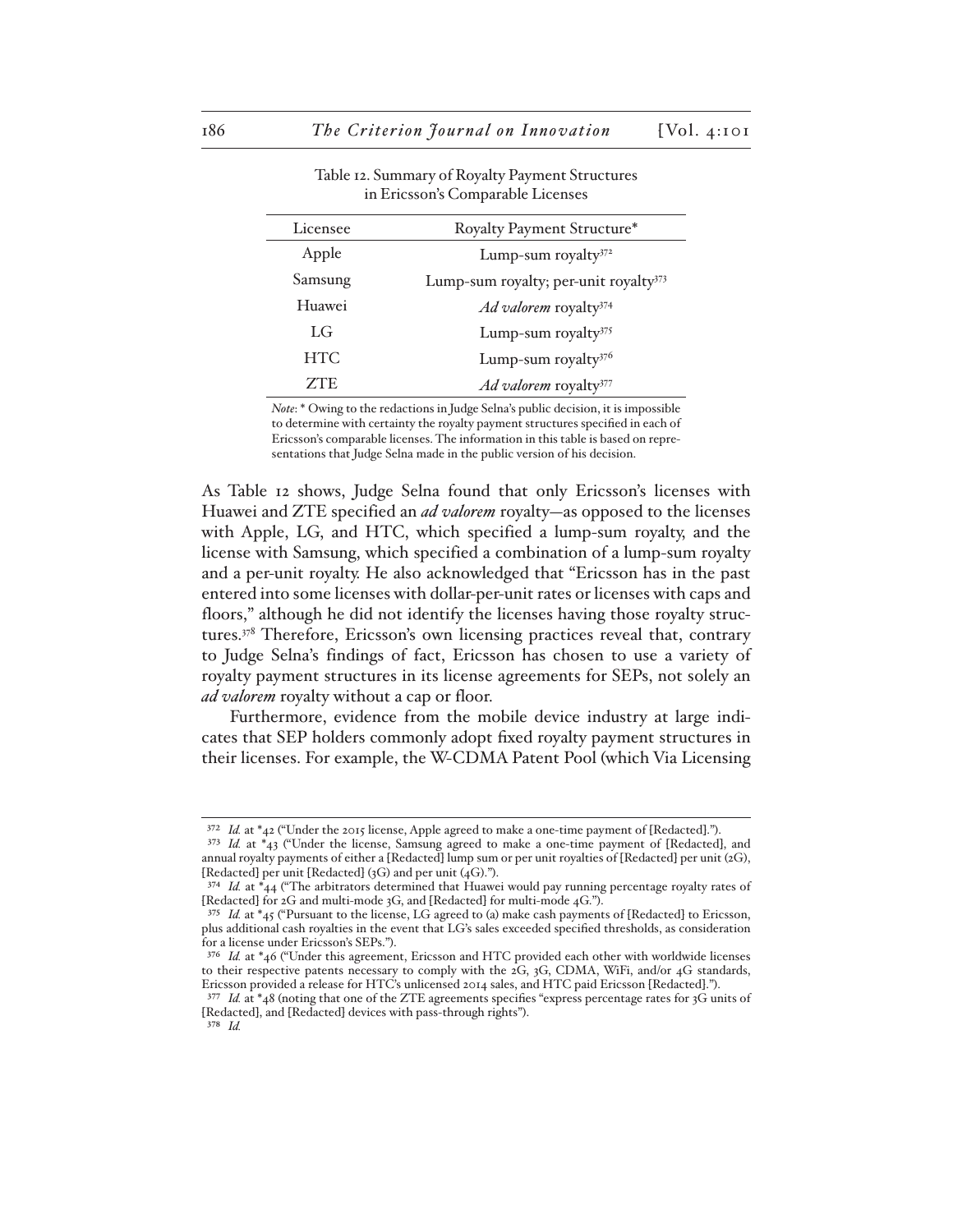Table 12. Summary of Royalty Payment Structures in Ericsson's Comparable Licenses

| Licensee | Royalty Payment Structure* |
|---|---|
| Apple | Lump-sum royalty[372] |
| Samsung | Lump-sum royalty; per-unit royalty[373] |
| Huawei | *Ad valorem* royalty[374] |
| LG | Lump-sum royalty[375] |
| HTC | Lump-sum royalty[376] |
| ZTE | *Ad valorem* royalty[377] |

*Note*: * Owing to the redactions in Judge Selna's public decision, it is impossible to determine with certainty the royalty payment structures specified in each of Ericsson's comparable licenses. The information in this table is based on representations that Judge Selna made in the public version of his decision.

As Table 12 shows, Judge Selna found that only Ericsson's licenses with Huawei and ZTE specified an *ad valorem* royalty—as opposed to the licenses with Apple, LG, and HTC, which specified a lump-sum royalty, and the license with Samsung, which specified a combination of a lump-sum royalty and a per-unit royalty. He also acknowledged that "Ericsson has in the past entered into some licenses with dollar-per-unit rates or licenses with caps and floors," although he did not identify the licenses having those royalty structures.[378] Therefore, Ericsson's own licensing practices reveal that, contrary to Judge Selna's findings of fact, Ericsson has chosen to use a variety of royalty payment structures in its license agreements for SEPs, not solely an *ad valorem* royalty without a cap or floor.

Furthermore, evidence from the mobile device industry at large indicates that SEP holders commonly adopt fixed royalty payment structures in their licenses. For example, the W-CDMA Patent Pool (which Via Licensing

---

[372] *Id.* at *42 ("Under the 2015 license, Apple agreed to make a one-time payment of [Redacted].").

[373] *Id.* at *43 ("Under the license, Samsung agreed to make a one-time payment of [Redacted], and annual royalty payments of either a [Redacted] lump sum or per unit royalties of [Redacted] per unit (2G), [Redacted] per unit [Redacted] (3G) and per unit (4G).").

[374] *Id.* at *44 ("The arbitrators determined that Huawei would pay running percentage royalty rates of [Redacted] for 2G and multi-mode 3G, and [Redacted] for multi-mode 4G.").

[375] *Id.* at *45 ("Pursuant to the license, LG agreed to (a) make cash payments of [Redacted] to Ericsson, plus additional cash royalties in the event that LG's sales exceeded specified thresholds, as consideration for a license under Ericsson's SEPs.").

[376] *Id.* at *46 ("Under this agreement, Ericsson and HTC provided each other with worldwide licenses to their respective patents necessary to comply with the 2G, 3G, CDMA, WiFi, and/or 4G standards, Ericsson provided a release for HTC's unlicensed 2014 sales, and HTC paid Ericsson [Redacted].").

[377] *Id.* at *48 (noting that one of the ZTE agreements specifies "express percentage rates for 3G units of [Redacted], and [Redacted] devices with pass-through rights").

[378] *Id.*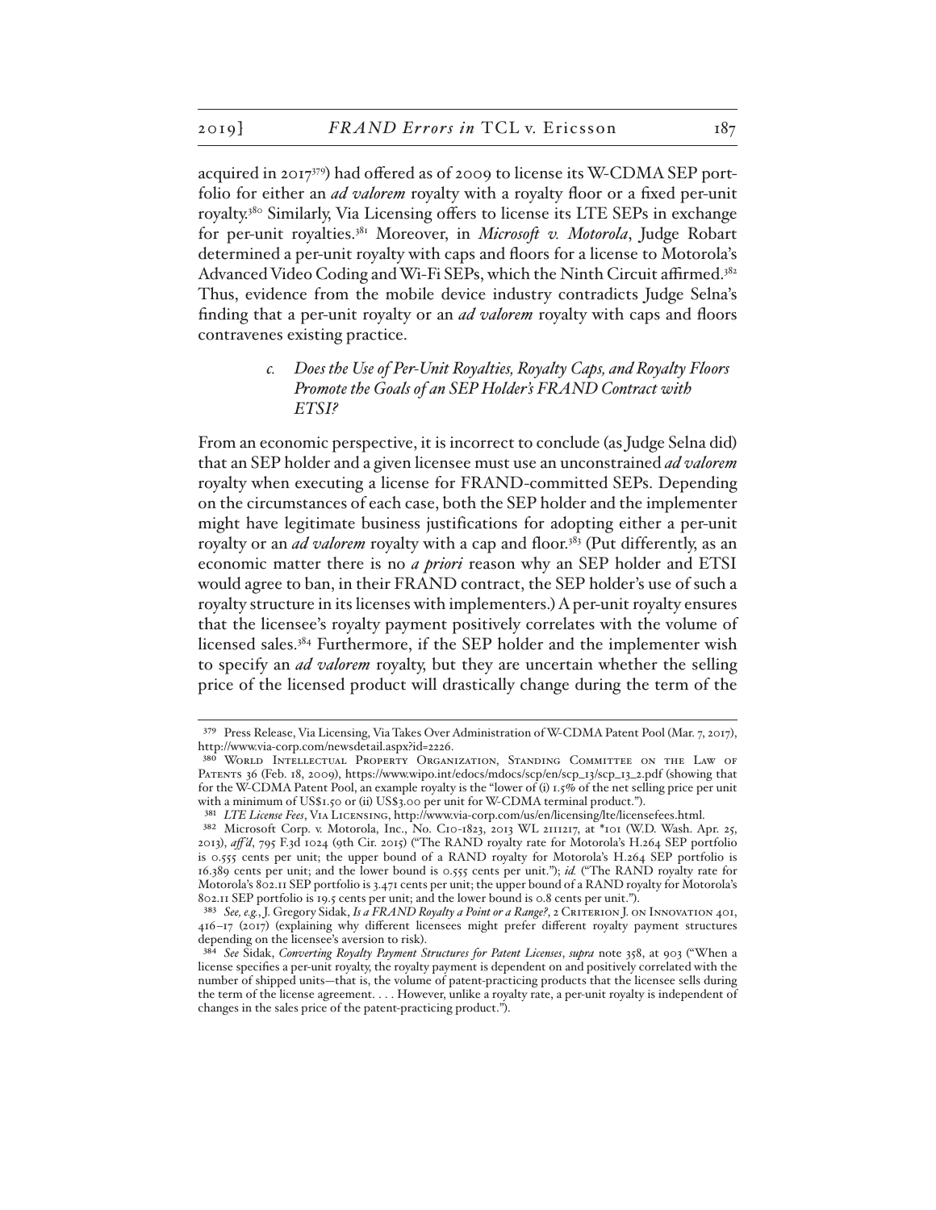acquired in 2017[379]) had offered as of 2009 to license its W-CDMA SEP portfolio for either an *ad valorem* royalty with a royalty floor or a fixed per-unit royalty.[380] Similarly, Via Licensing offers to license its LTE SEPs in exchange for per-unit royalties.[381] Moreover, in *Microsoft v. Motorola*, Judge Robart determined a per-unit royalty with caps and floors for a license to Motorola's Advanced Video Coding and Wi-Fi SEPs, which the Ninth Circuit affirmed.[382] Thus, evidence from the mobile device industry contradicts Judge Selna's finding that a per-unit royalty or an *ad valorem* royalty with caps and floors contravenes existing practice.

#### c. *Does the Use of Per-Unit Royalties, Royalty Caps, and Royalty Floors Promote the Goals of an SEP Holder's FRAND Contract with ETSI?*

From an economic perspective, it is incorrect to conclude (as Judge Selna did) that an SEP holder and a given licensee must use an unconstrained *ad valorem* royalty when executing a license for FRAND-committed SEPs. Depending on the circumstances of each case, both the SEP holder and the implementer might have legitimate business justifications for adopting either a per-unit royalty or an *ad valorem* royalty with a cap and floor.[383] (Put differently, as an economic matter there is no *a priori* reason why an SEP holder and ETSI would agree to ban, in their FRAND contract, the SEP holder's use of such a royalty structure in its licenses with implementers.) A per-unit royalty ensures that the licensee's royalty payment positively correlates with the volume of licensed sales.[384] Furthermore, if the SEP holder and the implementer wish to specify an *ad valorem* royalty, but they are uncertain whether the selling price of the licensed product will drastically change during the term of the

---

379 Press Release, Via Licensing, Via Takes Over Administration of W-CDMA Patent Pool (Mar. 7, 2017), http://www.via-corp.com/newsdetail.aspx?id=2226.

380 World Intellectual Property Organization, Standing Committee on the Law of Patents 36 (Feb. 18, 2009), https://www.wipo.int/edocs/mdocs/scp/en/scp_13/scp_13_2.pdf (showing that for the W-CDMA Patent Pool, an example royalty is the "lower of (i) 1.5% of the net selling price per unit with a minimum of US$1.50 or (ii) US$3.00 per unit for W-CDMA terminal product.").

381 *LTE License Fees*, Via Licensing, http://www.via-corp.com/us/en/licensing/lte/licensefees.html.

382 Microsoft Corp. v. Motorola, Inc., No. C10-1823, 2013 WL 2111217, at *101 (W.D. Wash. Apr. 25, 2013), *aff'd*, 795 F.3d 1024 (9th Cir. 2015) ("The RAND royalty rate for Motorola's H.264 SEP portfolio is 0.555 cents per unit; the upper bound of a RAND royalty for Motorola's H.264 SEP portfolio is 16.389 cents per unit; and the lower bound is 0.555 cents per unit."); *id.* ("The RAND royalty rate for Motorola's 802.11 SEP portfolio is 3.471 cents per unit; the upper bound of a RAND royalty for Motorola's 802.11 SEP portfolio is 19.5 cents per unit; and the lower bound is 0.8 cents per unit.").

383 *See, e.g.*, J. Gregory Sidak, *Is a FRAND Royalty a Point or a Range?*, 2 Criterion J. on Innovation 401, 416–17 (2017) (explaining why different licensees might prefer different royalty payment structures depending on the licensee's aversion to risk).

384 *See* Sidak, *Converting Royalty Payment Structures for Patent Licenses*, *supra* note 358, at 903 ("When a license specifies a per-unit royalty, the royalty payment is dependent on and positively correlated with the number of shipped units—that is, the volume of patent-practicing products that the licensee sells during the term of the license agreement. . . . However, unlike a royalty rate, a per-unit royalty is independent of changes in the sales price of the patent-practicing product.").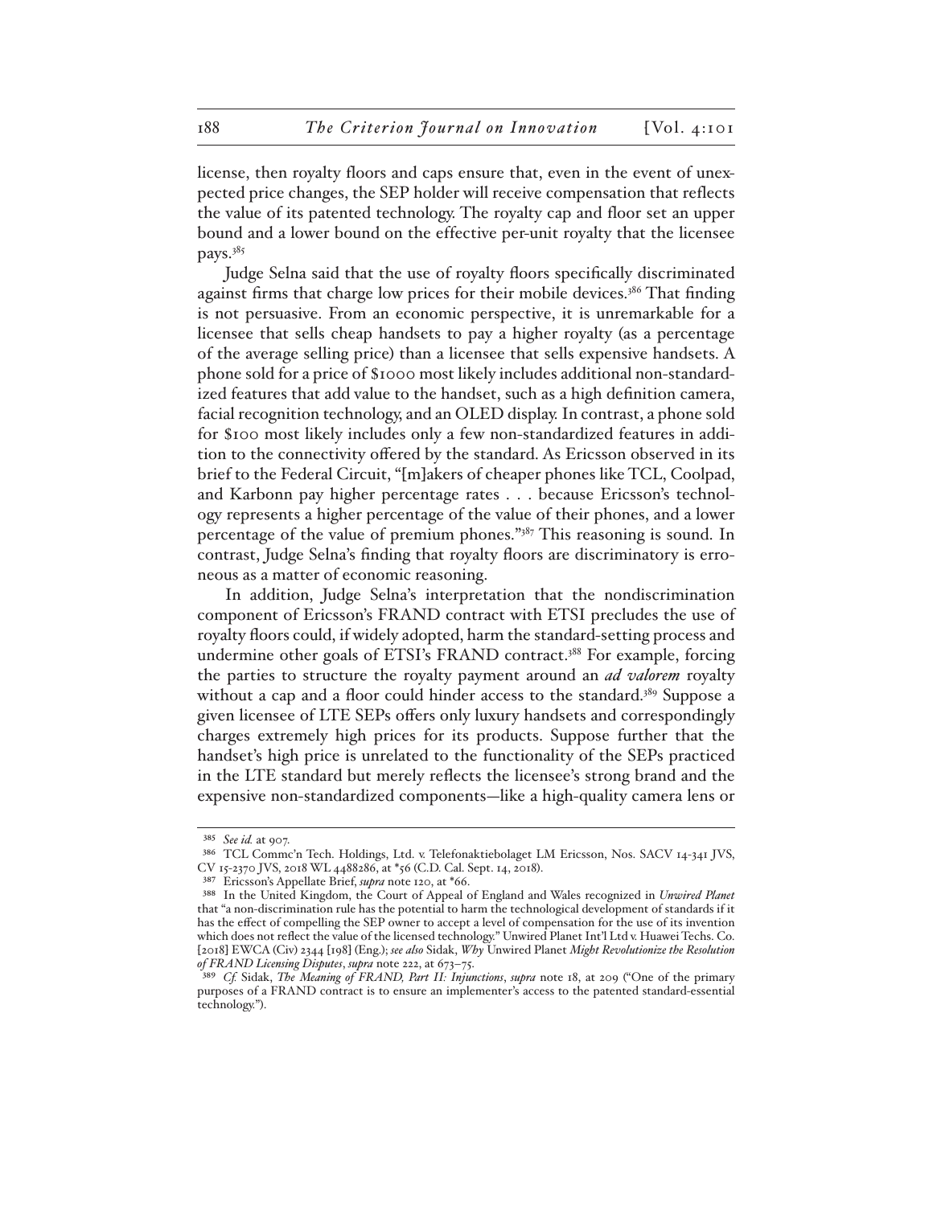license, then royalty floors and caps ensure that, even in the event of unexpected price changes, the SEP holder will receive compensation that reflects the value of its patented technology. The royalty cap and floor set an upper bound and a lower bound on the effective per-unit royalty that the licensee pays.[385]

Judge Selna said that the use of royalty floors specifically discriminated against firms that charge low prices for their mobile devices.[386] That finding is not persuasive. From an economic perspective, it is unremarkable for a licensee that sells cheap handsets to pay a higher royalty (as a percentage of the average selling price) than a licensee that sells expensive handsets. A phone sold for a price of $1000 most likely includes additional non-standardized features that add value to the handset, such as a high definition camera, facial recognition technology, and an OLED display. In contrast, a phone sold for $100 most likely includes only a few non-standardized features in addition to the connectivity offered by the standard. As Ericsson observed in its brief to the Federal Circuit, "[m]akers of cheaper phones like TCL, Coolpad, and Karbonn pay higher percentage rates . . . because Ericsson's technology represents a higher percentage of the value of their phones, and a lower percentage of the value of premium phones."[387] This reasoning is sound. In contrast, Judge Selna's finding that royalty floors are discriminatory is erroneous as a matter of economic reasoning.

In addition, Judge Selna's interpretation that the nondiscrimination component of Ericsson's FRAND contract with ETSI precludes the use of royalty floors could, if widely adopted, harm the standard-setting process and undermine other goals of ETSI's FRAND contract.[388] For example, forcing the parties to structure the royalty payment around an *ad valorem* royalty without a cap and a floor could hinder access to the standard.[389] Suppose a given licensee of LTE SEPs offers only luxury handsets and correspondingly charges extremely high prices for its products. Suppose further that the handset's high price is unrelated to the functionality of the SEPs practiced in the LTE standard but merely reflects the licensee's strong brand and the expensive non-standardized components—like a high-quality camera lens or

---

[385] *See id.* at 907.

[386] TCL Commc'n Tech. Holdings, Ltd. v. Telefonaktiebolaget LM Ericsson, Nos. SACV 14-341 JVS, CV 15-2370 JVS, 2018 WL 4488286, at *56 (C.D. Cal. Sept. 14, 2018).

[387] Ericsson's Appellate Brief, *supra* note 120, at *66.

[388] In the United Kingdom, the Court of Appeal of England and Wales recognized in *Unwired Planet* that "a non-discrimination rule has the potential to harm the technological development of standards if it has the effect of compelling the SEP owner to accept a level of compensation for the use of its invention which does not reflect the value of the licensed technology." Unwired Planet Int'l Ltd v. Huawei Techs. Co. [2018] EWCA (Civ) 2344 [198] (Eng.); *see also* Sidak, *Why* Unwired Planet *Might Revolutionize the Resolution of FRAND Licensing Disputes*, *supra* note 222, at 673–75.

[389] *Cf.* Sidak, *The Meaning of FRAND, Part II: Injunctions*, *supra* note 18, at 209 ("One of the primary purposes of a FRAND contract is to ensure an implementer's access to the patented standard-essential technology.").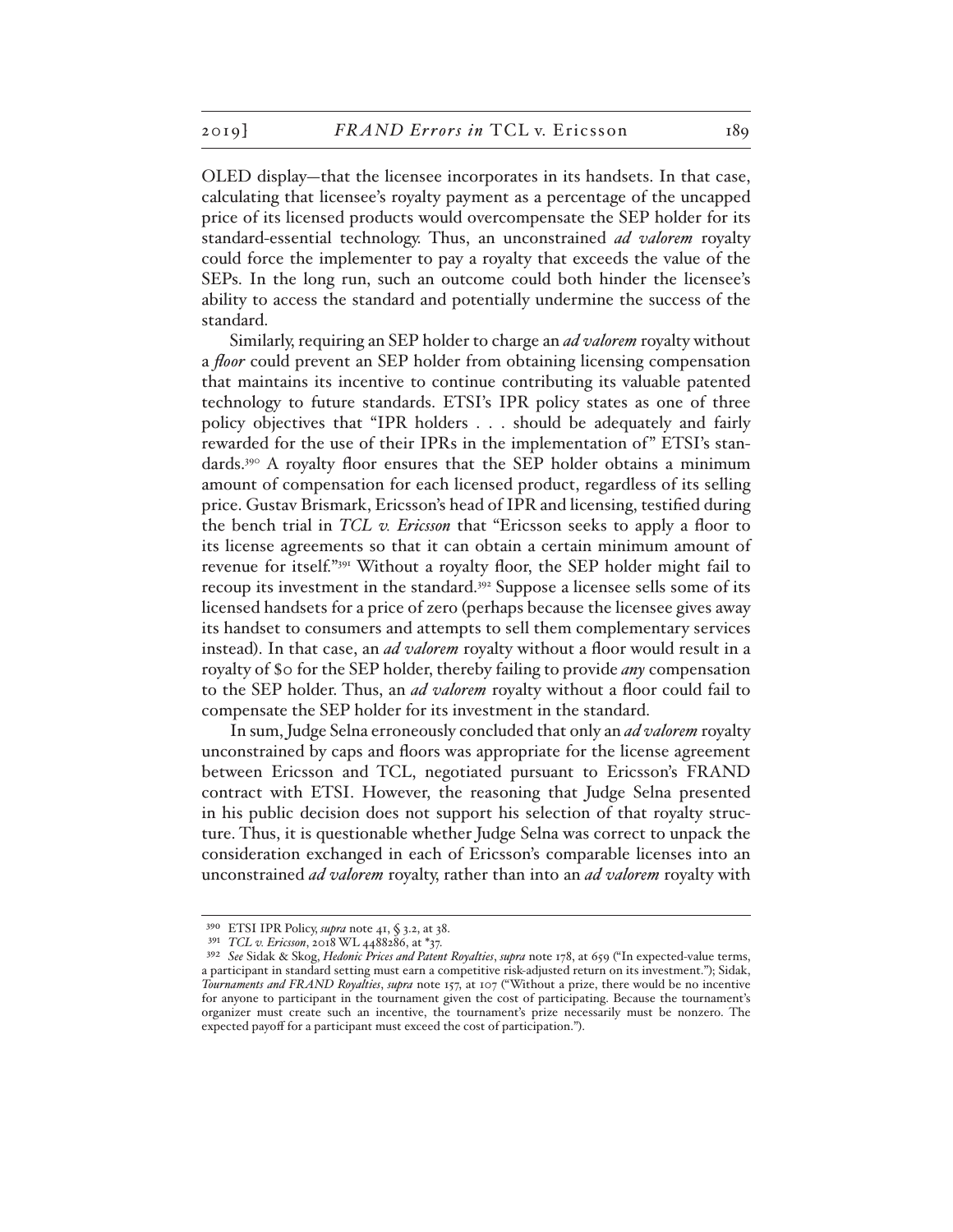OLED display—that the licensee incorporates in its handsets. In that case, calculating that licensee's royalty payment as a percentage of the uncapped price of its licensed products would overcompensate the SEP holder for its standard-essential technology. Thus, an unconstrained *ad valorem* royalty could force the implementer to pay a royalty that exceeds the value of the SEPs. In the long run, such an outcome could both hinder the licensee's ability to access the standard and potentially undermine the success of the standard.

Similarly, requiring an SEP holder to charge an *ad valorem* royalty without a *floor* could prevent an SEP holder from obtaining licensing compensation that maintains its incentive to continue contributing its valuable patented technology to future standards. ETSI's IPR policy states as one of three policy objectives that "IPR holders . . . should be adequately and fairly rewarded for the use of their IPRs in the implementation of" ETSI's standards.[390] A royalty floor ensures that the SEP holder obtains a minimum amount of compensation for each licensed product, regardless of its selling price. Gustav Brismark, Ericsson's head of IPR and licensing, testified during the bench trial in *TCL v. Ericsson* that "Ericsson seeks to apply a floor to its license agreements so that it can obtain a certain minimum amount of revenue for itself."[391] Without a royalty floor, the SEP holder might fail to recoup its investment in the standard.[392] Suppose a licensee sells some of its licensed handsets for a price of zero (perhaps because the licensee gives away its handset to consumers and attempts to sell them complementary services instead). In that case, an *ad valorem* royalty without a floor would result in a royalty of $0 for the SEP holder, thereby failing to provide *any* compensation to the SEP holder. Thus, an *ad valorem* royalty without a floor could fail to compensate the SEP holder for its investment in the standard.

In sum, Judge Selna erroneously concluded that only an *ad valorem* royalty unconstrained by caps and floors was appropriate for the license agreement between Ericsson and TCL, negotiated pursuant to Ericsson's FRAND contract with ETSI. However, the reasoning that Judge Selna presented in his public decision does not support his selection of that royalty structure. Thus, it is questionable whether Judge Selna was correct to unpack the consideration exchanged in each of Ericsson's comparable licenses into an unconstrained *ad valorem* royalty, rather than into an *ad valorem* royalty with

---

[390] ETSI IPR Policy, *supra* note 41, § 3.2, at 38.

[391] *TCL v. Ericsson*, 2018 WL 4488286, at *37.

[392] *See* Sidak & Skog, *Hedonic Prices and Patent Royalties*, *supra* note 178, at 659 ("In expected-value terms, a participant in standard setting must earn a competitive risk-adjusted return on its investment."); Sidak, *Tournaments and FRAND Royalties*, *supra* note 157, at 107 ("Without a prize, there would be no incentive for anyone to participant in the tournament given the cost of participating. Because the tournament's organizer must create such an incentive, the tournament's prize necessarily must be nonzero. The expected payoff for a participant must exceed the cost of participation.").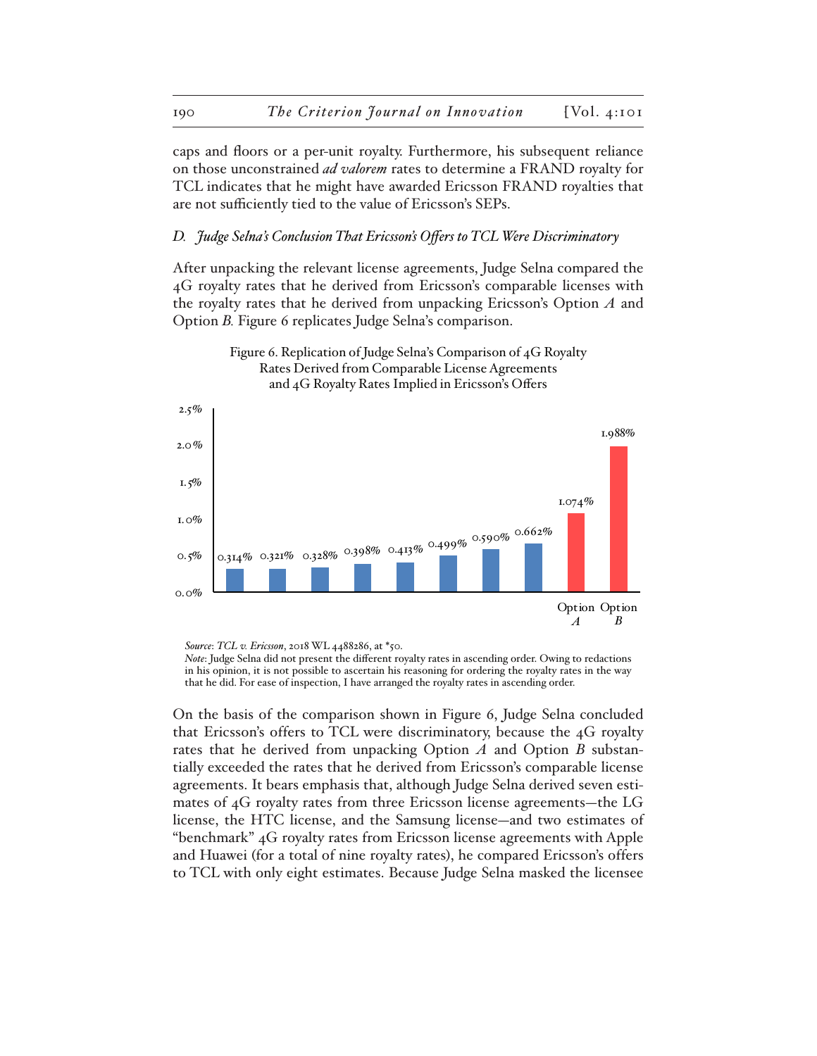caps and floors or a per-unit royalty. Furthermore, his subsequent reliance on those unconstrained *ad valorem* rates to determine a FRAND royalty for TCL indicates that he might have awarded Ericsson FRAND royalties that are not sufficiently tied to the value of Ericsson's SEPs.

### *D. Judge Selna's Conclusion That Ericsson's Offers to TCL Were Discriminatory*

After unpacking the relevant license agreements, Judge Selna compared the 4G royalty rates that he derived from Ericsson's comparable licenses with the royalty rates that he derived from unpacking Ericsson's Option *A* and Option *B*. Figure 6 replicates Judge Selna's comparison.

Figure 6. Replication of Judge Selna's Comparison of 4G Royalty Rates Derived from Comparable License Agreements and 4G Royalty Rates Implied in Ericsson's Offers

| | Royalty rate |
|---|---|
| | 0.314% |
| | 0.321% |
| | 0.328% |
| | 0.398% |
| | 0.413% |
| | 0.499% |
| | 0.590% |
| | 0.662% |
| Option *A* | 1.074% |
| Option *B* | 1.988% |

*Source*: *TCL v. Ericsson*, 2018 WL 4488286, at *50.
*Note*: Judge Selna did not present the different royalty rates in ascending order. Owing to redactions in his opinion, it is not possible to ascertain his reasoning for ordering the royalty rates in the way that he did. For ease of inspection, I have arranged the royalty rates in ascending order.

On the basis of the comparison shown in Figure 6, Judge Selna concluded that Ericsson's offers to TCL were discriminatory, because the 4G royalty rates that he derived from unpacking Option *A* and Option *B* substantially exceeded the rates that he derived from Ericsson's comparable license agreements. It bears emphasis that, although Judge Selna derived seven estimates of 4G royalty rates from three Ericsson license agreements—the LG license, the HTC license, and the Samsung license—and two estimates of "benchmark" 4G royalty rates from Ericsson license agreements with Apple and Huawei (for a total of nine royalty rates), he compared Ericsson's offers to TCL with only eight estimates. Because Judge Selna masked the licensee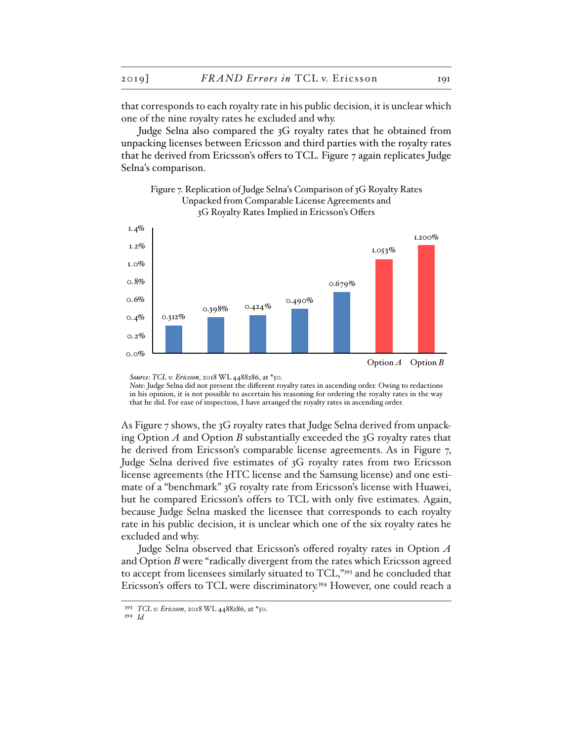that corresponds to each royalty rate in his public decision, it is unclear which one of the nine royalty rates he excluded and why.

Judge Selna also compared the 3G royalty rates that he obtained from unpacking licenses between Ericsson and third parties with the royalty rates that he derived from Ericsson's offers to TCL. Figure 7 again replicates Judge Selna's comparison.

Figure 7. Replication of Judge Selna's Comparison of 3G Royalty Rates Unpacked from Comparable License Agreements and 3G Royalty Rates Implied in Ericsson's Offers

| | Royalty Rate |
|---|---|
| | 0.312% |
| | 0.398% |
| | 0.424% |
| | 0.490% |
| | 0.679% |
| Option *A* | 1.053% |
| Option *B* | 1.200% |

*Source*: *TCL v. Ericsson*, 2018 WL 4488286, at *50.
*Note*: Judge Selna did not present the different royalty rates in ascending order. Owing to redactions in his opinion, it is not possible to ascertain his reasoning for ordering the royalty rates in the way that he did. For ease of inspection, I have arranged the royalty rates in ascending order.

As Figure 7 shows, the 3G royalty rates that Judge Selna derived from unpacking Option *A* and Option *B* substantially exceeded the 3G royalty rates that he derived from Ericsson's comparable license agreements. As in Figure 7, Judge Selna derived five estimates of 3G royalty rates from two Ericsson license agreements (the HTC license and the Samsung license) and one estimate of a "benchmark" 3G royalty rate from Ericsson's license with Huawei, but he compared Ericsson's offers to TCL with only five estimates. Again, because Judge Selna masked the licensee that corresponds to each royalty rate in his public decision, it is unclear which one of the six royalty rates he excluded and why.

Judge Selna observed that Ericsson's offered royalty rates in Option *A* and Option *B* were "radically divergent from the rates which Ericsson agreed to accept from licensees similarly situated to TCL,"[393] and he concluded that Ericsson's offers to TCL were discriminatory.[394] However, one could reach a

[393] *TCL v. Ericsson*, 2018 WL 4488286, at *50.
[394] *Id.*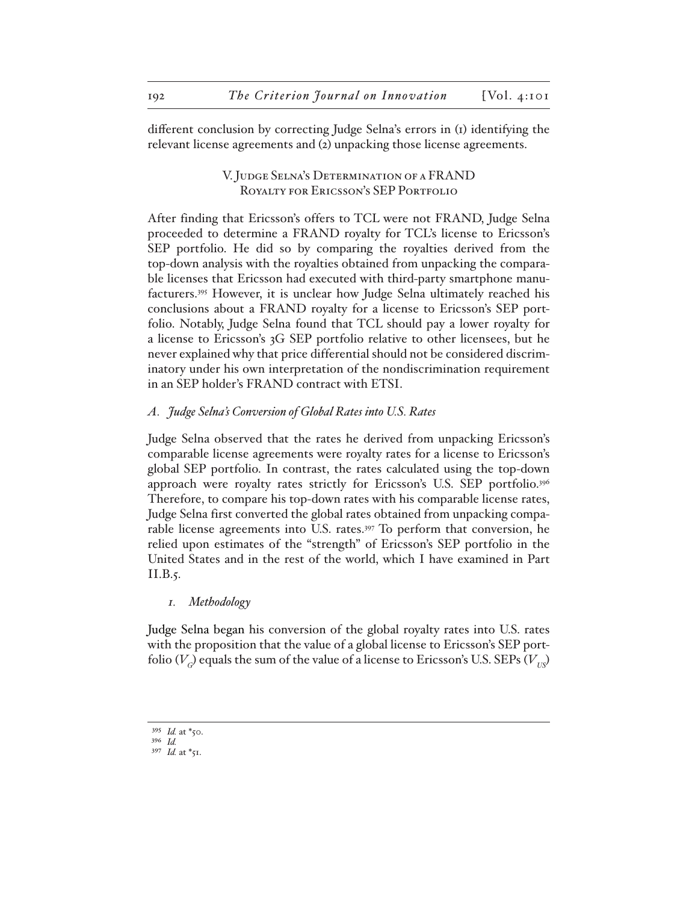different conclusion by correcting Judge Selna's errors in (1) identifying the relevant license agreements and (2) unpacking those license agreements.

## V. Judge Selna's Determination of a FRAND Royalty for Ericsson's SEP Portfolio

After finding that Ericsson's offers to TCL were not FRAND, Judge Selna proceeded to determine a FRAND royalty for TCL's license to Ericsson's SEP portfolio. He did so by comparing the royalties derived from the top-down analysis with the royalties obtained from unpacking the comparable licenses that Ericsson had executed with third-party smartphone manufacturers.[395] However, it is unclear how Judge Selna ultimately reached his conclusions about a FRAND royalty for a license to Ericsson's SEP portfolio. Notably, Judge Selna found that TCL should pay a lower royalty for a license to Ericsson's 3G SEP portfolio relative to other licensees, but he never explained why that price differential should not be considered discriminatory under his own interpretation of the nondiscrimination requirement in an SEP holder's FRAND contract with ETSI.

### *A. Judge Selna's Conversion of Global Rates into U.S. Rates*

Judge Selna observed that the rates he derived from unpacking Ericsson's comparable license agreements were royalty rates for a license to Ericsson's global SEP portfolio. In contrast, the rates calculated using the top-down approach were royalty rates strictly for Ericsson's U.S. SEP portfolio.[396] Therefore, to compare his top-down rates with his comparable license rates, Judge Selna first converted the global rates obtained from unpacking comparable license agreements into U.S. rates.[397] To perform that conversion, he relied upon estimates of the "strength" of Ericsson's SEP portfolio in the United States and in the rest of the world, which I have examined in Part II.B.5.

#### *1. Methodology*

Judge Selna began his conversion of the global royalty rates into U.S. rates with the proposition that the value of a global license to Ericsson's SEP portfolio ($V_G$) equals the sum of the value of a license to Ericsson's U.S. SEPs ($V_{US}$)

---

[395] *Id.* at *50.

[396] *Id.*

[397] *Id.* at *51.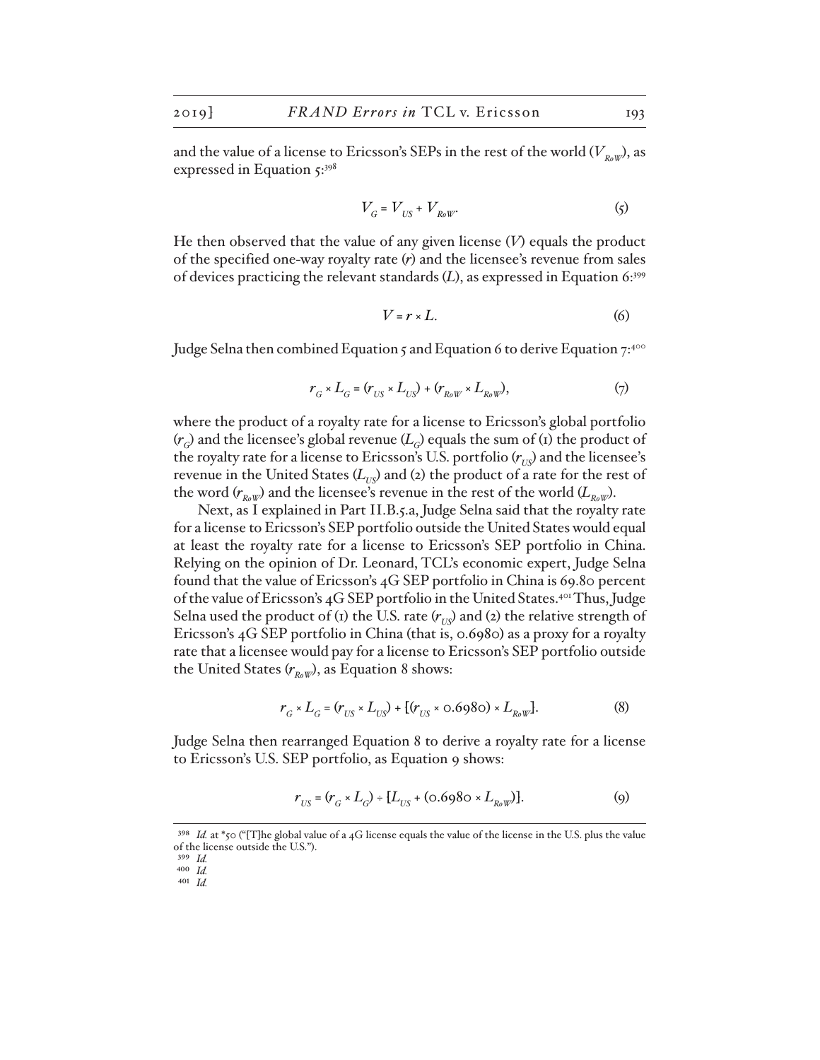and the value of a license to Ericsson's SEPs in the rest of the world ($V_{RoW}$), as expressed in Equation 5:[398]

$$V_G = V_{US} + V_{RoW}. \tag{5}$$

He then observed that the value of any given license ($V$) equals the product of the specified one-way royalty rate ($r$) and the licensee's revenue from sales of devices practicing the relevant standards ($L$), as expressed in Equation 6:[399]

$$V = r \times L. \tag{6}$$

Judge Selna then combined Equation 5 and Equation 6 to derive Equation 7:[400]

$$r_G \times L_G = (r_{US} \times L_{US}) + (r_{RoW} \times L_{RoW}), \tag{7}$$

where the product of a royalty rate for a license to Ericsson's global portfolio ($r_G$) and the licensee's global revenue ($L_G$) equals the sum of (1) the product of the royalty rate for a license to Ericsson's U.S. portfolio ($r_{US}$) and the licensee's revenue in the United States ($L_{US}$) and (2) the product of a rate for the rest of the word ($r_{RoW}$) and the licensee's revenue in the rest of the world ($L_{RoW}$).

Next, as I explained in Part II.B.5.a, Judge Selna said that the royalty rate for a license to Ericsson's SEP portfolio outside the United States would equal at least the royalty rate for a license to Ericsson's SEP portfolio in China. Relying on the opinion of Dr. Leonard, TCL's economic expert, Judge Selna found that the value of Ericsson's 4G SEP portfolio in China is 69.80 percent of the value of Ericsson's 4G SEP portfolio in the United States.[401] Thus, Judge Selna used the product of (1) the U.S. rate ($r_{US}$) and (2) the relative strength of Ericsson's 4G SEP portfolio in China (that is, 0.6980) as a proxy for a royalty rate that a licensee would pay for a license to Ericsson's SEP portfolio outside the United States ($r_{RoW}$), as Equation 8 shows:

$$r_G \times L_G = (r_{US} \times L_{US}) + [(r_{US} \times 0.6980) \times L_{RoW}]. \tag{8}$$

Judge Selna then rearranged Equation 8 to derive a royalty rate for a license to Ericsson's U.S. SEP portfolio, as Equation 9 shows:

$$r_{US} = (r_G \times L_G) \div [L_{US} + (0.6980 \times L_{RoW})]. \tag{9}$$

---

[398] *Id.* at *50 ("[T]he global value of a 4G license equals the value of the license in the U.S. plus the value of the license outside the U.S.").

[399] *Id.*

[400] *Id.*

[401] *Id.*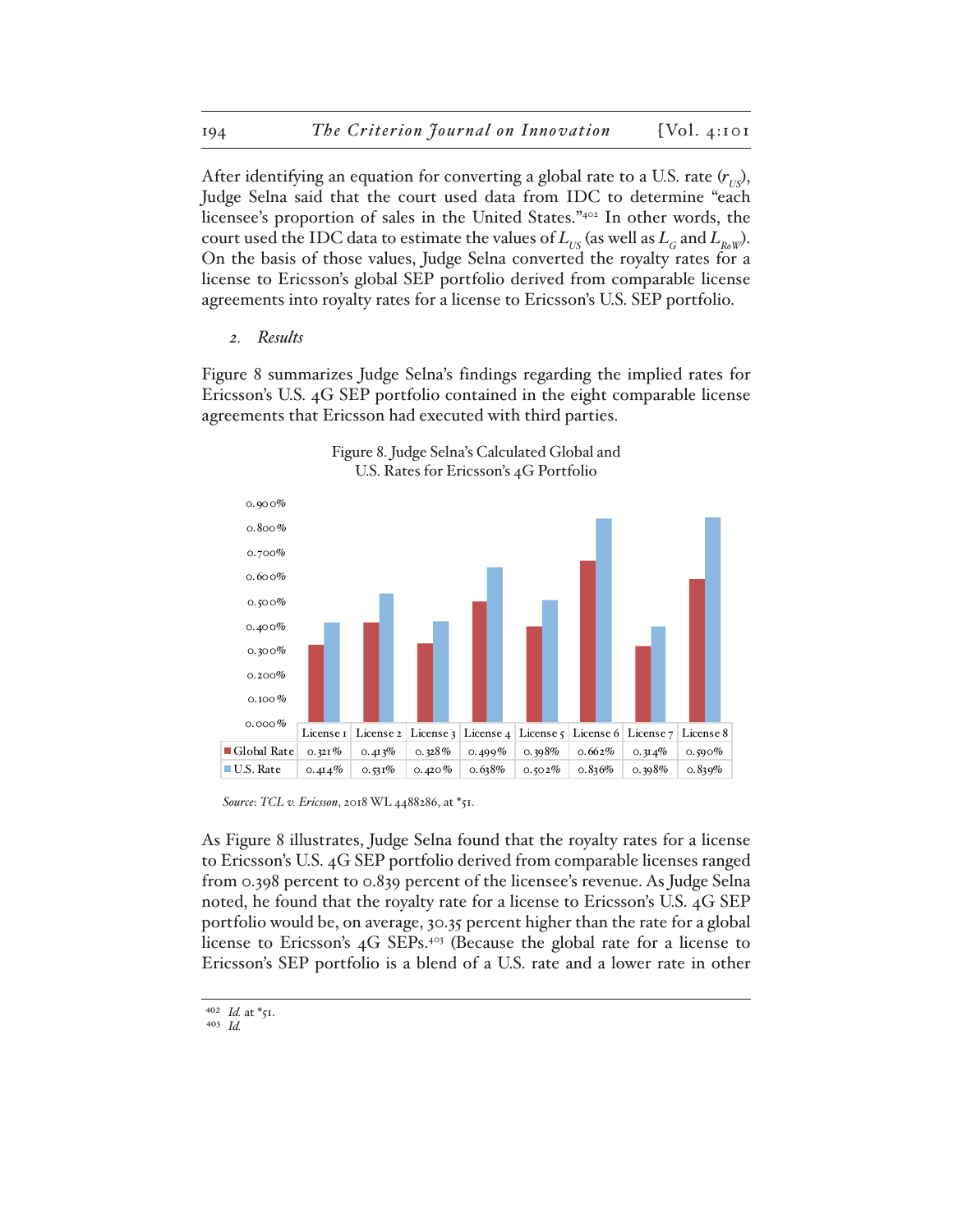After identifying an equation for converting a global rate to a U.S. rate ($r_{US}$), Judge Selna said that the court used data from IDC to determine "each licensee's proportion of sales in the United States."[402] In other words, the court used the IDC data to estimate the values of $L_{US}$ (as well as $L_G$ and $L_{RoW}$). On the basis of those values, Judge Selna converted the royalty rates for a license to Ericsson's global SEP portfolio derived from comparable license agreements into royalty rates for a license to Ericsson's U.S. SEP portfolio.

*2. Results*

Figure 8 summarizes Judge Selna's findings regarding the implied rates for Ericsson's U.S. 4G SEP portfolio contained in the eight comparable license agreements that Ericsson had executed with third parties.

Figure 8. Judge Selna's Calculated Global and U.S. Rates for Ericsson's 4G Portfolio

| | License 1 | License 2 | License 3 | License 4 | License 5 | License 6 | License 7 | License 8 |
|---|---|---|---|---|---|---|---|---|
| Global Rate | 0.321% | 0.413% | 0.328% | 0.499% | 0.398% | 0.662% | 0.314% | 0.590% |
| U.S. Rate | 0.414% | 0.531% | 0.420% | 0.638% | 0.502% | 0.836% | 0.398% | 0.839% |

*Source*: *TCL v. Ericsson*, 2018 WL 4488286, at *51.

As Figure 8 illustrates, Judge Selna found that the royalty rates for a license to Ericsson's U.S. 4G SEP portfolio derived from comparable licenses ranged from 0.398 percent to 0.839 percent of the licensee's revenue. As Judge Selna noted, he found that the royalty rate for a license to Ericsson's U.S. 4G SEP portfolio would be, on average, 30.35 percent higher than the rate for a global license to Ericsson's 4G SEPs.[403] (Because the global rate for a license to Ericsson's SEP portfolio is a blend of a U.S. rate and a lower rate in other

[402] *Id.* at *51.
[403] *Id.*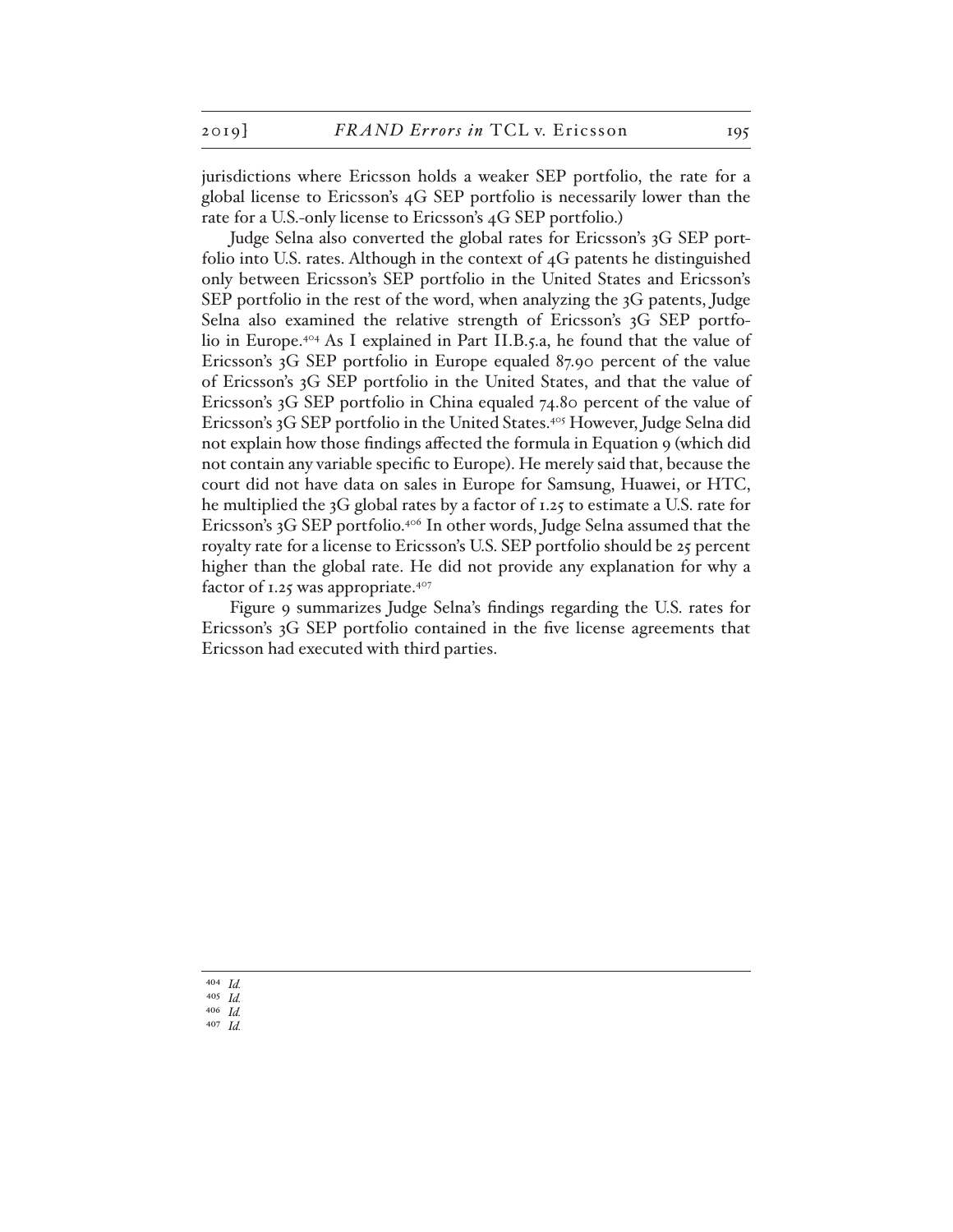jurisdictions where Ericsson holds a weaker SEP portfolio, the rate for a global license to Ericsson's 4G SEP portfolio is necessarily lower than the rate for a U.S.-only license to Ericsson's 4G SEP portfolio.)

Judge Selna also converted the global rates for Ericsson's 3G SEP portfolio into U.S. rates. Although in the context of 4G patents he distinguished only between Ericsson's SEP portfolio in the United States and Ericsson's SEP portfolio in the rest of the word, when analyzing the 3G patents, Judge Selna also examined the relative strength of Ericsson's 3G SEP portfolio in Europe.[404] As I explained in Part II.B.5.a, he found that the value of Ericsson's 3G SEP portfolio in Europe equaled 87.90 percent of the value of Ericsson's 3G SEP portfolio in the United States, and that the value of Ericsson's 3G SEP portfolio in China equaled 74.80 percent of the value of Ericsson's 3G SEP portfolio in the United States.[405] However, Judge Selna did not explain how those findings affected the formula in Equation 9 (which did not contain any variable specific to Europe). He merely said that, because the court did not have data on sales in Europe for Samsung, Huawei, or HTC, he multiplied the 3G global rates by a factor of 1.25 to estimate a U.S. rate for Ericsson's 3G SEP portfolio.[406] In other words, Judge Selna assumed that the royalty rate for a license to Ericsson's U.S. SEP portfolio should be 25 percent higher than the global rate. He did not provide any explanation for why a factor of 1.25 was appropriate.[407]

Figure 9 summarizes Judge Selna's findings regarding the U.S. rates for Ericsson's 3G SEP portfolio contained in the five license agreements that Ericsson had executed with third parties.

---

[404] *Id.*

[405] *Id.*

[406] *Id.*

[407] *Id.*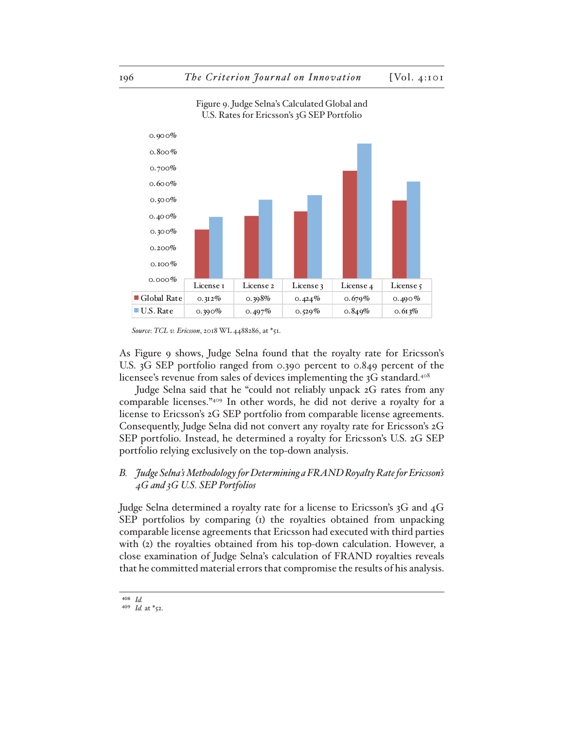Figure 9. Judge Selna's Calculated Global and U.S. Rates for Ericsson's 3G SEP Portfolio

| | License 1 | License 2 | License 3 | License 4 | License 5 |
|---|---|---|---|---|---|
| Global Rate | 0.312% | 0.398% | 0.424% | 0.679% | 0.490% |
| U.S. Rate | 0.390% | 0.497% | 0.529% | 0.849% | 0.613% |

*Source*: *TCL v. Ericsson*, 2018 WL 4488286, at *51.

As Figure 9 shows, Judge Selna found that the royalty rate for Ericsson's U.S. 3G SEP portfolio ranged from 0.390 percent to 0.849 percent of the licensee's revenue from sales of devices implementing the 3G standard.[408]

Judge Selna said that he "could not reliably unpack 2G rates from any comparable licenses."[409] In other words, he did not derive a royalty for a license to Ericsson's 2G SEP portfolio from comparable license agreements. Consequently, Judge Selna did not convert any royalty rate for Ericsson's 2G SEP portfolio. Instead, he determined a royalty for Ericsson's U.S. 2G SEP portfolio relying exclusively on the top-down analysis.

### B. *Judge Selna's Methodology for Determining a FRAND Royalty Rate for Ericsson's 4G and 3G U.S. SEP Portfolios*

Judge Selna determined a royalty rate for a license to Ericsson's 3G and 4G SEP portfolios by comparing (1) the royalties obtained from unpacking comparable license agreements that Ericsson had executed with third parties with (2) the royalties obtained from his top-down calculation. However, a close examination of Judge Selna's calculation of FRAND royalties reveals that he committed material errors that compromise the results of his analysis.

[408] *Id.*

[409] *Id.* at *52.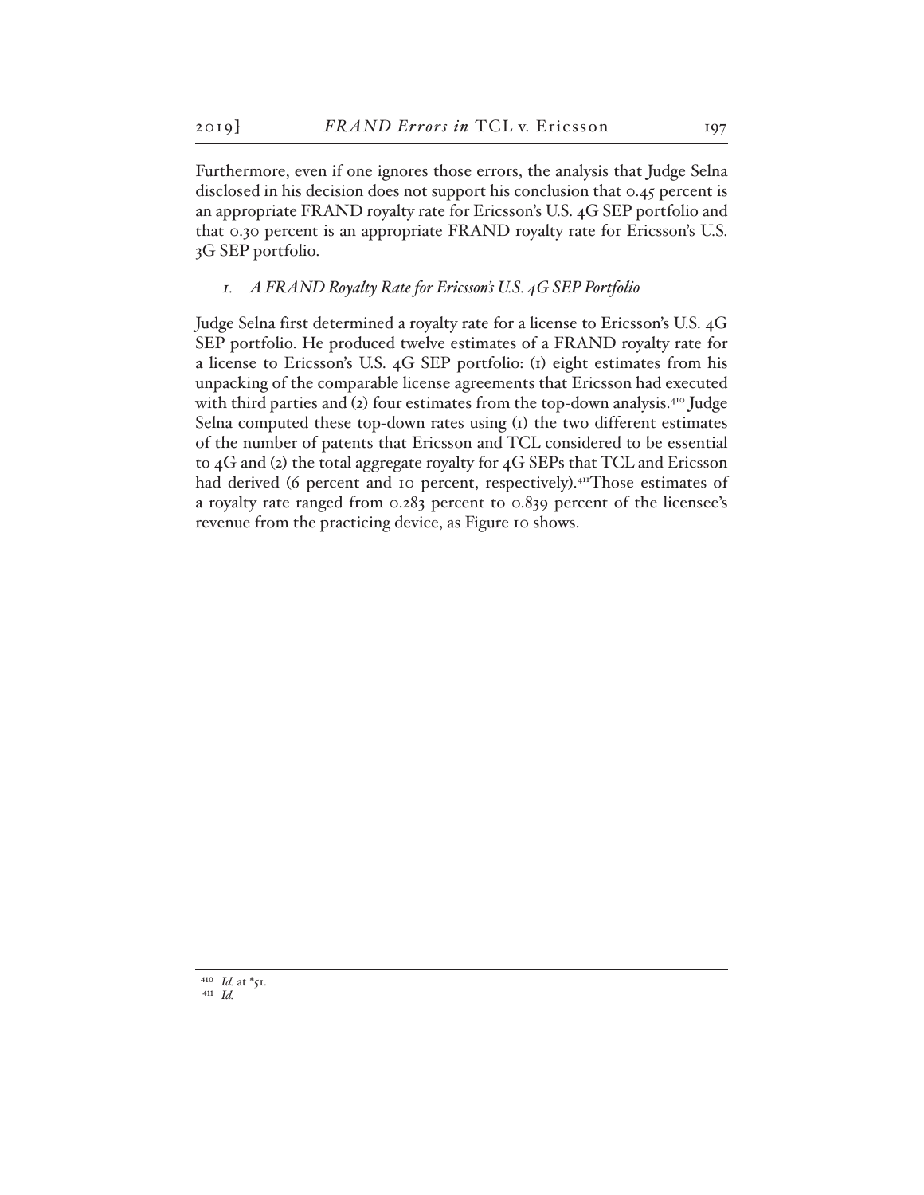Furthermore, even if one ignores those errors, the analysis that Judge Selna disclosed in his decision does not support his conclusion that 0.45 percent is an appropriate FRAND royalty rate for Ericsson's U.S. 4G SEP portfolio and that 0.30 percent is an appropriate FRAND royalty rate for Ericsson's U.S. 3G SEP portfolio.

### *1. A FRAND Royalty Rate for Ericsson's U.S. 4G SEP Portfolio*

Judge Selna first determined a royalty rate for a license to Ericsson's U.S. 4G SEP portfolio. He produced twelve estimates of a FRAND royalty rate for a license to Ericsson's U.S. 4G SEP portfolio: (1) eight estimates from his unpacking of the comparable license agreements that Ericsson had executed with third parties and (2) four estimates from the top-down analysis.[410] Judge Selna computed these top-down rates using (1) the two different estimates of the number of patents that Ericsson and TCL considered to be essential to 4G and (2) the total aggregate royalty for 4G SEPs that TCL and Ericsson had derived (6 percent and 10 percent, respectively).[411]Those estimates of a royalty rate ranged from 0.283 percent to 0.839 percent of the licensee's revenue from the practicing device, as Figure 10 shows.

---

[410] *Id.* at *51.

[411] *Id.*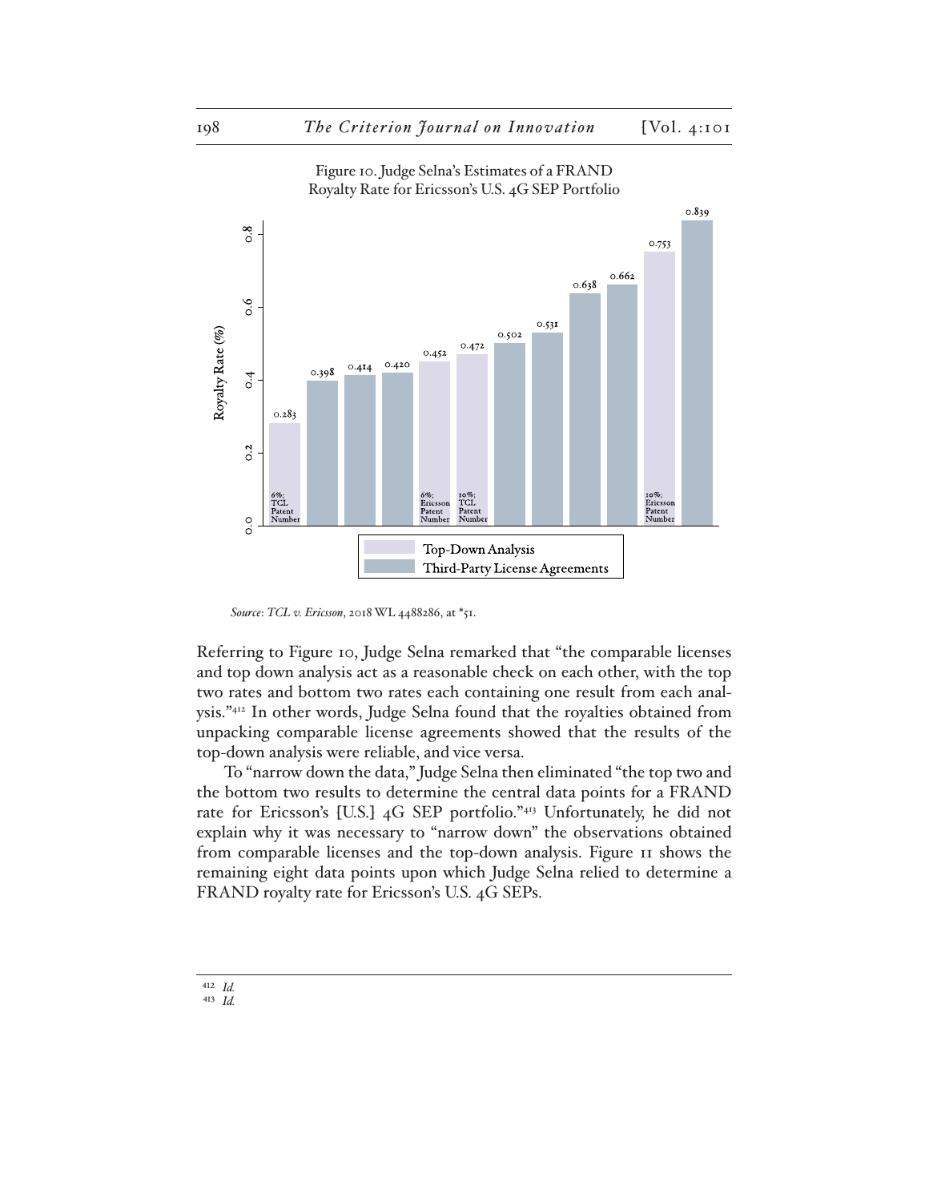Figure 10. Judge Selna's Estimates of a FRAND Royalty Rate for Ericsson's U.S. 4G SEP Portfolio

| Royalty Rate (%) | Analysis | Label |
| --- | --- | --- |
| 0.283 | Top-Down Analysis | 6%; TCL Patent Number |
| 0.398 | Third-Party License Agreements | |
| 0.414 | Third-Party License Agreements | |
| 0.420 | Third-Party License Agreements | |
| 0.452 | Top-Down Analysis | 6%; Ericsson Patent Number |
| 0.472 | Top-Down Analysis | 10%; TCL Patent Number |
| 0.502 | Third-Party License Agreements | |
| 0.531 | Third-Party License Agreements | |
| 0.638 | Third-Party License Agreements | |
| 0.662 | Third-Party License Agreements | |
| 0.753 | Top-Down Analysis | 10%; Ericsson Patent Number |
| 0.839 | Third-Party License Agreements | |

*Source*: *TCL v. Ericsson*, 2018 WL 4488286, at *51.

Referring to Figure 10, Judge Selna remarked that "the comparable licenses and top down analysis act as a reasonable check on each other, with the top two rates and bottom two rates each containing one result from each analysis."[412] In other words, Judge Selna found that the royalties obtained from unpacking comparable license agreements showed that the results of the top-down analysis were reliable, and vice versa.

To "narrow down the data," Judge Selna then eliminated "the top two and the bottom two results to determine the central data points for a FRAND rate for Ericsson's [U.S.] 4G SEP portfolio."[413] Unfortunately, he did not explain why it was necessary to "narrow down" the observations obtained from comparable licenses and the top-down analysis. Figure 11 shows the remaining eight data points upon which Judge Selna relied to determine a FRAND royalty rate for Ericsson's U.S. 4G SEPs.

---

[412] *Id.*

[413] *Id.*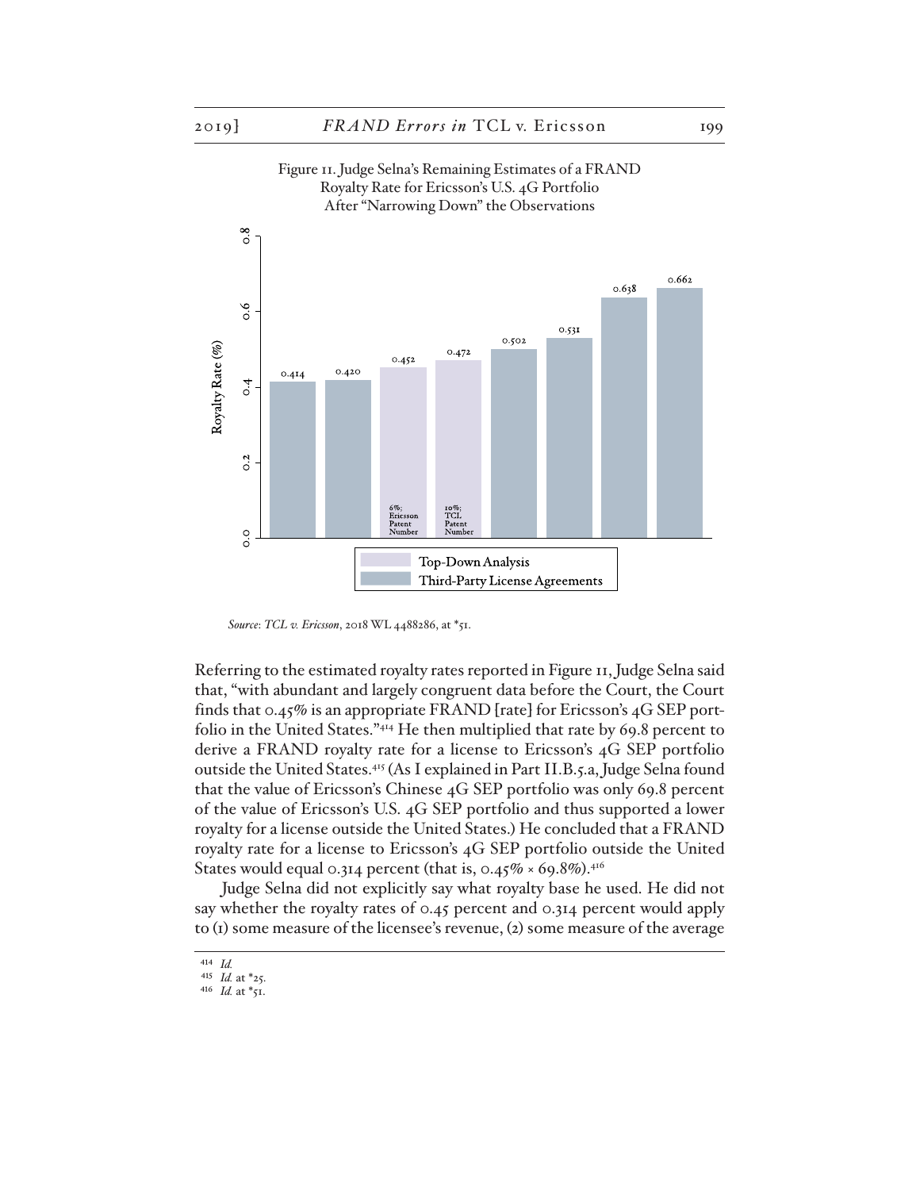Figure 11. Judge Selna's Remaining Estimates of a FRAND Royalty Rate for Ericsson's U.S. 4G Portfolio After "Narrowing Down" the Observations

| Observation | Type | Royalty Rate (%) |
|---|---|---|
| 1 | Third-Party License Agreements | 0.414 |
| 2 | Third-Party License Agreements | 0.420 |
| 6%; Ericsson Patent Number | Top-Down Analysis | 0.452 |
| 10%; TCL Patent Number | Top-Down Analysis | 0.472 |
| 5 | Third-Party License Agreements | 0.502 |
| 6 | Third-Party License Agreements | 0.531 |
| 7 | Third-Party License Agreements | 0.638 |
| 8 | Third-Party License Agreements | 0.662 |

*Source*: *TCL v. Ericsson*, 2018 WL 4488286, at *51.

Referring to the estimated royalty rates reported in Figure 11, Judge Selna said that, "with abundant and largely congruent data before the Court, the Court finds that 0.45% is an appropriate FRAND [rate] for Ericsson's 4G SEP portfolio in the United States."[414] He then multiplied that rate by 69.8 percent to derive a FRAND royalty rate for a license to Ericsson's 4G SEP portfolio outside the United States.[415] (As I explained in Part II.B.5.a, Judge Selna found that the value of Ericsson's Chinese 4G SEP portfolio was only 69.8 percent of the value of Ericsson's U.S. 4G SEP portfolio and thus supported a lower royalty for a license outside the United States.) He concluded that a FRAND royalty rate for a license to Ericsson's 4G SEP portfolio outside the United States would equal 0.314 percent (that is, 0.45% × 69.8%).[416]

Judge Selna did not explicitly say what royalty base he used. He did not say whether the royalty rates of 0.45 percent and 0.314 percent would apply to (1) some measure of the licensee's revenue, (2) some measure of the average

---

[414] *Id.*

[415] *Id.* at *25.

[416] *Id.* at *51.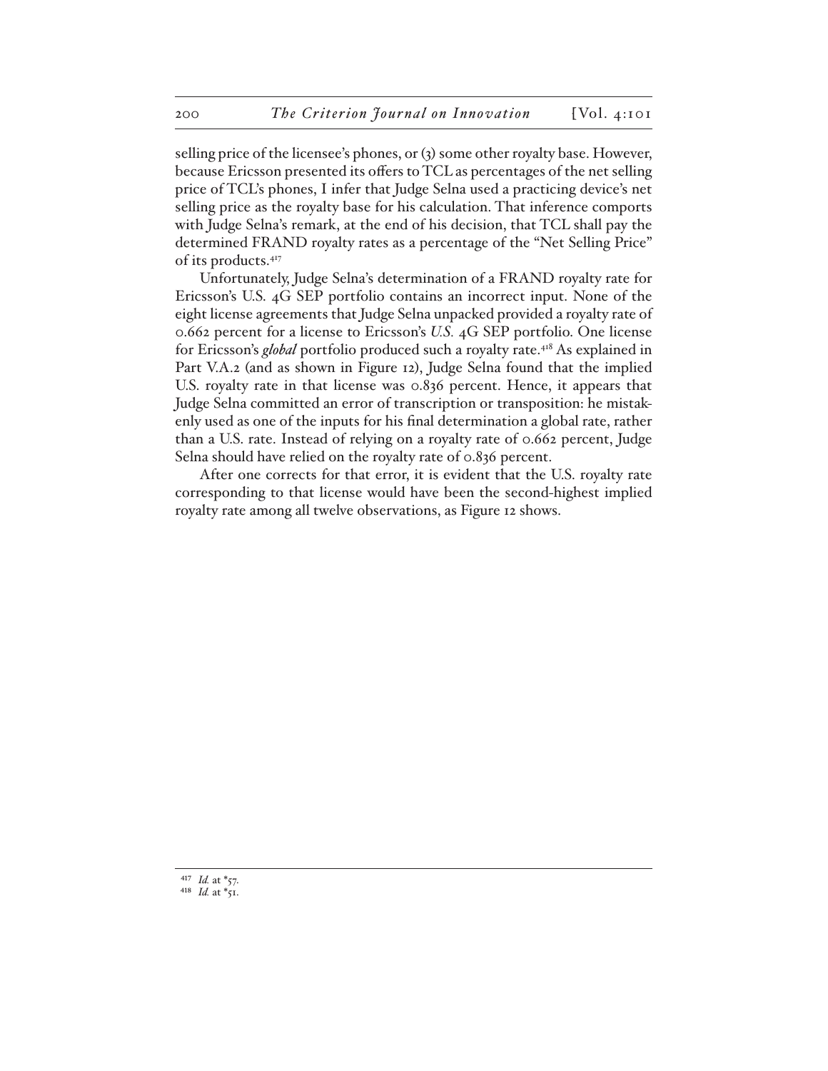selling price of the licensee's phones, or (3) some other royalty base. However, because Ericsson presented its offers to TCL as percentages of the net selling price of TCL's phones, I infer that Judge Selna used a practicing device's net selling price as the royalty base for his calculation. That inference comports with Judge Selna's remark, at the end of his decision, that TCL shall pay the determined FRAND royalty rates as a percentage of the "Net Selling Price" of its products.[417]

Unfortunately, Judge Selna's determination of a FRAND royalty rate for Ericsson's U.S. 4G SEP portfolio contains an incorrect input. None of the eight license agreements that Judge Selna unpacked provided a royalty rate of 0.662 percent for a license to Ericsson's *U.S.* 4G SEP portfolio. One license for Ericsson's ***global*** portfolio produced such a royalty rate.[418] As explained in Part V.A.2 (and as shown in Figure 12), Judge Selna found that the implied U.S. royalty rate in that license was 0.836 percent. Hence, it appears that Judge Selna committed an error of transcription or transposition: he mistakenly used as one of the inputs for his final determination a global rate, rather than a U.S. rate. Instead of relying on a royalty rate of 0.662 percent, Judge Selna should have relied on the royalty rate of 0.836 percent.

After one corrects for that error, it is evident that the U.S. royalty rate corresponding to that license would have been the second-highest implied royalty rate among all twelve observations, as Figure 12 shows.

---

[417] *Id.* at *57.

[418] *Id.* at *51.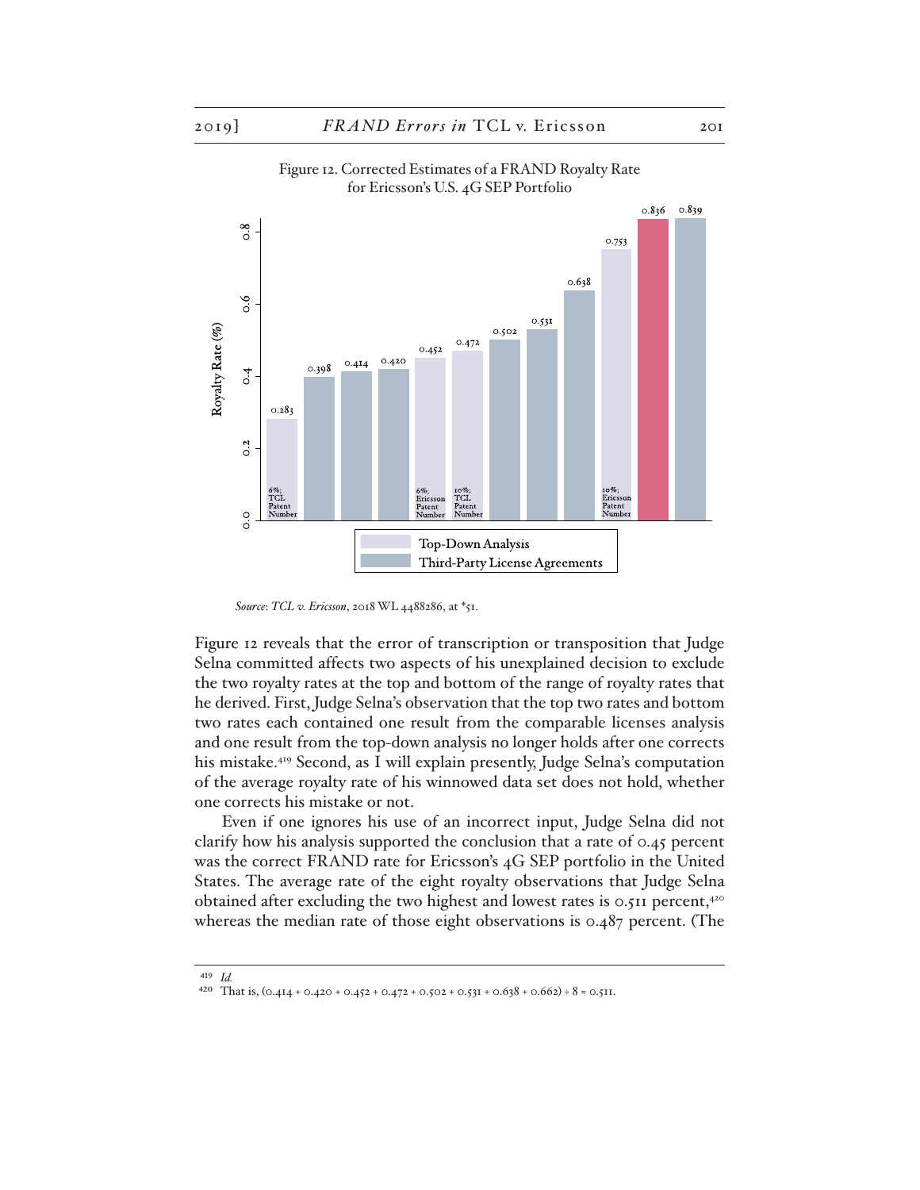Figure 12. Corrected Estimates of a FRAND Royalty Rate for Ericsson's U.S. 4G SEP Portfolio

| Bar | Royalty Rate (%) | Type |
|---|---|---|
| 6%; TCL Patent Number | 0.283 | Top-Down Analysis |
| | 0.398 | Third-Party License Agreements |
| | 0.414 | Third-Party License Agreements |
| | 0.420 | Third-Party License Agreements |
| 6%; Ericsson Patent Number | 0.452 | Top-Down Analysis |
| 10%; TCL Patent Number | 0.472 | Top-Down Analysis |
| | 0.502 | Third-Party License Agreements |
| | 0.531 | Third-Party License Agreements |
| | 0.638 | Third-Party License Agreements |
| 10%; Ericsson Patent Number | 0.753 | Top-Down Analysis |
| | 0.836 | (highlighted) |
| | 0.839 | Third-Party License Agreements |

*Source*: *TCL v. Ericsson*, 2018 WL 4488286, at *51.

Figure 12 reveals that the error of transcription or transposition that Judge Selna committed affects two aspects of his unexplained decision to exclude the two royalty rates at the top and bottom of the range of royalty rates that he derived. First, Judge Selna's observation that the top two rates and bottom two rates each contained one result from the comparable licenses analysis and one result from the top-down analysis no longer holds after one corrects his mistake.[419] Second, as I will explain presently, Judge Selna's computation of the average royalty rate of his winnowed data set does not hold, whether one corrects his mistake or not.

Even if one ignores his use of an incorrect input, Judge Selna did not clarify how his analysis supported the conclusion that a rate of 0.45 percent was the correct FRAND rate for Ericsson's 4G SEP portfolio in the United States. The average rate of the eight royalty observations that Judge Selna obtained after excluding the two highest and lowest rates is 0.511 percent,[420] whereas the median rate of those eight observations is 0.487 percent. (The

---

[419] *Id.*

[420] That is, (0.414 + 0.420 + 0.452 + 0.472 + 0.502 + 0.531 + 0.638 + 0.662) ÷ 8 = 0.511.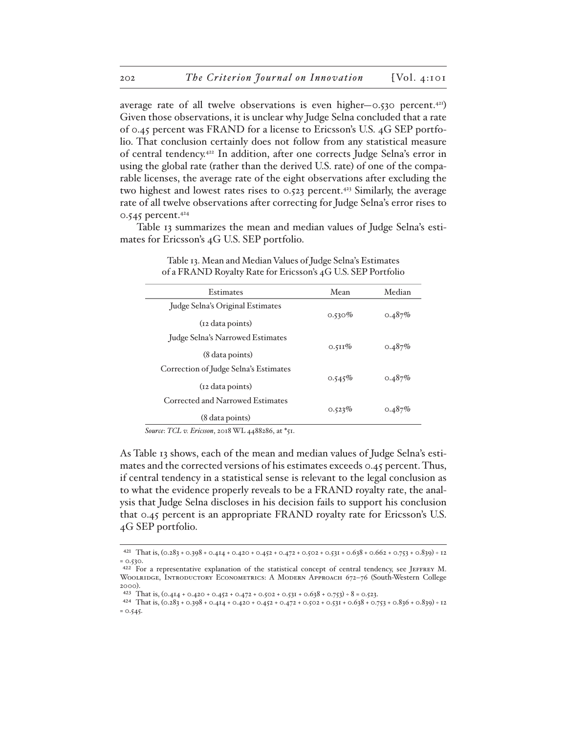average rate of all twelve observations is even higher—0.530 percent.[421]) Given those observations, it is unclear why Judge Selna concluded that a rate of 0.45 percent was FRAND for a license to Ericsson's U.S. 4G SEP portfolio. That conclusion certainly does not follow from any statistical measure of central tendency.[422] In addition, after one corrects Judge Selna's error in using the global rate (rather than the derived U.S. rate) of one of the comparable licenses, the average rate of the eight observations after excluding the two highest and lowest rates rises to 0.523 percent.[423] Similarly, the average rate of all twelve observations after correcting for Judge Selna's error rises to 0.545 percent.[424]

Table 13 summarizes the mean and median values of Judge Selna's estimates for Ericsson's 4G U.S. SEP portfolio.

Table 13. Mean and Median Values of Judge Selna's Estimates of a FRAND Royalty Rate for Ericsson's 4G U.S. SEP Portfolio

| Estimates | Mean | Median |
|---|---|---|
| Judge Selna's Original Estimates (12 data points) | 0.530% | 0.487% |
| Judge Selna's Narrowed Estimates (8 data points) | 0.511% | 0.487% |
| Correction of Judge Selna's Estimates (12 data points) | 0.545% | 0.487% |
| Corrected and Narrowed Estimates (8 data points) | 0.523% | 0.487% |

*Source*: *TCL v. Ericsson*, 2018 WL 4488286, at *51.

As Table 13 shows, each of the mean and median values of Judge Selna's estimates and the corrected versions of his estimates exceeds 0.45 percent. Thus, if central tendency in a statistical sense is relevant to the legal conclusion as to what the evidence properly reveals to be a FRAND royalty rate, the analysis that Judge Selna discloses in his decision fails to support his conclusion that 0.45 percent is an appropriate FRAND royalty rate for Ericsson's U.S. 4G SEP portfolio.

---

[421] That is, (0.283 + 0.398 + 0.414 + 0.420 + 0.452 + 0.472 + 0.502 + 0.531 + 0.638 + 0.662 + 0.753 + 0.839) ÷ 12 = 0.530.

[422] For a representative explanation of the statistical concept of central tendency, see Jeffrey M. Woolridge, Introductory Econometrics: A Modern Approach 672–76 (South-Western College 2000).

[423] That is, (0.414 + 0.420 + 0.452 + 0.472 + 0.502 + 0.531 + 0.638 + 0.753) ÷ 8 = 0.523.

[424] That is, (0.283 + 0.398 + 0.414 + 0.420 + 0.452 + 0.472 + 0.502 + 0.531 + 0.638 + 0.753 + 0.836 + 0.839) ÷ 12 = 0.545.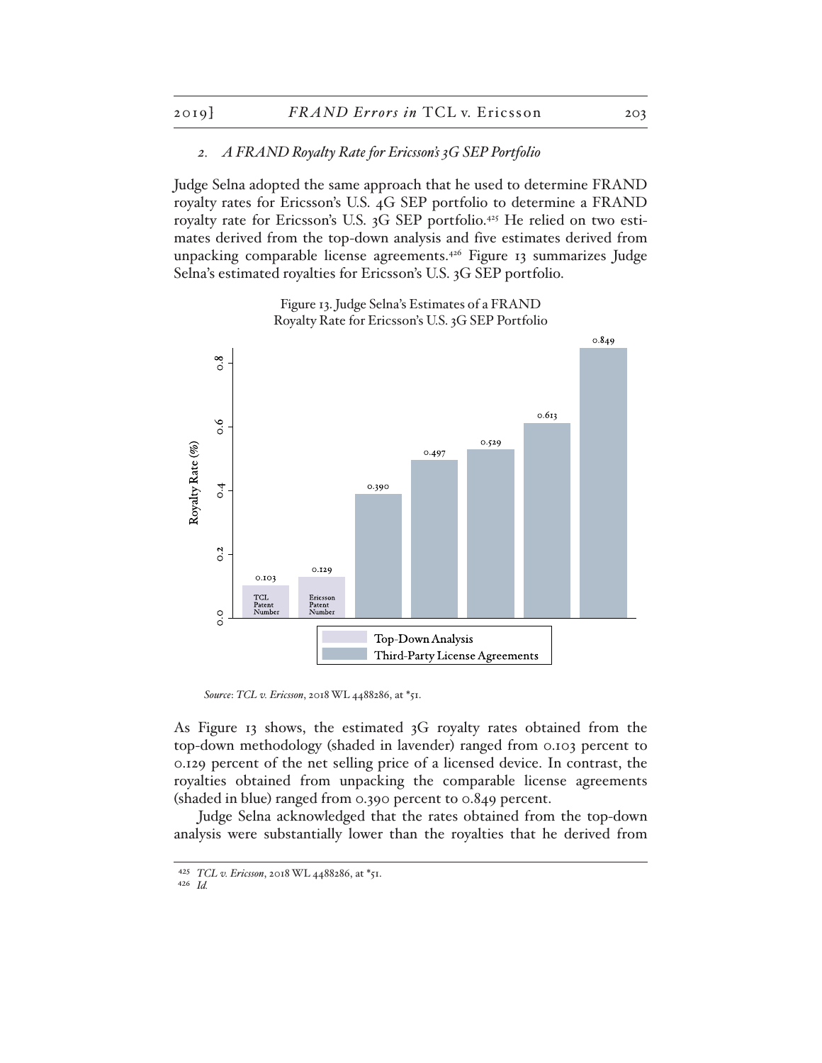### 2. *A FRAND Royalty Rate for Ericsson's 3G SEP Portfolio*

Judge Selna adopted the same approach that he used to determine FRAND royalty rates for Ericsson's U.S. 4G SEP portfolio to determine a FRAND royalty rate for Ericsson's U.S. 3G SEP portfolio.[425] He relied on two estimates derived from the top-down analysis and five estimates derived from unpacking comparable license agreements.[426] Figure 13 summarizes Judge Selna's estimated royalties for Ericsson's U.S. 3G SEP portfolio.

Figure 13. Judge Selna's Estimates of a FRAND Royalty Rate for Ericsson's U.S. 3G SEP Portfolio

| Estimate | Source | Royalty Rate (%) |
|---|---|---|
| TCL Patent Number | Top-Down Analysis | 0.103 |
| Ericsson Patent Number | Top-Down Analysis | 0.129 |
| | Third-Party License Agreements | 0.390 |
| | Third-Party License Agreements | 0.497 |
| | Third-Party License Agreements | 0.529 |
| | Third-Party License Agreements | 0.613 |
| | Third-Party License Agreements | 0.849 |

*Source*: *TCL v. Ericsson*, 2018 WL 4488286, at *51.

As Figure 13 shows, the estimated 3G royalty rates obtained from the top-down methodology (shaded in lavender) ranged from 0.103 percent to 0.129 percent of the net selling price of a licensed device. In contrast, the royalties obtained from unpacking the comparable license agreements (shaded in blue) ranged from 0.390 percent to 0.849 percent.

Judge Selna acknowledged that the rates obtained from the top-down analysis were substantially lower than the royalties that he derived from

[425] *TCL v. Ericsson*, 2018 WL 4488286, at *51.

[426] *Id.*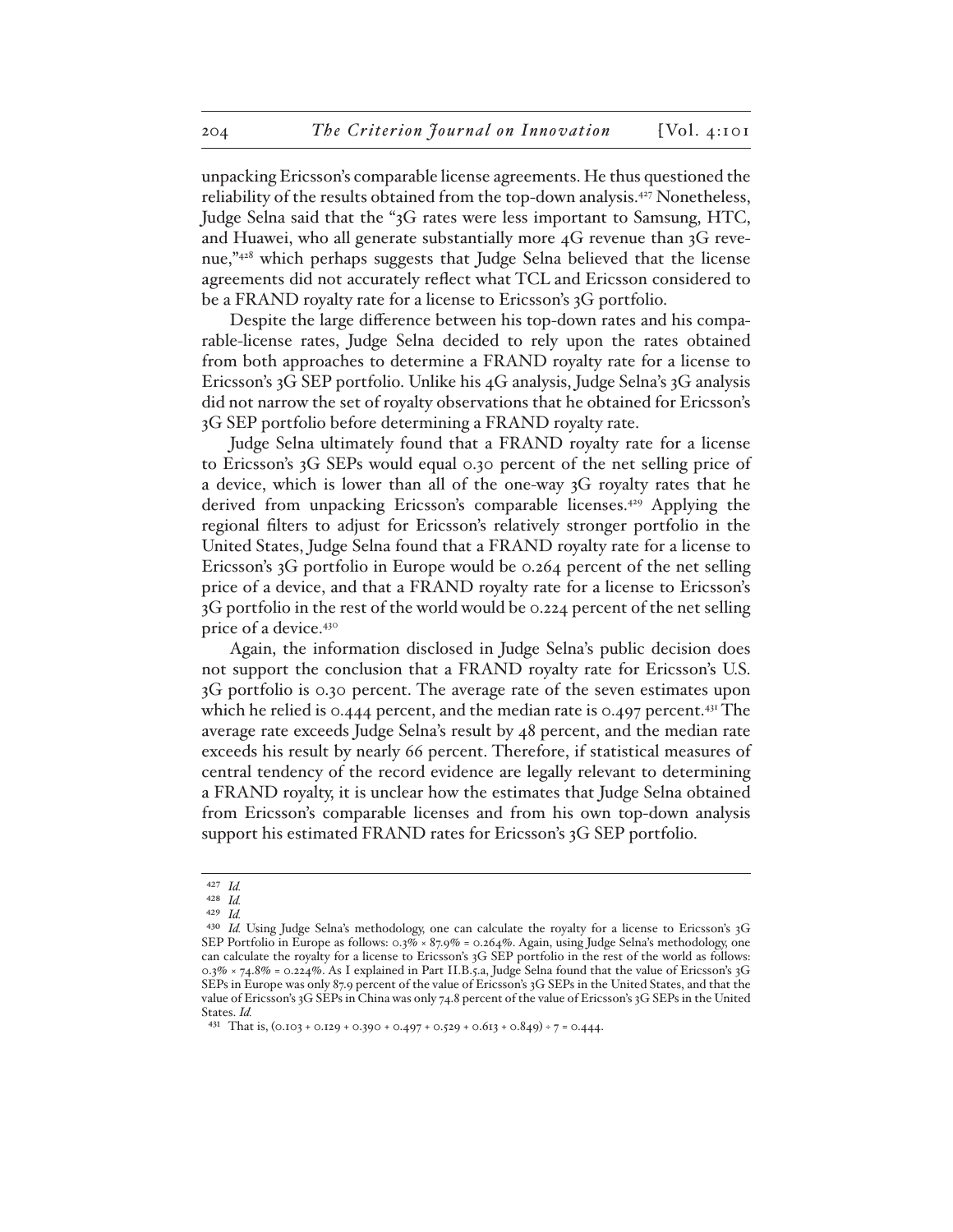unpacking Ericsson's comparable license agreements. He thus questioned the reliability of the results obtained from the top-down analysis.[427] Nonetheless, Judge Selna said that the "3G rates were less important to Samsung, HTC, and Huawei, who all generate substantially more 4G revenue than 3G revenue,"[428] which perhaps suggests that Judge Selna believed that the license agreements did not accurately reflect what TCL and Ericsson considered to be a FRAND royalty rate for a license to Ericsson's 3G portfolio.

Despite the large difference between his top-down rates and his comparable-license rates, Judge Selna decided to rely upon the rates obtained from both approaches to determine a FRAND royalty rate for a license to Ericsson's 3G SEP portfolio. Unlike his 4G analysis, Judge Selna's 3G analysis did not narrow the set of royalty observations that he obtained for Ericsson's 3G SEP portfolio before determining a FRAND royalty rate.

Judge Selna ultimately found that a FRAND royalty rate for a license to Ericsson's 3G SEPs would equal 0.30 percent of the net selling price of a device, which is lower than all of the one-way 3G royalty rates that he derived from unpacking Ericsson's comparable licenses.[429] Applying the regional filters to adjust for Ericsson's relatively stronger portfolio in the United States, Judge Selna found that a FRAND royalty rate for a license to Ericsson's 3G portfolio in Europe would be 0.264 percent of the net selling price of a device, and that a FRAND royalty rate for a license to Ericsson's 3G portfolio in the rest of the world would be 0.224 percent of the net selling price of a device.[430]

Again, the information disclosed in Judge Selna's public decision does not support the conclusion that a FRAND royalty rate for Ericsson's U.S. 3G portfolio is 0.30 percent. The average rate of the seven estimates upon which he relied is 0.444 percent, and the median rate is 0.497 percent.[431] The average rate exceeds Judge Selna's result by 48 percent, and the median rate exceeds his result by nearly 66 percent. Therefore, if statistical measures of central tendency of the record evidence are legally relevant to determining a FRAND royalty, it is unclear how the estimates that Judge Selna obtained from Ericsson's comparable licenses and from his own top-down analysis support his estimated FRAND rates for Ericsson's 3G SEP portfolio.

---

[427] *Id.*

[428] *Id.*

[429] *Id.*

[430] *Id.* Using Judge Selna's methodology, one can calculate the royalty for a license to Ericsson's 3G SEP Portfolio in Europe as follows: $0.3\% \times 87.9\% = 0.264\%$. Again, using Judge Selna's methodology, one can calculate the royalty for a license to Ericsson's 3G SEP portfolio in the rest of the world as follows: $0.3\% \times 74.8\% = 0.224\%$. As I explained in Part II.B.5.a, Judge Selna found that the value of Ericsson's 3G SEPs in Europe was only 87.9 percent of the value of Ericsson's 3G SEPs in the United States, and that the value of Ericsson's 3G SEPs in China was only 74.8 percent of the value of Ericsson's 3G SEPs in the United States. *Id.*

[431] That is, $(0.103 + 0.129 + 0.390 + 0.497 + 0.529 + 0.613 + 0.849) \div 7 = 0.444$.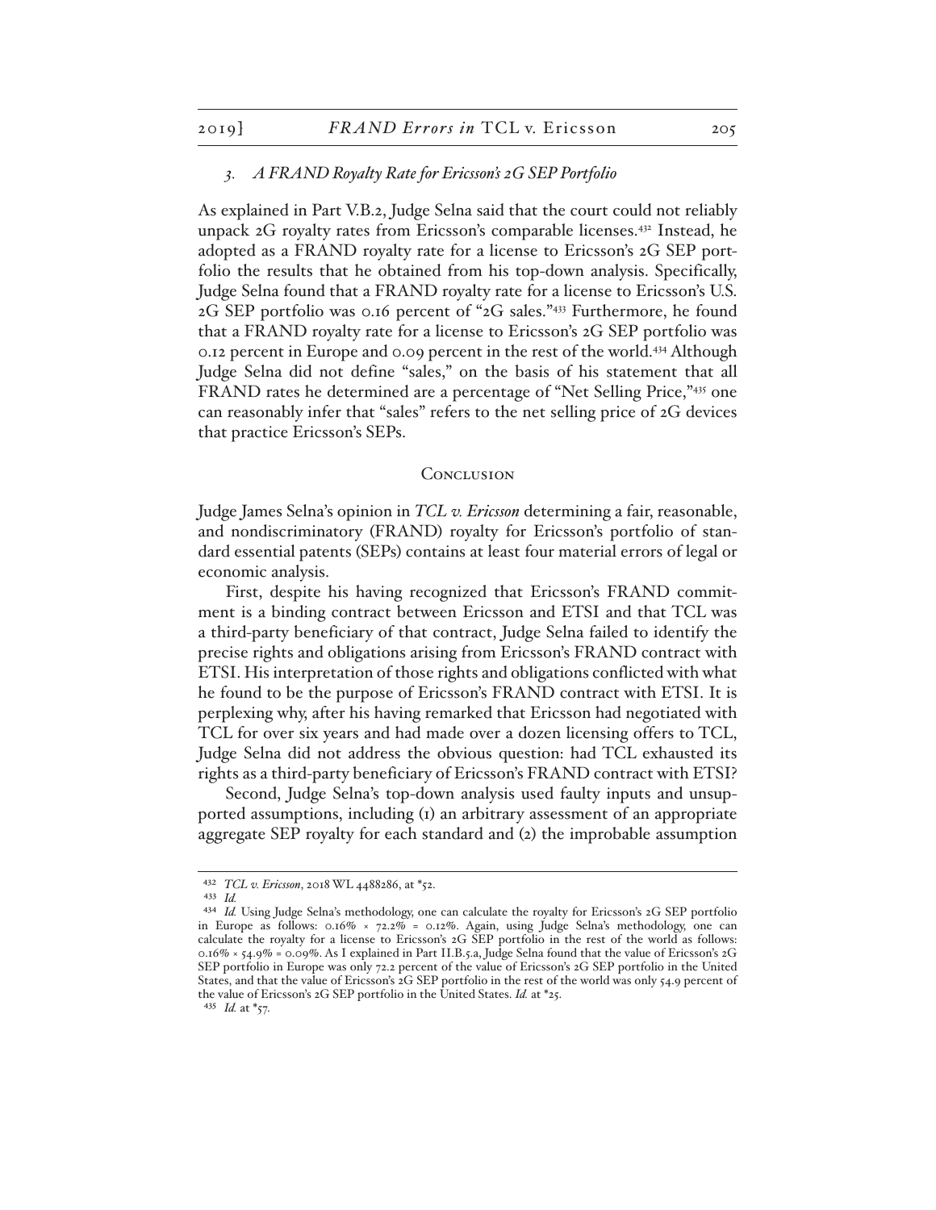### *3. A FRAND Royalty Rate for Ericsson's 2G SEP Portfolio*

As explained in Part V.B.2, Judge Selna said that the court could not reliably unpack 2G royalty rates from Ericsson's comparable licenses.[432] Instead, he adopted as a FRAND royalty rate for a license to Ericsson's 2G SEP portfolio the results that he obtained from his top-down analysis. Specifically, Judge Selna found that a FRAND royalty rate for a license to Ericsson's U.S. 2G SEP portfolio was 0.16 percent of "2G sales."[433] Furthermore, he found that a FRAND royalty rate for a license to Ericsson's 2G SEP portfolio was 0.12 percent in Europe and 0.09 percent in the rest of the world.[434] Although Judge Selna did not define "sales," on the basis of his statement that all FRAND rates he determined are a percentage of "Net Selling Price,"[435] one can reasonably infer that "sales" refers to the net selling price of 2G devices that practice Ericsson's SEPs.

## Conclusion

Judge James Selna's opinion in *TCL v. Ericsson* determining a fair, reasonable, and nondiscriminatory (FRAND) royalty for Ericsson's portfolio of standard essential patents (SEPs) contains at least four material errors of legal or economic analysis.

First, despite his having recognized that Ericsson's FRAND commitment is a binding contract between Ericsson and ETSI and that TCL was a third-party beneficiary of that contract, Judge Selna failed to identify the precise rights and obligations arising from Ericsson's FRAND contract with ETSI. His interpretation of those rights and obligations conflicted with what he found to be the purpose of Ericsson's FRAND contract with ETSI. It is perplexing why, after his having remarked that Ericsson had negotiated with TCL for over six years and had made over a dozen licensing offers to TCL, Judge Selna did not address the obvious question: had TCL exhausted its rights as a third-party beneficiary of Ericsson's FRAND contract with ETSI?

Second, Judge Selna's top-down analysis used faulty inputs and unsupported assumptions, including (1) an arbitrary assessment of an appropriate aggregate SEP royalty for each standard and (2) the improbable assumption

---

432 *TCL v. Ericsson*, 2018 WL 4488286, at *52.

433 *Id.*

434 *Id.* Using Judge Selna's methodology, one can calculate the royalty for Ericsson's 2G SEP portfolio in Europe as follows: 0.16% × 72.2% = 0.12%. Again, using Judge Selna's methodology, one can calculate the royalty for a license to Ericsson's 2G SEP portfolio in the rest of the world as follows: 0.16% × 54.9% = 0.09%. As I explained in Part II.B.5.a, Judge Selna found that the value of Ericsson's 2G SEP portfolio in Europe was only 72.2 percent of the value of Ericsson's 2G SEP portfolio in the United States, and that the value of Ericsson's 2G SEP portfolio in the rest of the world was only 54.9 percent of the value of Ericsson's 2G SEP portfolio in the United States. *Id.* at *25.

435 *Id.* at *57.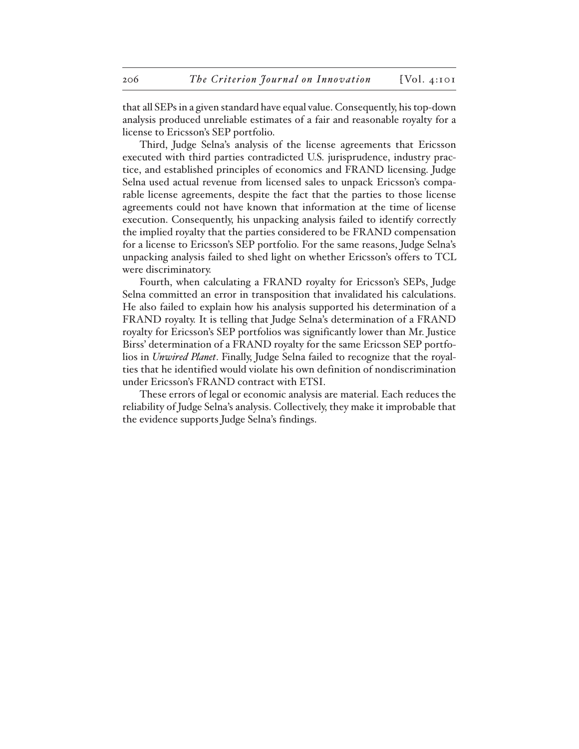that all SEPs in a given standard have equal value. Consequently, his top-down analysis produced unreliable estimates of a fair and reasonable royalty for a license to Ericsson's SEP portfolio.

Third, Judge Selna's analysis of the license agreements that Ericsson executed with third parties contradicted U.S. jurisprudence, industry practice, and established principles of economics and FRAND licensing. Judge Selna used actual revenue from licensed sales to unpack Ericsson's comparable license agreements, despite the fact that the parties to those license agreements could not have known that information at the time of license execution. Consequently, his unpacking analysis failed to identify correctly the implied royalty that the parties considered to be FRAND compensation for a license to Ericsson's SEP portfolio. For the same reasons, Judge Selna's unpacking analysis failed to shed light on whether Ericsson's offers to TCL were discriminatory.

Fourth, when calculating a FRAND royalty for Ericsson's SEPs, Judge Selna committed an error in transposition that invalidated his calculations. He also failed to explain how his analysis supported his determination of a FRAND royalty. It is telling that Judge Selna's determination of a FRAND royalty for Ericsson's SEP portfolios was significantly lower than Mr. Justice Birss' determination of a FRAND royalty for the same Ericsson SEP portfolios in *Unwired Planet*. Finally, Judge Selna failed to recognize that the royalties that he identified would violate his own definition of nondiscrimination under Ericsson's FRAND contract with ETSI.

These errors of legal or economic analysis are material. Each reduces the reliability of Judge Selna's analysis. Collectively, they make it improbable that the evidence supports Judge Selna's findings.